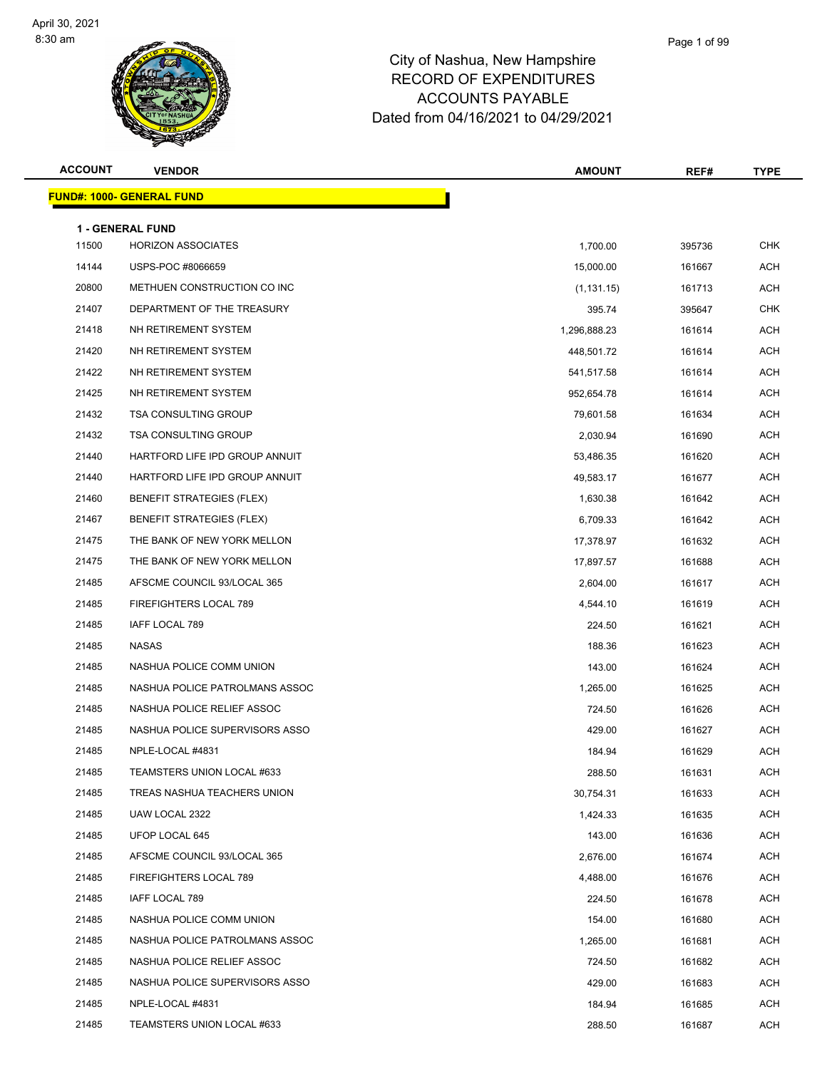# City of Nashua, New Hampshire
## RECORD OF EXPENDITURES
## ACCOUNTS PAYABLE
## Dated from 04/16/2021 to 04/29/2021

**FUND#: 1000- GENERAL FUND**

**1 - GENERAL FUND**

| ACCOUNT | VENDOR | AMOUNT | REF# | TYPE |
|---|---|---|---|---|
| 11500 | HORIZON ASSOCIATES | 1,700.00 | 395736 | CHK |
| 14144 | USPS-POC #8066659 | 15,000.00 | 161667 | ACH |
| 20800 | METHUEN CONSTRUCTION CO INC | (1,131.15) | 161713 | ACH |
| 21407 | DEPARTMENT OF THE TREASURY | 395.74 | 395647 | CHK |
| 21418 | NH RETIREMENT SYSTEM | 1,296,888.23 | 161614 | ACH |
| 21420 | NH RETIREMENT SYSTEM | 448,501.72 | 161614 | ACH |
| 21422 | NH RETIREMENT SYSTEM | 541,517.58 | 161614 | ACH |
| 21425 | NH RETIREMENT SYSTEM | 952,654.78 | 161614 | ACH |
| 21432 | TSA CONSULTING GROUP | 79,601.58 | 161634 | ACH |
| 21432 | TSA CONSULTING GROUP | 2,030.94 | 161690 | ACH |
| 21440 | HARTFORD LIFE IPD GROUP ANNUIT | 53,486.35 | 161620 | ACH |
| 21440 | HARTFORD LIFE IPD GROUP ANNUIT | 49,583.17 | 161677 | ACH |
| 21460 | BENEFIT STRATEGIES (FLEX) | 1,630.38 | 161642 | ACH |
| 21467 | BENEFIT STRATEGIES (FLEX) | 6,709.33 | 161642 | ACH |
| 21475 | THE BANK OF NEW YORK MELLON | 17,378.97 | 161632 | ACH |
| 21475 | THE BANK OF NEW YORK MELLON | 17,897.57 | 161688 | ACH |
| 21485 | AFSCME COUNCIL 93/LOCAL 365 | 2,604.00 | 161617 | ACH |
| 21485 | FIREFIGHTERS LOCAL 789 | 4,544.10 | 161619 | ACH |
| 21485 | IAFF LOCAL 789 | 224.50 | 161621 | ACH |
| 21485 | NASAS | 188.36 | 161623 | ACH |
| 21485 | NASHUA POLICE COMM UNION | 143.00 | 161624 | ACH |
| 21485 | NASHUA POLICE PATROLMANS ASSOC | 1,265.00 | 161625 | ACH |
| 21485 | NASHUA POLICE RELIEF ASSOC | 724.50 | 161626 | ACH |
| 21485 | NASHUA POLICE SUPERVISORS ASSO | 429.00 | 161627 | ACH |
| 21485 | NPLE-LOCAL #4831 | 184.94 | 161629 | ACH |
| 21485 | TEAMSTERS UNION LOCAL #633 | 288.50 | 161631 | ACH |
| 21485 | TREAS NASHUA TEACHERS UNION | 30,754.31 | 161633 | ACH |
| 21485 | UAW LOCAL 2322 | 1,424.33 | 161635 | ACH |
| 21485 | UFOP LOCAL 645 | 143.00 | 161636 | ACH |
| 21485 | AFSCME COUNCIL 93/LOCAL 365 | 2,676.00 | 161674 | ACH |
| 21485 | FIREFIGHTERS LOCAL 789 | 4,488.00 | 161676 | ACH |
| 21485 | IAFF LOCAL 789 | 224.50 | 161678 | ACH |
| 21485 | NASHUA POLICE COMM UNION | 154.00 | 161680 | ACH |
| 21485 | NASHUA POLICE PATROLMANS ASSOC | 1,265.00 | 161681 | ACH |
| 21485 | NASHUA POLICE RELIEF ASSOC | 724.50 | 161682 | ACH |
| 21485 | NASHUA POLICE SUPERVISORS ASSO | 429.00 | 161683 | ACH |
| 21485 | NPLE-LOCAL #4831 | 184.94 | 161685 | ACH |
| 21485 | TEAMSTERS UNION LOCAL #633 | 288.50 | 161687 | ACH |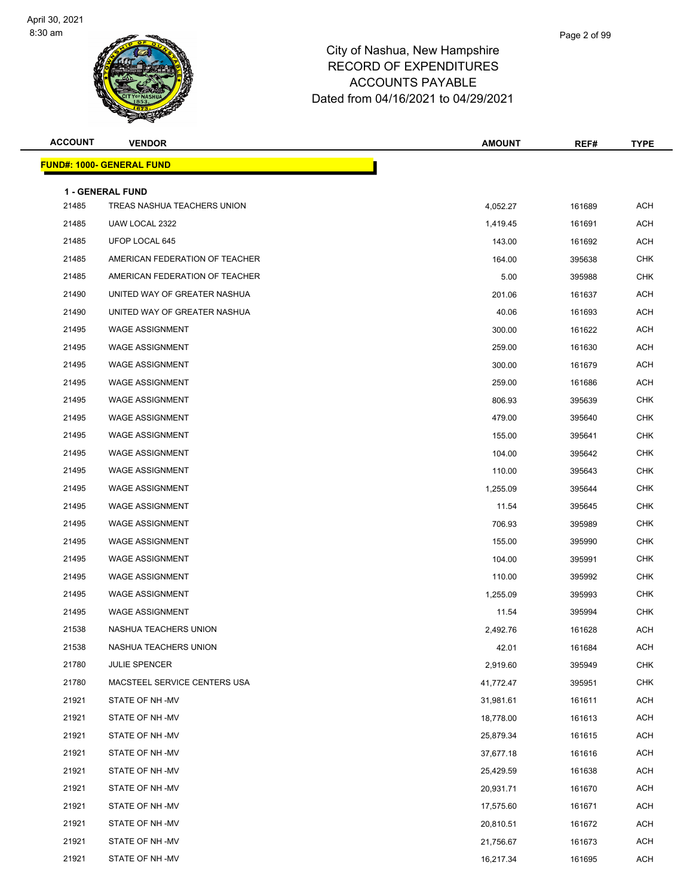# City of Nashua, New Hampshire
## RECORD OF EXPENDITURES
## ACCOUNTS PAYABLE
## Dated from 04/16/2021 to 04/29/2021

| ACCOUNT | VENDOR | AMOUNT | REF# | TYPE |
|---|---|---|---|---|
| **FUND#: 1000- GENERAL FUND** | | | | |
| **1 - GENERAL FUND** | | | | |
| 21485 | TREAS NASHUA TEACHERS UNION | 4,052.27 | 161689 | ACH |
| 21485 | UAW LOCAL 2322 | 1,419.45 | 161691 | ACH |
| 21485 | UFOP LOCAL 645 | 143.00 | 161692 | ACH |
| 21485 | AMERICAN FEDERATION OF TEACHER | 164.00 | 395638 | CHK |
| 21485 | AMERICAN FEDERATION OF TEACHER | 5.00 | 395988 | CHK |
| 21490 | UNITED WAY OF GREATER NASHUA | 201.06 | 161637 | ACH |
| 21490 | UNITED WAY OF GREATER NASHUA | 40.06 | 161693 | ACH |
| 21495 | WAGE ASSIGNMENT | 300.00 | 161622 | ACH |
| 21495 | WAGE ASSIGNMENT | 259.00 | 161630 | ACH |
| 21495 | WAGE ASSIGNMENT | 300.00 | 161679 | ACH |
| 21495 | WAGE ASSIGNMENT | 259.00 | 161686 | ACH |
| 21495 | WAGE ASSIGNMENT | 806.93 | 395639 | CHK |
| 21495 | WAGE ASSIGNMENT | 479.00 | 395640 | CHK |
| 21495 | WAGE ASSIGNMENT | 155.00 | 395641 | CHK |
| 21495 | WAGE ASSIGNMENT | 104.00 | 395642 | CHK |
| 21495 | WAGE ASSIGNMENT | 110.00 | 395643 | CHK |
| 21495 | WAGE ASSIGNMENT | 1,255.09 | 395644 | CHK |
| 21495 | WAGE ASSIGNMENT | 11.54 | 395645 | CHK |
| 21495 | WAGE ASSIGNMENT | 706.93 | 395989 | CHK |
| 21495 | WAGE ASSIGNMENT | 155.00 | 395990 | CHK |
| 21495 | WAGE ASSIGNMENT | 104.00 | 395991 | CHK |
| 21495 | WAGE ASSIGNMENT | 110.00 | 395992 | CHK |
| 21495 | WAGE ASSIGNMENT | 1,255.09 | 395993 | CHK |
| 21495 | WAGE ASSIGNMENT | 11.54 | 395994 | CHK |
| 21538 | NASHUA TEACHERS UNION | 2,492.76 | 161628 | ACH |
| 21538 | NASHUA TEACHERS UNION | 42.01 | 161684 | ACH |
| 21780 | JULIE SPENCER | 2,919.60 | 395949 | CHK |
| 21780 | MACSTEEL SERVICE CENTERS USA | 41,772.47 | 395951 | CHK |
| 21921 | STATE OF NH -MV | 31,981.61 | 161611 | ACH |
| 21921 | STATE OF NH -MV | 18,778.00 | 161613 | ACH |
| 21921 | STATE OF NH -MV | 25,879.34 | 161615 | ACH |
| 21921 | STATE OF NH -MV | 37,677.18 | 161616 | ACH |
| 21921 | STATE OF NH -MV | 25,429.59 | 161638 | ACH |
| 21921 | STATE OF NH -MV | 20,931.71 | 161670 | ACH |
| 21921 | STATE OF NH -MV | 17,575.60 | 161671 | ACH |
| 21921 | STATE OF NH -MV | 20,810.51 | 161672 | ACH |
| 21921 | STATE OF NH -MV | 21,756.67 | 161673 | ACH |
| 21921 | STATE OF NH -MV | 16,217.34 | 161695 | ACH |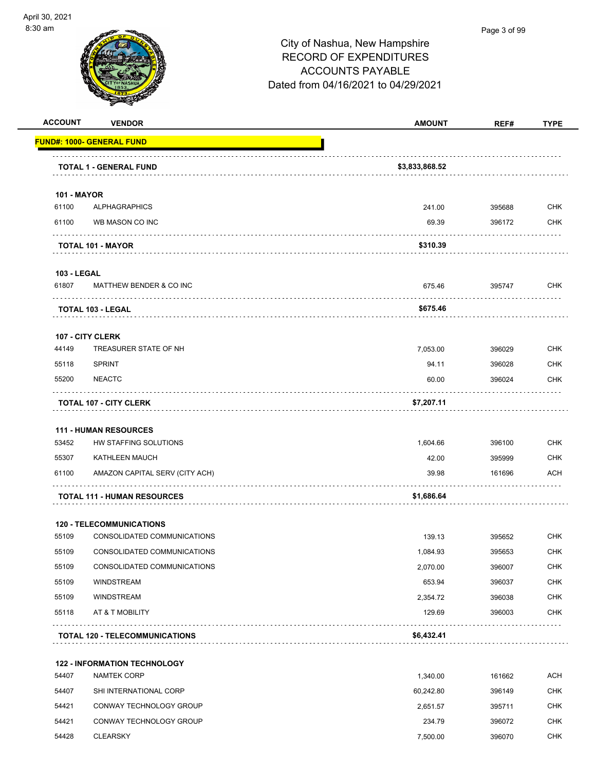City of Nashua, New Hampshire
RECORD OF EXPENDITURES
ACCOUNTS PAYABLE
Dated from 04/16/2021 to 04/29/2021

| ACCOUNT | VENDOR | AMOUNT | REF# | TYPE |
|---|---|---|---|---|
| **FUND#: 1000- GENERAL FUND** | | | | |
| | **TOTAL 1 - GENERAL FUND** | **$3,833,868.52** | | |
| **101 - MAYOR** | | | | |
| 61100 | ALPHAGRAPHICS | 241.00 | 395688 | CHK |
| 61100 | WB MASON CO INC | 69.39 | 396172 | CHK |
| | **TOTAL 101 - MAYOR** | **$310.39** | | |
| **103 - LEGAL** | | | | |
| 61807 | MATTHEW BENDER & CO INC | 675.46 | 395747 | CHK |
| | **TOTAL 103 - LEGAL** | **$675.46** | | |
| **107 - CITY CLERK** | | | | |
| 44149 | TREASURER STATE OF NH | 7,053.00 | 396029 | CHK |
| 55118 | SPRINT | 94.11 | 396028 | CHK |
| 55200 | NEACTC | 60.00 | 396024 | CHK |
| | **TOTAL 107 - CITY CLERK** | **$7,207.11** | | |
| **111 - HUMAN RESOURCES** | | | | |
| 53452 | HW STAFFING SOLUTIONS | 1,604.66 | 396100 | CHK |
| 55307 | KATHLEEN MAUCH | 42.00 | 395999 | CHK |
| 61100 | AMAZON CAPITAL SERV (CITY ACH) | 39.98 | 161696 | ACH |
| | **TOTAL 111 - HUMAN RESOURCES** | **$1,686.64** | | |
| **120 - TELECOMMUNICATIONS** | | | | |
| 55109 | CONSOLIDATED COMMUNICATIONS | 139.13 | 395652 | CHK |
| 55109 | CONSOLIDATED COMMUNICATIONS | 1,084.93 | 395653 | CHK |
| 55109 | CONSOLIDATED COMMUNICATIONS | 2,070.00 | 396007 | CHK |
| 55109 | WINDSTREAM | 653.94 | 396037 | CHK |
| 55109 | WINDSTREAM | 2,354.72 | 396038 | CHK |
| 55118 | AT & T MOBILITY | 129.69 | 396003 | CHK |
| | **TOTAL 120 - TELECOMMUNICATIONS** | **$6,432.41** | | |
| **122 - INFORMATION TECHNOLOGY** | | | | |
| 54407 | NAMTEK CORP | 1,340.00 | 161662 | ACH |
| 54407 | SHI INTERNATIONAL CORP | 60,242.80 | 396149 | CHK |
| 54421 | CONWAY TECHNOLOGY GROUP | 2,651.57 | 395711 | CHK |
| 54421 | CONWAY TECHNOLOGY GROUP | 234.79 | 396072 | CHK |
| 54428 | CLEARSKY | 7,500.00 | 396070 | CHK |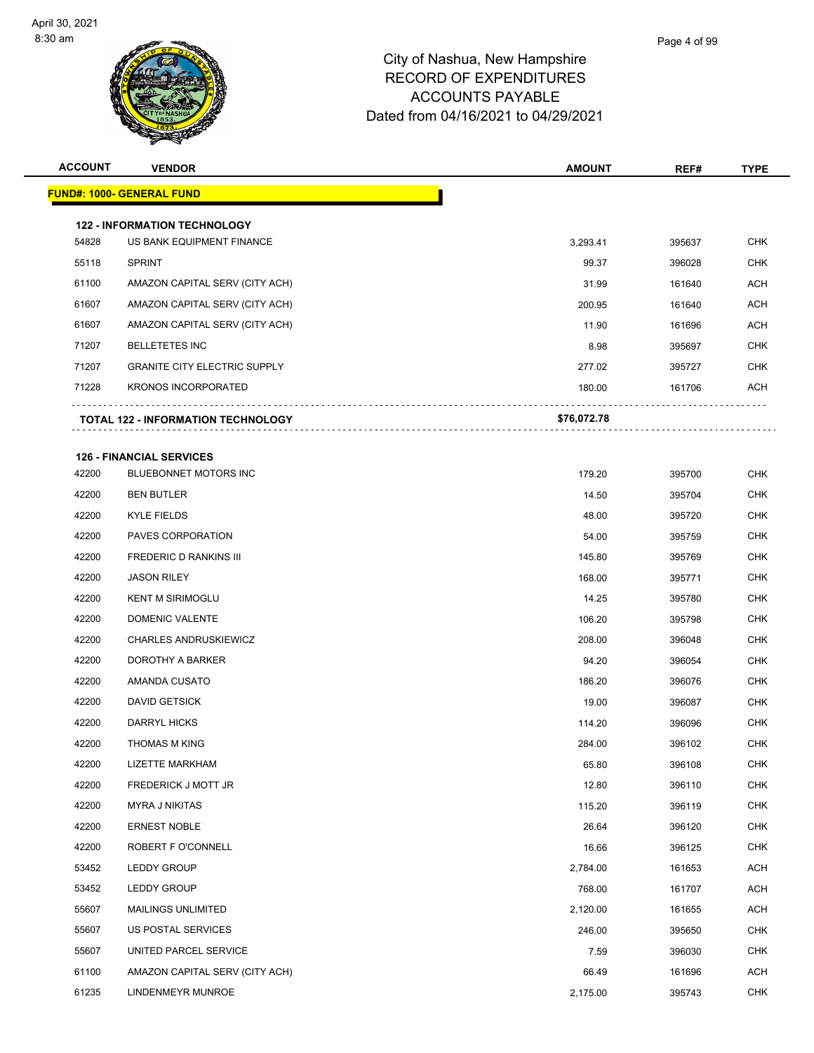# City of Nashua, New Hampshire
## RECORD OF EXPENDITURES
## ACCOUNTS PAYABLE
## Dated from 04/16/2021 to 04/29/2021

| ACCOUNT | VENDOR | AMOUNT | REF# | TYPE |
|---|---|---|---|---|
| **FUND#: 1000- GENERAL FUND** | | | | |
| **122 - INFORMATION TECHNOLOGY** | | | | |
| 54828 | US BANK EQUIPMENT FINANCE | 3,293.41 | 395637 | CHK |
| 55118 | SPRINT | 99.37 | 396028 | CHK |
| 61100 | AMAZON CAPITAL SERV (CITY ACH) | 31.99 | 161640 | ACH |
| 61607 | AMAZON CAPITAL SERV (CITY ACH) | 200.95 | 161640 | ACH |
| 61607 | AMAZON CAPITAL SERV (CITY ACH) | 11.90 | 161696 | ACH |
| 71207 | BELLETETES INC | 8.98 | 395697 | CHK |
| 71207 | GRANITE CITY ELECTRIC SUPPLY | 277.02 | 395727 | CHK |
| 71228 | KRONOS INCORPORATED | 180.00 | 161706 | ACH |
| | **TOTAL 122 - INFORMATION TECHNOLOGY** | **$76,072.78** | | |
| **126 - FINANCIAL SERVICES** | | | | |
| 42200 | BLUEBONNET MOTORS INC | 179.20 | 395700 | CHK |
| 42200 | BEN BUTLER | 14.50 | 395704 | CHK |
| 42200 | KYLE FIELDS | 48.00 | 395720 | CHK |
| 42200 | PAVES CORPORATION | 54.00 | 395759 | CHK |
| 42200 | FREDERIC D RANKINS III | 145.80 | 395769 | CHK |
| 42200 | JASON RILEY | 168.00 | 395771 | CHK |
| 42200 | KENT M SIRIMOGLU | 14.25 | 395780 | CHK |
| 42200 | DOMENIC VALENTE | 106.20 | 395798 | CHK |
| 42200 | CHARLES ANDRUSKIEWICZ | 208.00 | 396048 | CHK |
| 42200 | DOROTHY A BARKER | 94.20 | 396054 | CHK |
| 42200 | AMANDA CUSATO | 186.20 | 396076 | CHK |
| 42200 | DAVID GETSICK | 19.00 | 396087 | CHK |
| 42200 | DARRYL HICKS | 114.20 | 396096 | CHK |
| 42200 | THOMAS M KING | 284.00 | 396102 | CHK |
| 42200 | LIZETTE MARKHAM | 65.80 | 396108 | CHK |
| 42200 | FREDERICK J MOTT JR | 12.80 | 396110 | CHK |
| 42200 | MYRA J NIKITAS | 115.20 | 396119 | CHK |
| 42200 | ERNEST NOBLE | 26.64 | 396120 | CHK |
| 42200 | ROBERT F O'CONNELL | 16.66 | 396125 | CHK |
| 53452 | LEDDY GROUP | 2,784.00 | 161653 | ACH |
| 53452 | LEDDY GROUP | 768.00 | 161707 | ACH |
| 55607 | MAILINGS UNLIMITED | 2,120.00 | 161655 | ACH |
| 55607 | US POSTAL SERVICES | 246.00 | 395650 | CHK |
| 55607 | UNITED PARCEL SERVICE | 7.59 | 396030 | CHK |
| 61100 | AMAZON CAPITAL SERV (CITY ACH) | 66.49 | 161696 | ACH |
| 61235 | LINDENMEYR MUNROE | 2,175.00 | 395743 | CHK |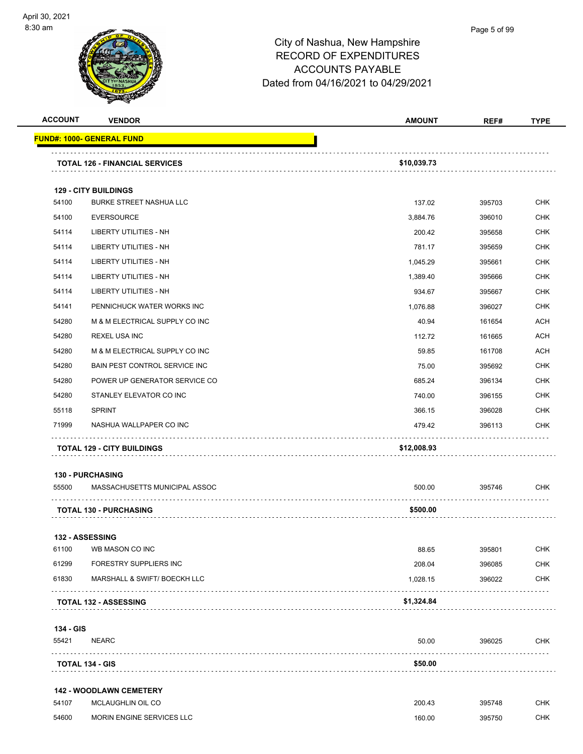# City of Nashua, New Hampshire
# RECORD OF EXPENDITURES
# ACCOUNTS PAYABLE
# Dated from 04/16/2021 to 04/29/2021

| ACCOUNT | VENDOR | AMOUNT | REF# | TYPE |
|---|---|---|---|---|
| **FUND#: 1000- GENERAL FUND** | | | | |
| | **TOTAL 126 - FINANCIAL SERVICES** | **$10,039.73** | | |
| **129 - CITY BUILDINGS** | | | | |
| 54100 | BURKE STREET NASHUA LLC | 137.02 | 395703 | CHK |
| 54100 | EVERSOURCE | 3,884.76 | 396010 | CHK |
| 54114 | LIBERTY UTILITIES - NH | 200.42 | 395658 | CHK |
| 54114 | LIBERTY UTILITIES - NH | 781.17 | 395659 | CHK |
| 54114 | LIBERTY UTILITIES - NH | 1,045.29 | 395661 | CHK |
| 54114 | LIBERTY UTILITIES - NH | 1,389.40 | 395666 | CHK |
| 54114 | LIBERTY UTILITIES - NH | 934.67 | 395667 | CHK |
| 54141 | PENNICHUCK WATER WORKS INC | 1,076.88 | 396027 | CHK |
| 54280 | M & M ELECTRICAL SUPPLY CO INC | 40.94 | 161654 | ACH |
| 54280 | REXEL USA INC | 112.72 | 161665 | ACH |
| 54280 | M & M ELECTRICAL SUPPLY CO INC | 59.85 | 161708 | ACH |
| 54280 | BAIN PEST CONTROL SERVICE INC | 75.00 | 395692 | CHK |
| 54280 | POWER UP GENERATOR SERVICE CO | 685.24 | 396134 | CHK |
| 54280 | STANLEY ELEVATOR CO INC | 740.00 | 396155 | CHK |
| 55118 | SPRINT | 366.15 | 396028 | CHK |
| 71999 | NASHUA WALLPAPER CO INC | 479.42 | 396113 | CHK |
| | **TOTAL 129 - CITY BUILDINGS** | **$12,008.93** | | |
| **130 - PURCHASING** | | | | |
| 55500 | MASSACHUSETTS MUNICIPAL ASSOC | 500.00 | 395746 | CHK |
| | **TOTAL 130 - PURCHASING** | **$500.00** | | |
| **132 - ASSESSING** | | | | |
| 61100 | WB MASON CO INC | 88.65 | 395801 | CHK |
| 61299 | FORESTRY SUPPLIERS INC | 208.04 | 396085 | CHK |
| 61830 | MARSHALL & SWIFT/ BOECKH LLC | 1,028.15 | 396022 | CHK |
| | **TOTAL 132 - ASSESSING** | **$1,324.84** | | |
| **134 - GIS** | | | | |
| 55421 | NEARC | 50.00 | 396025 | CHK |
| | **TOTAL 134 - GIS** | **$50.00** | | |
| **142 - WOODLAWN CEMETERY** | | | | |
| 54107 | MCLAUGHLIN OIL CO | 200.43 | 395748 | CHK |
| 54600 | MORIN ENGINE SERVICES LLC | 160.00 | 395750 | CHK |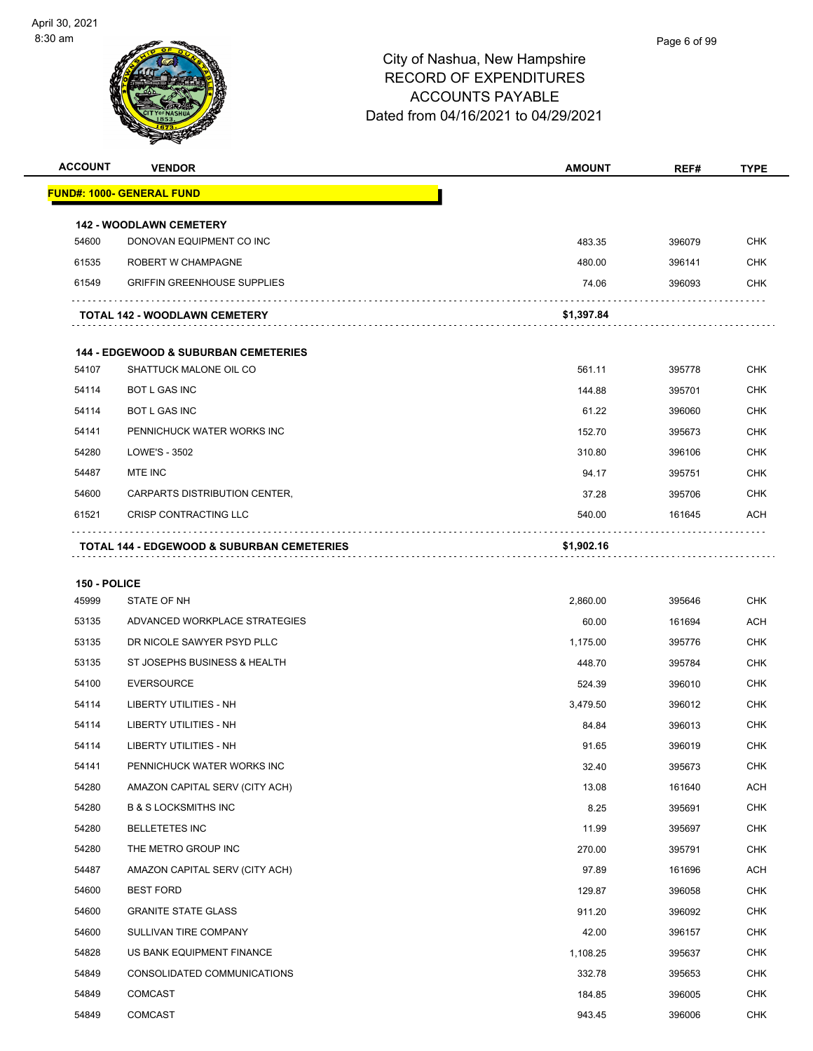# City of Nashua, New Hampshire
# RECORD OF EXPENDITURES
# ACCOUNTS PAYABLE
# Dated from 04/16/2021 to 04/29/2021

| ACCOUNT | VENDOR | AMOUNT | REF# | TYPE |
|---|---|---|---|---|
| **FUND#: 1000- GENERAL FUND** | | | | |
| **142 - WOODLAWN CEMETERY** | | | | |
| 54600 | DONOVAN EQUIPMENT CO INC | 483.35 | 396079 | CHK |
| 61535 | ROBERT W CHAMPAGNE | 480.00 | 396141 | CHK |
| 61549 | GRIFFIN GREENHOUSE SUPPLIES | 74.06 | 396093 | CHK |
| | **TOTAL 142 - WOODLAWN CEMETERY** | **$1,397.84** | | |
| **144 - EDGEWOOD & SUBURBAN CEMETERIES** | | | | |
| 54107 | SHATTUCK MALONE OIL CO | 561.11 | 395778 | CHK |
| 54114 | BOT L GAS INC | 144.88 | 395701 | CHK |
| 54114 | BOT L GAS INC | 61.22 | 396060 | CHK |
| 54141 | PENNICHUCK WATER WORKS INC | 152.70 | 395673 | CHK |
| 54280 | LOWE'S - 3502 | 310.80 | 396106 | CHK |
| 54487 | MTE INC | 94.17 | 395751 | CHK |
| 54600 | CARPARTS DISTRIBUTION CENTER, | 37.28 | 395706 | CHK |
| 61521 | CRISP CONTRACTING LLC | 540.00 | 161645 | ACH |
| | **TOTAL 144 - EDGEWOOD & SUBURBAN CEMETERIES** | **$1,902.16** | | |
| **150 - POLICE** | | | | |
| 45999 | STATE OF NH | 2,860.00 | 395646 | CHK |
| 53135 | ADVANCED WORKPLACE STRATEGIES | 60.00 | 161694 | ACH |
| 53135 | DR NICOLE SAWYER PSYD PLLC | 1,175.00 | 395776 | CHK |
| 53135 | ST JOSEPHS BUSINESS & HEALTH | 448.70 | 395784 | CHK |
| 54100 | EVERSOURCE | 524.39 | 396010 | CHK |
| 54114 | LIBERTY UTILITIES - NH | 3,479.50 | 396012 | CHK |
| 54114 | LIBERTY UTILITIES - NH | 84.84 | 396013 | CHK |
| 54114 | LIBERTY UTILITIES - NH | 91.65 | 396019 | CHK |
| 54141 | PENNICHUCK WATER WORKS INC | 32.40 | 395673 | CHK |
| 54280 | AMAZON CAPITAL SERV (CITY ACH) | 13.08 | 161640 | ACH |
| 54280 | B & S LOCKSMITHS INC | 8.25 | 395691 | CHK |
| 54280 | BELLETETES INC | 11.99 | 395697 | CHK |
| 54280 | THE METRO GROUP INC | 270.00 | 395791 | CHK |
| 54487 | AMAZON CAPITAL SERV (CITY ACH) | 97.89 | 161696 | ACH |
| 54600 | BEST FORD | 129.87 | 396058 | CHK |
| 54600 | GRANITE STATE GLASS | 911.20 | 396092 | CHK |
| 54600 | SULLIVAN TIRE COMPANY | 42.00 | 396157 | CHK |
| 54828 | US BANK EQUIPMENT FINANCE | 1,108.25 | 395637 | CHK |
| 54849 | CONSOLIDATED COMMUNICATIONS | 332.78 | 395653 | CHK |
| 54849 | COMCAST | 184.85 | 396005 | CHK |
| 54849 | COMCAST | 943.45 | 396006 | CHK |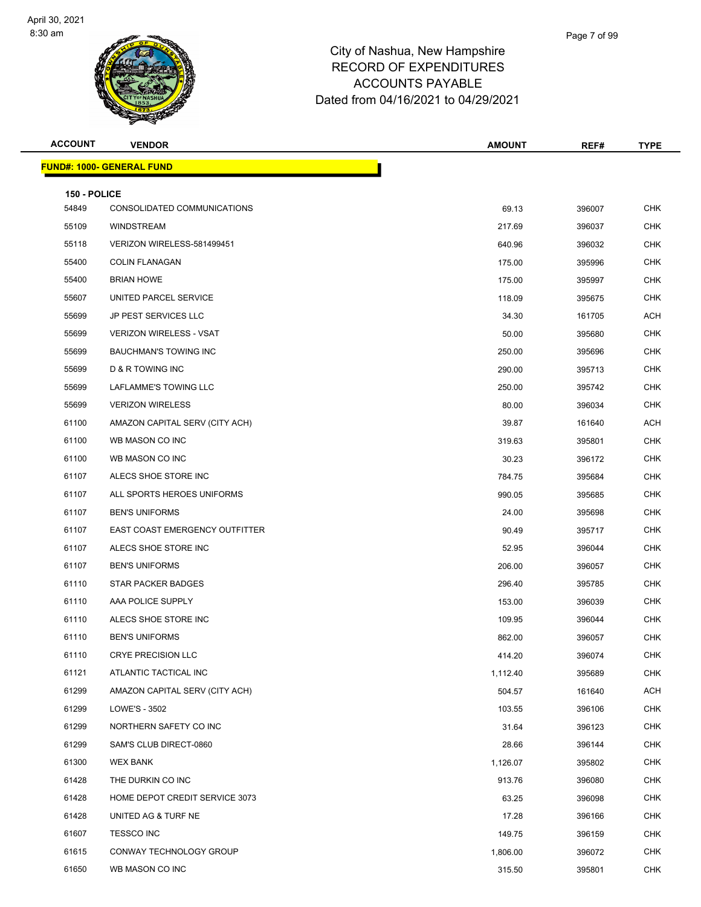# City of Nashua, New Hampshire
## RECORD OF EXPENDITURES
## ACCOUNTS PAYABLE
## Dated from 04/16/2021 to 04/29/2021

| ACCOUNT | VENDOR | AMOUNT | REF# | TYPE |
|---|---|---|---|---|
| **FUND#: 1000- GENERAL FUND** | | | | |
| **150 - POLICE** | | | | |
| 54849 | CONSOLIDATED COMMUNICATIONS | 69.13 | 396007 | CHK |
| 55109 | WINDSTREAM | 217.69 | 396037 | CHK |
| 55118 | VERIZON WIRELESS-581499451 | 640.96 | 396032 | CHK |
| 55400 | COLIN FLANAGAN | 175.00 | 395996 | CHK |
| 55400 | BRIAN HOWE | 175.00 | 395997 | CHK |
| 55607 | UNITED PARCEL SERVICE | 118.09 | 395675 | CHK |
| 55699 | JP PEST SERVICES LLC | 34.30 | 161705 | ACH |
| 55699 | VERIZON WIRELESS - VSAT | 50.00 | 395680 | CHK |
| 55699 | BAUCHMAN'S TOWING INC | 250.00 | 395696 | CHK |
| 55699 | D & R TOWING INC | 290.00 | 395713 | CHK |
| 55699 | LAFLAMME'S TOWING LLC | 250.00 | 395742 | CHK |
| 55699 | VERIZON WIRELESS | 80.00 | 396034 | CHK |
| 61100 | AMAZON CAPITAL SERV (CITY ACH) | 39.87 | 161640 | ACH |
| 61100 | WB MASON CO INC | 319.63 | 395801 | CHK |
| 61100 | WB MASON CO INC | 30.23 | 396172 | CHK |
| 61107 | ALECS SHOE STORE INC | 784.75 | 395684 | CHK |
| 61107 | ALL SPORTS HEROES UNIFORMS | 990.05 | 395685 | CHK |
| 61107 | BEN'S UNIFORMS | 24.00 | 395698 | CHK |
| 61107 | EAST COAST EMERGENCY OUTFITTER | 90.49 | 395717 | CHK |
| 61107 | ALECS SHOE STORE INC | 52.95 | 396044 | CHK |
| 61107 | BEN'S UNIFORMS | 206.00 | 396057 | CHK |
| 61110 | STAR PACKER BADGES | 296.40 | 395785 | CHK |
| 61110 | AAA POLICE SUPPLY | 153.00 | 396039 | CHK |
| 61110 | ALECS SHOE STORE INC | 109.95 | 396044 | CHK |
| 61110 | BEN'S UNIFORMS | 862.00 | 396057 | CHK |
| 61110 | CRYE PRECISION LLC | 414.20 | 396074 | CHK |
| 61121 | ATLANTIC TACTICAL INC | 1,112.40 | 395689 | CHK |
| 61299 | AMAZON CAPITAL SERV (CITY ACH) | 504.57 | 161640 | ACH |
| 61299 | LOWE'S - 3502 | 103.55 | 396106 | CHK |
| 61299 | NORTHERN SAFETY CO INC | 31.64 | 396123 | CHK |
| 61299 | SAM'S CLUB DIRECT-0860 | 28.66 | 396144 | CHK |
| 61300 | WEX BANK | 1,126.07 | 395802 | CHK |
| 61428 | THE DURKIN CO INC | 913.76 | 396080 | CHK |
| 61428 | HOME DEPOT CREDIT SERVICE 3073 | 63.25 | 396098 | CHK |
| 61428 | UNITED AG & TURF NE | 17.28 | 396166 | CHK |
| 61607 | TESSCO INC | 149.75 | 396159 | CHK |
| 61615 | CONWAY TECHNOLOGY GROUP | 1,806.00 | 396072 | CHK |
| 61650 | WB MASON CO INC | 315.50 | 395801 | CHK |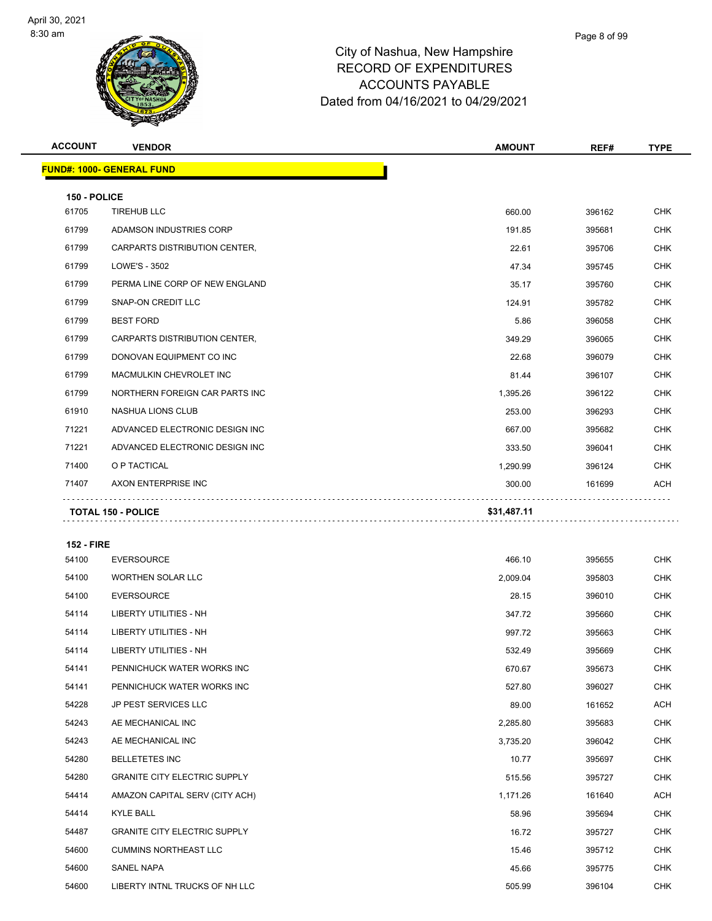# City of Nashua, New Hampshire
## RECORD OF EXPENDITURES
## ACCOUNTS PAYABLE
## Dated from 04/16/2021 to 04/29/2021

**FUND#: 1000- GENERAL FUND**

**150 - POLICE**

| ACCOUNT | VENDOR | AMOUNT | REF# | TYPE |
|---|---|---|---|---|
| 61705 | TIREHUB LLC | 660.00 | 396162 | CHK |
| 61799 | ADAMSON INDUSTRIES CORP | 191.85 | 395681 | CHK |
| 61799 | CARPARTS DISTRIBUTION CENTER, | 22.61 | 395706 | CHK |
| 61799 | LOWE'S - 3502 | 47.34 | 395745 | CHK |
| 61799 | PERMA LINE CORP OF NEW ENGLAND | 35.17 | 395760 | CHK |
| 61799 | SNAP-ON CREDIT LLC | 124.91 | 395782 | CHK |
| 61799 | BEST FORD | 5.86 | 396058 | CHK |
| 61799 | CARPARTS DISTRIBUTION CENTER, | 349.29 | 396065 | CHK |
| 61799 | DONOVAN EQUIPMENT CO INC | 22.68 | 396079 | CHK |
| 61799 | MACMULKIN CHEVROLET INC | 81.44 | 396107 | CHK |
| 61799 | NORTHERN FOREIGN CAR PARTS INC | 1,395.26 | 396122 | CHK |
| 61910 | NASHUA LIONS CLUB | 253.00 | 396293 | CHK |
| 71221 | ADVANCED ELECTRONIC DESIGN INC | 667.00 | 395682 | CHK |
| 71221 | ADVANCED ELECTRONIC DESIGN INC | 333.50 | 396041 | CHK |
| 71400 | O P TACTICAL | 1,290.99 | 396124 | CHK |
| 71407 | AXON ENTERPRISE INC | 300.00 | 161699 | ACH |
| | **TOTAL 150 - POLICE** | **$31,487.11** | | |

**152 - FIRE**

| ACCOUNT | VENDOR | AMOUNT | REF# | TYPE |
|---|---|---|---|---|
| 54100 | EVERSOURCE | 466.10 | 395655 | CHK |
| 54100 | WORTHEN SOLAR LLC | 2,009.04 | 395803 | CHK |
| 54100 | EVERSOURCE | 28.15 | 396010 | CHK |
| 54114 | LIBERTY UTILITIES - NH | 347.72 | 395660 | CHK |
| 54114 | LIBERTY UTILITIES - NH | 997.72 | 395663 | CHK |
| 54114 | LIBERTY UTILITIES - NH | 532.49 | 395669 | CHK |
| 54141 | PENNICHUCK WATER WORKS INC | 670.67 | 395673 | CHK |
| 54141 | PENNICHUCK WATER WORKS INC | 527.80 | 396027 | CHK |
| 54228 | JP PEST SERVICES LLC | 89.00 | 161652 | ACH |
| 54243 | AE MECHANICAL INC | 2,285.80 | 395683 | CHK |
| 54243 | AE MECHANICAL INC | 3,735.20 | 396042 | CHK |
| 54280 | BELLETETES INC | 10.77 | 395697 | CHK |
| 54280 | GRANITE CITY ELECTRIC SUPPLY | 515.56 | 395727 | CHK |
| 54414 | AMAZON CAPITAL SERV (CITY ACH) | 1,171.26 | 161640 | ACH |
| 54414 | KYLE BALL | 58.96 | 395694 | CHK |
| 54487 | GRANITE CITY ELECTRIC SUPPLY | 16.72 | 395727 | CHK |
| 54600 | CUMMINS NORTHEAST LLC | 15.46 | 395712 | CHK |
| 54600 | SANEL NAPA | 45.66 | 395775 | CHK |
| 54600 | LIBERTY INTNL TRUCKS OF NH LLC | 505.99 | 396104 | CHK |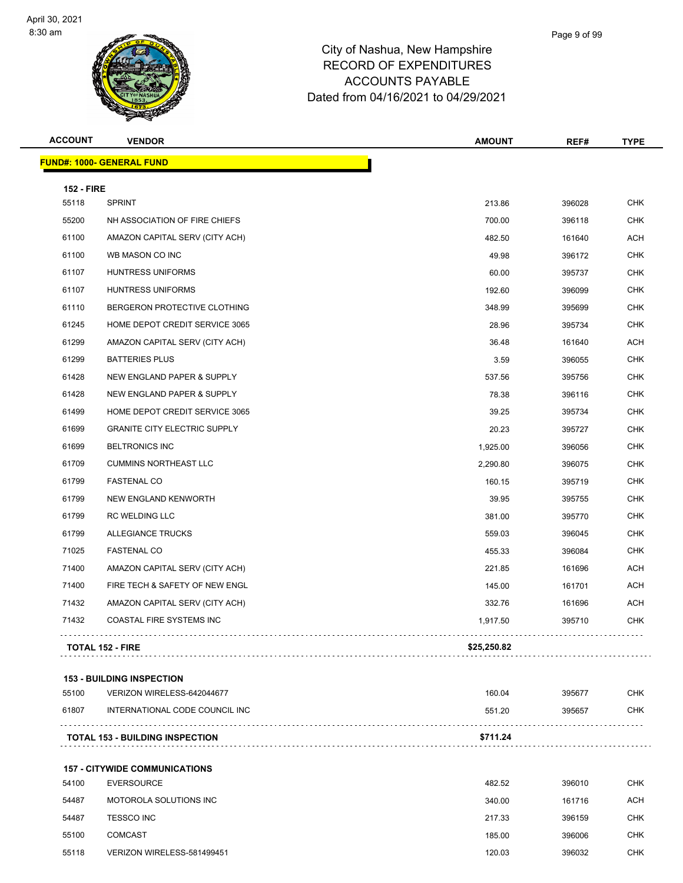# City of Nashua, New Hampshire
## RECORD OF EXPENDITURES
## ACCOUNTS PAYABLE
## Dated from 04/16/2021 to 04/29/2021

| ACCOUNT | VENDOR | AMOUNT | REF# | TYPE |
|---|---|---|---|---|
| **FUND#: 1000- GENERAL FUND** | | | | |
| **152 - FIRE** | | | | |
| 55118 | SPRINT | 213.86 | 396028 | CHK |
| 55200 | NH ASSOCIATION OF FIRE CHIEFS | 700.00 | 396118 | CHK |
| 61100 | AMAZON CAPITAL SERV (CITY ACH) | 482.50 | 161640 | ACH |
| 61100 | WB MASON CO INC | 49.98 | 396172 | CHK |
| 61107 | HUNTRESS UNIFORMS | 60.00 | 395737 | CHK |
| 61107 | HUNTRESS UNIFORMS | 192.60 | 396099 | CHK |
| 61110 | BERGERON PROTECTIVE CLOTHING | 348.99 | 395699 | CHK |
| 61245 | HOME DEPOT CREDIT SERVICE 3065 | 28.96 | 395734 | CHK |
| 61299 | AMAZON CAPITAL SERV (CITY ACH) | 36.48 | 161640 | ACH |
| 61299 | BATTERIES PLUS | 3.59 | 396055 | CHK |
| 61428 | NEW ENGLAND PAPER & SUPPLY | 537.56 | 395756 | CHK |
| 61428 | NEW ENGLAND PAPER & SUPPLY | 78.38 | 396116 | CHK |
| 61499 | HOME DEPOT CREDIT SERVICE 3065 | 39.25 | 395734 | CHK |
| 61699 | GRANITE CITY ELECTRIC SUPPLY | 20.23 | 395727 | CHK |
| 61699 | BELTRONICS INC | 1,925.00 | 396056 | CHK |
| 61709 | CUMMINS NORTHEAST LLC | 2,290.80 | 396075 | CHK |
| 61799 | FASTENAL CO | 160.15 | 395719 | CHK |
| 61799 | NEW ENGLAND KENWORTH | 39.95 | 395755 | CHK |
| 61799 | RC WELDING LLC | 381.00 | 395770 | CHK |
| 61799 | ALLEGIANCE TRUCKS | 559.03 | 396045 | CHK |
| 71025 | FASTENAL CO | 455.33 | 396084 | CHK |
| 71400 | AMAZON CAPITAL SERV (CITY ACH) | 221.85 | 161696 | ACH |
| 71400 | FIRE TECH & SAFETY OF NEW ENGL | 145.00 | 161701 | ACH |
| 71432 | AMAZON CAPITAL SERV (CITY ACH) | 332.76 | 161696 | ACH |
| 71432 | COASTAL FIRE SYSTEMS INC | 1,917.50 | 395710 | CHK |
| **TOTAL 152 - FIRE** | | **$25,250.82** | | |
| **153 - BUILDING INSPECTION** | | | | |
| 55100 | VERIZON WIRELESS-642044677 | 160.04 | 395677 | CHK |
| 61807 | INTERNATIONAL CODE COUNCIL INC | 551.20 | 395657 | CHK |
| **TOTAL 153 - BUILDING INSPECTION** | | **$711.24** | | |
| **157 - CITYWIDE COMMUNICATIONS** | | | | |
| 54100 | EVERSOURCE | 482.52 | 396010 | CHK |
| 54487 | MOTOROLA SOLUTIONS INC | 340.00 | 161716 | ACH |
| 54487 | TESSCO INC | 217.33 | 396159 | CHK |
| 55100 | COMCAST | 185.00 | 396006 | CHK |
| 55118 | VERIZON WIRELESS-581499451 | 120.03 | 396032 | CHK |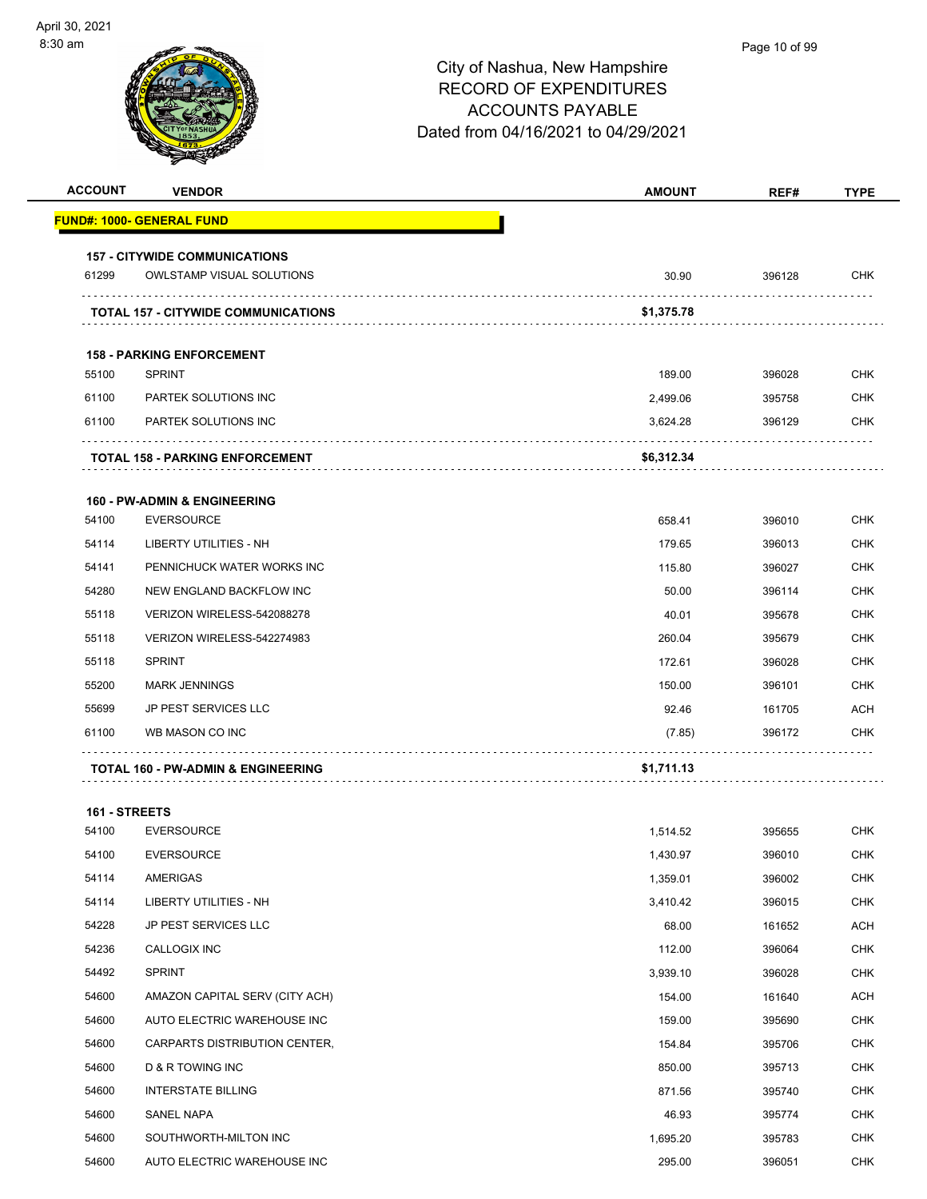City of Nashua, New Hampshire
RECORD OF EXPENDITURES
ACCOUNTS PAYABLE
Dated from 04/16/2021 to 04/29/2021

| ACCOUNT | VENDOR | AMOUNT | REF# | TYPE |
|---|---|---|---|---|
| **FUND#: 1000- GENERAL FUND** | | | | |
| **157 - CITYWIDE COMMUNICATIONS** | | | | |
| 61299 | OWLSTAMP VISUAL SOLUTIONS | 30.90 | 396128 | CHK |
| | **TOTAL 157 - CITYWIDE COMMUNICATIONS** | **$1,375.78** | | |
| **158 - PARKING ENFORCEMENT** | | | | |
| 55100 | SPRINT | 189.00 | 396028 | CHK |
| 61100 | PARTEK SOLUTIONS INC | 2,499.06 | 395758 | CHK |
| 61100 | PARTEK SOLUTIONS INC | 3,624.28 | 396129 | CHK |
| | **TOTAL 158 - PARKING ENFORCEMENT** | **$6,312.34** | | |
| **160 - PW-ADMIN & ENGINEERING** | | | | |
| 54100 | EVERSOURCE | 658.41 | 396010 | CHK |
| 54114 | LIBERTY UTILITIES - NH | 179.65 | 396013 | CHK |
| 54141 | PENNICHUCK WATER WORKS INC | 115.80 | 396027 | CHK |
| 54280 | NEW ENGLAND BACKFLOW INC | 50.00 | 396114 | CHK |
| 55118 | VERIZON WIRELESS-542088278 | 40.01 | 395678 | CHK |
| 55118 | VERIZON WIRELESS-542274983 | 260.04 | 395679 | CHK |
| 55118 | SPRINT | 172.61 | 396028 | CHK |
| 55200 | MARK JENNINGS | 150.00 | 396101 | CHK |
| 55699 | JP PEST SERVICES LLC | 92.46 | 161705 | ACH |
| 61100 | WB MASON CO INC | (7.85) | 396172 | CHK |
| | **TOTAL 160 - PW-ADMIN & ENGINEERING** | **$1,711.13** | | |
| **161 - STREETS** | | | | |
| 54100 | EVERSOURCE | 1,514.52 | 395655 | CHK |
| 54100 | EVERSOURCE | 1,430.97 | 396010 | CHK |
| 54114 | AMERIGAS | 1,359.01 | 396002 | CHK |
| 54114 | LIBERTY UTILITIES - NH | 3,410.42 | 396015 | CHK |
| 54228 | JP PEST SERVICES LLC | 68.00 | 161652 | ACH |
| 54236 | CALLOGIX INC | 112.00 | 396064 | CHK |
| 54492 | SPRINT | 3,939.10 | 396028 | CHK |
| 54600 | AMAZON CAPITAL SERV (CITY ACH) | 154.00 | 161640 | ACH |
| 54600 | AUTO ELECTRIC WAREHOUSE INC | 159.00 | 395690 | CHK |
| 54600 | CARPARTS DISTRIBUTION CENTER, | 154.84 | 395706 | CHK |
| 54600 | D & R TOWING INC | 850.00 | 395713 | CHK |
| 54600 | INTERSTATE BILLING | 871.56 | 395740 | CHK |
| 54600 | SANEL NAPA | 46.93 | 395774 | CHK |
| 54600 | SOUTHWORTH-MILTON INC | 1,695.20 | 395783 | CHK |
| 54600 | AUTO ELECTRIC WAREHOUSE INC | 295.00 | 396051 | CHK |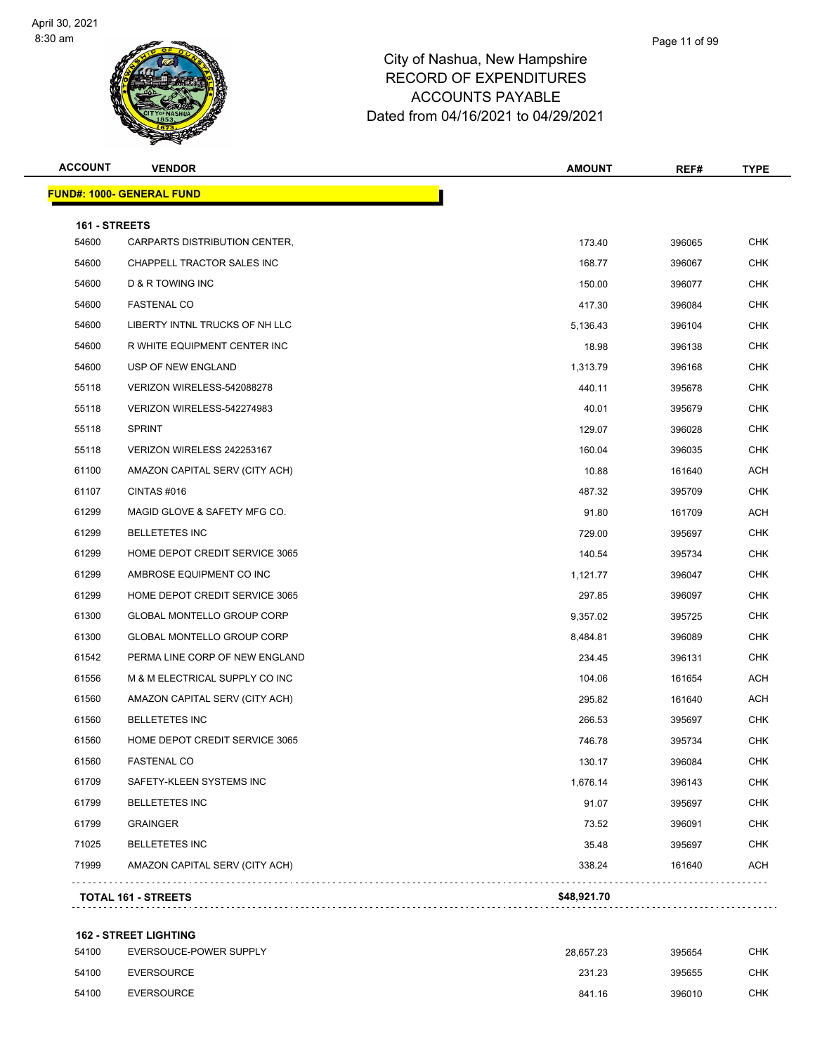# City of Nashua, New Hampshire
## RECORD OF EXPENDITURES
## ACCOUNTS PAYABLE
## Dated from 04/16/2021 to 04/29/2021

| ACCOUNT | VENDOR | AMOUNT | REF# | TYPE |
|---|---|---|---|---|

**FUND#: 1000- GENERAL FUND**

**161 - STREETS**

| ACCOUNT | VENDOR | AMOUNT | REF# | TYPE |
|---|---|---|---|---|
| 54600 | CARPARTS DISTRIBUTION CENTER, | 173.40 | 396065 | CHK |
| 54600 | CHAPPELL TRACTOR SALES INC | 168.77 | 396067 | CHK |
| 54600 | D & R TOWING INC | 150.00 | 396077 | CHK |
| 54600 | FASTENAL CO | 417.30 | 396084 | CHK |
| 54600 | LIBERTY INTNL TRUCKS OF NH LLC | 5,136.43 | 396104 | CHK |
| 54600 | R WHITE EQUIPMENT CENTER INC | 18.98 | 396138 | CHK |
| 54600 | USP OF NEW ENGLAND | 1,313.79 | 396168 | CHK |
| 55118 | VERIZON WIRELESS-542088278 | 440.11 | 395678 | CHK |
| 55118 | VERIZON WIRELESS-542274983 | 40.01 | 395679 | CHK |
| 55118 | SPRINT | 129.07 | 396028 | CHK |
| 55118 | VERIZON WIRELESS 242253167 | 160.04 | 396035 | CHK |
| 61100 | AMAZON CAPITAL SERV (CITY ACH) | 10.88 | 161640 | ACH |
| 61107 | CINTAS #016 | 487.32 | 395709 | CHK |
| 61299 | MAGID GLOVE & SAFETY MFG CO. | 91.80 | 161709 | ACH |
| 61299 | BELLETETES INC | 729.00 | 395697 | CHK |
| 61299 | HOME DEPOT CREDIT SERVICE 3065 | 140.54 | 395734 | CHK |
| 61299 | AMBROSE EQUIPMENT CO INC | 1,121.77 | 396047 | CHK |
| 61299 | HOME DEPOT CREDIT SERVICE 3065 | 297.85 | 396097 | CHK |
| 61300 | GLOBAL MONTELLO GROUP CORP | 9,357.02 | 395725 | CHK |
| 61300 | GLOBAL MONTELLO GROUP CORP | 8,484.81 | 396089 | CHK |
| 61542 | PERMA LINE CORP OF NEW ENGLAND | 234.45 | 396131 | CHK |
| 61556 | M & M ELECTRICAL SUPPLY CO INC | 104.06 | 161654 | ACH |
| 61560 | AMAZON CAPITAL SERV (CITY ACH) | 295.82 | 161640 | ACH |
| 61560 | BELLETETES INC | 266.53 | 395697 | CHK |
| 61560 | HOME DEPOT CREDIT SERVICE 3065 | 746.78 | 395734 | CHK |
| 61560 | FASTENAL CO | 130.17 | 396084 | CHK |
| 61709 | SAFETY-KLEEN SYSTEMS INC | 1,676.14 | 396143 | CHK |
| 61799 | BELLETETES INC | 91.07 | 395697 | CHK |
| 61799 | GRAINGER | 73.52 | 396091 | CHK |
| 71025 | BELLETETES INC | 35.48 | 395697 | CHK |
| 71999 | AMAZON CAPITAL SERV (CITY ACH) | 338.24 | 161640 | ACH |
| | **TOTAL 161 - STREETS** | **$48,921.70** | | |

**162 - STREET LIGHTING**

| ACCOUNT | VENDOR | AMOUNT | REF# | TYPE |
|---|---|---|---|---|
| 54100 | EVERSOUCE-POWER SUPPLY | 28,657.23 | 395654 | CHK |
| 54100 | EVERSOURCE | 231.23 | 395655 | CHK |
| 54100 | EVERSOURCE | 841.16 | 396010 | CHK |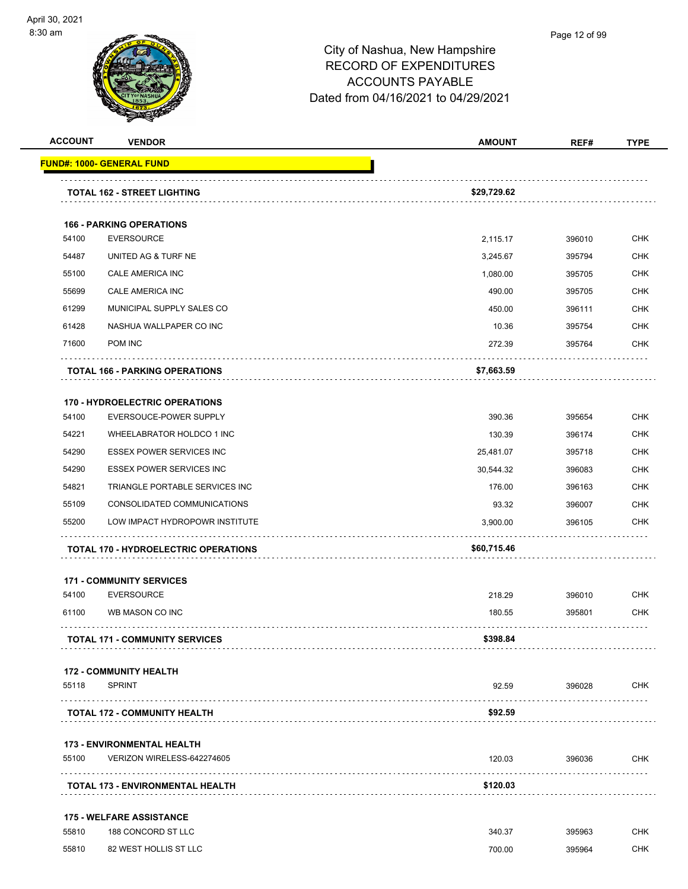City of Nashua, New Hampshire
RECORD OF EXPENDITURES
ACCOUNTS PAYABLE
Dated from 04/16/2021 to 04/29/2021

| ACCOUNT | VENDOR | AMOUNT | REF# | TYPE |
|---|---|---|---|---|
| **FUND#: 1000- GENERAL FUND** | | | | |
| | **TOTAL 162 - STREET LIGHTING** | **$29,729.62** | | |
| | **166 - PARKING OPERATIONS** | | | |
| 54100 | EVERSOURCE | 2,115.17 | 396010 | CHK |
| 54487 | UNITED AG & TURF NE | 3,245.67 | 395794 | CHK |
| 55100 | CALE AMERICA INC | 1,080.00 | 395705 | CHK |
| 55699 | CALE AMERICA INC | 490.00 | 395705 | CHK |
| 61299 | MUNICIPAL SUPPLY SALES CO | 450.00 | 396111 | CHK |
| 61428 | NASHUA WALLPAPER CO INC | 10.36 | 395754 | CHK |
| 71600 | POM INC | 272.39 | 395764 | CHK |
| | **TOTAL 166 - PARKING OPERATIONS** | **$7,663.59** | | |
| | **170 - HYDROELECTRIC OPERATIONS** | | | |
| 54100 | EVERSOUCE-POWER SUPPLY | 390.36 | 395654 | CHK |
| 54221 | WHEELABRATOR HOLDCO 1 INC | 130.39 | 396174 | CHK |
| 54290 | ESSEX POWER SERVICES INC | 25,481.07 | 395718 | CHK |
| 54290 | ESSEX POWER SERVICES INC | 30,544.32 | 396083 | CHK |
| 54821 | TRIANGLE PORTABLE SERVICES INC | 176.00 | 396163 | CHK |
| 55109 | CONSOLIDATED COMMUNICATIONS | 93.32 | 396007 | CHK |
| 55200 | LOW IMPACT HYDROPOWR INSTITUTE | 3,900.00 | 396105 | CHK |
| | **TOTAL 170 - HYDROELECTRIC OPERATIONS** | **$60,715.46** | | |
| | **171 - COMMUNITY SERVICES** | | | |
| 54100 | EVERSOURCE | 218.29 | 396010 | CHK |
| 61100 | WB MASON CO INC | 180.55 | 395801 | CHK |
| | **TOTAL 171 - COMMUNITY SERVICES** | **$398.84** | | |
| | **172 - COMMUNITY HEALTH** | | | |
| 55118 | SPRINT | 92.59 | 396028 | CHK |
| | **TOTAL 172 - COMMUNITY HEALTH** | **$92.59** | | |
| | **173 - ENVIRONMENTAL HEALTH** | | | |
| 55100 | VERIZON WIRELESS-642274605 | 120.03 | 396036 | CHK |
| | **TOTAL 173 - ENVIRONMENTAL HEALTH** | **$120.03** | | |
| | **175 - WELFARE ASSISTANCE** | | | |
| 55810 | 188 CONCORD ST LLC | 340.37 | 395963 | CHK |
| 55810 | 82 WEST HOLLIS ST LLC | 700.00 | 395964 | CHK |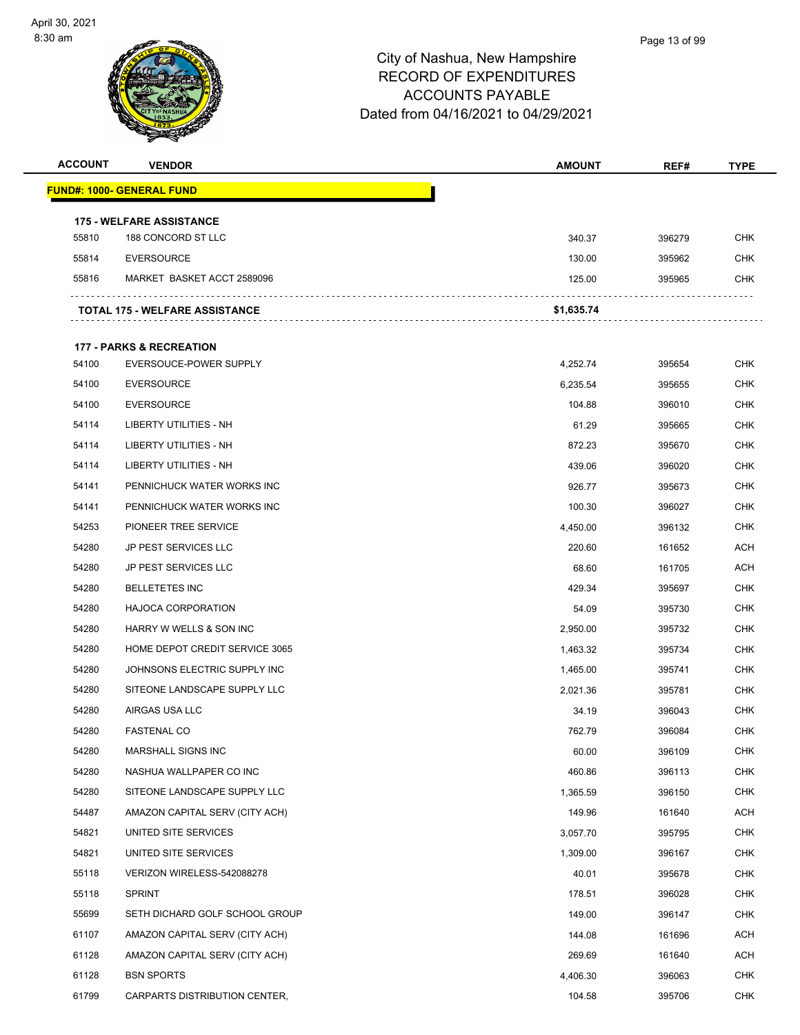# City of Nashua, New Hampshire
## RECORD OF EXPENDITURES
## ACCOUNTS PAYABLE
## Dated from 04/16/2021 to 04/29/2021

| ACCOUNT | VENDOR | AMOUNT | REF# | TYPE |
|---|---|---|---|---|
| **FUND#: 1000- GENERAL FUND** | | | | |
| **175 - WELFARE ASSISTANCE** | | | | |
| 55810 | 188 CONCORD ST LLC | 340.37 | 396279 | CHK |
| 55814 | EVERSOURCE | 130.00 | 395962 | CHK |
| 55816 | MARKET BASKET ACCT 2589096 | 125.00 | 395965 | CHK |
| **TOTAL 175 - WELFARE ASSISTANCE** | | **$1,635.74** | | |
| **177 - PARKS & RECREATION** | | | | |
| 54100 | EVERSOUCE-POWER SUPPLY | 4,252.74 | 395654 | CHK |
| 54100 | EVERSOURCE | 6,235.54 | 395655 | CHK |
| 54100 | EVERSOURCE | 104.88 | 396010 | CHK |
| 54114 | LIBERTY UTILITIES - NH | 61.29 | 395665 | CHK |
| 54114 | LIBERTY UTILITIES - NH | 872.23 | 395670 | CHK |
| 54114 | LIBERTY UTILITIES - NH | 439.06 | 396020 | CHK |
| 54141 | PENNICHUCK WATER WORKS INC | 926.77 | 395673 | CHK |
| 54141 | PENNICHUCK WATER WORKS INC | 100.30 | 396027 | CHK |
| 54253 | PIONEER TREE SERVICE | 4,450.00 | 396132 | CHK |
| 54280 | JP PEST SERVICES LLC | 220.60 | 161652 | ACH |
| 54280 | JP PEST SERVICES LLC | 68.60 | 161705 | ACH |
| 54280 | BELLETETES INC | 429.34 | 395697 | CHK |
| 54280 | HAJOCA CORPORATION | 54.09 | 395730 | CHK |
| 54280 | HARRY W WELLS & SON INC | 2,950.00 | 395732 | CHK |
| 54280 | HOME DEPOT CREDIT SERVICE 3065 | 1,463.32 | 395734 | CHK |
| 54280 | JOHNSONS ELECTRIC SUPPLY INC | 1,465.00 | 395741 | CHK |
| 54280 | SITEONE LANDSCAPE SUPPLY LLC | 2,021.36 | 395781 | CHK |
| 54280 | AIRGAS USA LLC | 34.19 | 396043 | CHK |
| 54280 | FASTENAL CO | 762.79 | 396084 | CHK |
| 54280 | MARSHALL SIGNS INC | 60.00 | 396109 | CHK |
| 54280 | NASHUA WALLPAPER CO INC | 460.86 | 396113 | CHK |
| 54280 | SITEONE LANDSCAPE SUPPLY LLC | 1,365.59 | 396150 | CHK |
| 54487 | AMAZON CAPITAL SERV (CITY ACH) | 149.96 | 161640 | ACH |
| 54821 | UNITED SITE SERVICES | 3,057.70 | 395795 | CHK |
| 54821 | UNITED SITE SERVICES | 1,309.00 | 396167 | CHK |
| 55118 | VERIZON WIRELESS-542088278 | 40.01 | 395678 | CHK |
| 55118 | SPRINT | 178.51 | 396028 | CHK |
| 55699 | SETH DICHARD GOLF SCHOOL GROUP | 149.00 | 396147 | CHK |
| 61107 | AMAZON CAPITAL SERV (CITY ACH) | 144.08 | 161696 | ACH |
| 61128 | AMAZON CAPITAL SERV (CITY ACH) | 269.69 | 161640 | ACH |
| 61128 | BSN SPORTS | 4,406.30 | 396063 | CHK |
| 61799 | CARPARTS DISTRIBUTION CENTER, | 104.58 | 395706 | CHK |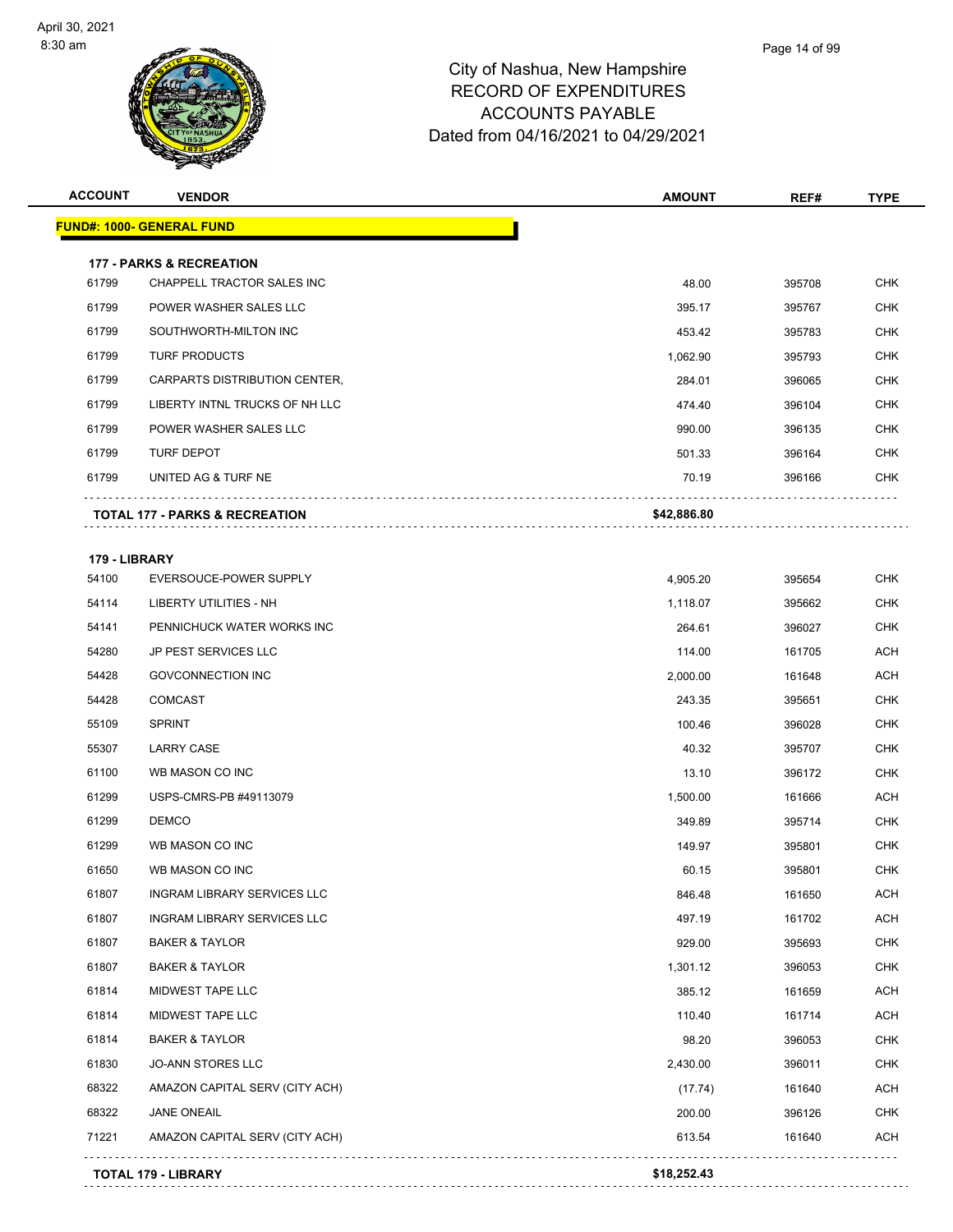City of Nashua, New Hampshire
RECORD OF EXPENDITURES
ACCOUNTS PAYABLE
Dated from 04/16/2021 to 04/29/2021

| ACCOUNT | VENDOR | AMOUNT | REF# | TYPE |
|---|---|---|---|---|
| **FUND#: 1000- GENERAL FUND** | | | | |
| **177 - PARKS & RECREATION** | | | | |
| 61799 | CHAPPELL TRACTOR SALES INC | 48.00 | 395708 | CHK |
| 61799 | POWER WASHER SALES LLC | 395.17 | 395767 | CHK |
| 61799 | SOUTHWORTH-MILTON INC | 453.42 | 395783 | CHK |
| 61799 | TURF PRODUCTS | 1,062.90 | 395793 | CHK |
| 61799 | CARPARTS DISTRIBUTION CENTER, | 284.01 | 396065 | CHK |
| 61799 | LIBERTY INTNL TRUCKS OF NH LLC | 474.40 | 396104 | CHK |
| 61799 | POWER WASHER SALES LLC | 990.00 | 396135 | CHK |
| 61799 | TURF DEPOT | 501.33 | 396164 | CHK |
| 61799 | UNITED AG & TURF NE | 70.19 | 396166 | CHK |
| **TOTAL 177 - PARKS & RECREATION** | | **$42,886.80** | | |
| **179 - LIBRARY** | | | | |
| 54100 | EVERSOUCE-POWER SUPPLY | 4,905.20 | 395654 | CHK |
| 54114 | LIBERTY UTILITIES - NH | 1,118.07 | 395662 | CHK |
| 54141 | PENNICHUCK WATER WORKS INC | 264.61 | 396027 | CHK |
| 54280 | JP PEST SERVICES LLC | 114.00 | 161705 | ACH |
| 54428 | GOVCONNECTION INC | 2,000.00 | 161648 | ACH |
| 54428 | COMCAST | 243.35 | 395651 | CHK |
| 55109 | SPRINT | 100.46 | 396028 | CHK |
| 55307 | LARRY CASE | 40.32 | 395707 | CHK |
| 61100 | WB MASON CO INC | 13.10 | 396172 | CHK |
| 61299 | USPS-CMRS-PB #49113079 | 1,500.00 | 161666 | ACH |
| 61299 | DEMCO | 349.89 | 395714 | CHK |
| 61299 | WB MASON CO INC | 149.97 | 395801 | CHK |
| 61650 | WB MASON CO INC | 60.15 | 395801 | CHK |
| 61807 | INGRAM LIBRARY SERVICES LLC | 846.48 | 161650 | ACH |
| 61807 | INGRAM LIBRARY SERVICES LLC | 497.19 | 161702 | ACH |
| 61807 | BAKER & TAYLOR | 929.00 | 395693 | CHK |
| 61807 | BAKER & TAYLOR | 1,301.12 | 396053 | CHK |
| 61814 | MIDWEST TAPE LLC | 385.12 | 161659 | ACH |
| 61814 | MIDWEST TAPE LLC | 110.40 | 161714 | ACH |
| 61814 | BAKER & TAYLOR | 98.20 | 396053 | CHK |
| 61830 | JO-ANN STORES LLC | 2,430.00 | 396011 | CHK |
| 68322 | AMAZON CAPITAL SERV (CITY ACH) | (17.74) | 161640 | ACH |
| 68322 | JANE ONEAIL | 200.00 | 396126 | CHK |
| 71221 | AMAZON CAPITAL SERV (CITY ACH) | 613.54 | 161640 | ACH |
| **TOTAL 179 - LIBRARY** | | **$18,252.43** | | |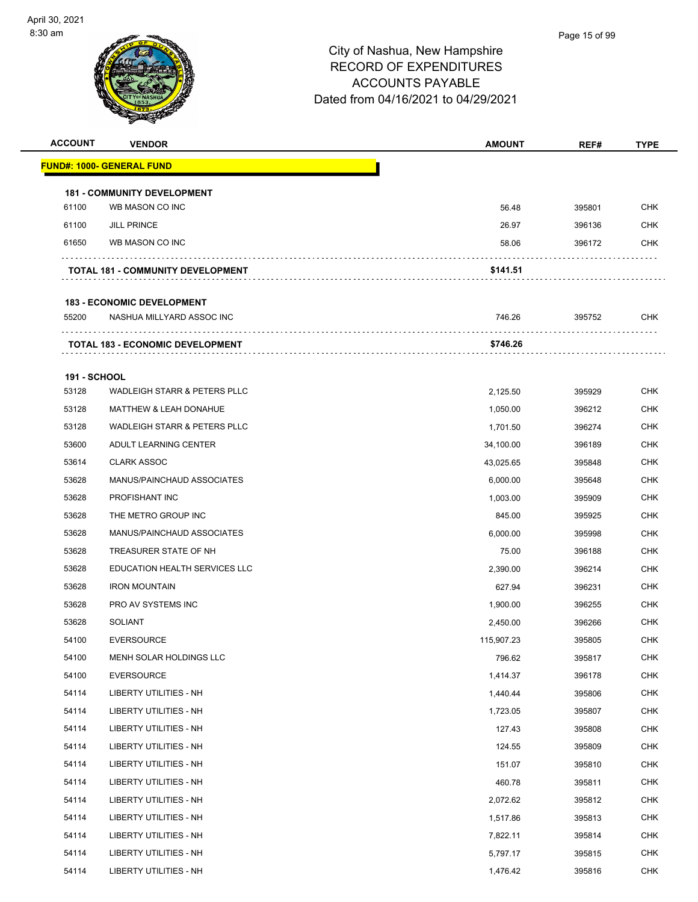April 30, 2021
8:30 am

# City of Nashua, New Hampshire
## RECORD OF EXPENDITURES
## ACCOUNTS PAYABLE
## Dated from 04/16/2021 to 04/29/2021

| ACCOUNT | VENDOR | AMOUNT | REF# | TYPE |
|---|---|---|---|---|
| **FUND#: 1000- GENERAL FUND** | | | | |
| **181 - COMMUNITY DEVELOPMENT** | | | | |
| 61100 | WB MASON CO INC | 56.48 | 395801 | CHK |
| 61100 | JILL PRINCE | 26.97 | 396136 | CHK |
| 61650 | WB MASON CO INC | 58.06 | 396172 | CHK |
| | **TOTAL 181 - COMMUNITY DEVELOPMENT** | **$141.51** | | |
| **183 - ECONOMIC DEVELOPMENT** | | | | |
| 55200 | NASHUA MILLYARD ASSOC INC | 746.26 | 395752 | CHK |
| | **TOTAL 183 - ECONOMIC DEVELOPMENT** | **$746.26** | | |
| **191 - SCHOOL** | | | | |
| 53128 | WADLEIGH STARR & PETERS PLLC | 2,125.50 | 395929 | CHK |
| 53128 | MATTHEW & LEAH DONAHUE | 1,050.00 | 396212 | CHK |
| 53128 | WADLEIGH STARR & PETERS PLLC | 1,701.50 | 396274 | CHK |
| 53600 | ADULT LEARNING CENTER | 34,100.00 | 396189 | CHK |
| 53614 | CLARK ASSOC | 43,025.65 | 395848 | CHK |
| 53628 | MANUS/PAINCHAUD ASSOCIATES | 6,000.00 | 395648 | CHK |
| 53628 | PROFISHANT INC | 1,003.00 | 395909 | CHK |
| 53628 | THE METRO GROUP INC | 845.00 | 395925 | CHK |
| 53628 | MANUS/PAINCHAUD ASSOCIATES | 6,000.00 | 395998 | CHK |
| 53628 | TREASURER STATE OF NH | 75.00 | 396188 | CHK |
| 53628 | EDUCATION HEALTH SERVICES LLC | 2,390.00 | 396214 | CHK |
| 53628 | IRON MOUNTAIN | 627.94 | 396231 | CHK |
| 53628 | PRO AV SYSTEMS INC | 1,900.00 | 396255 | CHK |
| 53628 | SOLIANT | 2,450.00 | 396266 | CHK |
| 54100 | EVERSOURCE | 115,907.23 | 395805 | CHK |
| 54100 | MENH SOLAR HOLDINGS LLC | 796.62 | 395817 | CHK |
| 54100 | EVERSOURCE | 1,414.37 | 396178 | CHK |
| 54114 | LIBERTY UTILITIES - NH | 1,440.44 | 395806 | CHK |
| 54114 | LIBERTY UTILITIES - NH | 1,723.05 | 395807 | CHK |
| 54114 | LIBERTY UTILITIES - NH | 127.43 | 395808 | CHK |
| 54114 | LIBERTY UTILITIES - NH | 124.55 | 395809 | CHK |
| 54114 | LIBERTY UTILITIES - NH | 151.07 | 395810 | CHK |
| 54114 | LIBERTY UTILITIES - NH | 460.78 | 395811 | CHK |
| 54114 | LIBERTY UTILITIES - NH | 2,072.62 | 395812 | CHK |
| 54114 | LIBERTY UTILITIES - NH | 1,517.86 | 395813 | CHK |
| 54114 | LIBERTY UTILITIES - NH | 7,822.11 | 395814 | CHK |
| 54114 | LIBERTY UTILITIES - NH | 5,797.17 | 395815 | CHK |
| 54114 | LIBERTY UTILITIES - NH | 1,476.42 | 395816 | CHK |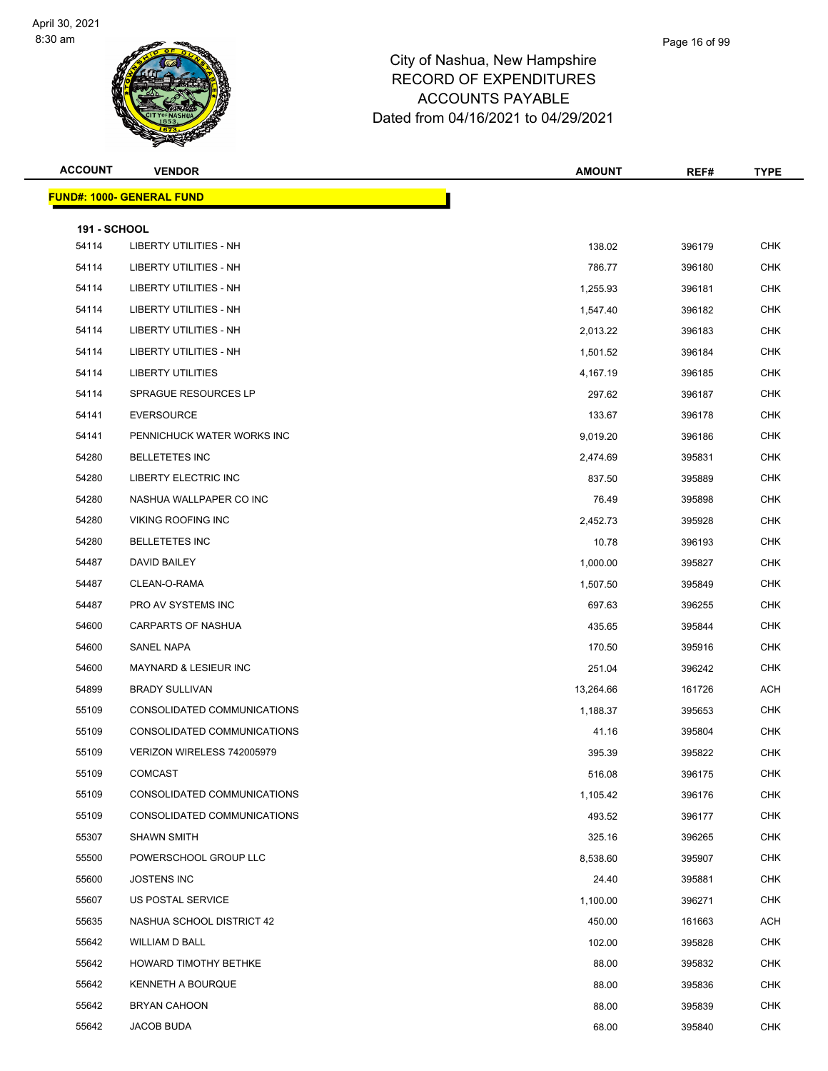City of Nashua, New Hampshire
RECORD OF EXPENDITURES
ACCOUNTS PAYABLE
Dated from 04/16/2021 to 04/29/2021

| ACCOUNT | VENDOR | AMOUNT | REF# | TYPE |
|---|---|---|---|---|

**FUND#: 1000- GENERAL FUND**

**191 - SCHOOL**

| ACCOUNT | VENDOR | AMOUNT | REF# | TYPE |
|---|---|---|---|---|
| 54114 | LIBERTY UTILITIES - NH | 138.02 | 396179 | CHK |
| 54114 | LIBERTY UTILITIES - NH | 786.77 | 396180 | CHK |
| 54114 | LIBERTY UTILITIES - NH | 1,255.93 | 396181 | CHK |
| 54114 | LIBERTY UTILITIES - NH | 1,547.40 | 396182 | CHK |
| 54114 | LIBERTY UTILITIES - NH | 2,013.22 | 396183 | CHK |
| 54114 | LIBERTY UTILITIES - NH | 1,501.52 | 396184 | CHK |
| 54114 | LIBERTY UTILITIES | 4,167.19 | 396185 | CHK |
| 54114 | SPRAGUE RESOURCES LP | 297.62 | 396187 | CHK |
| 54141 | EVERSOURCE | 133.67 | 396178 | CHK |
| 54141 | PENNICHUCK WATER WORKS INC | 9,019.20 | 396186 | CHK |
| 54280 | BELLETETES INC | 2,474.69 | 395831 | CHK |
| 54280 | LIBERTY ELECTRIC INC | 837.50 | 395889 | CHK |
| 54280 | NASHUA WALLPAPER CO INC | 76.49 | 395898 | CHK |
| 54280 | VIKING ROOFING INC | 2,452.73 | 395928 | CHK |
| 54280 | BELLETETES INC | 10.78 | 396193 | CHK |
| 54487 | DAVID BAILEY | 1,000.00 | 395827 | CHK |
| 54487 | CLEAN-O-RAMA | 1,507.50 | 395849 | CHK |
| 54487 | PRO AV SYSTEMS INC | 697.63 | 396255 | CHK |
| 54600 | CARPARTS OF NASHUA | 435.65 | 395844 | CHK |
| 54600 | SANEL NAPA | 170.50 | 395916 | CHK |
| 54600 | MAYNARD & LESIEUR INC | 251.04 | 396242 | CHK |
| 54899 | BRADY SULLIVAN | 13,264.66 | 161726 | ACH |
| 55109 | CONSOLIDATED COMMUNICATIONS | 1,188.37 | 395653 | CHK |
| 55109 | CONSOLIDATED COMMUNICATIONS | 41.16 | 395804 | CHK |
| 55109 | VERIZON WIRELESS 742005979 | 395.39 | 395822 | CHK |
| 55109 | COMCAST | 516.08 | 396175 | CHK |
| 55109 | CONSOLIDATED COMMUNICATIONS | 1,105.42 | 396176 | CHK |
| 55109 | CONSOLIDATED COMMUNICATIONS | 493.52 | 396177 | CHK |
| 55307 | SHAWN SMITH | 325.16 | 396265 | CHK |
| 55500 | POWERSCHOOL GROUP LLC | 8,538.60 | 395907 | CHK |
| 55600 | JOSTENS INC | 24.40 | 395881 | CHK |
| 55607 | US POSTAL SERVICE | 1,100.00 | 396271 | CHK |
| 55635 | NASHUA SCHOOL DISTRICT 42 | 450.00 | 161663 | ACH |
| 55642 | WILLIAM D BALL | 102.00 | 395828 | CHK |
| 55642 | HOWARD TIMOTHY BETHKE | 88.00 | 395832 | CHK |
| 55642 | KENNETH A BOURQUE | 88.00 | 395836 | CHK |
| 55642 | BRYAN CAHOON | 88.00 | 395839 | CHK |
| 55642 | JACOB BUDA | 68.00 | 395840 | CHK |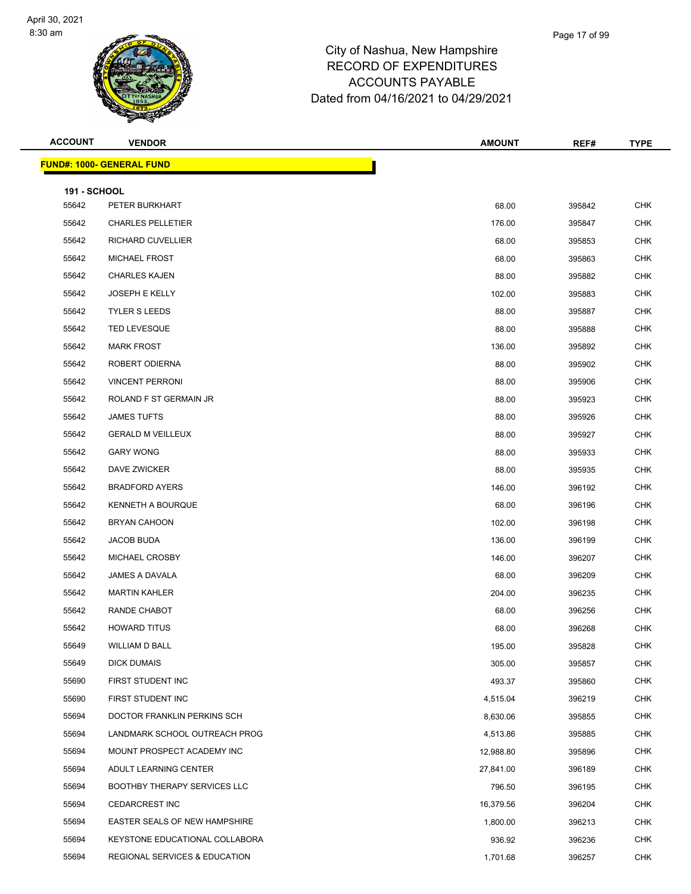# City of Nashua, New Hampshire
## RECORD OF EXPENDITURES
## ACCOUNTS PAYABLE
## Dated from 04/16/2021 to 04/29/2021

| ACCOUNT | VENDOR | AMOUNT | REF# | TYPE |
|---|---|---|---|---|
| **FUND#: 1000- GENERAL FUND** | | | | |
| **191 - SCHOOL** | | | | |
| 55642 | PETER BURKHART | 68.00 | 395842 | CHK |
| 55642 | CHARLES PELLETIER | 176.00 | 395847 | CHK |
| 55642 | RICHARD CUVELLIER | 68.00 | 395853 | CHK |
| 55642 | MICHAEL FROST | 68.00 | 395863 | CHK |
| 55642 | CHARLES KAJEN | 88.00 | 395882 | CHK |
| 55642 | JOSEPH E KELLY | 102.00 | 395883 | CHK |
| 55642 | TYLER S LEEDS | 88.00 | 395887 | CHK |
| 55642 | TED LEVESQUE | 88.00 | 395888 | CHK |
| 55642 | MARK FROST | 136.00 | 395892 | CHK |
| 55642 | ROBERT ODIERNA | 88.00 | 395902 | CHK |
| 55642 | VINCENT PERRONI | 88.00 | 395906 | CHK |
| 55642 | ROLAND F ST GERMAIN JR | 88.00 | 395923 | CHK |
| 55642 | JAMES TUFTS | 88.00 | 395926 | CHK |
| 55642 | GERALD M VEILLEUX | 88.00 | 395927 | CHK |
| 55642 | GARY WONG | 88.00 | 395933 | CHK |
| 55642 | DAVE ZWICKER | 88.00 | 395935 | CHK |
| 55642 | BRADFORD AYERS | 146.00 | 396192 | CHK |
| 55642 | KENNETH A BOURQUE | 68.00 | 396196 | CHK |
| 55642 | BRYAN CAHOON | 102.00 | 396198 | CHK |
| 55642 | JACOB BUDA | 136.00 | 396199 | CHK |
| 55642 | MICHAEL CROSBY | 146.00 | 396207 | CHK |
| 55642 | JAMES A DAVALA | 68.00 | 396209 | CHK |
| 55642 | MARTIN KAHLER | 204.00 | 396235 | CHK |
| 55642 | RANDE CHABOT | 68.00 | 396256 | CHK |
| 55642 | HOWARD TITUS | 68.00 | 396268 | CHK |
| 55649 | WILLIAM D BALL | 195.00 | 395828 | CHK |
| 55649 | DICK DUMAIS | 305.00 | 395857 | CHK |
| 55690 | FIRST STUDENT INC | 493.37 | 395860 | CHK |
| 55690 | FIRST STUDENT INC | 4,515.04 | 396219 | CHK |
| 55694 | DOCTOR FRANKLIN PERKINS SCH | 8,630.06 | 395855 | CHK |
| 55694 | LANDMARK SCHOOL OUTREACH PROG | 4,513.86 | 395885 | CHK |
| 55694 | MOUNT PROSPECT ACADEMY INC | 12,988.80 | 395896 | CHK |
| 55694 | ADULT LEARNING CENTER | 27,841.00 | 396189 | CHK |
| 55694 | BOOTHBY THERAPY SERVICES LLC | 796.50 | 396195 | CHK |
| 55694 | CEDARCREST INC | 16,379.56 | 396204 | CHK |
| 55694 | EASTER SEALS OF NEW HAMPSHIRE | 1,800.00 | 396213 | CHK |
| 55694 | KEYSTONE EDUCATIONAL COLLABORA | 936.92 | 396236 | CHK |
| 55694 | REGIONAL SERVICES & EDUCATION | 1,701.68 | 396257 | CHK |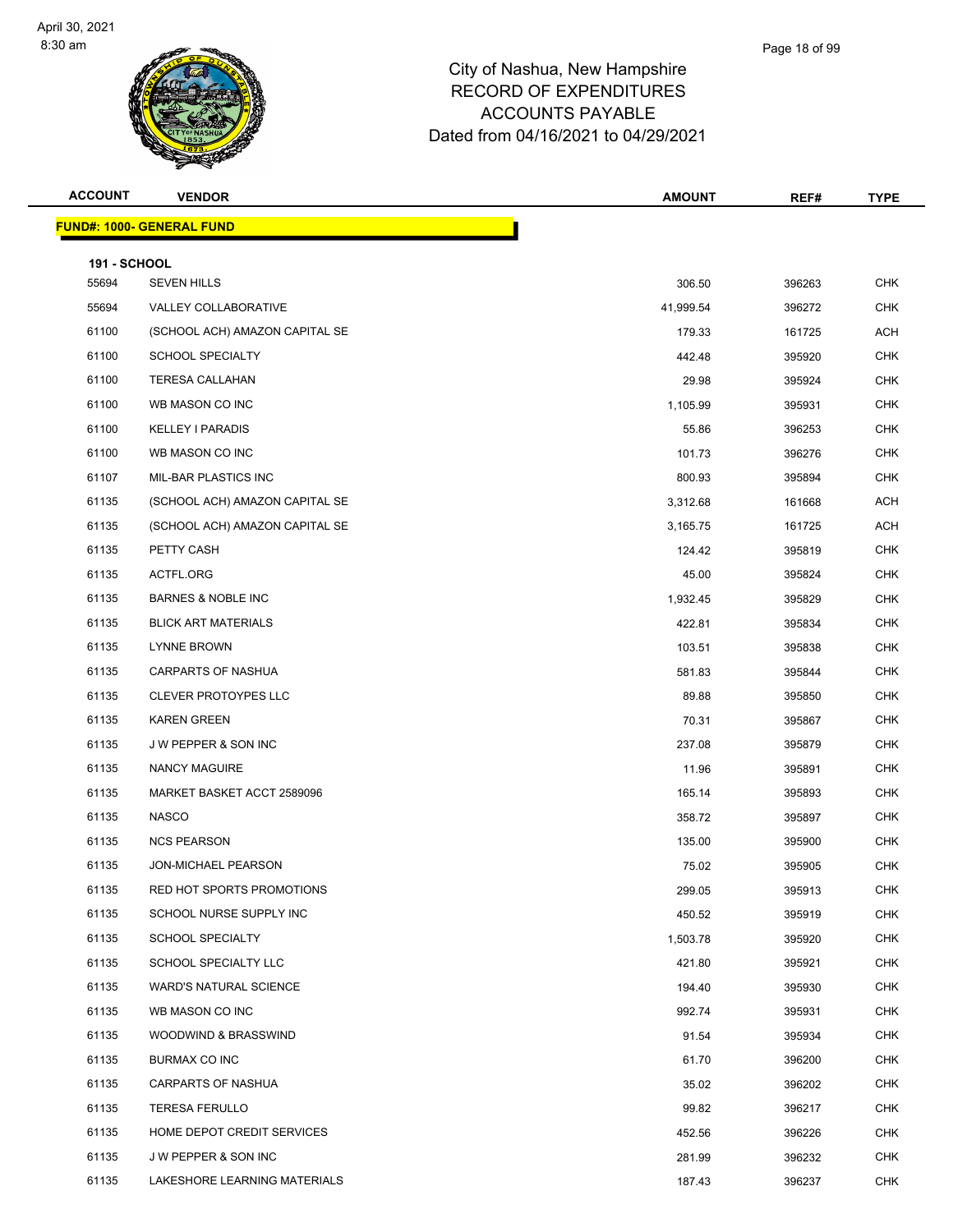# City of Nashua, New Hampshire
## RECORD OF EXPENDITURES
## ACCOUNTS PAYABLE
## Dated from 04/16/2021 to 04/29/2021

| ACCOUNT | VENDOR | AMOUNT | REF# | TYPE |
|---|---|---|---|---|

**FUND#: 1000- GENERAL FUND**

**191 - SCHOOL**

| ACCOUNT | VENDOR | AMOUNT | REF# | TYPE |
|---|---|---|---|---|
| 55694 | SEVEN HILLS | 306.50 | 396263 | CHK |
| 55694 | VALLEY COLLABORATIVE | 41,999.54 | 396272 | CHK |
| 61100 | (SCHOOL ACH) AMAZON CAPITAL SE | 179.33 | 161725 | ACH |
| 61100 | SCHOOL SPECIALTY | 442.48 | 395920 | CHK |
| 61100 | TERESA CALLAHAN | 29.98 | 395924 | CHK |
| 61100 | WB MASON CO INC | 1,105.99 | 395931 | CHK |
| 61100 | KELLEY I PARADIS | 55.86 | 396253 | CHK |
| 61100 | WB MASON CO INC | 101.73 | 396276 | CHK |
| 61107 | MIL-BAR PLASTICS INC | 800.93 | 395894 | CHK |
| 61135 | (SCHOOL ACH) AMAZON CAPITAL SE | 3,312.68 | 161668 | ACH |
| 61135 | (SCHOOL ACH) AMAZON CAPITAL SE | 3,165.75 | 161725 | ACH |
| 61135 | PETTY CASH | 124.42 | 395819 | CHK |
| 61135 | ACTFL.ORG | 45.00 | 395824 | CHK |
| 61135 | BARNES & NOBLE INC | 1,932.45 | 395829 | CHK |
| 61135 | BLICK ART MATERIALS | 422.81 | 395834 | CHK |
| 61135 | LYNNE BROWN | 103.51 | 395838 | CHK |
| 61135 | CARPARTS OF NASHUA | 581.83 | 395844 | CHK |
| 61135 | CLEVER PROTOYPES LLC | 89.88 | 395850 | CHK |
| 61135 | KAREN GREEN | 70.31 | 395867 | CHK |
| 61135 | J W PEPPER & SON INC | 237.08 | 395879 | CHK |
| 61135 | NANCY MAGUIRE | 11.96 | 395891 | CHK |
| 61135 | MARKET BASKET ACCT 2589096 | 165.14 | 395893 | CHK |
| 61135 | NASCO | 358.72 | 395897 | CHK |
| 61135 | NCS PEARSON | 135.00 | 395900 | CHK |
| 61135 | JON-MICHAEL PEARSON | 75.02 | 395905 | CHK |
| 61135 | RED HOT SPORTS PROMOTIONS | 299.05 | 395913 | CHK |
| 61135 | SCHOOL NURSE SUPPLY INC | 450.52 | 395919 | CHK |
| 61135 | SCHOOL SPECIALTY | 1,503.78 | 395920 | CHK |
| 61135 | SCHOOL SPECIALTY LLC | 421.80 | 395921 | CHK |
| 61135 | WARD'S NATURAL SCIENCE | 194.40 | 395930 | CHK |
| 61135 | WB MASON CO INC | 992.74 | 395931 | CHK |
| 61135 | WOODWIND & BRASSWIND | 91.54 | 395934 | CHK |
| 61135 | BURMAX CO INC | 61.70 | 396200 | CHK |
| 61135 | CARPARTS OF NASHUA | 35.02 | 396202 | CHK |
| 61135 | TERESA FERULLO | 99.82 | 396217 | CHK |
| 61135 | HOME DEPOT CREDIT SERVICES | 452.56 | 396226 | CHK |
| 61135 | J W PEPPER & SON INC | 281.99 | 396232 | CHK |
| 61135 | LAKESHORE LEARNING MATERIALS | 187.43 | 396237 | CHK |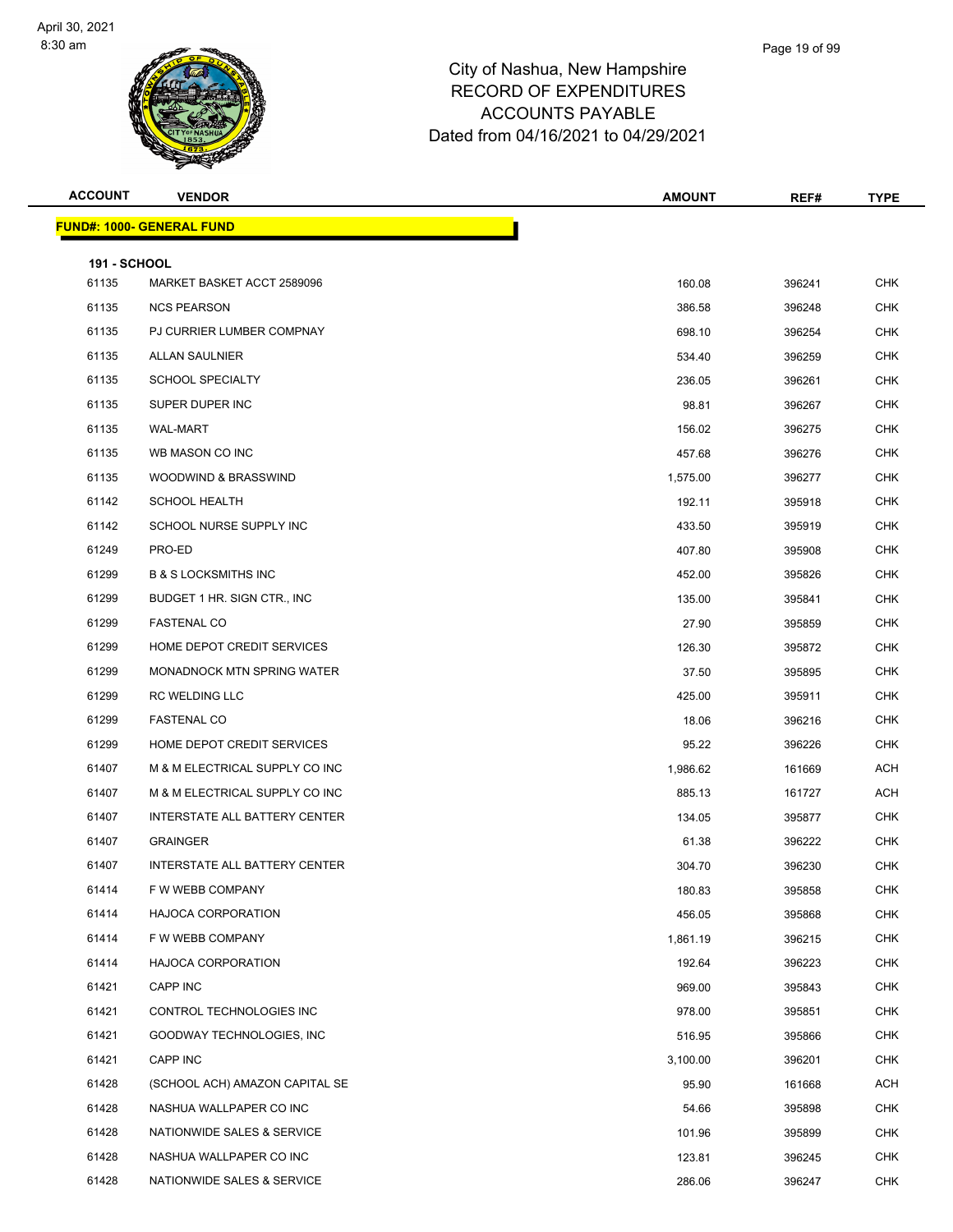# City of Nashua, New Hampshire
## RECORD OF EXPENDITURES
## ACCOUNTS PAYABLE
### Dated from 04/16/2021 to 04/29/2021

| ACCOUNT | VENDOR | AMOUNT | REF# | TYPE |
|---|---|---|---|---|
| **FUND#: 1000- GENERAL FUND** | | | | |
| **191 - SCHOOL** | | | | |
| 61135 | MARKET BASKET ACCT 2589096 | 160.08 | 396241 | CHK |
| 61135 | NCS PEARSON | 386.58 | 396248 | CHK |
| 61135 | PJ CURRIER LUMBER COMPNAY | 698.10 | 396254 | CHK |
| 61135 | ALLAN SAULNIER | 534.40 | 396259 | CHK |
| 61135 | SCHOOL SPECIALTY | 236.05 | 396261 | CHK |
| 61135 | SUPER DUPER INC | 98.81 | 396267 | CHK |
| 61135 | WAL-MART | 156.02 | 396275 | CHK |
| 61135 | WB MASON CO INC | 457.68 | 396276 | CHK |
| 61135 | WOODWIND & BRASSWIND | 1,575.00 | 396277 | CHK |
| 61142 | SCHOOL HEALTH | 192.11 | 395918 | CHK |
| 61142 | SCHOOL NURSE SUPPLY INC | 433.50 | 395919 | CHK |
| 61249 | PRO-ED | 407.80 | 395908 | CHK |
| 61299 | B & S LOCKSMITHS INC | 452.00 | 395826 | CHK |
| 61299 | BUDGET 1 HR. SIGN CTR., INC | 135.00 | 395841 | CHK |
| 61299 | FASTENAL CO | 27.90 | 395859 | CHK |
| 61299 | HOME DEPOT CREDIT SERVICES | 126.30 | 395872 | CHK |
| 61299 | MONADNOCK MTN SPRING WATER | 37.50 | 395895 | CHK |
| 61299 | RC WELDING LLC | 425.00 | 395911 | CHK |
| 61299 | FASTENAL CO | 18.06 | 396216 | CHK |
| 61299 | HOME DEPOT CREDIT SERVICES | 95.22 | 396226 | CHK |
| 61407 | M & M ELECTRICAL SUPPLY CO INC | 1,986.62 | 161669 | ACH |
| 61407 | M & M ELECTRICAL SUPPLY CO INC | 885.13 | 161727 | ACH |
| 61407 | INTERSTATE ALL BATTERY CENTER | 134.05 | 395877 | CHK |
| 61407 | GRAINGER | 61.38 | 396222 | CHK |
| 61407 | INTERSTATE ALL BATTERY CENTER | 304.70 | 396230 | CHK |
| 61414 | F W WEBB COMPANY | 180.83 | 395858 | CHK |
| 61414 | HAJOCA CORPORATION | 456.05 | 395868 | CHK |
| 61414 | F W WEBB COMPANY | 1,861.19 | 396215 | CHK |
| 61414 | HAJOCA CORPORATION | 192.64 | 396223 | CHK |
| 61421 | CAPP INC | 969.00 | 395843 | CHK |
| 61421 | CONTROL TECHNOLOGIES INC | 978.00 | 395851 | CHK |
| 61421 | GOODWAY TECHNOLOGIES, INC | 516.95 | 395866 | CHK |
| 61421 | CAPP INC | 3,100.00 | 396201 | CHK |
| 61428 | (SCHOOL ACH) AMAZON CAPITAL SE | 95.90 | 161668 | ACH |
| 61428 | NASHUA WALLPAPER CO INC | 54.66 | 395898 | CHK |
| 61428 | NATIONWIDE SALES & SERVICE | 101.96 | 395899 | CHK |
| 61428 | NASHUA WALLPAPER CO INC | 123.81 | 396245 | CHK |
| 61428 | NATIONWIDE SALES & SERVICE | 286.06 | 396247 | CHK |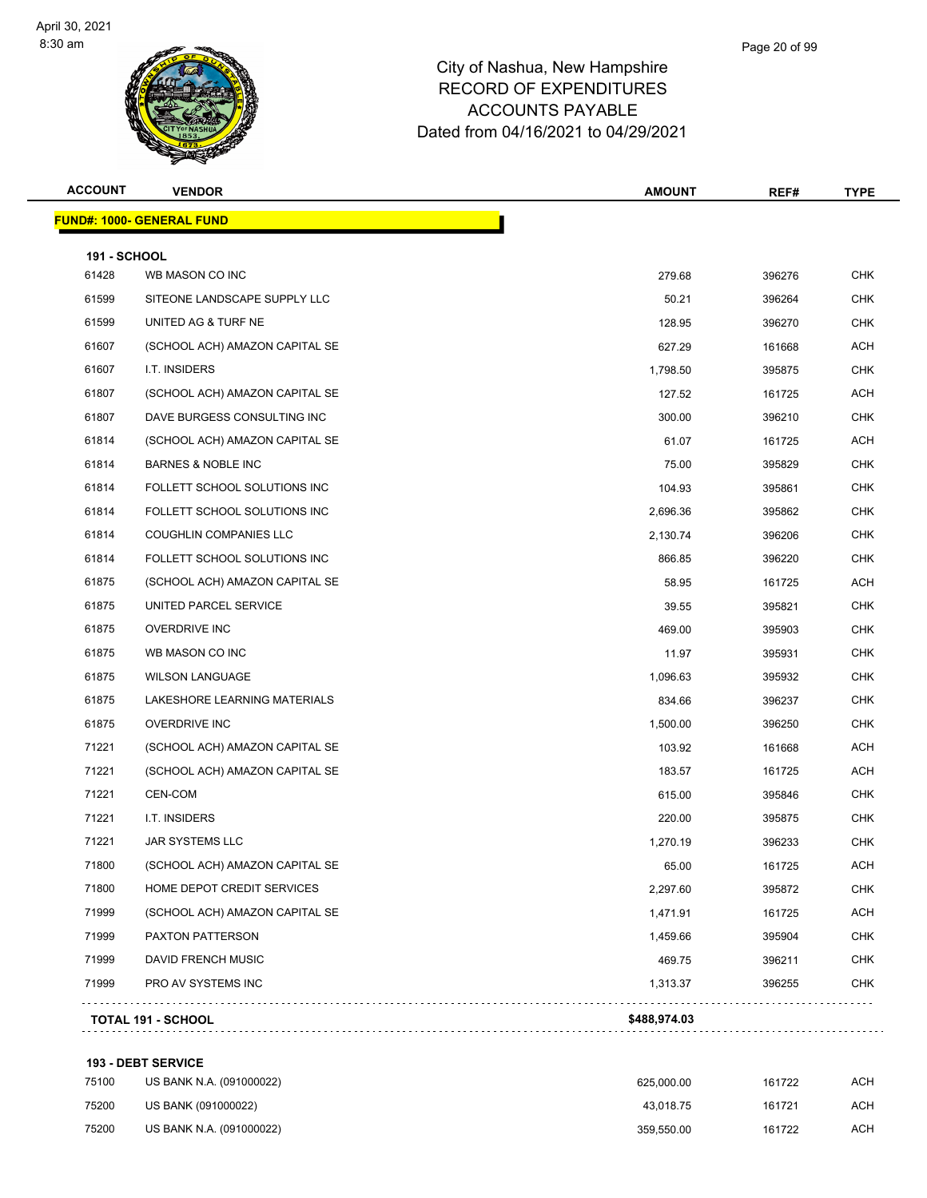# City of Nashua, New Hampshire
## RECORD OF EXPENDITURES
## ACCOUNTS PAYABLE
## Dated from 04/16/2021 to 04/29/2021

| ACCOUNT | VENDOR | AMOUNT | REF# | TYPE |
|---|---|---|---|---|
| **FUND#: 1000- GENERAL FUND** | | | | |
| **191 - SCHOOL** | | | | |
| 61428 | WB MASON CO INC | 279.68 | 396276 | CHK |
| 61599 | SITEONE LANDSCAPE SUPPLY LLC | 50.21 | 396264 | CHK |
| 61599 | UNITED AG & TURF NE | 128.95 | 396270 | CHK |
| 61607 | (SCHOOL ACH) AMAZON CAPITAL SE | 627.29 | 161668 | ACH |
| 61607 | I.T. INSIDERS | 1,798.50 | 395875 | CHK |
| 61807 | (SCHOOL ACH) AMAZON CAPITAL SE | 127.52 | 161725 | ACH |
| 61807 | DAVE BURGESS CONSULTING INC | 300.00 | 396210 | CHK |
| 61814 | (SCHOOL ACH) AMAZON CAPITAL SE | 61.07 | 161725 | ACH |
| 61814 | BARNES & NOBLE INC | 75.00 | 395829 | CHK |
| 61814 | FOLLETT SCHOOL SOLUTIONS INC | 104.93 | 395861 | CHK |
| 61814 | FOLLETT SCHOOL SOLUTIONS INC | 2,696.36 | 395862 | CHK |
| 61814 | COUGHLIN COMPANIES LLC | 2,130.74 | 396206 | CHK |
| 61814 | FOLLETT SCHOOL SOLUTIONS INC | 866.85 | 396220 | CHK |
| 61875 | (SCHOOL ACH) AMAZON CAPITAL SE | 58.95 | 161725 | ACH |
| 61875 | UNITED PARCEL SERVICE | 39.55 | 395821 | CHK |
| 61875 | OVERDRIVE INC | 469.00 | 395903 | CHK |
| 61875 | WB MASON CO INC | 11.97 | 395931 | CHK |
| 61875 | WILSON LANGUAGE | 1,096.63 | 395932 | CHK |
| 61875 | LAKESHORE LEARNING MATERIALS | 834.66 | 396237 | CHK |
| 61875 | OVERDRIVE INC | 1,500.00 | 396250 | CHK |
| 71221 | (SCHOOL ACH) AMAZON CAPITAL SE | 103.92 | 161668 | ACH |
| 71221 | (SCHOOL ACH) AMAZON CAPITAL SE | 183.57 | 161725 | ACH |
| 71221 | CEN-COM | 615.00 | 395846 | CHK |
| 71221 | I.T. INSIDERS | 220.00 | 395875 | CHK |
| 71221 | JAR SYSTEMS LLC | 1,270.19 | 396233 | CHK |
| 71800 | (SCHOOL ACH) AMAZON CAPITAL SE | 65.00 | 161725 | ACH |
| 71800 | HOME DEPOT CREDIT SERVICES | 2,297.60 | 395872 | CHK |
| 71999 | (SCHOOL ACH) AMAZON CAPITAL SE | 1,471.91 | 161725 | ACH |
| 71999 | PAXTON PATTERSON | 1,459.66 | 395904 | CHK |
| 71999 | DAVID FRENCH MUSIC | 469.75 | 396211 | CHK |
| 71999 | PRO AV SYSTEMS INC | 1,313.37 | 396255 | CHK |
| **TOTAL 191 - SCHOOL** | | **$488,974.03** | | |
| **193 - DEBT SERVICE** | | | | |
| 75100 | US BANK N.A. (091000022) | 625,000.00 | 161722 | ACH |
| 75200 | US BANK (091000022) | 43,018.75 | 161721 | ACH |
| 75200 | US BANK N.A. (091000022) | 359,550.00 | 161722 | ACH |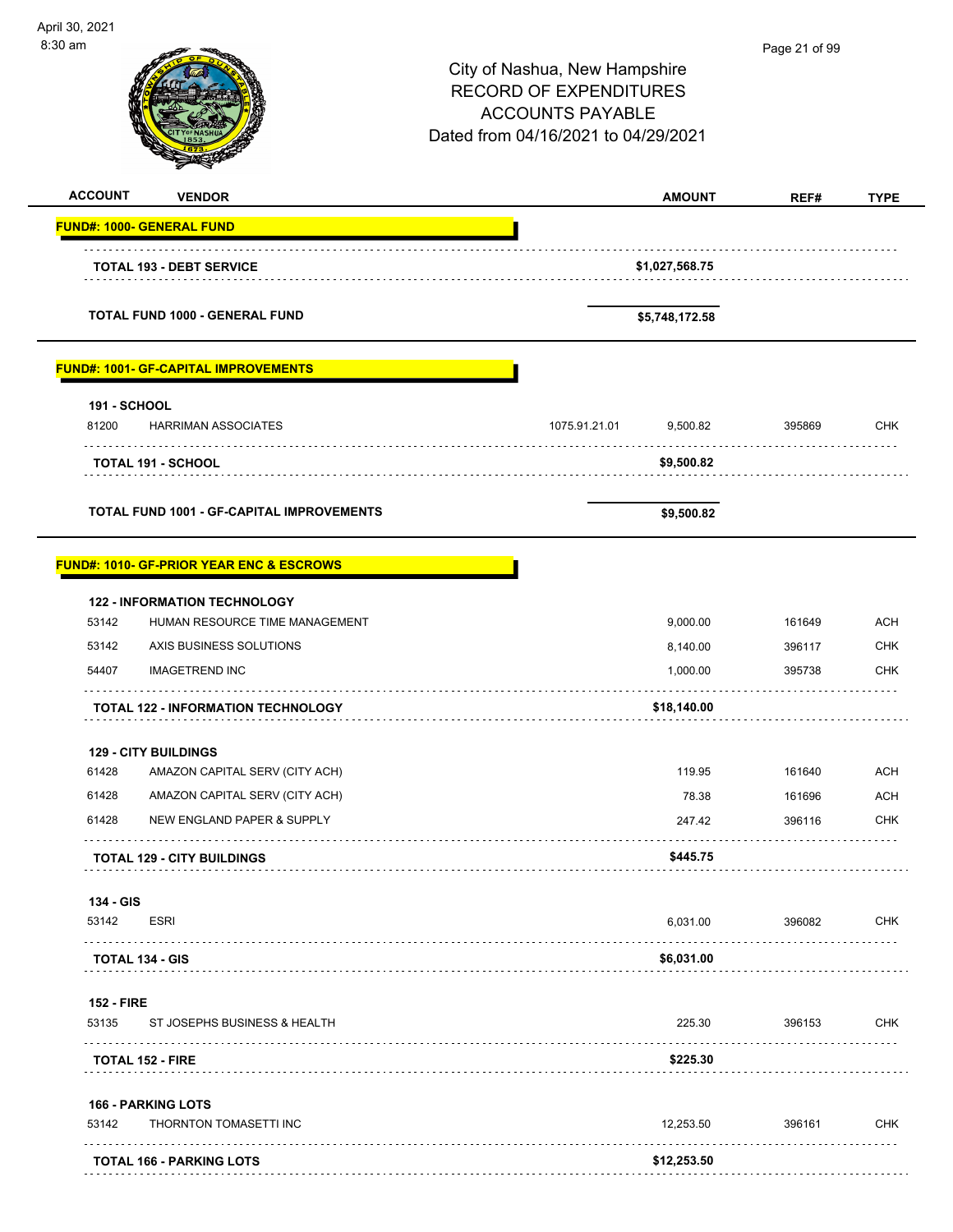City of Nashua, New Hampshire
RECORD OF EXPENDITURES
ACCOUNTS PAYABLE
Dated from 04/16/2021 to 04/29/2021

April 30, 2021
8:30 am

| ACCOUNT | VENDOR | | AMOUNT | REF# | TYPE |
|---|---|---|---|---|---|
| **FUND#: 1000- GENERAL FUND** | | | | | |
| | **TOTAL 193 - DEBT SERVICE** | | **$1,027,568.75** | | |
| | **TOTAL FUND 1000 - GENERAL FUND** | | **$5,748,172.58** | | |
| **FUND#: 1001- GF-CAPITAL IMPROVEMENTS** | | | | | |
| **191 - SCHOOL** | | | | | |
| 81200 | HARRIMAN ASSOCIATES | 1075.91.21.01 | 9,500.82 | 395869 | CHK |
| | **TOTAL 191 - SCHOOL** | | **$9,500.82** | | |
| | **TOTAL FUND 1001 - GF-CAPITAL IMPROVEMENTS** | | **$9,500.82** | | |
| **FUND#: 1010- GF-PRIOR YEAR ENC & ESCROWS** | | | | | |
| **122 - INFORMATION TECHNOLOGY** | | | | | |
| 53142 | HUMAN RESOURCE TIME MANAGEMENT | | 9,000.00 | 161649 | ACH |
| 53142 | AXIS BUSINESS SOLUTIONS | | 8,140.00 | 396117 | CHK |
| 54407 | IMAGETREND INC | | 1,000.00 | 395738 | CHK |
| | **TOTAL 122 - INFORMATION TECHNOLOGY** | | **$18,140.00** | | |
| **129 - CITY BUILDINGS** | | | | | |
| 61428 | AMAZON CAPITAL SERV (CITY ACH) | | 119.95 | 161640 | ACH |
| 61428 | AMAZON CAPITAL SERV (CITY ACH) | | 78.38 | 161696 | ACH |
| 61428 | NEW ENGLAND PAPER & SUPPLY | | 247.42 | 396116 | CHK |
| | **TOTAL 129 - CITY BUILDINGS** | | **$445.75** | | |
| **134 - GIS** | | | | | |
| 53142 | ESRI | | 6,031.00 | 396082 | CHK |
| | **TOTAL 134 - GIS** | | **$6,031.00** | | |
| **152 - FIRE** | | | | | |
| 53135 | ST JOSEPHS BUSINESS & HEALTH | | 225.30 | 396153 | CHK |
| | **TOTAL 152 - FIRE** | | **$225.30** | | |
| **166 - PARKING LOTS** | | | | | |
| 53142 | THORNTON TOMASETTI INC | | 12,253.50 | 396161 | CHK |
| | **TOTAL 166 - PARKING LOTS** | | **$12,253.50** | | |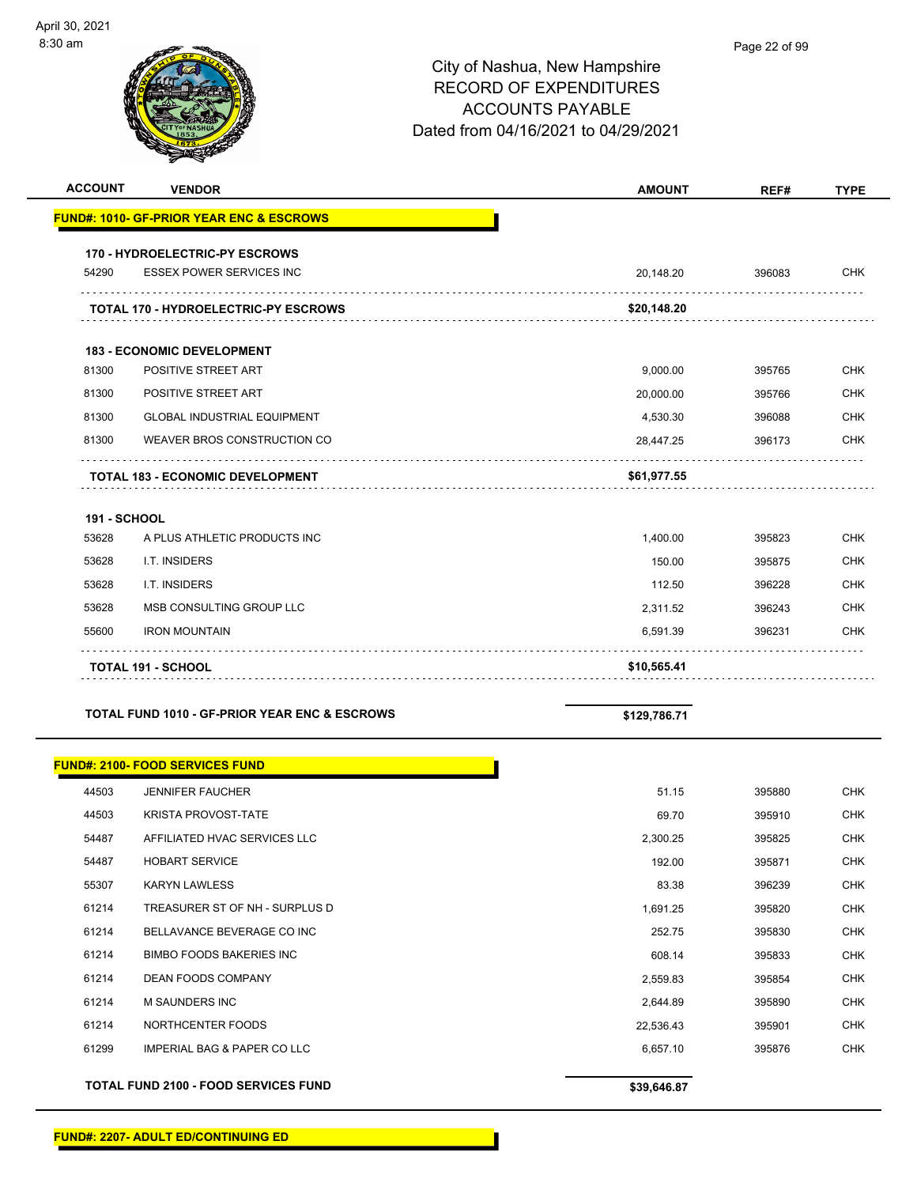City of Nashua, New Hampshire
RECORD OF EXPENDITURES
ACCOUNTS PAYABLE
Dated from 04/16/2021 to 04/29/2021

| ACCOUNT | VENDOR | AMOUNT | REF# | TYPE |
|---|---|---|---|---|
| **FUND#: 1010- GF-PRIOR YEAR ENC & ESCROWS** | | | | |
| **170 - HYDROELECTRIC-PY ESCROWS** | | | | |
| 54290 | ESSEX POWER SERVICES INC | 20,148.20 | 396083 | CHK |
| | **TOTAL 170 - HYDROELECTRIC-PY ESCROWS** | **$20,148.20** | | |
| **183 - ECONOMIC DEVELOPMENT** | | | | |
| 81300 | POSITIVE STREET ART | 9,000.00 | 395765 | CHK |
| 81300 | POSITIVE STREET ART | 20,000.00 | 395766 | CHK |
| 81300 | GLOBAL INDUSTRIAL EQUIPMENT | 4,530.30 | 396088 | CHK |
| 81300 | WEAVER BROS CONSTRUCTION CO | 28,447.25 | 396173 | CHK |
| | **TOTAL 183 - ECONOMIC DEVELOPMENT** | **$61,977.55** | | |
| **191 - SCHOOL** | | | | |
| 53628 | A PLUS ATHLETIC PRODUCTS INC | 1,400.00 | 395823 | CHK |
| 53628 | I.T. INSIDERS | 150.00 | 395875 | CHK |
| 53628 | I.T. INSIDERS | 112.50 | 396228 | CHK |
| 53628 | MSB CONSULTING GROUP LLC | 2,311.52 | 396243 | CHK |
| 55600 | IRON MOUNTAIN | 6,591.39 | 396231 | CHK |
| | **TOTAL 191 - SCHOOL** | **$10,565.41** | | |
| | **TOTAL FUND 1010 - GF-PRIOR YEAR ENC & ESCROWS** | **$129,786.71** | | |
| **FUND#: 2100- FOOD SERVICES FUND** | | | | |
| 44503 | JENNIFER FAUCHER | 51.15 | 395880 | CHK |
| 44503 | KRISTA PROVOST-TATE | 69.70 | 395910 | CHK |
| 54487 | AFFILIATED HVAC SERVICES LLC | 2,300.25 | 395825 | CHK |
| 54487 | HOBART SERVICE | 192.00 | 395871 | CHK |
| 55307 | KARYN LAWLESS | 83.38 | 396239 | CHK |
| 61214 | TREASURER ST OF NH - SURPLUS D | 1,691.25 | 395820 | CHK |
| 61214 | BELLAVANCE BEVERAGE CO INC | 252.75 | 395830 | CHK |
| 61214 | BIMBO FOODS BAKERIES INC | 608.14 | 395833 | CHK |
| 61214 | DEAN FOODS COMPANY | 2,559.83 | 395854 | CHK |
| 61214 | M SAUNDERS INC | 2,644.89 | 395890 | CHK |
| 61214 | NORTHCENTER FOODS | 22,536.43 | 395901 | CHK |
| 61299 | IMPERIAL BAG & PAPER CO LLC | 6,657.10 | 395876 | CHK |
| | **TOTAL FUND 2100 - FOOD SERVICES FUND** | **$39,646.87** | | |

**FUND#: 2207- ADULT ED/CONTINUING ED**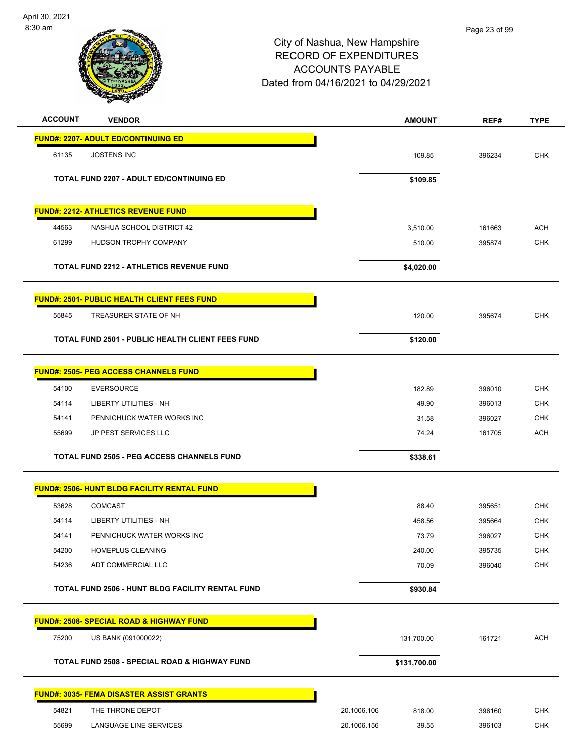City of Nashua, New Hampshire
RECORD OF EXPENDITURES
ACCOUNTS PAYABLE
Dated from 04/16/2021 to 04/29/2021

April 30, 2021
8:30 am

| ACCOUNT | VENDOR | | AMOUNT | REF# | TYPE |
|---|---|---|---|---|---|
| **FUND#: 2207- ADULT ED/CONTINUING ED** | | | | | |
| 61135 | JOSTENS INC | | 109.85 | 396234 | CHK |
| | **TOTAL FUND 2207 - ADULT ED/CONTINUING ED** | | **$109.85** | | |
| **FUND#: 2212- ATHLETICS REVENUE FUND** | | | | | |
| 44563 | NASHUA SCHOOL DISTRICT 42 | | 3,510.00 | 161663 | ACH |
| 61299 | HUDSON TROPHY COMPANY | | 510.00 | 395874 | CHK |
| | **TOTAL FUND 2212 - ATHLETICS REVENUE FUND** | | **$4,020.00** | | |
| **FUND#: 2501- PUBLIC HEALTH CLIENT FEES FUND** | | | | | |
| 55845 | TREASURER STATE OF NH | | 120.00 | 395674 | CHK |
| | **TOTAL FUND 2501 - PUBLIC HEALTH CLIENT FEES FUND** | | **$120.00** | | |
| **FUND#: 2505- PEG ACCESS CHANNELS FUND** | | | | | |
| 54100 | EVERSOURCE | | 182.89 | 396010 | CHK |
| 54114 | LIBERTY UTILITIES - NH | | 49.90 | 396013 | CHK |
| 54141 | PENNICHUCK WATER WORKS INC | | 31.58 | 396027 | CHK |
| 55699 | JP PEST SERVICES LLC | | 74.24 | 161705 | ACH |
| | **TOTAL FUND 2505 - PEG ACCESS CHANNELS FUND** | | **$338.61** | | |
| **FUND#: 2506- HUNT BLDG FACILITY RENTAL FUND** | | | | | |
| 53628 | COMCAST | | 88.40 | 395651 | CHK |
| 54114 | LIBERTY UTILITIES - NH | | 458.56 | 395664 | CHK |
| 54141 | PENNICHUCK WATER WORKS INC | | 73.79 | 396027 | CHK |
| 54200 | HOMEPLUS CLEANING | | 240.00 | 395735 | CHK |
| 54236 | ADT COMMERCIAL LLC | | 70.09 | 396040 | CHK |
| | **TOTAL FUND 2506 - HUNT BLDG FACILITY RENTAL FUND** | | **$930.84** | | |
| **FUND#: 2508- SPECIAL ROAD & HIGHWAY FUND** | | | | | |
| 75200 | US BANK (091000022) | | 131,700.00 | 161721 | ACH |
| | **TOTAL FUND 2508 - SPECIAL ROAD & HIGHWAY FUND** | | **$131,700.00** | | |
| **FUND#: 3035- FEMA DISASTER ASSIST GRANTS** | | | | | |
| 54821 | THE THRONE DEPOT | 20.1006.106 | 818.00 | 396160 | CHK |
| 55699 | LANGUAGE LINE SERVICES | 20.1006.156 | 39.55 | 396103 | CHK |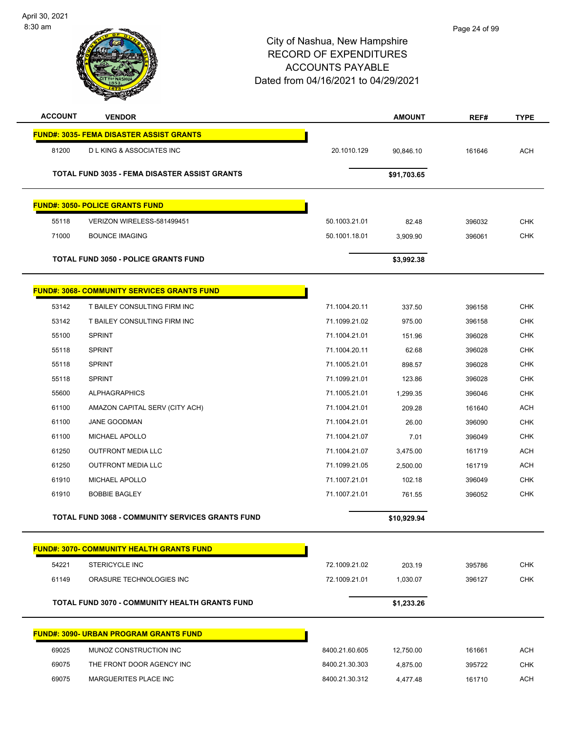City of Nashua, New Hampshire
RECORD OF EXPENDITURES
ACCOUNTS PAYABLE
Dated from 04/16/2021 to 04/29/2021

| ACCOUNT | VENDOR | | AMOUNT | REF# | TYPE |
|---|---|---|---|---|---|
| **FUND#: 3035- FEMA DISASTER ASSIST GRANTS** | | | | | |
| 81200 | D L KING & ASSOCIATES INC | 20.1010.129 | 90,846.10 | 161646 | ACH |
| | **TOTAL FUND 3035 - FEMA DISASTER ASSIST GRANTS** | | **$91,703.65** | | |
| **FUND#: 3050- POLICE GRANTS FUND** | | | | | |
| 55118 | VERIZON WIRELESS-581499451 | 50.1003.21.01 | 82.48 | 396032 | CHK |
| 71000 | BOUNCE IMAGING | 50.1001.18.01 | 3,909.90 | 396061 | CHK |
| | **TOTAL FUND 3050 - POLICE GRANTS FUND** | | **$3,992.38** | | |
| **FUND#: 3068- COMMUNITY SERVICES GRANTS FUND** | | | | | |
| 53142 | T BAILEY CONSULTING FIRM INC | 71.1004.20.11 | 337.50 | 396158 | CHK |
| 53142 | T BAILEY CONSULTING FIRM INC | 71.1099.21.02 | 975.00 | 396158 | CHK |
| 55100 | SPRINT | 71.1004.21.01 | 151.96 | 396028 | CHK |
| 55118 | SPRINT | 71.1004.20.11 | 62.68 | 396028 | CHK |
| 55118 | SPRINT | 71.1005.21.01 | 898.57 | 396028 | CHK |
| 55118 | SPRINT | 71.1099.21.01 | 123.86 | 396028 | CHK |
| 55600 | ALPHAGRAPHICS | 71.1005.21.01 | 1,299.35 | 396046 | CHK |
| 61100 | AMAZON CAPITAL SERV (CITY ACH) | 71.1004.21.01 | 209.28 | 161640 | ACH |
| 61100 | JANE GOODMAN | 71.1004.21.01 | 26.00 | 396090 | CHK |
| 61100 | MICHAEL APOLLO | 71.1004.21.07 | 7.01 | 396049 | CHK |
| 61250 | OUTFRONT MEDIA LLC | 71.1004.21.07 | 3,475.00 | 161719 | ACH |
| 61250 | OUTFRONT MEDIA LLC | 71.1099.21.05 | 2,500.00 | 161719 | ACH |
| 61910 | MICHAEL APOLLO | 71.1007.21.01 | 102.18 | 396049 | CHK |
| 61910 | BOBBIE BAGLEY | 71.1007.21.01 | 761.55 | 396052 | CHK |
| | **TOTAL FUND 3068 - COMMUNITY SERVICES GRANTS FUND** | | **$10,929.94** | | |
| **FUND#: 3070- COMMUNITY HEALTH GRANTS FUND** | | | | | |
| 54221 | STERICYCLE INC | 72.1009.21.02 | 203.19 | 395786 | CHK |
| 61149 | ORASURE TECHNOLOGIES INC | 72.1009.21.01 | 1,030.07 | 396127 | CHK |
| | **TOTAL FUND 3070 - COMMUNITY HEALTH GRANTS FUND** | | **$1,233.26** | | |
| **FUND#: 3090- URBAN PROGRAM GRANTS FUND** | | | | | |
| 69025 | MUNOZ CONSTRUCTION INC | 8400.21.60.605 | 12,750.00 | 161661 | ACH |
| 69075 | THE FRONT DOOR AGENCY INC | 8400.21.30.303 | 4,875.00 | 395722 | CHK |
| 69075 | MARGUERITES PLACE INC | 8400.21.30.312 | 4,477.48 | 161710 | ACH |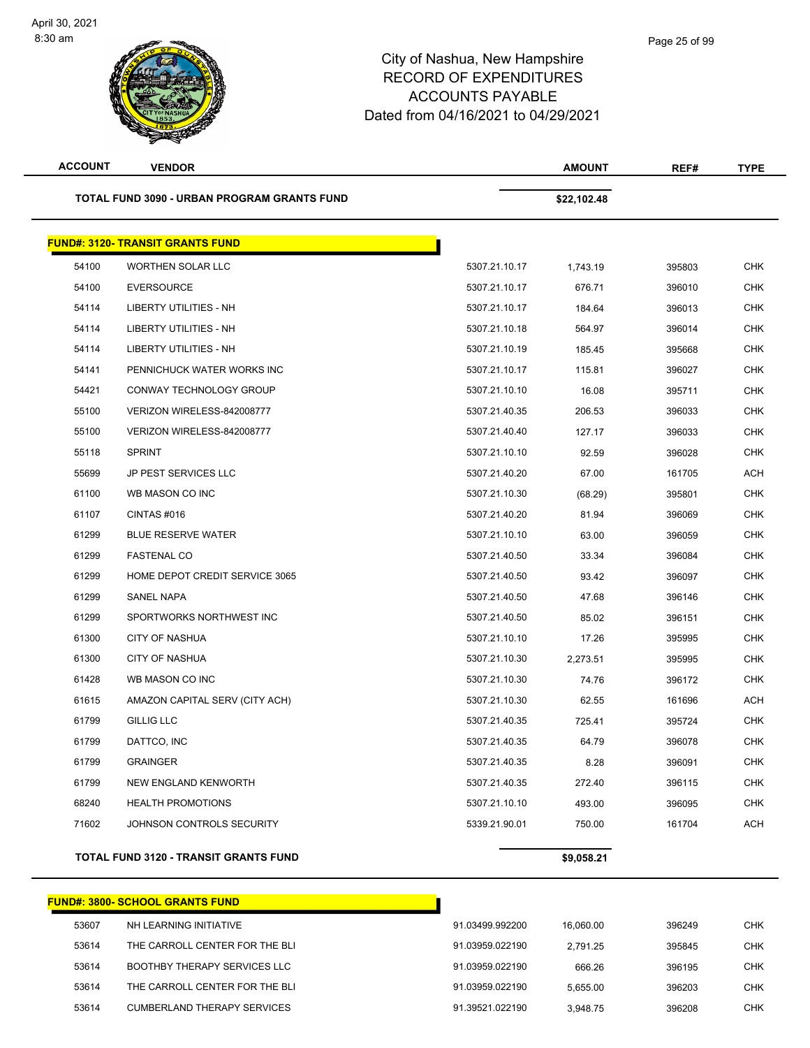# City of Nashua, New Hampshire
## RECORD OF EXPENDITURES
## ACCOUNTS PAYABLE
### Dated from 04/16/2021 to 04/29/2021

| ACCOUNT | VENDOR | | AMOUNT | REF# | TYPE |
|---|---|---|---|---|---|
| | **TOTAL FUND 3090 - URBAN PROGRAM GRANTS FUND** | | **$22,102.48** | | |

**FUND#: 3120- TRANSIT GRANTS FUND**

| ACCOUNT | VENDOR | | AMOUNT | REF# | TYPE |
|---|---|---|---|---|---|
| 54100 | WORTHEN SOLAR LLC | 5307.21.10.17 | 1,743.19 | 395803 | CHK |
| 54100 | EVERSOURCE | 5307.21.10.17 | 676.71 | 396010 | CHK |
| 54114 | LIBERTY UTILITIES - NH | 5307.21.10.17 | 184.64 | 396013 | CHK |
| 54114 | LIBERTY UTILITIES - NH | 5307.21.10.18 | 564.97 | 396014 | CHK |
| 54114 | LIBERTY UTILITIES - NH | 5307.21.10.19 | 185.45 | 395668 | CHK |
| 54141 | PENNICHUCK WATER WORKS INC | 5307.21.10.17 | 115.81 | 396027 | CHK |
| 54421 | CONWAY TECHNOLOGY GROUP | 5307.21.10.10 | 16.08 | 395711 | CHK |
| 55100 | VERIZON WIRELESS-842008777 | 5307.21.40.35 | 206.53 | 396033 | CHK |
| 55100 | VERIZON WIRELESS-842008777 | 5307.21.40.40 | 127.17 | 396033 | CHK |
| 55118 | SPRINT | 5307.21.10.10 | 92.59 | 396028 | CHK |
| 55699 | JP PEST SERVICES LLC | 5307.21.40.20 | 67.00 | 161705 | ACH |
| 61100 | WB MASON CO INC | 5307.21.10.30 | (68.29) | 395801 | CHK |
| 61107 | CINTAS #016 | 5307.21.40.20 | 81.94 | 396069 | CHK |
| 61299 | BLUE RESERVE WATER | 5307.21.10.10 | 63.00 | 396059 | CHK |
| 61299 | FASTENAL CO | 5307.21.40.50 | 33.34 | 396084 | CHK |
| 61299 | HOME DEPOT CREDIT SERVICE 3065 | 5307.21.40.50 | 93.42 | 396097 | CHK |
| 61299 | SANEL NAPA | 5307.21.40.50 | 47.68 | 396146 | CHK |
| 61299 | SPORTWORKS NORTHWEST INC | 5307.21.40.50 | 85.02 | 396151 | CHK |
| 61300 | CITY OF NASHUA | 5307.21.10.10 | 17.26 | 395995 | CHK |
| 61300 | CITY OF NASHUA | 5307.21.10.30 | 2,273.51 | 395995 | CHK |
| 61428 | WB MASON CO INC | 5307.21.10.30 | 74.76 | 396172 | CHK |
| 61615 | AMAZON CAPITAL SERV (CITY ACH) | 5307.21.10.30 | 62.55 | 161696 | ACH |
| 61799 | GILLIG LLC | 5307.21.40.35 | 725.41 | 395724 | CHK |
| 61799 | DATTCO, INC | 5307.21.40.35 | 64.79 | 396078 | CHK |
| 61799 | GRAINGER | 5307.21.40.35 | 8.28 | 396091 | CHK |
| 61799 | NEW ENGLAND KENWORTH | 5307.21.40.35 | 272.40 | 396115 | CHK |
| 68240 | HEALTH PROMOTIONS | 5307.21.10.10 | 493.00 | 396095 | CHK |
| 71602 | JOHNSON CONTROLS SECURITY | 5339.21.90.01 | 750.00 | 161704 | ACH |
| | **TOTAL FUND 3120 - TRANSIT GRANTS FUND** | | **$9,058.21** | | |

**FUND#: 3800- SCHOOL GRANTS FUND**

| ACCOUNT | VENDOR | | AMOUNT | REF# | TYPE |
|---|---|---|---|---|---|
| 53607 | NH LEARNING INITIATIVE | 91.03499.992200 | 16,060.00 | 396249 | CHK |
| 53614 | THE CARROLL CENTER FOR THE BLI | 91.03959.022190 | 2,791.25 | 395845 | CHK |
| 53614 | BOOTHBY THERAPY SERVICES LLC | 91.03959.022190 | 666.26 | 396195 | CHK |
| 53614 | THE CARROLL CENTER FOR THE BLI | 91.03959.022190 | 5,655.00 | 396203 | CHK |
| 53614 | CUMBERLAND THERAPY SERVICES | 91.39521.022190 | 3,948.75 | 396208 | CHK |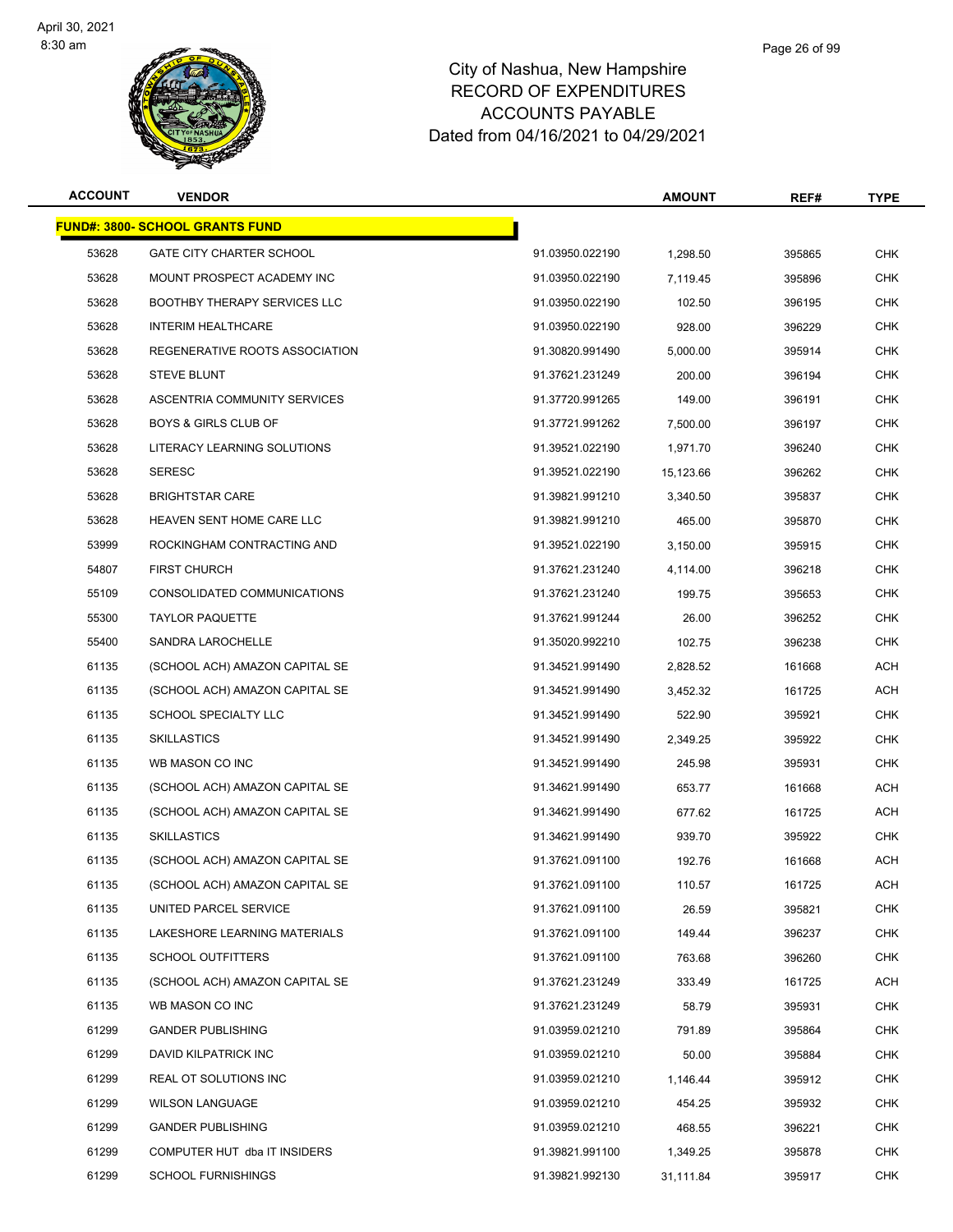# City of Nashua, New Hampshire
# RECORD OF EXPENDITURES
# ACCOUNTS PAYABLE
# Dated from 04/16/2021 to 04/29/2021

| ACCOUNT | VENDOR | | AMOUNT | REF# | TYPE |
|---|---|---|---|---|---|
| **FUND#: 3800- SCHOOL GRANTS FUND** | | | | | |
| 53628 | GATE CITY CHARTER SCHOOL | 91.03950.022190 | 1,298.50 | 395865 | CHK |
| 53628 | MOUNT PROSPECT ACADEMY INC | 91.03950.022190 | 7,119.45 | 395896 | CHK |
| 53628 | BOOTHBY THERAPY SERVICES LLC | 91.03950.022190 | 102.50 | 396195 | CHK |
| 53628 | INTERIM HEALTHCARE | 91.03950.022190 | 928.00 | 396229 | CHK |
| 53628 | REGENERATIVE ROOTS ASSOCIATION | 91.30820.991490 | 5,000.00 | 395914 | CHK |
| 53628 | STEVE BLUNT | 91.37621.231249 | 200.00 | 396194 | CHK |
| 53628 | ASCENTRIA COMMUNITY SERVICES | 91.37720.991265 | 149.00 | 396191 | CHK |
| 53628 | BOYS & GIRLS CLUB OF | 91.37721.991262 | 7,500.00 | 396197 | CHK |
| 53628 | LITERACY LEARNING SOLUTIONS | 91.39521.022190 | 1,971.70 | 396240 | CHK |
| 53628 | SERESC | 91.39521.022190 | 15,123.66 | 396262 | CHK |
| 53628 | BRIGHTSTAR CARE | 91.39821.991210 | 3,340.50 | 395837 | CHK |
| 53628 | HEAVEN SENT HOME CARE LLC | 91.39821.991210 | 465.00 | 395870 | CHK |
| 53999 | ROCKINGHAM CONTRACTING AND | 91.39521.022190 | 3,150.00 | 395915 | CHK |
| 54807 | FIRST CHURCH | 91.37621.231240 | 4,114.00 | 396218 | CHK |
| 55109 | CONSOLIDATED COMMUNICATIONS | 91.37621.231240 | 199.75 | 395653 | CHK |
| 55300 | TAYLOR PAQUETTE | 91.37621.991244 | 26.00 | 396252 | CHK |
| 55400 | SANDRA LAROCHELLE | 91.35020.992210 | 102.75 | 396238 | CHK |
| 61135 | (SCHOOL ACH) AMAZON CAPITAL SE | 91.34521.991490 | 2,828.52 | 161668 | ACH |
| 61135 | (SCHOOL ACH) AMAZON CAPITAL SE | 91.34521.991490 | 3,452.32 | 161725 | ACH |
| 61135 | SCHOOL SPECIALTY LLC | 91.34521.991490 | 522.90 | 395921 | CHK |
| 61135 | SKILLASTICS | 91.34521.991490 | 2,349.25 | 395922 | CHK |
| 61135 | WB MASON CO INC | 91.34521.991490 | 245.98 | 395931 | CHK |
| 61135 | (SCHOOL ACH) AMAZON CAPITAL SE | 91.34621.991490 | 653.77 | 161668 | ACH |
| 61135 | (SCHOOL ACH) AMAZON CAPITAL SE | 91.34621.991490 | 677.62 | 161725 | ACH |
| 61135 | SKILLASTICS | 91.34621.991490 | 939.70 | 395922 | CHK |
| 61135 | (SCHOOL ACH) AMAZON CAPITAL SE | 91.37621.091100 | 192.76 | 161668 | ACH |
| 61135 | (SCHOOL ACH) AMAZON CAPITAL SE | 91.37621.091100 | 110.57 | 161725 | ACH |
| 61135 | UNITED PARCEL SERVICE | 91.37621.091100 | 26.59 | 395821 | CHK |
| 61135 | LAKESHORE LEARNING MATERIALS | 91.37621.091100 | 149.44 | 396237 | CHK |
| 61135 | SCHOOL OUTFITTERS | 91.37621.091100 | 763.68 | 396260 | CHK |
| 61135 | (SCHOOL ACH) AMAZON CAPITAL SE | 91.37621.231249 | 333.49 | 161725 | ACH |
| 61135 | WB MASON CO INC | 91.37621.231249 | 58.79 | 395931 | CHK |
| 61299 | GANDER PUBLISHING | 91.03959.021210 | 791.89 | 395864 | CHK |
| 61299 | DAVID KILPATRICK INC | 91.03959.021210 | 50.00 | 395884 | CHK |
| 61299 | REAL OT SOLUTIONS INC | 91.03959.021210 | 1,146.44 | 395912 | CHK |
| 61299 | WILSON LANGUAGE | 91.03959.021210 | 454.25 | 395932 | CHK |
| 61299 | GANDER PUBLISHING | 91.03959.021210 | 468.55 | 396221 | CHK |
| 61299 | COMPUTER HUT dba IT INSIDERS | 91.39821.991100 | 1,349.25 | 395878 | CHK |
| 61299 | SCHOOL FURNISHINGS | 91.39821.992130 | 31,111.84 | 395917 | CHK |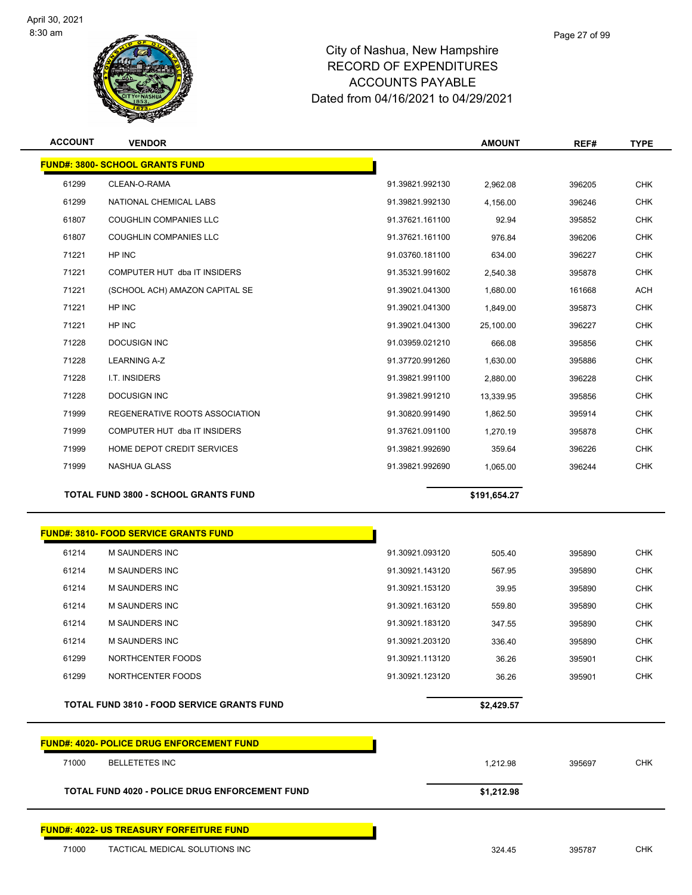# City of Nashua, New Hampshire
## RECORD OF EXPENDITURES
## ACCOUNTS PAYABLE
### Dated from 04/16/2021 to 04/29/2021

| ACCOUNT | VENDOR | | AMOUNT | REF# | TYPE |
|---|---|---|---|---|---|
| **FUND#: 3800- SCHOOL GRANTS FUND** | | | | | |
| 61299 | CLEAN-O-RAMA | 91.39821.992130 | 2,962.08 | 396205 | CHK |
| 61299 | NATIONAL CHEMICAL LABS | 91.39821.992130 | 4,156.00 | 396246 | CHK |
| 61807 | COUGHLIN COMPANIES LLC | 91.37621.161100 | 92.94 | 395852 | CHK |
| 61807 | COUGHLIN COMPANIES LLC | 91.37621.161100 | 976.84 | 396206 | CHK |
| 71221 | HP INC | 91.03760.181100 | 634.00 | 396227 | CHK |
| 71221 | COMPUTER HUT dba IT INSIDERS | 91.35321.991602 | 2,540.38 | 395878 | CHK |
| 71221 | (SCHOOL ACH) AMAZON CAPITAL SE | 91.39021.041300 | 1,680.00 | 161668 | ACH |
| 71221 | HP INC | 91.39021.041300 | 1,849.00 | 395873 | CHK |
| 71221 | HP INC | 91.39021.041300 | 25,100.00 | 396227 | CHK |
| 71228 | DOCUSIGN INC | 91.03959.021210 | 666.08 | 395856 | CHK |
| 71228 | LEARNING A-Z | 91.37720.991260 | 1,630.00 | 395886 | CHK |
| 71228 | I.T. INSIDERS | 91.39821.991100 | 2,880.00 | 396228 | CHK |
| 71228 | DOCUSIGN INC | 91.39821.991210 | 13,339.95 | 395856 | CHK |
| 71999 | REGENERATIVE ROOTS ASSOCIATION | 91.30820.991490 | 1,862.50 | 395914 | CHK |
| 71999 | COMPUTER HUT dba IT INSIDERS | 91.37621.091100 | 1,270.19 | 395878 | CHK |
| 71999 | HOME DEPOT CREDIT SERVICES | 91.39821.992690 | 359.64 | 396226 | CHK |
| 71999 | NASHUA GLASS | 91.39821.992690 | 1,065.00 | 396244 | CHK |
| | **TOTAL FUND 3800 - SCHOOL GRANTS FUND** | | **$191,654.27** | | |

| ACCOUNT | VENDOR | | AMOUNT | REF# | TYPE |
|---|---|---|---|---|---|
| **FUND#: 3810- FOOD SERVICE GRANTS FUND** | | | | | |
| 61214 | M SAUNDERS INC | 91.30921.093120 | 505.40 | 395890 | CHK |
| 61214 | M SAUNDERS INC | 91.30921.143120 | 567.95 | 395890 | CHK |
| 61214 | M SAUNDERS INC | 91.30921.153120 | 39.95 | 395890 | CHK |
| 61214 | M SAUNDERS INC | 91.30921.163120 | 559.80 | 395890 | CHK |
| 61214 | M SAUNDERS INC | 91.30921.183120 | 347.55 | 395890 | CHK |
| 61214 | M SAUNDERS INC | 91.30921.203120 | 336.40 | 395890 | CHK |
| 61299 | NORTHCENTER FOODS | 91.30921.113120 | 36.26 | 395901 | CHK |
| 61299 | NORTHCENTER FOODS | 91.30921.123120 | 36.26 | 395901 | CHK |
| | **TOTAL FUND 3810 - FOOD SERVICE GRANTS FUND** | | **$2,429.57** | | |

| ACCOUNT | VENDOR | AMOUNT | REF# | TYPE |
|---|---|---|---|---|
| **FUND#: 4020- POLICE DRUG ENFORCEMENT FUND** | | | | |
| 71000 | BELLETETES INC | 1,212.98 | 395697 | CHK |
| | **TOTAL FUND 4020 - POLICE DRUG ENFORCEMENT FUND** | **$1,212.98** | | |

| ACCOUNT | VENDOR | AMOUNT | REF# | TYPE |
|---|---|---|---|---|
| **FUND#: 4022- US TREASURY FORFEITURE FUND** | | | | |
| 71000 | TACTICAL MEDICAL SOLUTIONS INC | 324.45 | 395787 | CHK |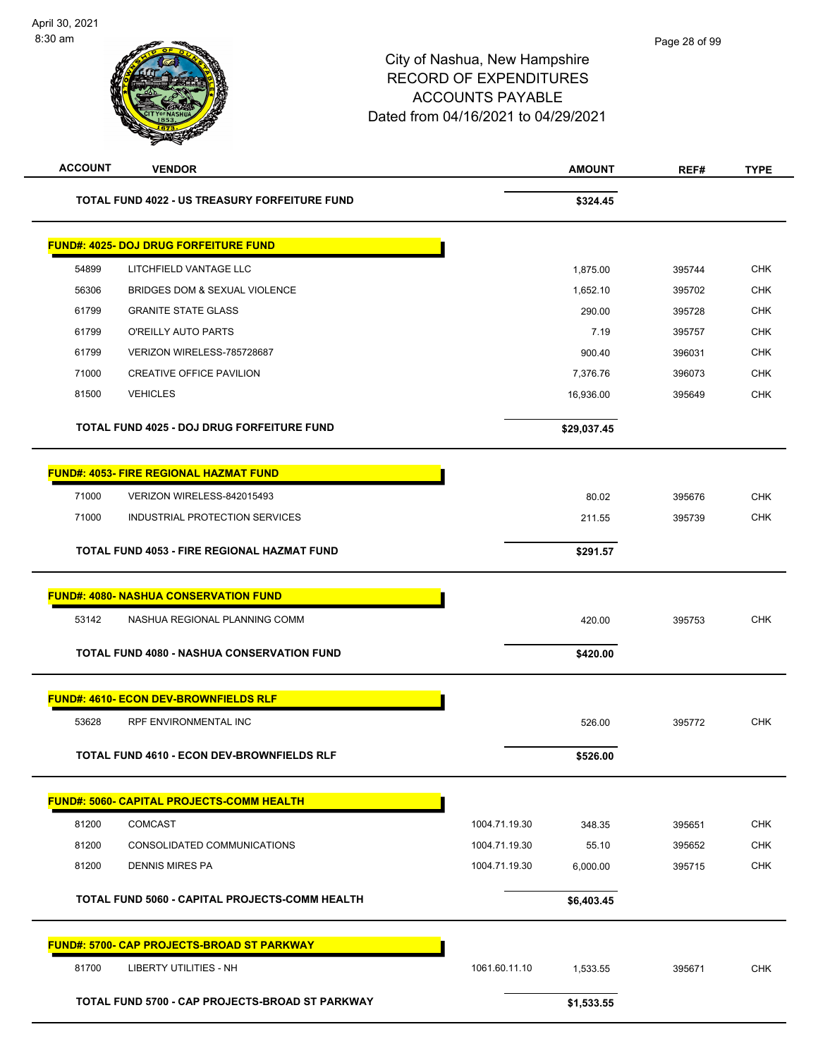City of Nashua, New Hampshire
RECORD OF EXPENDITURES
ACCOUNTS PAYABLE
Dated from 04/16/2021 to 04/29/2021

| ACCOUNT | VENDOR | | AMOUNT | REF# | TYPE |
|---|---|---|---|---|---|
| | **TOTAL FUND 4022 - US TREASURY FORFEITURE FUND** | | **$324.45** | | |
| **FUND#: 4025- DOJ DRUG FORFEITURE FUND** | | | | | |
| 54899 | LITCHFIELD VANTAGE LLC | | 1,875.00 | 395744 | CHK |
| 56306 | BRIDGES DOM & SEXUAL VIOLENCE | | 1,652.10 | 395702 | CHK |
| 61799 | GRANITE STATE GLASS | | 290.00 | 395728 | CHK |
| 61799 | O'REILLY AUTO PARTS | | 7.19 | 395757 | CHK |
| 61799 | VERIZON WIRELESS-785728687 | | 900.40 | 396031 | CHK |
| 71000 | CREATIVE OFFICE PAVILION | | 7,376.76 | 396073 | CHK |
| 81500 | VEHICLES | | 16,936.00 | 395649 | CHK |
| | **TOTAL FUND 4025 - DOJ DRUG FORFEITURE FUND** | | **$29,037.45** | | |
| **FUND#: 4053- FIRE REGIONAL HAZMAT FUND** | | | | | |
| 71000 | VERIZON WIRELESS-842015493 | | 80.02 | 395676 | CHK |
| 71000 | INDUSTRIAL PROTECTION SERVICES | | 211.55 | 395739 | CHK |
| | **TOTAL FUND 4053 - FIRE REGIONAL HAZMAT FUND** | | **$291.57** | | |
| **FUND#: 4080- NASHUA CONSERVATION FUND** | | | | | |
| 53142 | NASHUA REGIONAL PLANNING COMM | | 420.00 | 395753 | CHK |
| | **TOTAL FUND 4080 - NASHUA CONSERVATION FUND** | | **$420.00** | | |
| **FUND#: 4610- ECON DEV-BROWNFIELDS RLF** | | | | | |
| 53628 | RPF ENVIRONMENTAL INC | | 526.00 | 395772 | CHK |
| | **TOTAL FUND 4610 - ECON DEV-BROWNFIELDS RLF** | | **$526.00** | | |
| **FUND#: 5060- CAPITAL PROJECTS-COMM HEALTH** | | | | | |
| 81200 | COMCAST | 1004.71.19.30 | 348.35 | 395651 | CHK |
| 81200 | CONSOLIDATED COMMUNICATIONS | 1004.71.19.30 | 55.10 | 395652 | CHK |
| 81200 | DENNIS MIRES PA | 1004.71.19.30 | 6,000.00 | 395715 | CHK |
| | **TOTAL FUND 5060 - CAPITAL PROJECTS-COMM HEALTH** | | **$6,403.45** | | |
| **FUND#: 5700- CAP PROJECTS-BROAD ST PARKWAY** | | | | | |
| 81700 | LIBERTY UTILITIES - NH | 1061.60.11.10 | 1,533.55 | 395671 | CHK |
| | **TOTAL FUND 5700 - CAP PROJECTS-BROAD ST PARKWAY** | | **$1,533.55** | | |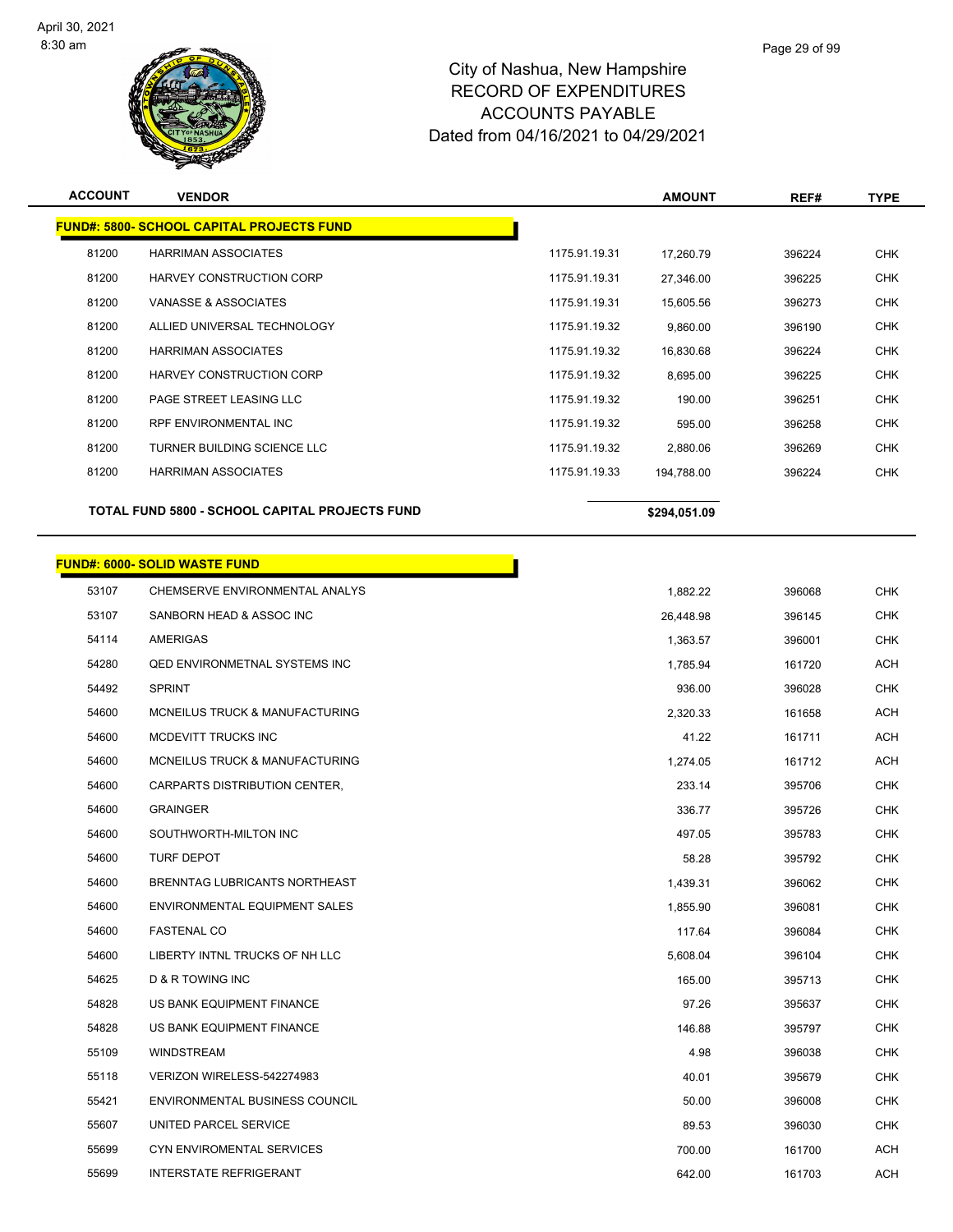# City of Nashua, New Hampshire
# RECORD OF EXPENDITURES
# ACCOUNTS PAYABLE
# Dated from 04/16/2021 to 04/29/2021

| ACCOUNT | VENDOR | | AMOUNT | REF# | TYPE |
|---|---|---|---|---|---|
| **FUND#: 5800- SCHOOL CAPITAL PROJECTS FUND** | | | | | |
| 81200 | HARRIMAN ASSOCIATES | 1175.91.19.31 | 17,260.79 | 396224 | CHK |
| 81200 | HARVEY CONSTRUCTION CORP | 1175.91.19.31 | 27,346.00 | 396225 | CHK |
| 81200 | VANASSE & ASSOCIATES | 1175.91.19.31 | 15,605.56 | 396273 | CHK |
| 81200 | ALLIED UNIVERSAL TECHNOLOGY | 1175.91.19.32 | 9,860.00 | 396190 | CHK |
| 81200 | HARRIMAN ASSOCIATES | 1175.91.19.32 | 16,830.68 | 396224 | CHK |
| 81200 | HARVEY CONSTRUCTION CORP | 1175.91.19.32 | 8,695.00 | 396225 | CHK |
| 81200 | PAGE STREET LEASING LLC | 1175.91.19.32 | 190.00 | 396251 | CHK |
| 81200 | RPF ENVIRONMENTAL INC | 1175.91.19.32 | 595.00 | 396258 | CHK |
| 81200 | TURNER BUILDING SCIENCE LLC | 1175.91.19.32 | 2,880.06 | 396269 | CHK |
| 81200 | HARRIMAN ASSOCIATES | 1175.91.19.33 | 194,788.00 | 396224 | CHK |
| | **TOTAL FUND 5800 - SCHOOL CAPITAL PROJECTS FUND** | | **$294,051.09** | | |

| ACCOUNT | VENDOR | AMOUNT | REF# | TYPE |
|---|---|---|---|---|
| **FUND#: 6000- SOLID WASTE FUND** | | | | |
| 53107 | CHEMSERVE ENVIRONMENTAL ANALYS | 1,882.22 | 396068 | CHK |
| 53107 | SANBORN HEAD & ASSOC INC | 26,448.98 | 396145 | CHK |
| 54114 | AMERIGAS | 1,363.57 | 396001 | CHK |
| 54280 | QED ENVIRONMETNAL SYSTEMS INC | 1,785.94 | 161720 | ACH |
| 54492 | SPRINT | 936.00 | 396028 | CHK |
| 54600 | MCNEILUS TRUCK & MANUFACTURING | 2,320.33 | 161658 | ACH |
| 54600 | MCDEVITT TRUCKS INC | 41.22 | 161711 | ACH |
| 54600 | MCNEILUS TRUCK & MANUFACTURING | 1,274.05 | 161712 | ACH |
| 54600 | CARPARTS DISTRIBUTION CENTER, | 233.14 | 395706 | CHK |
| 54600 | GRAINGER | 336.77 | 395726 | CHK |
| 54600 | SOUTHWORTH-MILTON INC | 497.05 | 395783 | CHK |
| 54600 | TURF DEPOT | 58.28 | 395792 | CHK |
| 54600 | BRENNTAG LUBRICANTS NORTHEAST | 1,439.31 | 396062 | CHK |
| 54600 | ENVIRONMENTAL EQUIPMENT SALES | 1,855.90 | 396081 | CHK |
| 54600 | FASTENAL CO | 117.64 | 396084 | CHK |
| 54600 | LIBERTY INTNL TRUCKS OF NH LLC | 5,608.04 | 396104 | CHK |
| 54625 | D & R TOWING INC | 165.00 | 395713 | CHK |
| 54828 | US BANK EQUIPMENT FINANCE | 97.26 | 395637 | CHK |
| 54828 | US BANK EQUIPMENT FINANCE | 146.88 | 395797 | CHK |
| 55109 | WINDSTREAM | 4.98 | 396038 | CHK |
| 55118 | VERIZON WIRELESS-542274983 | 40.01 | 395679 | CHK |
| 55421 | ENVIRONMENTAL BUSINESS COUNCIL | 50.00 | 396008 | CHK |
| 55607 | UNITED PARCEL SERVICE | 89.53 | 396030 | CHK |
| 55699 | CYN ENVIROMENTAL SERVICES | 700.00 | 161700 | ACH |
| 55699 | INTERSTATE REFRIGERANT | 642.00 | 161703 | ACH |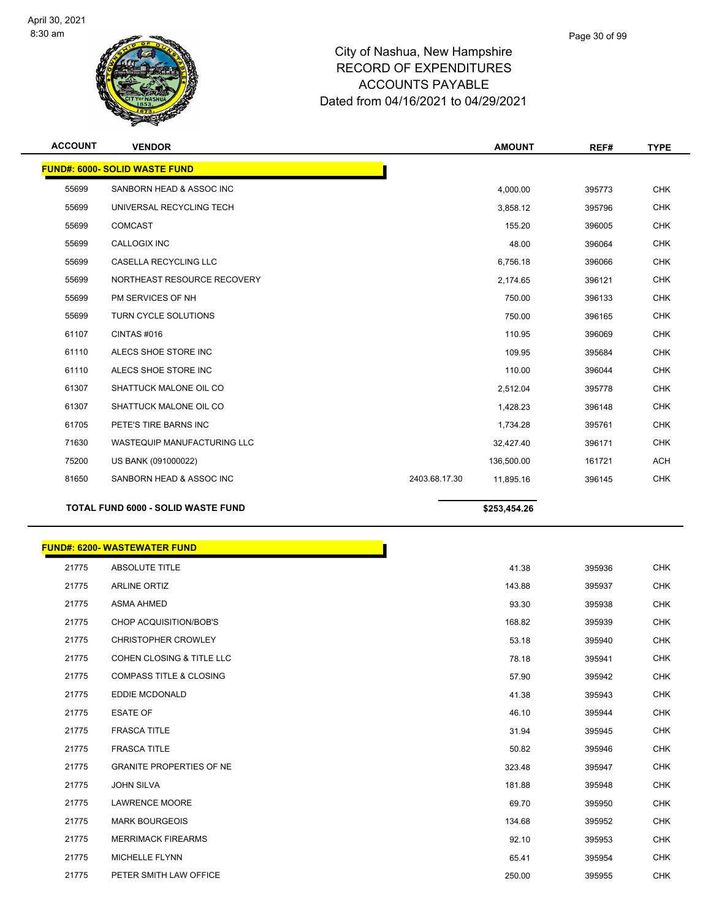City of Nashua, New Hampshire
RECORD OF EXPENDITURES
ACCOUNTS PAYABLE
Dated from 04/16/2021 to 04/29/2021

| ACCOUNT | VENDOR | | AMOUNT | REF# | TYPE |
|---|---|---|---|---|---|
| **FUND#: 6000- SOLID WASTE FUND** | | | | | |
| 55699 | SANBORN HEAD & ASSOC INC | | 4,000.00 | 395773 | CHK |
| 55699 | UNIVERSAL RECYCLING TECH | | 3,858.12 | 395796 | CHK |
| 55699 | COMCAST | | 155.20 | 396005 | CHK |
| 55699 | CALLOGIX INC | | 48.00 | 396064 | CHK |
| 55699 | CASELLA RECYCLING LLC | | 6,756.18 | 396066 | CHK |
| 55699 | NORTHEAST RESOURCE RECOVERY | | 2,174.65 | 396121 | CHK |
| 55699 | PM SERVICES OF NH | | 750.00 | 396133 | CHK |
| 55699 | TURN CYCLE SOLUTIONS | | 750.00 | 396165 | CHK |
| 61107 | CINTAS #016 | | 110.95 | 396069 | CHK |
| 61110 | ALECS SHOE STORE INC | | 109.95 | 395684 | CHK |
| 61110 | ALECS SHOE STORE INC | | 110.00 | 396044 | CHK |
| 61307 | SHATTUCK MALONE OIL CO | | 2,512.04 | 395778 | CHK |
| 61307 | SHATTUCK MALONE OIL CO | | 1,428.23 | 396148 | CHK |
| 61705 | PETE'S TIRE BARNS INC | | 1,734.28 | 395761 | CHK |
| 71630 | WASTEQUIP MANUFACTURING LLC | | 32,427.40 | 396171 | CHK |
| 75200 | US BANK (091000022) | | 136,500.00 | 161721 | ACH |
| 81650 | SANBORN HEAD & ASSOC INC | 2403.68.17.30 | 11,895.16 | 396145 | CHK |
| **TOTAL FUND 6000 - SOLID WASTE FUND** | | | **$253,454.26** | | |

| ACCOUNT | VENDOR | AMOUNT | REF# | TYPE |
|---|---|---|---|---|
| **FUND#: 6200- WASTEWATER FUND** | | | | |
| 21775 | ABSOLUTE TITLE | 41.38 | 395936 | CHK |
| 21775 | ARLINE ORTIZ | 143.88 | 395937 | CHK |
| 21775 | ASMA AHMED | 93.30 | 395938 | CHK |
| 21775 | CHOP ACQUISITION/BOB'S | 168.82 | 395939 | CHK |
| 21775 | CHRISTOPHER CROWLEY | 53.18 | 395940 | CHK |
| 21775 | COHEN CLOSING & TITLE LLC | 78.18 | 395941 | CHK |
| 21775 | COMPASS TITLE & CLOSING | 57.90 | 395942 | CHK |
| 21775 | EDDIE MCDONALD | 41.38 | 395943 | CHK |
| 21775 | ESATE OF | 46.10 | 395944 | CHK |
| 21775 | FRASCA TITLE | 31.94 | 395945 | CHK |
| 21775 | FRASCA TITLE | 50.82 | 395946 | CHK |
| 21775 | GRANITE PROPERTIES OF NE | 323.48 | 395947 | CHK |
| 21775 | JOHN SILVA | 181.88 | 395948 | CHK |
| 21775 | LAWRENCE MOORE | 69.70 | 395950 | CHK |
| 21775 | MARK BOURGEOIS | 134.68 | 395952 | CHK |
| 21775 | MERRIMACK FIREARMS | 92.10 | 395953 | CHK |
| 21775 | MICHELLE FLYNN | 65.41 | 395954 | CHK |
| 21775 | PETER SMITH LAW OFFICE | 250.00 | 395955 | CHK |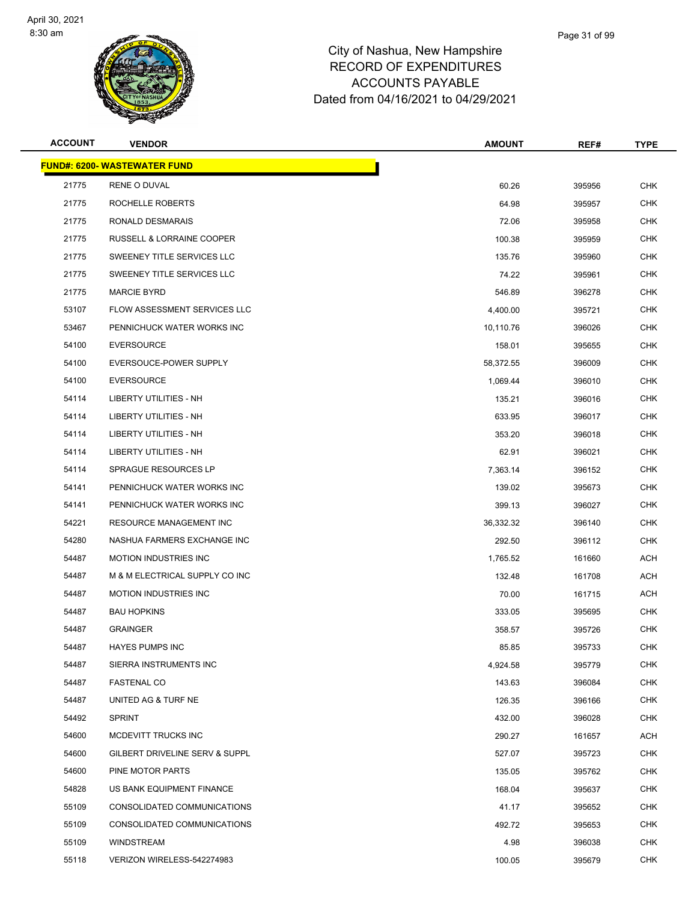# City of Nashua, New Hampshire
# RECORD OF EXPENDITURES
# ACCOUNTS PAYABLE
# Dated from 04/16/2021 to 04/29/2021

| ACCOUNT | VENDOR | AMOUNT | REF# | TYPE |
|---|---|---|---|---|
| **FUND#: 6200- WASTEWATER FUND** | | | | |
| 21775 | RENE O DUVAL | 60.26 | 395956 | CHK |
| 21775 | ROCHELLE ROBERTS | 64.98 | 395957 | CHK |
| 21775 | RONALD DESMARAIS | 72.06 | 395958 | CHK |
| 21775 | RUSSELL & LORRAINE COOPER | 100.38 | 395959 | CHK |
| 21775 | SWEENEY TITLE SERVICES LLC | 135.76 | 395960 | CHK |
| 21775 | SWEENEY TITLE SERVICES LLC | 74.22 | 395961 | CHK |
| 21775 | MARCIE BYRD | 546.89 | 396278 | CHK |
| 53107 | FLOW ASSESSMENT SERVICES LLC | 4,400.00 | 395721 | CHK |
| 53467 | PENNICHUCK WATER WORKS INC | 10,110.76 | 396026 | CHK |
| 54100 | EVERSOURCE | 158.01 | 395655 | CHK |
| 54100 | EVERSOUCE-POWER SUPPLY | 58,372.55 | 396009 | CHK |
| 54100 | EVERSOURCE | 1,069.44 | 396010 | CHK |
| 54114 | LIBERTY UTILITIES - NH | 135.21 | 396016 | CHK |
| 54114 | LIBERTY UTILITIES - NH | 633.95 | 396017 | CHK |
| 54114 | LIBERTY UTILITIES - NH | 353.20 | 396018 | CHK |
| 54114 | LIBERTY UTILITIES - NH | 62.91 | 396021 | CHK |
| 54114 | SPRAGUE RESOURCES LP | 7,363.14 | 396152 | CHK |
| 54141 | PENNICHUCK WATER WORKS INC | 139.02 | 395673 | CHK |
| 54141 | PENNICHUCK WATER WORKS INC | 399.13 | 396027 | CHK |
| 54221 | RESOURCE MANAGEMENT INC | 36,332.32 | 396140 | CHK |
| 54280 | NASHUA FARMERS EXCHANGE INC | 292.50 | 396112 | CHK |
| 54487 | MOTION INDUSTRIES INC | 1,765.52 | 161660 | ACH |
| 54487 | M & M ELECTRICAL SUPPLY CO INC | 132.48 | 161708 | ACH |
| 54487 | MOTION INDUSTRIES INC | 70.00 | 161715 | ACH |
| 54487 | BAU HOPKINS | 333.05 | 395695 | CHK |
| 54487 | GRAINGER | 358.57 | 395726 | CHK |
| 54487 | HAYES PUMPS INC | 85.85 | 395733 | CHK |
| 54487 | SIERRA INSTRUMENTS INC | 4,924.58 | 395779 | CHK |
| 54487 | FASTENAL CO | 143.63 | 396084 | CHK |
| 54487 | UNITED AG & TURF NE | 126.35 | 396166 | CHK |
| 54492 | SPRINT | 432.00 | 396028 | CHK |
| 54600 | MCDEVITT TRUCKS INC | 290.27 | 161657 | ACH |
| 54600 | GILBERT DRIVELINE SERV & SUPPL | 527.07 | 395723 | CHK |
| 54600 | PINE MOTOR PARTS | 135.05 | 395762 | CHK |
| 54828 | US BANK EQUIPMENT FINANCE | 168.04 | 395637 | CHK |
| 55109 | CONSOLIDATED COMMUNICATIONS | 41.17 | 395652 | CHK |
| 55109 | CONSOLIDATED COMMUNICATIONS | 492.72 | 395653 | CHK |
| 55109 | WINDSTREAM | 4.98 | 396038 | CHK |
| 55118 | VERIZON WIRELESS-542274983 | 100.05 | 395679 | CHK |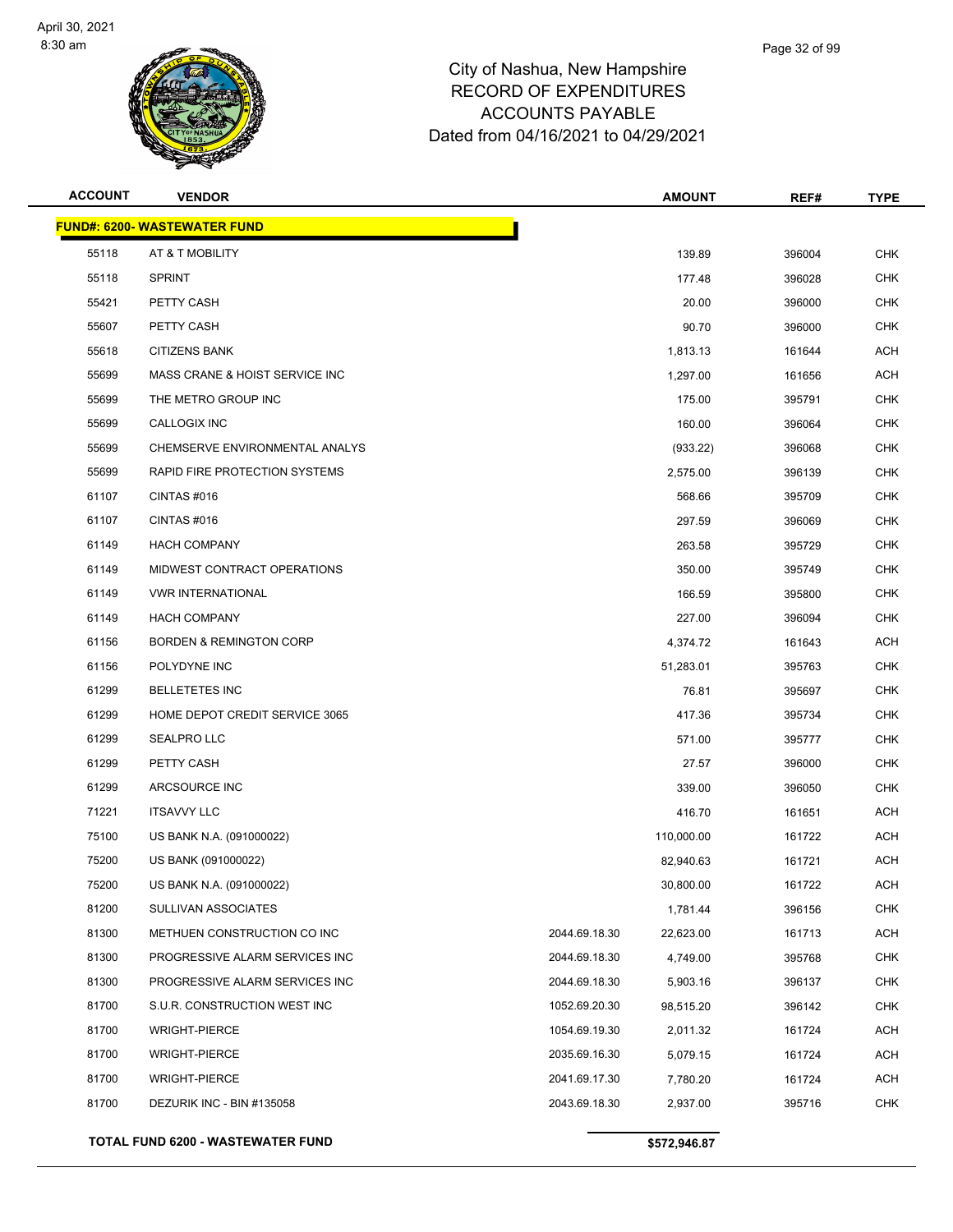# City of Nashua, New Hampshire
## RECORD OF EXPENDITURES
## ACCOUNTS PAYABLE
### Dated from 04/16/2021 to 04/29/2021

| ACCOUNT | VENDOR | | AMOUNT | REF# | TYPE |
|---|---|---|---|---|---|
| **FUND#: 6200- WASTEWATER FUND** | | | | | |
| 55118 | AT & T MOBILITY | | 139.89 | 396004 | CHK |
| 55118 | SPRINT | | 177.48 | 396028 | CHK |
| 55421 | PETTY CASH | | 20.00 | 396000 | CHK |
| 55607 | PETTY CASH | | 90.70 | 396000 | CHK |
| 55618 | CITIZENS BANK | | 1,813.13 | 161644 | ACH |
| 55699 | MASS CRANE & HOIST SERVICE INC | | 1,297.00 | 161656 | ACH |
| 55699 | THE METRO GROUP INC | | 175.00 | 395791 | CHK |
| 55699 | CALLOGIX INC | | 160.00 | 396064 | CHK |
| 55699 | CHEMSERVE ENVIRONMENTAL ANALYS | | (933.22) | 396068 | CHK |
| 55699 | RAPID FIRE PROTECTION SYSTEMS | | 2,575.00 | 396139 | CHK |
| 61107 | CINTAS #016 | | 568.66 | 395709 | CHK |
| 61107 | CINTAS #016 | | 297.59 | 396069 | CHK |
| 61149 | HACH COMPANY | | 263.58 | 395729 | CHK |
| 61149 | MIDWEST CONTRACT OPERATIONS | | 350.00 | 395749 | CHK |
| 61149 | VWR INTERNATIONAL | | 166.59 | 395800 | CHK |
| 61149 | HACH COMPANY | | 227.00 | 396094 | CHK |
| 61156 | BORDEN & REMINGTON CORP | | 4,374.72 | 161643 | ACH |
| 61156 | POLYDYNE INC | | 51,283.01 | 395763 | CHK |
| 61299 | BELLETETES INC | | 76.81 | 395697 | CHK |
| 61299 | HOME DEPOT CREDIT SERVICE 3065 | | 417.36 | 395734 | CHK |
| 61299 | SEALPRO LLC | | 571.00 | 395777 | CHK |
| 61299 | PETTY CASH | | 27.57 | 396000 | CHK |
| 61299 | ARCSOURCE INC | | 339.00 | 396050 | CHK |
| 71221 | ITSAVVY LLC | | 416.70 | 161651 | ACH |
| 75100 | US BANK N.A. (091000022) | | 110,000.00 | 161722 | ACH |
| 75200 | US BANK (091000022) | | 82,940.63 | 161721 | ACH |
| 75200 | US BANK N.A. (091000022) | | 30,800.00 | 161722 | ACH |
| 81200 | SULLIVAN ASSOCIATES | | 1,781.44 | 396156 | CHK |
| 81300 | METHUEN CONSTRUCTION CO INC | 2044.69.18.30 | 22,623.00 | 161713 | ACH |
| 81300 | PROGRESSIVE ALARM SERVICES INC | 2044.69.18.30 | 4,749.00 | 395768 | CHK |
| 81300 | PROGRESSIVE ALARM SERVICES INC | 2044.69.18.30 | 5,903.16 | 396137 | CHK |
| 81700 | S.U.R. CONSTRUCTION WEST INC | 1052.69.20.30 | 98,515.20 | 396142 | CHK |
| 81700 | WRIGHT-PIERCE | 1054.69.19.30 | 2,011.32 | 161724 | ACH |
| 81700 | WRIGHT-PIERCE | 2035.69.16.30 | 5,079.15 | 161724 | ACH |
| 81700 | WRIGHT-PIERCE | 2041.69.17.30 | 7,780.20 | 161724 | ACH |
| 81700 | DEZURIK INC - BIN #135058 | 2043.69.18.30 | 2,937.00 | 395716 | CHK |
| **TOTAL FUND 6200 - WASTEWATER FUND** | | | **$572,946.87** | | |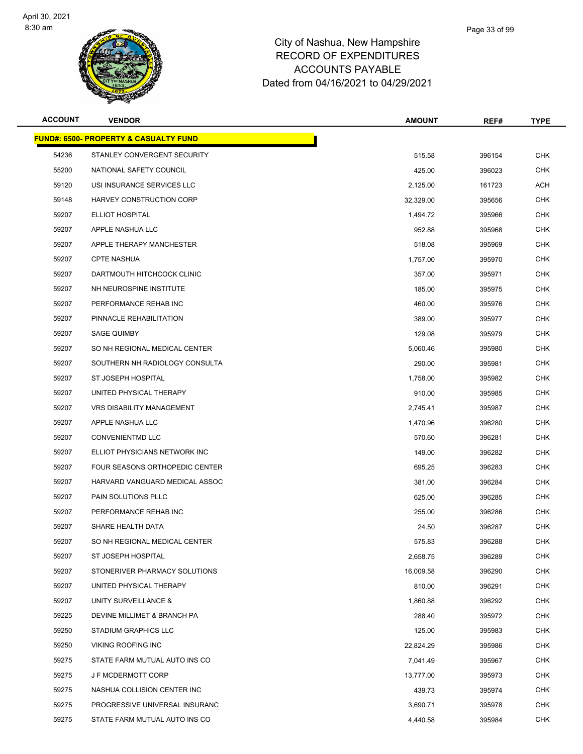# City of Nashua, New Hampshire
## RECORD OF EXPENDITURES
## ACCOUNTS PAYABLE
### Dated from 04/16/2021 to 04/29/2021

| ACCOUNT | VENDOR | AMOUNT | REF# | TYPE |
|---|---|---|---|---|
| **FUND#: 6500- PROPERTY & CASUALTY FUND** | | | | |
| 54236 | STANLEY CONVERGENT SECURITY | 515.58 | 396154 | CHK |
| 55200 | NATIONAL SAFETY COUNCIL | 425.00 | 396023 | CHK |
| 59120 | USI INSURANCE SERVICES LLC | 2,125.00 | 161723 | ACH |
| 59148 | HARVEY CONSTRUCTION CORP | 32,329.00 | 395656 | CHK |
| 59207 | ELLIOT HOSPITAL | 1,494.72 | 395966 | CHK |
| 59207 | APPLE NASHUA LLC | 952.88 | 395968 | CHK |
| 59207 | APPLE THERAPY MANCHESTER | 518.08 | 395969 | CHK |
| 59207 | CPTE NASHUA | 1,757.00 | 395970 | CHK |
| 59207 | DARTMOUTH HITCHCOCK CLINIC | 357.00 | 395971 | CHK |
| 59207 | NH NEUROSPINE INSTITUTE | 185.00 | 395975 | CHK |
| 59207 | PERFORMANCE REHAB INC | 460.00 | 395976 | CHK |
| 59207 | PINNACLE REHABILITATION | 389.00 | 395977 | CHK |
| 59207 | SAGE QUIMBY | 129.08 | 395979 | CHK |
| 59207 | SO NH REGIONAL MEDICAL CENTER | 5,060.46 | 395980 | CHK |
| 59207 | SOUTHERN NH RADIOLOGY CONSULTA | 290.00 | 395981 | CHK |
| 59207 | ST JOSEPH HOSPITAL | 1,758.00 | 395982 | CHK |
| 59207 | UNITED PHYSICAL THERAPY | 910.00 | 395985 | CHK |
| 59207 | VRS DISABILITY MANAGEMENT | 2,745.41 | 395987 | CHK |
| 59207 | APPLE NASHUA LLC | 1,470.96 | 396280 | CHK |
| 59207 | CONVENIENTMD LLC | 570.60 | 396281 | CHK |
| 59207 | ELLIOT PHYSICIANS NETWORK INC | 149.00 | 396282 | CHK |
| 59207 | FOUR SEASONS ORTHOPEDIC CENTER | 695.25 | 396283 | CHK |
| 59207 | HARVARD VANGUARD MEDICAL ASSOC | 381.00 | 396284 | CHK |
| 59207 | PAIN SOLUTIONS PLLC | 625.00 | 396285 | CHK |
| 59207 | PERFORMANCE REHAB INC | 255.00 | 396286 | CHK |
| 59207 | SHARE HEALTH DATA | 24.50 | 396287 | CHK |
| 59207 | SO NH REGIONAL MEDICAL CENTER | 575.83 | 396288 | CHK |
| 59207 | ST JOSEPH HOSPITAL | 2,658.75 | 396289 | CHK |
| 59207 | STONERIVER PHARMACY SOLUTIONS | 16,009.58 | 396290 | CHK |
| 59207 | UNITED PHYSICAL THERAPY | 810.00 | 396291 | CHK |
| 59207 | UNITY SURVEILLANCE & | 1,860.88 | 396292 | CHK |
| 59225 | DEVINE MILLIMET & BRANCH PA | 288.40 | 395972 | CHK |
| 59250 | STADIUM GRAPHICS LLC | 125.00 | 395983 | CHK |
| 59250 | VIKING ROOFING INC | 22,824.29 | 395986 | CHK |
| 59275 | STATE FARM MUTUAL AUTO INS CO | 7,041.49 | 395967 | CHK |
| 59275 | J F MCDERMOTT CORP | 13,777.00 | 395973 | CHK |
| 59275 | NASHUA COLLISION CENTER INC | 439.73 | 395974 | CHK |
| 59275 | PROGRESSIVE UNIVERSAL INSURANC | 3,690.71 | 395978 | CHK |
| 59275 | STATE FARM MUTUAL AUTO INS CO | 4,440.58 | 395984 | CHK |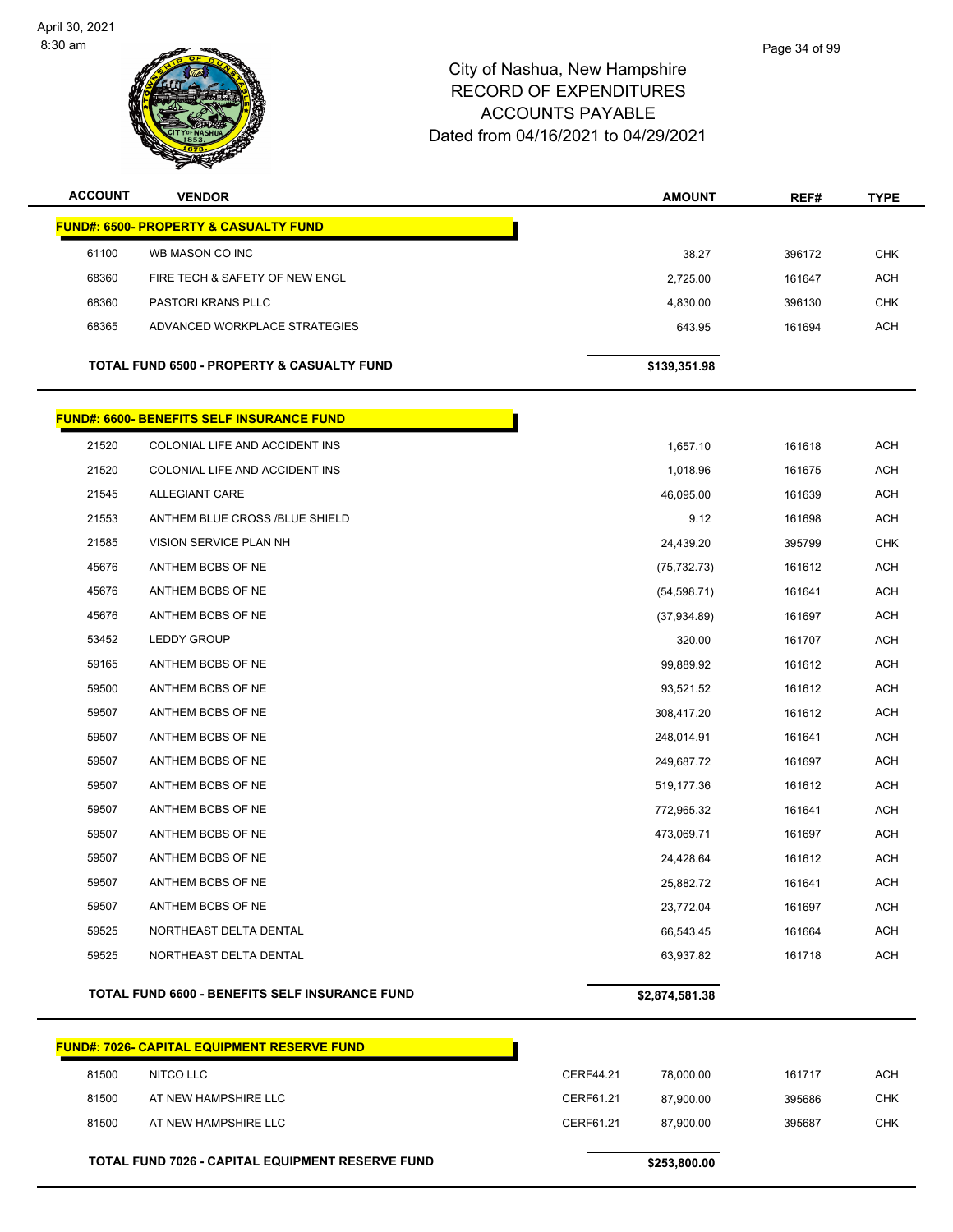City of Nashua, New Hampshire
RECORD OF EXPENDITURES
ACCOUNTS PAYABLE
Dated from 04/16/2021 to 04/29/2021

| ACCOUNT | VENDOR | | AMOUNT | REF# | TYPE |
|---|---|---|---|---|---|
| **FUND#: 6500- PROPERTY & CASUALTY FUND** | | | | | |
| 61100 | WB MASON CO INC | | 38.27 | 396172 | CHK |
| 68360 | FIRE TECH & SAFETY OF NEW ENGL | | 2,725.00 | 161647 | ACH |
| 68360 | PASTORI KRANS PLLC | | 4,830.00 | 396130 | CHK |
| 68365 | ADVANCED WORKPLACE STRATEGIES | | 643.95 | 161694 | ACH |
| **TOTAL FUND 6500 - PROPERTY & CASUALTY FUND** | | | **$139,351.98** | | |
| **FUND#: 6600- BENEFITS SELF INSURANCE FUND** | | | | | |
| 21520 | COLONIAL LIFE AND ACCIDENT INS | | 1,657.10 | 161618 | ACH |
| 21520 | COLONIAL LIFE AND ACCIDENT INS | | 1,018.96 | 161675 | ACH |
| 21545 | ALLEGIANT CARE | | 46,095.00 | 161639 | ACH |
| 21553 | ANTHEM BLUE CROSS /BLUE SHIELD | | 9.12 | 161698 | ACH |
| 21585 | VISION SERVICE PLAN NH | | 24,439.20 | 395799 | CHK |
| 45676 | ANTHEM BCBS OF NE | | (75,732.73) | 161612 | ACH |
| 45676 | ANTHEM BCBS OF NE | | (54,598.71) | 161641 | ACH |
| 45676 | ANTHEM BCBS OF NE | | (37,934.89) | 161697 | ACH |
| 53452 | LEDDY GROUP | | 320.00 | 161707 | ACH |
| 59165 | ANTHEM BCBS OF NE | | 99,889.92 | 161612 | ACH |
| 59500 | ANTHEM BCBS OF NE | | 93,521.52 | 161612 | ACH |
| 59507 | ANTHEM BCBS OF NE | | 308,417.20 | 161612 | ACH |
| 59507 | ANTHEM BCBS OF NE | | 248,014.91 | 161641 | ACH |
| 59507 | ANTHEM BCBS OF NE | | 249,687.72 | 161697 | ACH |
| 59507 | ANTHEM BCBS OF NE | | 519,177.36 | 161612 | ACH |
| 59507 | ANTHEM BCBS OF NE | | 772,965.32 | 161641 | ACH |
| 59507 | ANTHEM BCBS OF NE | | 473,069.71 | 161697 | ACH |
| 59507 | ANTHEM BCBS OF NE | | 24,428.64 | 161612 | ACH |
| 59507 | ANTHEM BCBS OF NE | | 25,882.72 | 161641 | ACH |
| 59507 | ANTHEM BCBS OF NE | | 23,772.04 | 161697 | ACH |
| 59525 | NORTHEAST DELTA DENTAL | | 66,543.45 | 161664 | ACH |
| 59525 | NORTHEAST DELTA DENTAL | | 63,937.82 | 161718 | ACH |
| **TOTAL FUND 6600 - BENEFITS SELF INSURANCE FUND** | | | **$2,874,581.38** | | |
| **FUND#: 7026- CAPITAL EQUIPMENT RESERVE FUND** | | | | | |
| 81500 | NITCO LLC | CERF44.21 | 78,000.00 | 161717 | ACH |
| 81500 | AT NEW HAMPSHIRE LLC | CERF61.21 | 87,900.00 | 395686 | CHK |
| 81500 | AT NEW HAMPSHIRE LLC | CERF61.21 | 87,900.00 | 395687 | CHK |
| **TOTAL FUND 7026 - CAPITAL EQUIPMENT RESERVE FUND** | | | **$253,800.00** | | |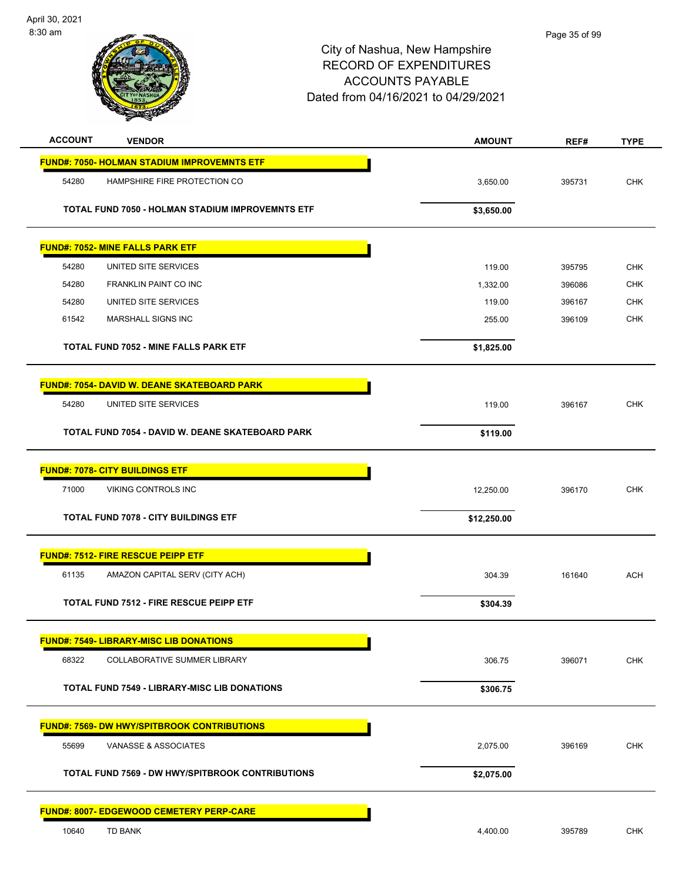City of Nashua, New Hampshire
RECORD OF EXPENDITURES
ACCOUNTS PAYABLE
Dated from 04/16/2021 to 04/29/2021

| ACCOUNT | VENDOR | AMOUNT | REF# | TYPE |
|---|---|---|---|---|
| **FUND#: 7050- HOLMAN STADIUM IMPROVEMNTS ETF** | | | | |
| 54280 | HAMPSHIRE FIRE PROTECTION CO | 3,650.00 | 395731 | CHK |
| | **TOTAL FUND 7050 - HOLMAN STADIUM IMPROVEMNTS ETF** | **$3,650.00** | | |
| **FUND#: 7052- MINE FALLS PARK ETF** | | | | |
| 54280 | UNITED SITE SERVICES | 119.00 | 395795 | CHK |
| 54280 | FRANKLIN PAINT CO INC | 1,332.00 | 396086 | CHK |
| 54280 | UNITED SITE SERVICES | 119.00 | 396167 | CHK |
| 61542 | MARSHALL SIGNS INC | 255.00 | 396109 | CHK |
| | **TOTAL FUND 7052 - MINE FALLS PARK ETF** | **$1,825.00** | | |
| **FUND#: 7054- DAVID W. DEANE SKATEBOARD PARK** | | | | |
| 54280 | UNITED SITE SERVICES | 119.00 | 396167 | CHK |
| | **TOTAL FUND 7054 - DAVID W. DEANE SKATEBOARD PARK** | **$119.00** | | |
| **FUND#: 7078- CITY BUILDINGS ETF** | | | | |
| 71000 | VIKING CONTROLS INC | 12,250.00 | 396170 | CHK |
| | **TOTAL FUND 7078 - CITY BUILDINGS ETF** | **$12,250.00** | | |
| **FUND#: 7512- FIRE RESCUE PEIPP ETF** | | | | |
| 61135 | AMAZON CAPITAL SERV (CITY ACH) | 304.39 | 161640 | ACH |
| | **TOTAL FUND 7512 - FIRE RESCUE PEIPP ETF** | **$304.39** | | |
| **FUND#: 7549- LIBRARY-MISC LIB DONATIONS** | | | | |
| 68322 | COLLABORATIVE SUMMER LIBRARY | 306.75 | 396071 | CHK |
| | **TOTAL FUND 7549 - LIBRARY-MISC LIB DONATIONS** | **$306.75** | | |
| **FUND#: 7569- DW HWY/SPITBROOK CONTRIBUTIONS** | | | | |
| 55699 | VANASSE & ASSOCIATES | 2,075.00 | 396169 | CHK |
| | **TOTAL FUND 7569 - DW HWY/SPITBROOK CONTRIBUTIONS** | **$2,075.00** | | |
| **FUND#: 8007- EDGEWOOD CEMETERY PERP-CARE** | | | | |
| 10640 | TD BANK | 4,400.00 | 395789 | CHK |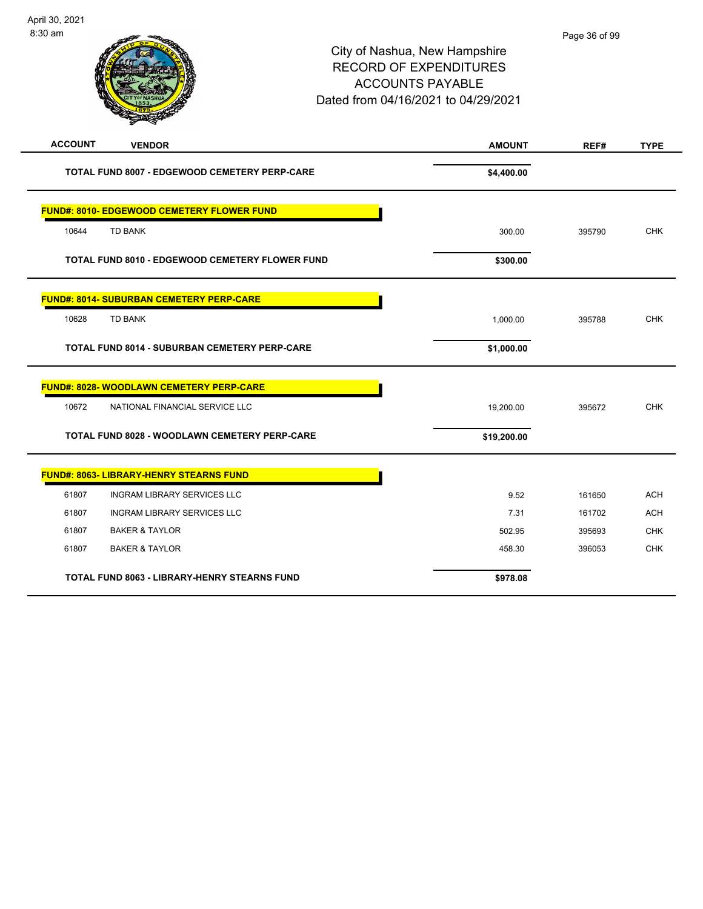City of Nashua, New Hampshire
RECORD OF EXPENDITURES
ACCOUNTS PAYABLE
Dated from 04/16/2021 to 04/29/2021

| ACCOUNT | VENDOR | AMOUNT | REF# | TYPE |
|---|---|---|---|---|
| | **TOTAL FUND 8007 - EDGEWOOD CEMETERY PERP-CARE** | **$4,400.00** | | |
| | **FUND#: 8010- EDGEWOOD CEMETERY FLOWER FUND** | | | |
| 10644 | TD BANK | 300.00 | 395790 | CHK |
| | **TOTAL FUND 8010 - EDGEWOOD CEMETERY FLOWER FUND** | **$300.00** | | |
| | **FUND#: 8014- SUBURBAN CEMETERY PERP-CARE** | | | |
| 10628 | TD BANK | 1,000.00 | 395788 | CHK |
| | **TOTAL FUND 8014 - SUBURBAN CEMETERY PERP-CARE** | **$1,000.00** | | |
| | **FUND#: 8028- WOODLAWN CEMETERY PERP-CARE** | | | |
| 10672 | NATIONAL FINANCIAL SERVICE LLC | 19,200.00 | 395672 | CHK |
| | **TOTAL FUND 8028 - WOODLAWN CEMETERY PERP-CARE** | **$19,200.00** | | |
| | **FUND#: 8063- LIBRARY-HENRY STEARNS FUND** | | | |
| 61807 | INGRAM LIBRARY SERVICES LLC | 9.52 | 161650 | ACH |
| 61807 | INGRAM LIBRARY SERVICES LLC | 7.31 | 161702 | ACH |
| 61807 | BAKER & TAYLOR | 502.95 | 395693 | CHK |
| 61807 | BAKER & TAYLOR | 458.30 | 396053 | CHK |
| | **TOTAL FUND 8063 - LIBRARY-HENRY STEARNS FUND** | **$978.08** | | |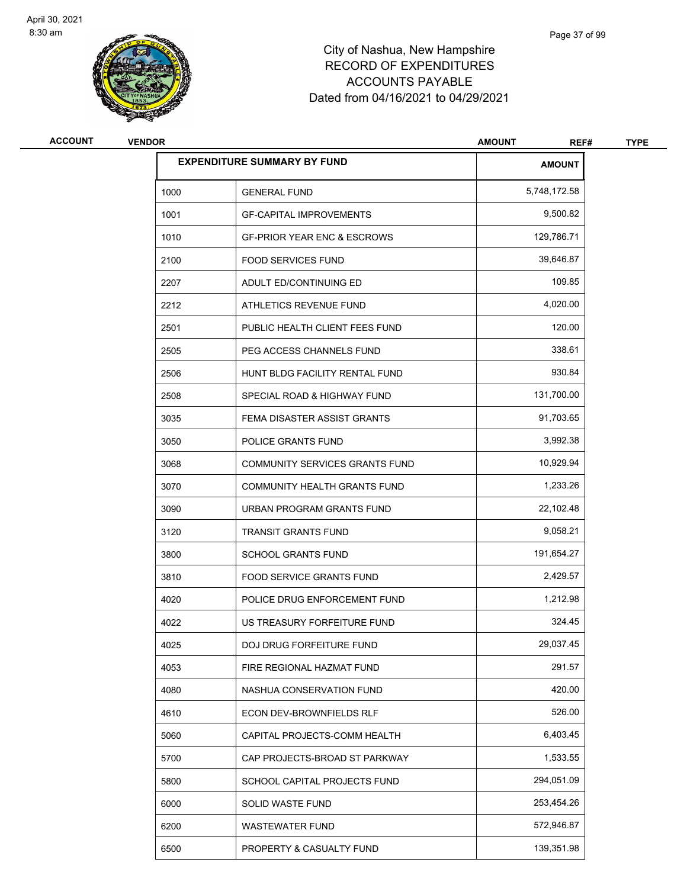City of Nashua, New Hampshire
RECORD OF EXPENDITURES
ACCOUNTS PAYABLE
Dated from 04/16/2021 to 04/29/2021

| ACCOUNT | VENDOR | AMOUNT | REF# | TYPE |
|---|---|---|---|---|

| EXPENDITURE SUMMARY BY FUND | | AMOUNT |
|---|---|---|
| 1000 | GENERAL FUND | 5,748,172.58 |
| 1001 | GF-CAPITAL IMPROVEMENTS | 9,500.82 |
| 1010 | GF-PRIOR YEAR ENC & ESCROWS | 129,786.71 |
| 2100 | FOOD SERVICES FUND | 39,646.87 |
| 2207 | ADULT ED/CONTINUING ED | 109.85 |
| 2212 | ATHLETICS REVENUE FUND | 4,020.00 |
| 2501 | PUBLIC HEALTH CLIENT FEES FUND | 120.00 |
| 2505 | PEG ACCESS CHANNELS FUND | 338.61 |
| 2506 | HUNT BLDG FACILITY RENTAL FUND | 930.84 |
| 2508 | SPECIAL ROAD & HIGHWAY FUND | 131,700.00 |
| 3035 | FEMA DISASTER ASSIST GRANTS | 91,703.65 |
| 3050 | POLICE GRANTS FUND | 3,992.38 |
| 3068 | COMMUNITY SERVICES GRANTS FUND | 10,929.94 |
| 3070 | COMMUNITY HEALTH GRANTS FUND | 1,233.26 |
| 3090 | URBAN PROGRAM GRANTS FUND | 22,102.48 |
| 3120 | TRANSIT GRANTS FUND | 9,058.21 |
| 3800 | SCHOOL GRANTS FUND | 191,654.27 |
| 3810 | FOOD SERVICE GRANTS FUND | 2,429.57 |
| 4020 | POLICE DRUG ENFORCEMENT FUND | 1,212.98 |
| 4022 | US TREASURY FORFEITURE FUND | 324.45 |
| 4025 | DOJ DRUG FORFEITURE FUND | 29,037.45 |
| 4053 | FIRE REGIONAL HAZMAT FUND | 291.57 |
| 4080 | NASHUA CONSERVATION FUND | 420.00 |
| 4610 | ECON DEV-BROWNFIELDS RLF | 526.00 |
| 5060 | CAPITAL PROJECTS-COMM HEALTH | 6,403.45 |
| 5700 | CAP PROJECTS-BROAD ST PARKWAY | 1,533.55 |
| 5800 | SCHOOL CAPITAL PROJECTS FUND | 294,051.09 |
| 6000 | SOLID WASTE FUND | 253,454.26 |
| 6200 | WASTEWATER FUND | 572,946.87 |
| 6500 | PROPERTY & CASUALTY FUND | 139,351.98 |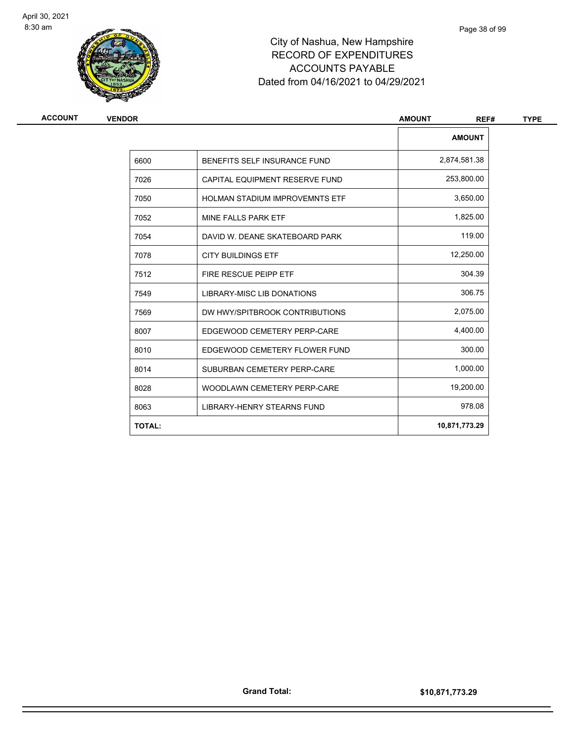# City of Nashua, New Hampshire
## RECORD OF EXPENDITURES
## ACCOUNTS PAYABLE
### Dated from 04/16/2021 to 04/29/2021

| ACCOUNT | VENDOR | AMOUNT | REF# | TYPE |
|---|---|---|---|---|

| | | AMOUNT |
|---|---|---|
| 6600 | BENEFITS SELF INSURANCE FUND | 2,874,581.38 |
| 7026 | CAPITAL EQUIPMENT RESERVE FUND | 253,800.00 |
| 7050 | HOLMAN STADIUM IMPROVEMNTS ETF | 3,650.00 |
| 7052 | MINE FALLS PARK ETF | 1,825.00 |
| 7054 | DAVID W. DEANE SKATEBOARD PARK | 119.00 |
| 7078 | CITY BUILDINGS ETF | 12,250.00 |
| 7512 | FIRE RESCUE PEIPP ETF | 304.39 |
| 7549 | LIBRARY-MISC LIB DONATIONS | 306.75 |
| 7569 | DW HWY/SPITBROOK CONTRIBUTIONS | 2,075.00 |
| 8007 | EDGEWOOD CEMETERY PERP-CARE | 4,400.00 |
| 8010 | EDGEWOOD CEMETERY FLOWER FUND | 300.00 |
| 8014 | SUBURBAN CEMETERY PERP-CARE | 1,000.00 |
| 8028 | WOODLAWN CEMETERY PERP-CARE | 19,200.00 |
| 8063 | LIBRARY-HENRY STEARNS FUND | 978.08 |
| **TOTAL:** | | **10,871,773.29** |

**Grand Total:** **$10,871,773.29**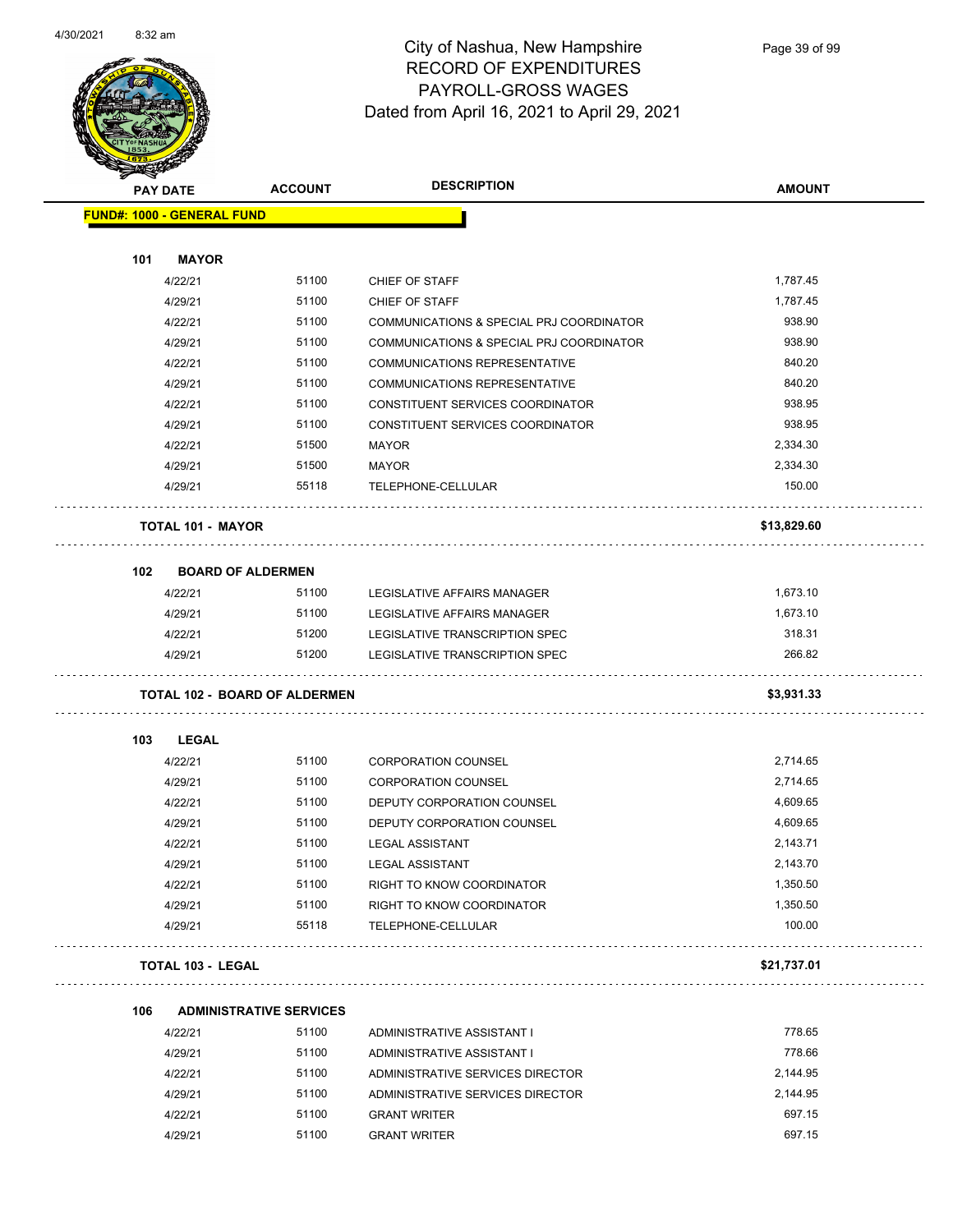# City of Nashua, New Hampshire
## RECORD OF EXPENDITURES
## PAYROLL-GROSS WAGES
## Dated from April 16, 2021 to April 29, 2021

| PAY DATE | ACCOUNT | DESCRIPTION | AMOUNT |
|---|---|---|---|
| **FUND#: 1000 - GENERAL FUND** | | | |
| **101 MAYOR** | | | |
| 4/22/21 | 51100 | CHIEF OF STAFF | 1,787.45 |
| 4/29/21 | 51100 | CHIEF OF STAFF | 1,787.45 |
| 4/22/21 | 51100 | COMMUNICATIONS & SPECIAL PRJ COORDINATOR | 938.90 |
| 4/29/21 | 51100 | COMMUNICATIONS & SPECIAL PRJ COORDINATOR | 938.90 |
| 4/22/21 | 51100 | COMMUNICATIONS REPRESENTATIVE | 840.20 |
| 4/29/21 | 51100 | COMMUNICATIONS REPRESENTATIVE | 840.20 |
| 4/22/21 | 51100 | CONSTITUENT SERVICES COORDINATOR | 938.95 |
| 4/29/21 | 51100 | CONSTITUENT SERVICES COORDINATOR | 938.95 |
| 4/22/21 | 51500 | MAYOR | 2,334.30 |
| 4/29/21 | 51500 | MAYOR | 2,334.30 |
| 4/29/21 | 55118 | TELEPHONE-CELLULAR | 150.00 |
| **TOTAL 101 - MAYOR** | | | **$13,829.60** |
| **102 BOARD OF ALDERMEN** | | | |
| 4/22/21 | 51100 | LEGISLATIVE AFFAIRS MANAGER | 1,673.10 |
| 4/29/21 | 51100 | LEGISLATIVE AFFAIRS MANAGER | 1,673.10 |
| 4/22/21 | 51200 | LEGISLATIVE TRANSCRIPTION SPEC | 318.31 |
| 4/29/21 | 51200 | LEGISLATIVE TRANSCRIPTION SPEC | 266.82 |
| **TOTAL 102 - BOARD OF ALDERMEN** | | | **$3,931.33** |
| **103 LEGAL** | | | |
| 4/22/21 | 51100 | CORPORATION COUNSEL | 2,714.65 |
| 4/29/21 | 51100 | CORPORATION COUNSEL | 2,714.65 |
| 4/22/21 | 51100 | DEPUTY CORPORATION COUNSEL | 4,609.65 |
| 4/29/21 | 51100 | DEPUTY CORPORATION COUNSEL | 4,609.65 |
| 4/22/21 | 51100 | LEGAL ASSISTANT | 2,143.71 |
| 4/29/21 | 51100 | LEGAL ASSISTANT | 2,143.70 |
| 4/22/21 | 51100 | RIGHT TO KNOW COORDINATOR | 1,350.50 |
| 4/29/21 | 51100 | RIGHT TO KNOW COORDINATOR | 1,350.50 |
| 4/29/21 | 55118 | TELEPHONE-CELLULAR | 100.00 |
| **TOTAL 103 - LEGAL** | | | **$21,737.01** |
| **106 ADMINISTRATIVE SERVICES** | | | |
| 4/22/21 | 51100 | ADMINISTRATIVE ASSISTANT I | 778.65 |
| 4/29/21 | 51100 | ADMINISTRATIVE ASSISTANT I | 778.66 |
| 4/22/21 | 51100 | ADMINISTRATIVE SERVICES DIRECTOR | 2,144.95 |
| 4/29/21 | 51100 | ADMINISTRATIVE SERVICES DIRECTOR | 2,144.95 |
| 4/22/21 | 51100 | GRANT WRITER | 697.15 |
| 4/29/21 | 51100 | GRANT WRITER | 697.15 |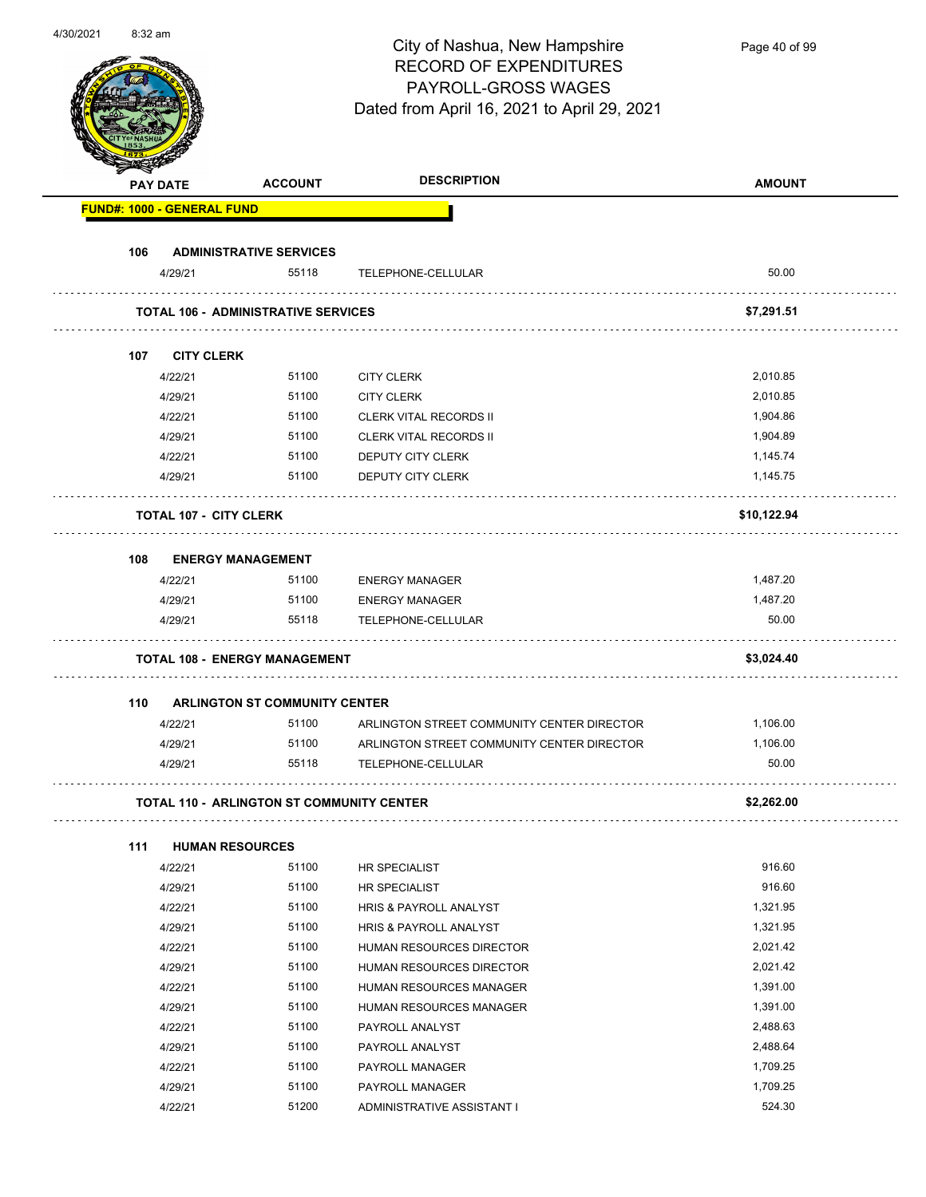# City of Nashua, New Hampshire
## RECORD OF EXPENDITURES
## PAYROLL-GROSS WAGES
## Dated from April 16, 2021 to April 29, 2021

| PAY DATE | ACCOUNT | DESCRIPTION | AMOUNT |
|---|---|---|---|
| **FUND#: 1000 - GENERAL FUND** | | | |
| **106 ADMINISTRATIVE SERVICES** | | | |
| 4/29/21 | 55118 | TELEPHONE-CELLULAR | 50.00 |
| **TOTAL 106 - ADMINISTRATIVE SERVICES** | | | **$7,291.51** |
| **107 CITY CLERK** | | | |
| 4/22/21 | 51100 | CITY CLERK | 2,010.85 |
| 4/29/21 | 51100 | CITY CLERK | 2,010.85 |
| 4/22/21 | 51100 | CLERK VITAL RECORDS II | 1,904.86 |
| 4/29/21 | 51100 | CLERK VITAL RECORDS II | 1,904.89 |
| 4/22/21 | 51100 | DEPUTY CITY CLERK | 1,145.74 |
| 4/29/21 | 51100 | DEPUTY CITY CLERK | 1,145.75 |
| **TOTAL 107 - CITY CLERK** | | | **$10,122.94** |
| **108 ENERGY MANAGEMENT** | | | |
| 4/22/21 | 51100 | ENERGY MANAGER | 1,487.20 |
| 4/29/21 | 51100 | ENERGY MANAGER | 1,487.20 |
| 4/29/21 | 55118 | TELEPHONE-CELLULAR | 50.00 |
| **TOTAL 108 - ENERGY MANAGEMENT** | | | **$3,024.40** |
| **110 ARLINGTON ST COMMUNITY CENTER** | | | |
| 4/22/21 | 51100 | ARLINGTON STREET COMMUNITY CENTER DIRECTOR | 1,106.00 |
| 4/29/21 | 51100 | ARLINGTON STREET COMMUNITY CENTER DIRECTOR | 1,106.00 |
| 4/29/21 | 55118 | TELEPHONE-CELLULAR | 50.00 |
| **TOTAL 110 - ARLINGTON ST COMMUNITY CENTER** | | | **$2,262.00** |
| **111 HUMAN RESOURCES** | | | |
| 4/22/21 | 51100 | HR SPECIALIST | 916.60 |
| 4/29/21 | 51100 | HR SPECIALIST | 916.60 |
| 4/22/21 | 51100 | HRIS & PAYROLL ANALYST | 1,321.95 |
| 4/29/21 | 51100 | HRIS & PAYROLL ANALYST | 1,321.95 |
| 4/22/21 | 51100 | HUMAN RESOURCES DIRECTOR | 2,021.42 |
| 4/29/21 | 51100 | HUMAN RESOURCES DIRECTOR | 2,021.42 |
| 4/22/21 | 51100 | HUMAN RESOURCES MANAGER | 1,391.00 |
| 4/29/21 | 51100 | HUMAN RESOURCES MANAGER | 1,391.00 |
| 4/22/21 | 51100 | PAYROLL ANALYST | 2,488.63 |
| 4/29/21 | 51100 | PAYROLL ANALYST | 2,488.64 |
| 4/22/21 | 51100 | PAYROLL MANAGER | 1,709.25 |
| 4/29/21 | 51100 | PAYROLL MANAGER | 1,709.25 |
| 4/22/21 | 51200 | ADMINISTRATIVE ASSISTANT I | 524.30 |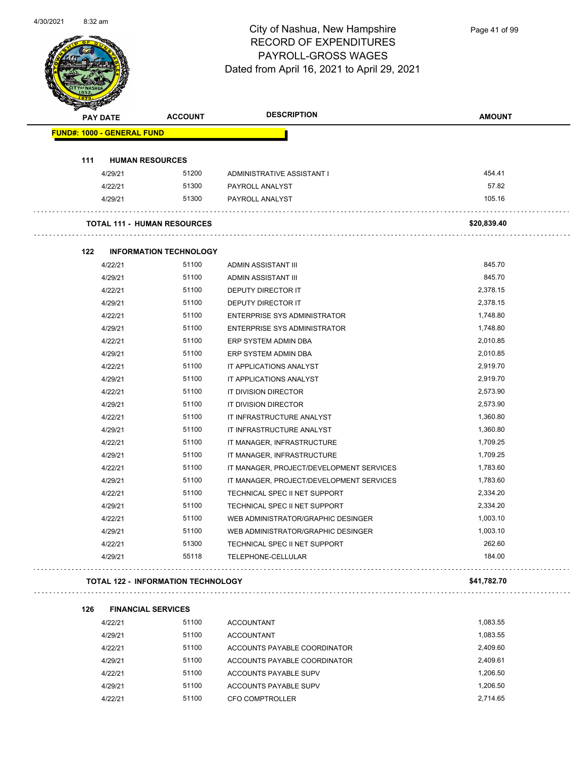# City of Nashua, New Hampshire
## RECORD OF EXPENDITURES
## PAYROLL-GROSS WAGES
### Dated from April 16, 2021 to April 29, 2021

| PAY DATE | ACCOUNT | DESCRIPTION | AMOUNT |
|---|---|---|---|
| **FUND#: 1000 - GENERAL FUND** | | | |
| **111 HUMAN RESOURCES** | | | |
| 4/29/21 | 51200 | ADMINISTRATIVE ASSISTANT I | 454.41 |
| 4/22/21 | 51300 | PAYROLL ANALYST | 57.82 |
| 4/29/21 | 51300 | PAYROLL ANALYST | 105.16 |
| **TOTAL 111 - HUMAN RESOURCES** | | | **$20,839.40** |
| **122 INFORMATION TECHNOLOGY** | | | |
| 4/22/21 | 51100 | ADMIN ASSISTANT III | 845.70 |
| 4/29/21 | 51100 | ADMIN ASSISTANT III | 845.70 |
| 4/22/21 | 51100 | DEPUTY DIRECTOR IT | 2,378.15 |
| 4/29/21 | 51100 | DEPUTY DIRECTOR IT | 2,378.15 |
| 4/22/21 | 51100 | ENTERPRISE SYS ADMINISTRATOR | 1,748.80 |
| 4/29/21 | 51100 | ENTERPRISE SYS ADMINISTRATOR | 1,748.80 |
| 4/22/21 | 51100 | ERP SYSTEM ADMIN DBA | 2,010.85 |
| 4/29/21 | 51100 | ERP SYSTEM ADMIN DBA | 2,010.85 |
| 4/22/21 | 51100 | IT APPLICATIONS ANALYST | 2,919.70 |
| 4/29/21 | 51100 | IT APPLICATIONS ANALYST | 2,919.70 |
| 4/22/21 | 51100 | IT DIVISION DIRECTOR | 2,573.90 |
| 4/29/21 | 51100 | IT DIVISION DIRECTOR | 2,573.90 |
| 4/22/21 | 51100 | IT INFRASTRUCTURE ANALYST | 1,360.80 |
| 4/29/21 | 51100 | IT INFRASTRUCTURE ANALYST | 1,360.80 |
| 4/22/21 | 51100 | IT MANAGER, INFRASTRUCTURE | 1,709.25 |
| 4/29/21 | 51100 | IT MANAGER, INFRASTRUCTURE | 1,709.25 |
| 4/22/21 | 51100 | IT MANAGER, PROJECT/DEVELOPMENT SERVICES | 1,783.60 |
| 4/29/21 | 51100 | IT MANAGER, PROJECT/DEVELOPMENT SERVICES | 1,783.60 |
| 4/22/21 | 51100 | TECHNICAL SPEC II NET SUPPORT | 2,334.20 |
| 4/29/21 | 51100 | TECHNICAL SPEC II NET SUPPORT | 2,334.20 |
| 4/22/21 | 51100 | WEB ADMINISTRATOR/GRAPHIC DESINGER | 1,003.10 |
| 4/29/21 | 51100 | WEB ADMINISTRATOR/GRAPHIC DESINGER | 1,003.10 |
| 4/22/21 | 51300 | TECHNICAL SPEC II NET SUPPORT | 262.60 |
| 4/29/21 | 55118 | TELEPHONE-CELLULAR | 184.00 |
| **TOTAL 122 - INFORMATION TECHNOLOGY** | | | **$41,782.70** |
| **126 FINANCIAL SERVICES** | | | |
| 4/22/21 | 51100 | ACCOUNTANT | 1,083.55 |
| 4/29/21 | 51100 | ACCOUNTANT | 1,083.55 |
| 4/22/21 | 51100 | ACCOUNTS PAYABLE COORDINATOR | 2,409.60 |
| 4/29/21 | 51100 | ACCOUNTS PAYABLE COORDINATOR | 2,409.61 |
| 4/22/21 | 51100 | ACCOUNTS PAYABLE SUPV | 1,206.50 |
| 4/29/21 | 51100 | ACCOUNTS PAYABLE SUPV | 1,206.50 |
| 4/22/21 | 51100 | CFO COMPTROLLER | 2,714.65 |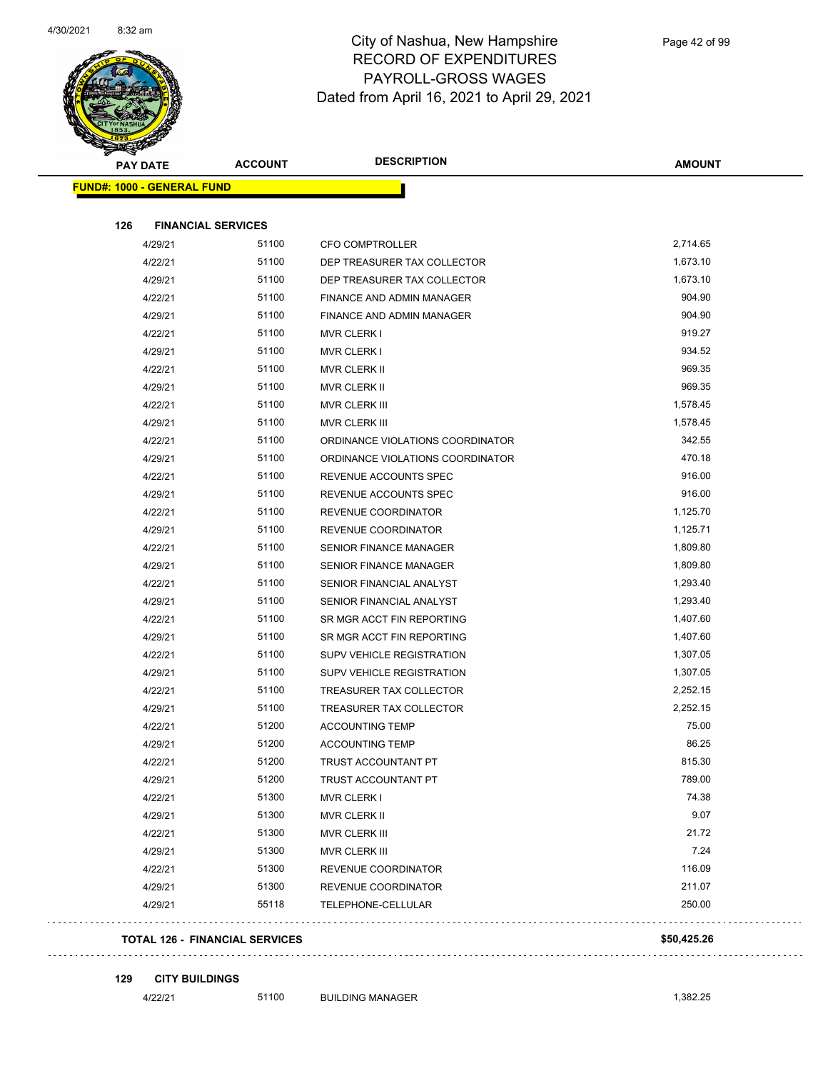# City of Nashua, New Hampshire
## RECORD OF EXPENDITURES
## PAYROLL-GROSS WAGES
## Dated from April 16, 2021 to April 29, 2021

| PAY DATE | ACCOUNT | DESCRIPTION | AMOUNT |
|---|---|---|---|
| **FUND#: 1000 - GENERAL FUND** | | | |
| **126 FINANCIAL SERVICES** | | | |
| 4/29/21 | 51100 | CFO COMPTROLLER | 2,714.65 |
| 4/22/21 | 51100 | DEP TREASURER TAX COLLECTOR | 1,673.10 |
| 4/29/21 | 51100 | DEP TREASURER TAX COLLECTOR | 1,673.10 |
| 4/22/21 | 51100 | FINANCE AND ADMIN MANAGER | 904.90 |
| 4/29/21 | 51100 | FINANCE AND ADMIN MANAGER | 904.90 |
| 4/22/21 | 51100 | MVR CLERK I | 919.27 |
| 4/29/21 | 51100 | MVR CLERK I | 934.52 |
| 4/22/21 | 51100 | MVR CLERK II | 969.35 |
| 4/29/21 | 51100 | MVR CLERK II | 969.35 |
| 4/22/21 | 51100 | MVR CLERK III | 1,578.45 |
| 4/29/21 | 51100 | MVR CLERK III | 1,578.45 |
| 4/22/21 | 51100 | ORDINANCE VIOLATIONS COORDINATOR | 342.55 |
| 4/29/21 | 51100 | ORDINANCE VIOLATIONS COORDINATOR | 470.18 |
| 4/22/21 | 51100 | REVENUE ACCOUNTS SPEC | 916.00 |
| 4/29/21 | 51100 | REVENUE ACCOUNTS SPEC | 916.00 |
| 4/22/21 | 51100 | REVENUE COORDINATOR | 1,125.70 |
| 4/29/21 | 51100 | REVENUE COORDINATOR | 1,125.71 |
| 4/22/21 | 51100 | SENIOR FINANCE MANAGER | 1,809.80 |
| 4/29/21 | 51100 | SENIOR FINANCE MANAGER | 1,809.80 |
| 4/22/21 | 51100 | SENIOR FINANCIAL ANALYST | 1,293.40 |
| 4/29/21 | 51100 | SENIOR FINANCIAL ANALYST | 1,293.40 |
| 4/22/21 | 51100 | SR MGR ACCT FIN REPORTING | 1,407.60 |
| 4/29/21 | 51100 | SR MGR ACCT FIN REPORTING | 1,407.60 |
| 4/22/21 | 51100 | SUPV VEHICLE REGISTRATION | 1,307.05 |
| 4/29/21 | 51100 | SUPV VEHICLE REGISTRATION | 1,307.05 |
| 4/22/21 | 51100 | TREASURER TAX COLLECTOR | 2,252.15 |
| 4/29/21 | 51100 | TREASURER TAX COLLECTOR | 2,252.15 |
| 4/22/21 | 51200 | ACCOUNTING TEMP | 75.00 |
| 4/29/21 | 51200 | ACCOUNTING TEMP | 86.25 |
| 4/22/21 | 51200 | TRUST ACCOUNTANT PT | 815.30 |
| 4/29/21 | 51200 | TRUST ACCOUNTANT PT | 789.00 |
| 4/22/21 | 51300 | MVR CLERK I | 74.38 |
| 4/29/21 | 51300 | MVR CLERK II | 9.07 |
| 4/22/21 | 51300 | MVR CLERK III | 21.72 |
| 4/29/21 | 51300 | MVR CLERK III | 7.24 |
| 4/22/21 | 51300 | REVENUE COORDINATOR | 116.09 |
| 4/29/21 | 51300 | REVENUE COORDINATOR | 211.07 |
| 4/29/21 | 55118 | TELEPHONE-CELLULAR | 250.00 |
| **TOTAL 126 - FINANCIAL SERVICES** | | | **$50,425.26** |
| **129 CITY BUILDINGS** | | | |
| 4/22/21 | 51100 | BUILDING MANAGER | 1,382.25 |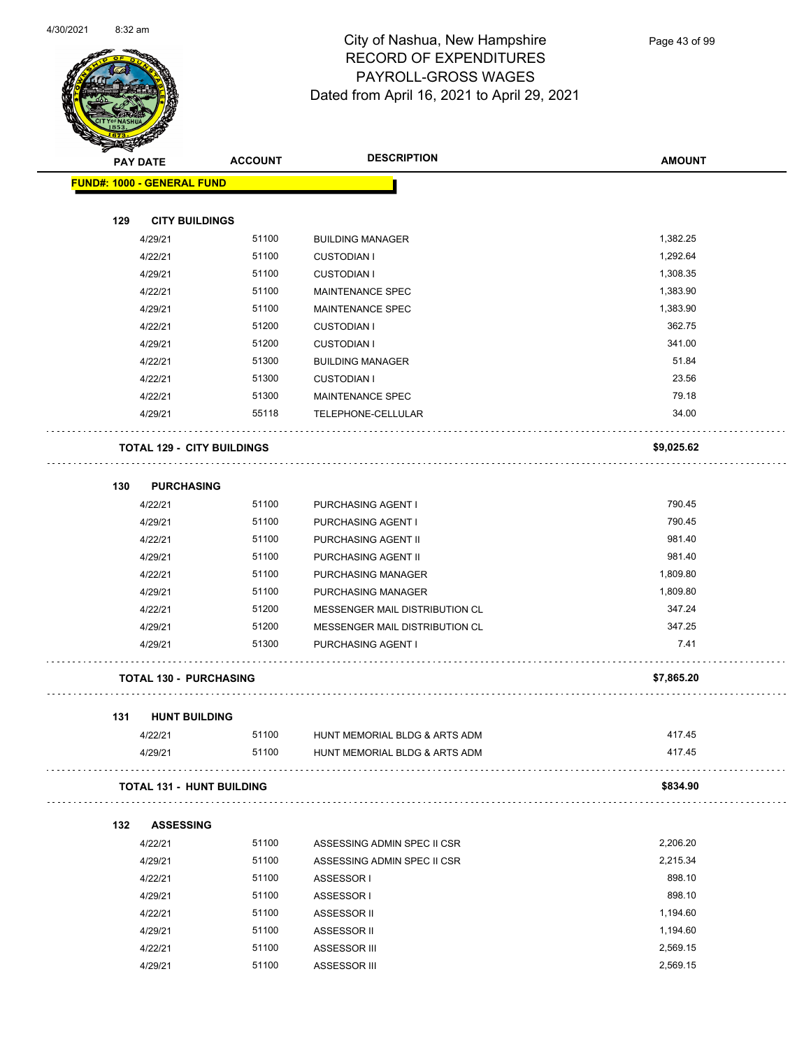# City of Nashua, New Hampshire
## RECORD OF EXPENDITURES
## PAYROLL-GROSS WAGES
## Dated from April 16, 2021 to April 29, 2021

| PAY DATE | ACCOUNT | DESCRIPTION | AMOUNT |
|---|---|---|---|
| **FUND#: 1000 - GENERAL FUND** | | | |
| **129 CITY BUILDINGS** | | | |
| 4/29/21 | 51100 | BUILDING MANAGER | 1,382.25 |
| 4/22/21 | 51100 | CUSTODIAN I | 1,292.64 |
| 4/29/21 | 51100 | CUSTODIAN I | 1,308.35 |
| 4/22/21 | 51100 | MAINTENANCE SPEC | 1,383.90 |
| 4/29/21 | 51100 | MAINTENANCE SPEC | 1,383.90 |
| 4/22/21 | 51200 | CUSTODIAN I | 362.75 |
| 4/29/21 | 51200 | CUSTODIAN I | 341.00 |
| 4/22/21 | 51300 | BUILDING MANAGER | 51.84 |
| 4/22/21 | 51300 | CUSTODIAN I | 23.56 |
| 4/22/21 | 51300 | MAINTENANCE SPEC | 79.18 |
| 4/29/21 | 55118 | TELEPHONE-CELLULAR | 34.00 |
| **TOTAL 129 - CITY BUILDINGS** | | | **$9,025.62** |
| **130 PURCHASING** | | | |
| 4/22/21 | 51100 | PURCHASING AGENT I | 790.45 |
| 4/29/21 | 51100 | PURCHASING AGENT I | 790.45 |
| 4/22/21 | 51100 | PURCHASING AGENT II | 981.40 |
| 4/29/21 | 51100 | PURCHASING AGENT II | 981.40 |
| 4/22/21 | 51100 | PURCHASING MANAGER | 1,809.80 |
| 4/29/21 | 51100 | PURCHASING MANAGER | 1,809.80 |
| 4/22/21 | 51200 | MESSENGER MAIL DISTRIBUTION CL | 347.24 |
| 4/29/21 | 51200 | MESSENGER MAIL DISTRIBUTION CL | 347.25 |
| 4/29/21 | 51300 | PURCHASING AGENT I | 7.41 |
| **TOTAL 130 - PURCHASING** | | | **$7,865.20** |
| **131 HUNT BUILDING** | | | |
| 4/22/21 | 51100 | HUNT MEMORIAL BLDG & ARTS ADM | 417.45 |
| 4/29/21 | 51100 | HUNT MEMORIAL BLDG & ARTS ADM | 417.45 |
| **TOTAL 131 - HUNT BUILDING** | | | **$834.90** |
| **132 ASSESSING** | | | |
| 4/22/21 | 51100 | ASSESSING ADMIN SPEC II CSR | 2,206.20 |
| 4/29/21 | 51100 | ASSESSING ADMIN SPEC II CSR | 2,215.34 |
| 4/22/21 | 51100 | ASSESSOR I | 898.10 |
| 4/29/21 | 51100 | ASSESSOR I | 898.10 |
| 4/22/21 | 51100 | ASSESSOR II | 1,194.60 |
| 4/29/21 | 51100 | ASSESSOR II | 1,194.60 |
| 4/22/21 | 51100 | ASSESSOR III | 2,569.15 |
| 4/29/21 | 51100 | ASSESSOR III | 2,569.15 |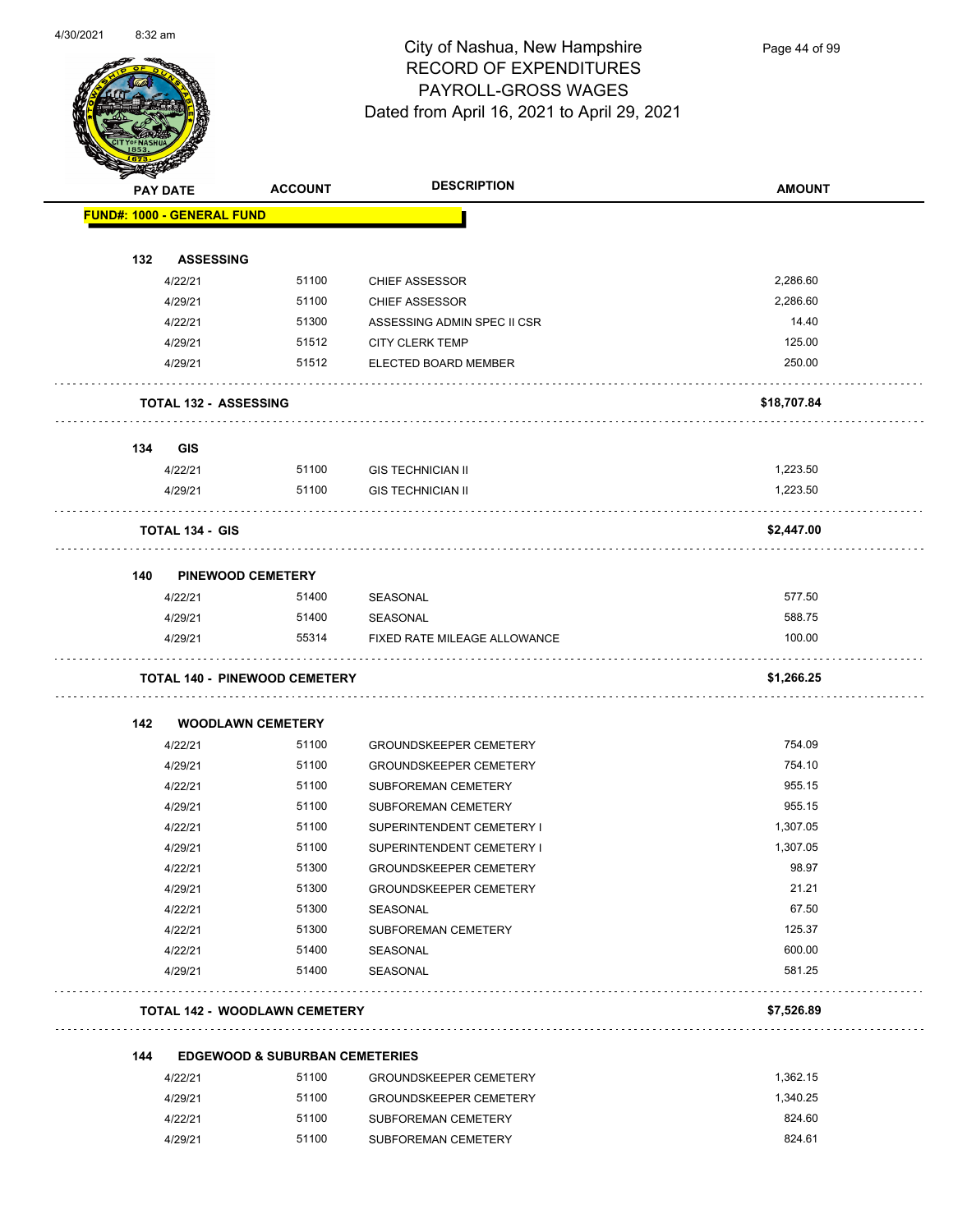# City of Nashua, New Hampshire
## RECORD OF EXPENDITURES
## PAYROLL-GROSS WAGES
### Dated from April 16, 2021 to April 29, 2021

| PAY DATE | ACCOUNT | DESCRIPTION | AMOUNT |
|---|---|---|---|
| **FUND#: 1000 - GENERAL FUND** | | | |
| **132 ASSESSING** | | | |
| 4/22/21 | 51100 | CHIEF ASSESSOR | 2,286.60 |
| 4/29/21 | 51100 | CHIEF ASSESSOR | 2,286.60 |
| 4/22/21 | 51300 | ASSESSING ADMIN SPEC II CSR | 14.40 |
| 4/29/21 | 51512 | CITY CLERK TEMP | 125.00 |
| 4/29/21 | 51512 | ELECTED BOARD MEMBER | 250.00 |
| **TOTAL 132 - ASSESSING** | | | **$18,707.84** |
| **134 GIS** | | | |
| 4/22/21 | 51100 | GIS TECHNICIAN II | 1,223.50 |
| 4/29/21 | 51100 | GIS TECHNICIAN II | 1,223.50 |
| **TOTAL 134 - GIS** | | | **$2,447.00** |
| **140 PINEWOOD CEMETERY** | | | |
| 4/22/21 | 51400 | SEASONAL | 577.50 |
| 4/29/21 | 51400 | SEASONAL | 588.75 |
| 4/29/21 | 55314 | FIXED RATE MILEAGE ALLOWANCE | 100.00 |
| **TOTAL 140 - PINEWOOD CEMETERY** | | | **$1,266.25** |
| **142 WOODLAWN CEMETERY** | | | |
| 4/22/21 | 51100 | GROUNDSKEEPER CEMETERY | 754.09 |
| 4/29/21 | 51100 | GROUNDSKEEPER CEMETERY | 754.10 |
| 4/22/21 | 51100 | SUBFOREMAN CEMETERY | 955.15 |
| 4/29/21 | 51100 | SUBFOREMAN CEMETERY | 955.15 |
| 4/22/21 | 51100 | SUPERINTENDENT CEMETERY I | 1,307.05 |
| 4/29/21 | 51100 | SUPERINTENDENT CEMETERY I | 1,307.05 |
| 4/22/21 | 51300 | GROUNDSKEEPER CEMETERY | 98.97 |
| 4/29/21 | 51300 | GROUNDSKEEPER CEMETERY | 21.21 |
| 4/22/21 | 51300 | SEASONAL | 67.50 |
| 4/22/21 | 51300 | SUBFOREMAN CEMETERY | 125.37 |
| 4/22/21 | 51400 | SEASONAL | 600.00 |
| 4/29/21 | 51400 | SEASONAL | 581.25 |
| **TOTAL 142 - WOODLAWN CEMETERY** | | | **$7,526.89** |
| **144 EDGEWOOD & SUBURBAN CEMETERIES** | | | |
| 4/22/21 | 51100 | GROUNDSKEEPER CEMETERY | 1,362.15 |
| 4/29/21 | 51100 | GROUNDSKEEPER CEMETERY | 1,340.25 |
| 4/22/21 | 51100 | SUBFOREMAN CEMETERY | 824.60 |
| 4/29/21 | 51100 | SUBFOREMAN CEMETERY | 824.61 |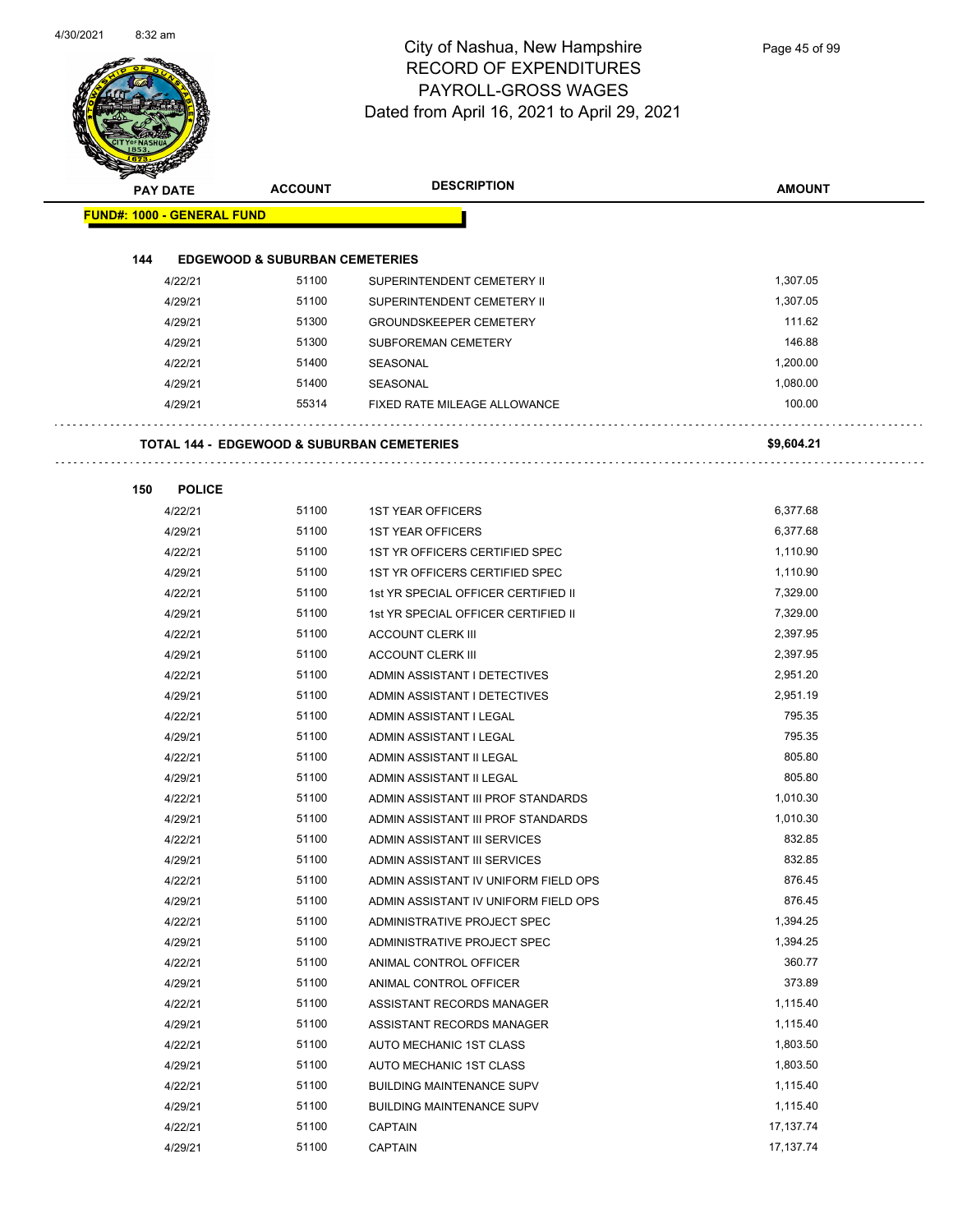# City of Nashua, New Hampshire
# RECORD OF EXPENDITURES
# PAYROLL-GROSS WAGES
# Dated from April 16, 2021 to April 29, 2021

| PAY DATE | ACCOUNT | DESCRIPTION | AMOUNT |
|---|---|---|---|

**FUND#: 1000 - GENERAL FUND**

**144 EDGEWOOD & SUBURBAN CEMETERIES**

| PAY DATE | ACCOUNT | DESCRIPTION | AMOUNT |
|---|---|---|---|
| 4/22/21 | 51100 | SUPERINTENDENT CEMETERY II | 1,307.05 |
| 4/29/21 | 51100 | SUPERINTENDENT CEMETERY II | 1,307.05 |
| 4/29/21 | 51300 | GROUNDSKEEPER CEMETERY | 111.62 |
| 4/29/21 | 51300 | SUBFOREMAN CEMETERY | 146.88 |
| 4/22/21 | 51400 | SEASONAL | 1,200.00 |
| 4/29/21 | 51400 | SEASONAL | 1,080.00 |
| 4/29/21 | 55314 | FIXED RATE MILEAGE ALLOWANCE | 100.00 |

**TOTAL 144 - EDGEWOOD & SUBURBAN CEMETERIES** **$9,604.21**

**150 POLICE**

| PAY DATE | ACCOUNT | DESCRIPTION | AMOUNT |
|---|---|---|---|
| 4/22/21 | 51100 | 1ST YEAR OFFICERS | 6,377.68 |
| 4/29/21 | 51100 | 1ST YEAR OFFICERS | 6,377.68 |
| 4/22/21 | 51100 | 1ST YR OFFICERS CERTIFIED SPEC | 1,110.90 |
| 4/29/21 | 51100 | 1ST YR OFFICERS CERTIFIED SPEC | 1,110.90 |
| 4/22/21 | 51100 | 1st YR SPECIAL OFFICER CERTIFIED II | 7,329.00 |
| 4/29/21 | 51100 | 1st YR SPECIAL OFFICER CERTIFIED II | 7,329.00 |
| 4/22/21 | 51100 | ACCOUNT CLERK III | 2,397.95 |
| 4/29/21 | 51100 | ACCOUNT CLERK III | 2,397.95 |
| 4/22/21 | 51100 | ADMIN ASSISTANT I DETECTIVES | 2,951.20 |
| 4/29/21 | 51100 | ADMIN ASSISTANT I DETECTIVES | 2,951.19 |
| 4/22/21 | 51100 | ADMIN ASSISTANT I LEGAL | 795.35 |
| 4/29/21 | 51100 | ADMIN ASSISTANT I LEGAL | 795.35 |
| 4/22/21 | 51100 | ADMIN ASSISTANT II LEGAL | 805.80 |
| 4/29/21 | 51100 | ADMIN ASSISTANT II LEGAL | 805.80 |
| 4/22/21 | 51100 | ADMIN ASSISTANT III PROF STANDARDS | 1,010.30 |
| 4/29/21 | 51100 | ADMIN ASSISTANT III PROF STANDARDS | 1,010.30 |
| 4/22/21 | 51100 | ADMIN ASSISTANT III SERVICES | 832.85 |
| 4/29/21 | 51100 | ADMIN ASSISTANT III SERVICES | 832.85 |
| 4/22/21 | 51100 | ADMIN ASSISTANT IV UNIFORM FIELD OPS | 876.45 |
| 4/29/21 | 51100 | ADMIN ASSISTANT IV UNIFORM FIELD OPS | 876.45 |
| 4/22/21 | 51100 | ADMINISTRATIVE PROJECT SPEC | 1,394.25 |
| 4/29/21 | 51100 | ADMINISTRATIVE PROJECT SPEC | 1,394.25 |
| 4/22/21 | 51100 | ANIMAL CONTROL OFFICER | 360.77 |
| 4/29/21 | 51100 | ANIMAL CONTROL OFFICER | 373.89 |
| 4/22/21 | 51100 | ASSISTANT RECORDS MANAGER | 1,115.40 |
| 4/29/21 | 51100 | ASSISTANT RECORDS MANAGER | 1,115.40 |
| 4/22/21 | 51100 | AUTO MECHANIC 1ST CLASS | 1,803.50 |
| 4/29/21 | 51100 | AUTO MECHANIC 1ST CLASS | 1,803.50 |
| 4/22/21 | 51100 | BUILDING MAINTENANCE SUPV | 1,115.40 |
| 4/29/21 | 51100 | BUILDING MAINTENANCE SUPV | 1,115.40 |
| 4/22/21 | 51100 | CAPTAIN | 17,137.74 |
| 4/29/21 | 51100 | CAPTAIN | 17,137.74 |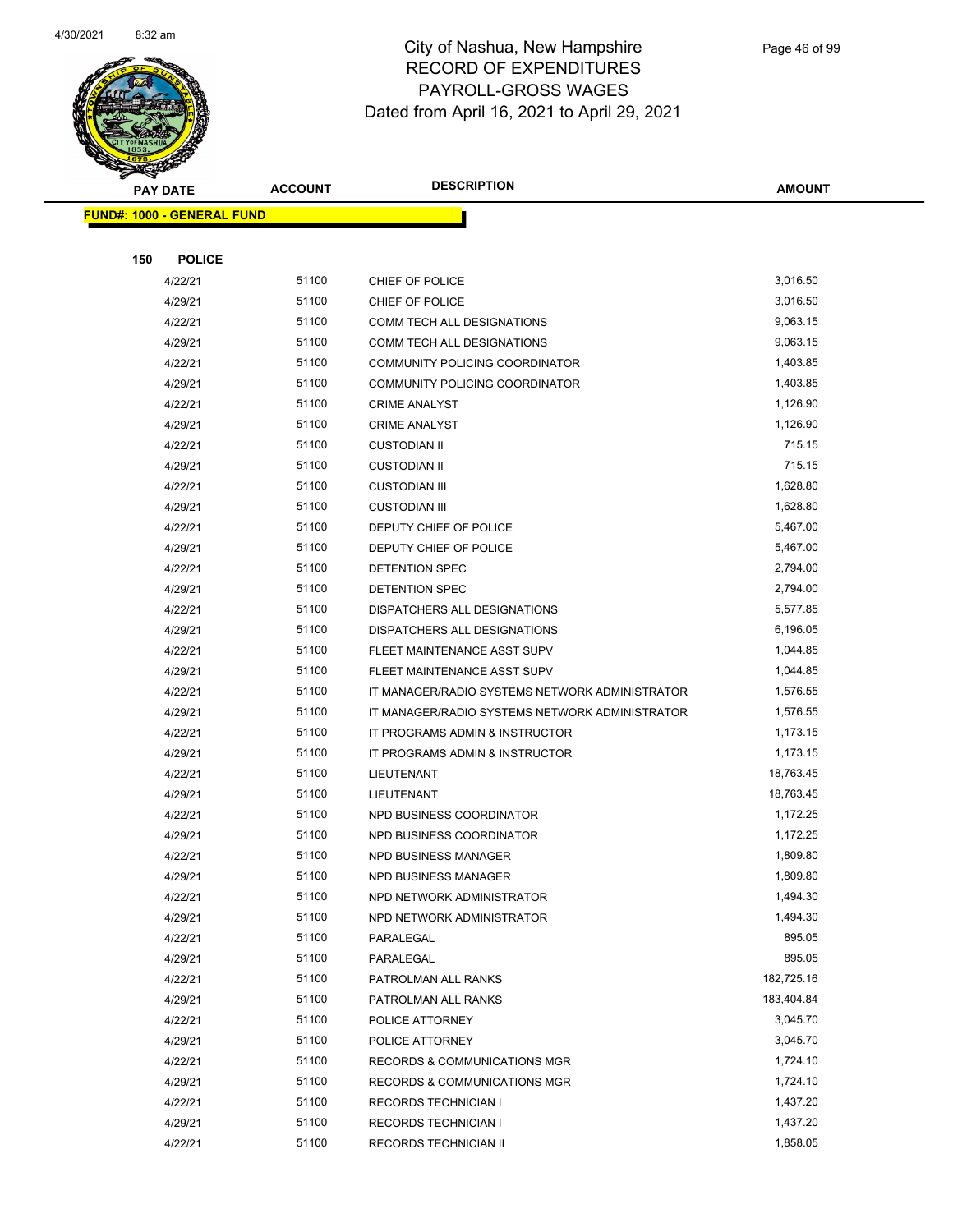# City of Nashua, New Hampshire
## RECORD OF EXPENDITURES
## PAYROLL-GROSS WAGES
## Dated from April 16, 2021 to April 29, 2021

| PAY DATE | ACCOUNT | DESCRIPTION | AMOUNT |
|---|---|---|---|
| **FUND#: 1000 - GENERAL FUND** | | | |
| **150 POLICE** | | | |
| 4/22/21 | 51100 | CHIEF OF POLICE | 3,016.50 |
| 4/29/21 | 51100 | CHIEF OF POLICE | 3,016.50 |
| 4/22/21 | 51100 | COMM TECH ALL DESIGNATIONS | 9,063.15 |
| 4/29/21 | 51100 | COMM TECH ALL DESIGNATIONS | 9,063.15 |
| 4/22/21 | 51100 | COMMUNITY POLICING COORDINATOR | 1,403.85 |
| 4/29/21 | 51100 | COMMUNITY POLICING COORDINATOR | 1,403.85 |
| 4/22/21 | 51100 | CRIME ANALYST | 1,126.90 |
| 4/29/21 | 51100 | CRIME ANALYST | 1,126.90 |
| 4/22/21 | 51100 | CUSTODIAN II | 715.15 |
| 4/29/21 | 51100 | CUSTODIAN II | 715.15 |
| 4/22/21 | 51100 | CUSTODIAN III | 1,628.80 |
| 4/29/21 | 51100 | CUSTODIAN III | 1,628.80 |
| 4/22/21 | 51100 | DEPUTY CHIEF OF POLICE | 5,467.00 |
| 4/29/21 | 51100 | DEPUTY CHIEF OF POLICE | 5,467.00 |
| 4/22/21 | 51100 | DETENTION SPEC | 2,794.00 |
| 4/29/21 | 51100 | DETENTION SPEC | 2,794.00 |
| 4/22/21 | 51100 | DISPATCHERS ALL DESIGNATIONS | 5,577.85 |
| 4/29/21 | 51100 | DISPATCHERS ALL DESIGNATIONS | 6,196.05 |
| 4/22/21 | 51100 | FLEET MAINTENANCE ASST SUPV | 1,044.85 |
| 4/29/21 | 51100 | FLEET MAINTENANCE ASST SUPV | 1,044.85 |
| 4/22/21 | 51100 | IT MANAGER/RADIO SYSTEMS NETWORK ADMINISTRATOR | 1,576.55 |
| 4/29/21 | 51100 | IT MANAGER/RADIO SYSTEMS NETWORK ADMINISTRATOR | 1,576.55 |
| 4/22/21 | 51100 | IT PROGRAMS ADMIN & INSTRUCTOR | 1,173.15 |
| 4/29/21 | 51100 | IT PROGRAMS ADMIN & INSTRUCTOR | 1,173.15 |
| 4/22/21 | 51100 | LIEUTENANT | 18,763.45 |
| 4/29/21 | 51100 | LIEUTENANT | 18,763.45 |
| 4/22/21 | 51100 | NPD BUSINESS COORDINATOR | 1,172.25 |
| 4/29/21 | 51100 | NPD BUSINESS COORDINATOR | 1,172.25 |
| 4/22/21 | 51100 | NPD BUSINESS MANAGER | 1,809.80 |
| 4/29/21 | 51100 | NPD BUSINESS MANAGER | 1,809.80 |
| 4/22/21 | 51100 | NPD NETWORK ADMINISTRATOR | 1,494.30 |
| 4/29/21 | 51100 | NPD NETWORK ADMINISTRATOR | 1,494.30 |
| 4/22/21 | 51100 | PARALEGAL | 895.05 |
| 4/29/21 | 51100 | PARALEGAL | 895.05 |
| 4/22/21 | 51100 | PATROLMAN ALL RANKS | 182,725.16 |
| 4/29/21 | 51100 | PATROLMAN ALL RANKS | 183,404.84 |
| 4/22/21 | 51100 | POLICE ATTORNEY | 3,045.70 |
| 4/29/21 | 51100 | POLICE ATTORNEY | 3,045.70 |
| 4/22/21 | 51100 | RECORDS & COMMUNICATIONS MGR | 1,724.10 |
| 4/29/21 | 51100 | RECORDS & COMMUNICATIONS MGR | 1,724.10 |
| 4/22/21 | 51100 | RECORDS TECHNICIAN I | 1,437.20 |
| 4/29/21 | 51100 | RECORDS TECHNICIAN I | 1,437.20 |
| 4/22/21 | 51100 | RECORDS TECHNICIAN II | 1,858.05 |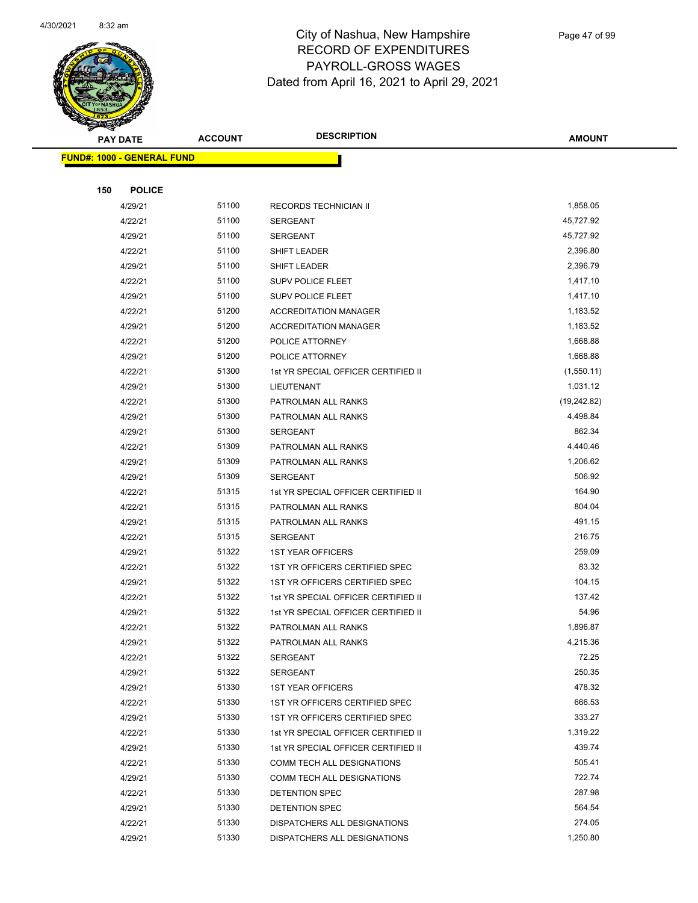# City of Nashua, New Hampshire
# RECORD OF EXPENDITURES
# PAYROLL-GROSS WAGES
Dated from April 16, 2021 to April 29, 2021

| PAY DATE | ACCOUNT | DESCRIPTION | AMOUNT |
|---|---|---|---|
| **FUND#: 1000 - GENERAL FUND** | | | |
| **150 POLICE** | | | |
| 4/29/21 | 51100 | RECORDS TECHNICIAN II | 1,858.05 |
| 4/22/21 | 51100 | SERGEANT | 45,727.92 |
| 4/29/21 | 51100 | SERGEANT | 45,727.92 |
| 4/22/21 | 51100 | SHIFT LEADER | 2,396.80 |
| 4/29/21 | 51100 | SHIFT LEADER | 2,396.79 |
| 4/22/21 | 51100 | SUPV POLICE FLEET | 1,417.10 |
| 4/29/21 | 51100 | SUPV POLICE FLEET | 1,417.10 |
| 4/22/21 | 51200 | ACCREDITATION MANAGER | 1,183.52 |
| 4/29/21 | 51200 | ACCREDITATION MANAGER | 1,183.52 |
| 4/22/21 | 51200 | POLICE ATTORNEY | 1,668.88 |
| 4/29/21 | 51200 | POLICE ATTORNEY | 1,668.88 |
| 4/22/21 | 51300 | 1st YR SPECIAL OFFICER CERTIFIED II | (1,550.11) |
| 4/29/21 | 51300 | LIEUTENANT | 1,031.12 |
| 4/22/21 | 51300 | PATROLMAN ALL RANKS | (19,242.82) |
| 4/29/21 | 51300 | PATROLMAN ALL RANKS | 4,498.84 |
| 4/29/21 | 51300 | SERGEANT | 862.34 |
| 4/22/21 | 51309 | PATROLMAN ALL RANKS | 4,440.46 |
| 4/29/21 | 51309 | PATROLMAN ALL RANKS | 1,206.62 |
| 4/29/21 | 51309 | SERGEANT | 506.92 |
| 4/22/21 | 51315 | 1st YR SPECIAL OFFICER CERTIFIED II | 164.90 |
| 4/22/21 | 51315 | PATROLMAN ALL RANKS | 804.04 |
| 4/29/21 | 51315 | PATROLMAN ALL RANKS | 491.15 |
| 4/22/21 | 51315 | SERGEANT | 216.75 |
| 4/29/21 | 51322 | 1ST YEAR OFFICERS | 259.09 |
| 4/22/21 | 51322 | 1ST YR OFFICERS CERTIFIED SPEC | 83.32 |
| 4/29/21 | 51322 | 1ST YR OFFICERS CERTIFIED SPEC | 104.15 |
| 4/22/21 | 51322 | 1st YR SPECIAL OFFICER CERTIFIED II | 137.42 |
| 4/29/21 | 51322 | 1st YR SPECIAL OFFICER CERTIFIED II | 54.96 |
| 4/22/21 | 51322 | PATROLMAN ALL RANKS | 1,896.87 |
| 4/29/21 | 51322 | PATROLMAN ALL RANKS | 4,215.36 |
| 4/22/21 | 51322 | SERGEANT | 72.25 |
| 4/29/21 | 51322 | SERGEANT | 250.35 |
| 4/29/21 | 51330 | 1ST YEAR OFFICERS | 478.32 |
| 4/22/21 | 51330 | 1ST YR OFFICERS CERTIFIED SPEC | 666.53 |
| 4/29/21 | 51330 | 1ST YR OFFICERS CERTIFIED SPEC | 333.27 |
| 4/22/21 | 51330 | 1st YR SPECIAL OFFICER CERTIFIED II | 1,319.22 |
| 4/29/21 | 51330 | 1st YR SPECIAL OFFICER CERTIFIED II | 439.74 |
| 4/22/21 | 51330 | COMM TECH ALL DESIGNATIONS | 505.41 |
| 4/29/21 | 51330 | COMM TECH ALL DESIGNATIONS | 722.74 |
| 4/22/21 | 51330 | DETENTION SPEC | 287.98 |
| 4/29/21 | 51330 | DETENTION SPEC | 564.54 |
| 4/22/21 | 51330 | DISPATCHERS ALL DESIGNATIONS | 274.05 |
| 4/29/21 | 51330 | DISPATCHERS ALL DESIGNATIONS | 1,250.80 |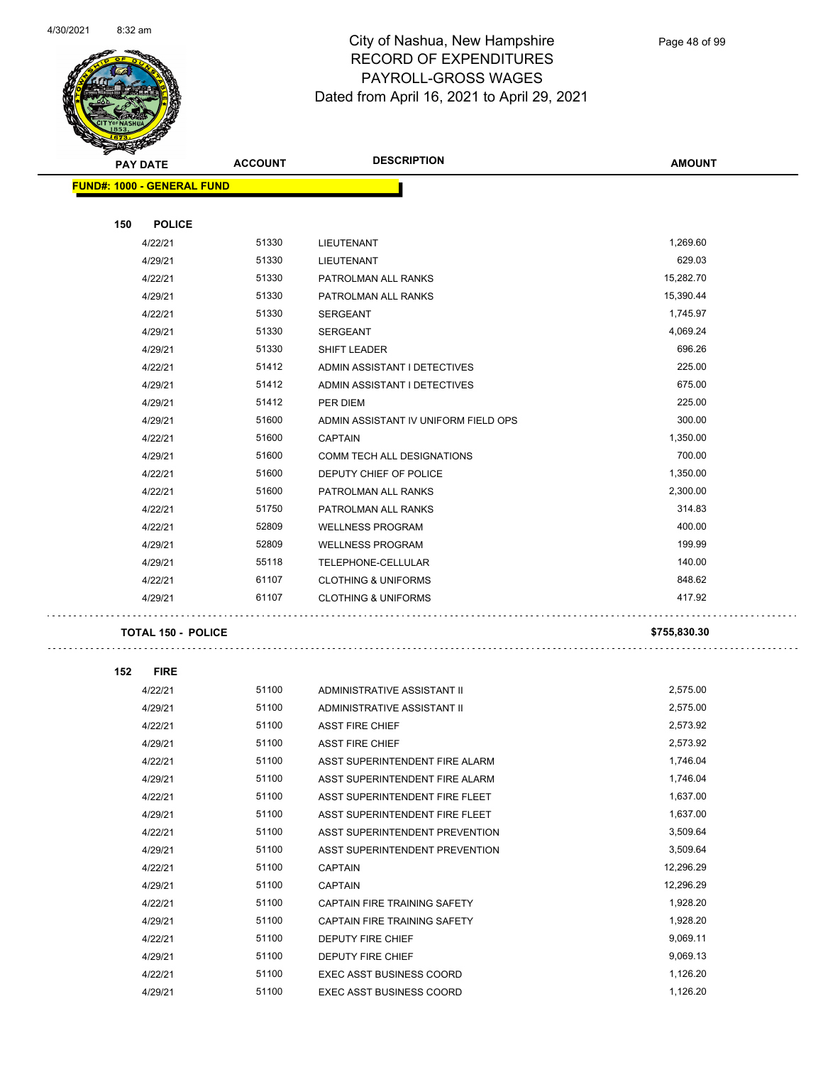# City of Nashua, New Hampshire
## RECORD OF EXPENDITURES
## PAYROLL-GROSS WAGES
### Dated from April 16, 2021 to April 29, 2021

| PAY DATE | ACCOUNT | DESCRIPTION | AMOUNT |
|---|---|---|---|
| **FUND#: 1000 - GENERAL FUND** | | | |
| **150 POLICE** | | | |
| 4/22/21 | 51330 | LIEUTENANT | 1,269.60 |
| 4/29/21 | 51330 | LIEUTENANT | 629.03 |
| 4/22/21 | 51330 | PATROLMAN ALL RANKS | 15,282.70 |
| 4/29/21 | 51330 | PATROLMAN ALL RANKS | 15,390.44 |
| 4/22/21 | 51330 | SERGEANT | 1,745.97 |
| 4/29/21 | 51330 | SERGEANT | 4,069.24 |
| 4/29/21 | 51330 | SHIFT LEADER | 696.26 |
| 4/22/21 | 51412 | ADMIN ASSISTANT I DETECTIVES | 225.00 |
| 4/29/21 | 51412 | ADMIN ASSISTANT I DETECTIVES | 675.00 |
| 4/29/21 | 51412 | PER DIEM | 225.00 |
| 4/29/21 | 51600 | ADMIN ASSISTANT IV UNIFORM FIELD OPS | 300.00 |
| 4/22/21 | 51600 | CAPTAIN | 1,350.00 |
| 4/29/21 | 51600 | COMM TECH ALL DESIGNATIONS | 700.00 |
| 4/22/21 | 51600 | DEPUTY CHIEF OF POLICE | 1,350.00 |
| 4/22/21 | 51600 | PATROLMAN ALL RANKS | 2,300.00 |
| 4/22/21 | 51750 | PATROLMAN ALL RANKS | 314.83 |
| 4/22/21 | 52809 | WELLNESS PROGRAM | 400.00 |
| 4/29/21 | 52809 | WELLNESS PROGRAM | 199.99 |
| 4/29/21 | 55118 | TELEPHONE-CELLULAR | 140.00 |
| 4/22/21 | 61107 | CLOTHING & UNIFORMS | 848.62 |
| 4/29/21 | 61107 | CLOTHING & UNIFORMS | 417.92 |
| **TOTAL 150 - POLICE** | | | **$755,830.30** |
| **152 FIRE** | | | |
| 4/22/21 | 51100 | ADMINISTRATIVE ASSISTANT II | 2,575.00 |
| 4/29/21 | 51100 | ADMINISTRATIVE ASSISTANT II | 2,575.00 |
| 4/22/21 | 51100 | ASST FIRE CHIEF | 2,573.92 |
| 4/29/21 | 51100 | ASST FIRE CHIEF | 2,573.92 |
| 4/22/21 | 51100 | ASST SUPERINTENDENT FIRE ALARM | 1,746.04 |
| 4/29/21 | 51100 | ASST SUPERINTENDENT FIRE ALARM | 1,746.04 |
| 4/22/21 | 51100 | ASST SUPERINTENDENT FIRE FLEET | 1,637.00 |
| 4/29/21 | 51100 | ASST SUPERINTENDENT FIRE FLEET | 1,637.00 |
| 4/22/21 | 51100 | ASST SUPERINTENDENT PREVENTION | 3,509.64 |
| 4/29/21 | 51100 | ASST SUPERINTENDENT PREVENTION | 3,509.64 |
| 4/22/21 | 51100 | CAPTAIN | 12,296.29 |
| 4/29/21 | 51100 | CAPTAIN | 12,296.29 |
| 4/22/21 | 51100 | CAPTAIN FIRE TRAINING SAFETY | 1,928.20 |
| 4/29/21 | 51100 | CAPTAIN FIRE TRAINING SAFETY | 1,928.20 |
| 4/22/21 | 51100 | DEPUTY FIRE CHIEF | 9,069.11 |
| 4/29/21 | 51100 | DEPUTY FIRE CHIEF | 9,069.13 |
| 4/22/21 | 51100 | EXEC ASST BUSINESS COORD | 1,126.20 |
| 4/29/21 | 51100 | EXEC ASST BUSINESS COORD | 1,126.20 |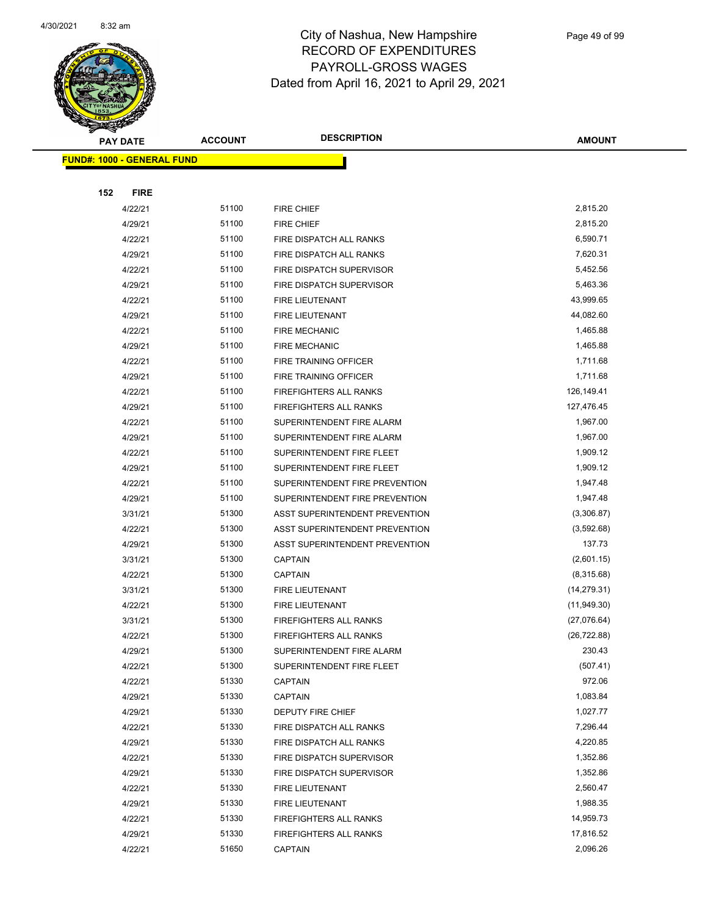# City of Nashua, New Hampshire
## RECORD OF EXPENDITURES
## PAYROLL-GROSS WAGES
## Dated from April 16, 2021 to April 29, 2021

| PAY DATE | ACCOUNT | DESCRIPTION | AMOUNT |
|---|---|---|---|
| **FUND#: 1000 - GENERAL FUND** | | | |
| **152 FIRE** | | | |
| 4/22/21 | 51100 | FIRE CHIEF | 2,815.20 |
| 4/29/21 | 51100 | FIRE CHIEF | 2,815.20 |
| 4/22/21 | 51100 | FIRE DISPATCH ALL RANKS | 6,590.71 |
| 4/29/21 | 51100 | FIRE DISPATCH ALL RANKS | 7,620.31 |
| 4/22/21 | 51100 | FIRE DISPATCH SUPERVISOR | 5,452.56 |
| 4/29/21 | 51100 | FIRE DISPATCH SUPERVISOR | 5,463.36 |
| 4/22/21 | 51100 | FIRE LIEUTENANT | 43,999.65 |
| 4/29/21 | 51100 | FIRE LIEUTENANT | 44,082.60 |
| 4/22/21 | 51100 | FIRE MECHANIC | 1,465.88 |
| 4/29/21 | 51100 | FIRE MECHANIC | 1,465.88 |
| 4/22/21 | 51100 | FIRE TRAINING OFFICER | 1,711.68 |
| 4/29/21 | 51100 | FIRE TRAINING OFFICER | 1,711.68 |
| 4/22/21 | 51100 | FIREFIGHTERS ALL RANKS | 126,149.41 |
| 4/29/21 | 51100 | FIREFIGHTERS ALL RANKS | 127,476.45 |
| 4/22/21 | 51100 | SUPERINTENDENT FIRE ALARM | 1,967.00 |
| 4/29/21 | 51100 | SUPERINTENDENT FIRE ALARM | 1,967.00 |
| 4/22/21 | 51100 | SUPERINTENDENT FIRE FLEET | 1,909.12 |
| 4/29/21 | 51100 | SUPERINTENDENT FIRE FLEET | 1,909.12 |
| 4/22/21 | 51100 | SUPERINTENDENT FIRE PREVENTION | 1,947.48 |
| 4/29/21 | 51100 | SUPERINTENDENT FIRE PREVENTION | 1,947.48 |
| 3/31/21 | 51300 | ASST SUPERINTENDENT PREVENTION | (3,306.87) |
| 4/22/21 | 51300 | ASST SUPERINTENDENT PREVENTION | (3,592.68) |
| 4/29/21 | 51300 | ASST SUPERINTENDENT PREVENTION | 137.73 |
| 3/31/21 | 51300 | CAPTAIN | (2,601.15) |
| 4/22/21 | 51300 | CAPTAIN | (8,315.68) |
| 3/31/21 | 51300 | FIRE LIEUTENANT | (14,279.31) |
| 4/22/21 | 51300 | FIRE LIEUTENANT | (11,949.30) |
| 3/31/21 | 51300 | FIREFIGHTERS ALL RANKS | (27,076.64) |
| 4/22/21 | 51300 | FIREFIGHTERS ALL RANKS | (26,722.88) |
| 4/29/21 | 51300 | SUPERINTENDENT FIRE ALARM | 230.43 |
| 4/22/21 | 51300 | SUPERINTENDENT FIRE FLEET | (507.41) |
| 4/22/21 | 51330 | CAPTAIN | 972.06 |
| 4/29/21 | 51330 | CAPTAIN | 1,083.84 |
| 4/29/21 | 51330 | DEPUTY FIRE CHIEF | 1,027.77 |
| 4/22/21 | 51330 | FIRE DISPATCH ALL RANKS | 7,296.44 |
| 4/29/21 | 51330 | FIRE DISPATCH ALL RANKS | 4,220.85 |
| 4/22/21 | 51330 | FIRE DISPATCH SUPERVISOR | 1,352.86 |
| 4/29/21 | 51330 | FIRE DISPATCH SUPERVISOR | 1,352.86 |
| 4/22/21 | 51330 | FIRE LIEUTENANT | 2,560.47 |
| 4/29/21 | 51330 | FIRE LIEUTENANT | 1,988.35 |
| 4/22/21 | 51330 | FIREFIGHTERS ALL RANKS | 14,959.73 |
| 4/29/21 | 51330 | FIREFIGHTERS ALL RANKS | 17,816.52 |
| 4/22/21 | 51650 | CAPTAIN | 2,096.26 |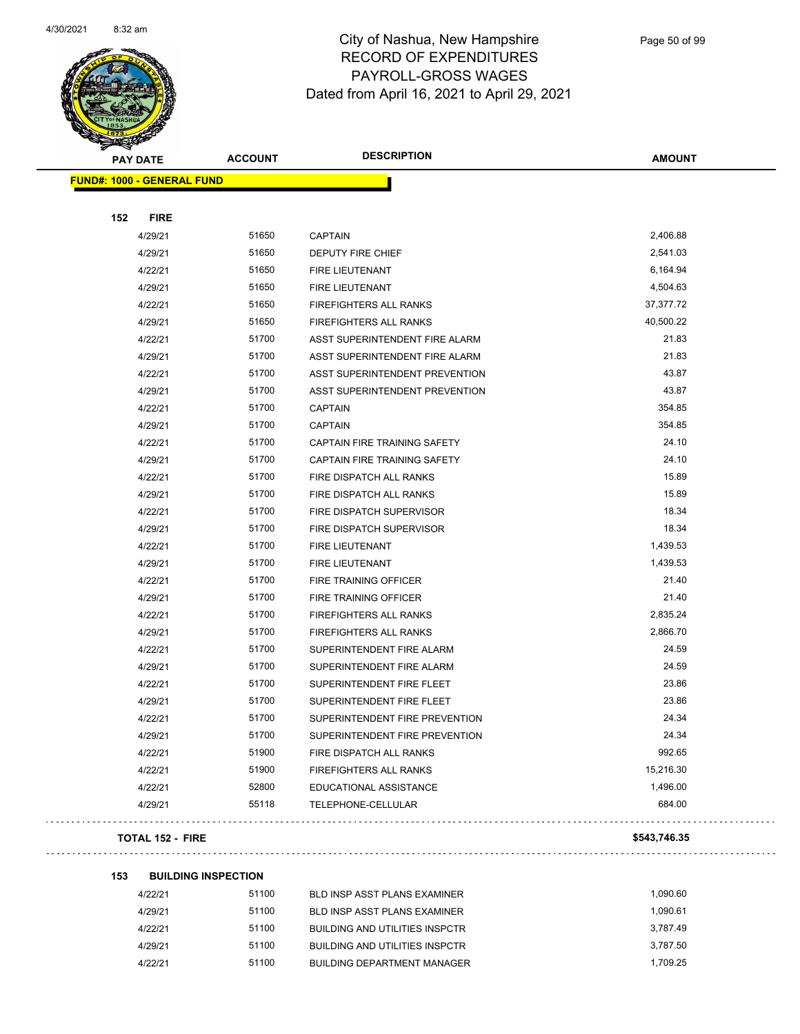# City of Nashua, New Hampshire
## RECORD OF EXPENDITURES
## PAYROLL-GROSS WAGES
## Dated from April 16, 2021 to April 29, 2021

| PAY DATE | ACCOUNT | DESCRIPTION | AMOUNT |
|---|---|---|---|
| **FUND#: 1000 - GENERAL FUND** | | | |
| **152 FIRE** | | | |
| 4/29/21 | 51650 | CAPTAIN | 2,406.88 |
| 4/29/21 | 51650 | DEPUTY FIRE CHIEF | 2,541.03 |
| 4/22/21 | 51650 | FIRE LIEUTENANT | 6,164.94 |
| 4/29/21 | 51650 | FIRE LIEUTENANT | 4,504.63 |
| 4/22/21 | 51650 | FIREFIGHTERS ALL RANKS | 37,377.72 |
| 4/29/21 | 51650 | FIREFIGHTERS ALL RANKS | 40,500.22 |
| 4/22/21 | 51700 | ASST SUPERINTENDENT FIRE ALARM | 21.83 |
| 4/29/21 | 51700 | ASST SUPERINTENDENT FIRE ALARM | 21.83 |
| 4/22/21 | 51700 | ASST SUPERINTENDENT PREVENTION | 43.87 |
| 4/29/21 | 51700 | ASST SUPERINTENDENT PREVENTION | 43.87 |
| 4/22/21 | 51700 | CAPTAIN | 354.85 |
| 4/29/21 | 51700 | CAPTAIN | 354.85 |
| 4/22/21 | 51700 | CAPTAIN FIRE TRAINING SAFETY | 24.10 |
| 4/29/21 | 51700 | CAPTAIN FIRE TRAINING SAFETY | 24.10 |
| 4/22/21 | 51700 | FIRE DISPATCH ALL RANKS | 15.89 |
| 4/29/21 | 51700 | FIRE DISPATCH ALL RANKS | 15.89 |
| 4/22/21 | 51700 | FIRE DISPATCH SUPERVISOR | 18.34 |
| 4/29/21 | 51700 | FIRE DISPATCH SUPERVISOR | 18.34 |
| 4/22/21 | 51700 | FIRE LIEUTENANT | 1,439.53 |
| 4/29/21 | 51700 | FIRE LIEUTENANT | 1,439.53 |
| 4/22/21 | 51700 | FIRE TRAINING OFFICER | 21.40 |
| 4/29/21 | 51700 | FIRE TRAINING OFFICER | 21.40 |
| 4/22/21 | 51700 | FIREFIGHTERS ALL RANKS | 2,835.24 |
| 4/29/21 | 51700 | FIREFIGHTERS ALL RANKS | 2,866.70 |
| 4/22/21 | 51700 | SUPERINTENDENT FIRE ALARM | 24.59 |
| 4/29/21 | 51700 | SUPERINTENDENT FIRE ALARM | 24.59 |
| 4/22/21 | 51700 | SUPERINTENDENT FIRE FLEET | 23.86 |
| 4/29/21 | 51700 | SUPERINTENDENT FIRE FLEET | 23.86 |
| 4/22/21 | 51700 | SUPERINTENDENT FIRE PREVENTION | 24.34 |
| 4/29/21 | 51700 | SUPERINTENDENT FIRE PREVENTION | 24.34 |
| 4/22/21 | 51900 | FIRE DISPATCH ALL RANKS | 992.65 |
| 4/22/21 | 51900 | FIREFIGHTERS ALL RANKS | 15,216.30 |
| 4/22/21 | 52800 | EDUCATIONAL ASSISTANCE | 1,496.00 |
| 4/29/21 | 55118 | TELEPHONE-CELLULAR | 684.00 |
| **TOTAL 152 - FIRE** | | | **$543,746.35** |
| **153 BUILDING INSPECTION** | | | |
| 4/22/21 | 51100 | BLD INSP ASST PLANS EXAMINER | 1,090.60 |
| 4/29/21 | 51100 | BLD INSP ASST PLANS EXAMINER | 1,090.61 |
| 4/22/21 | 51100 | BUILDING AND UTILITIES INSPCTR | 3,787.49 |
| 4/29/21 | 51100 | BUILDING AND UTILITIES INSPCTR | 3,787.50 |
| 4/22/21 | 51100 | BUILDING DEPARTMENT MANAGER | 1,709.25 |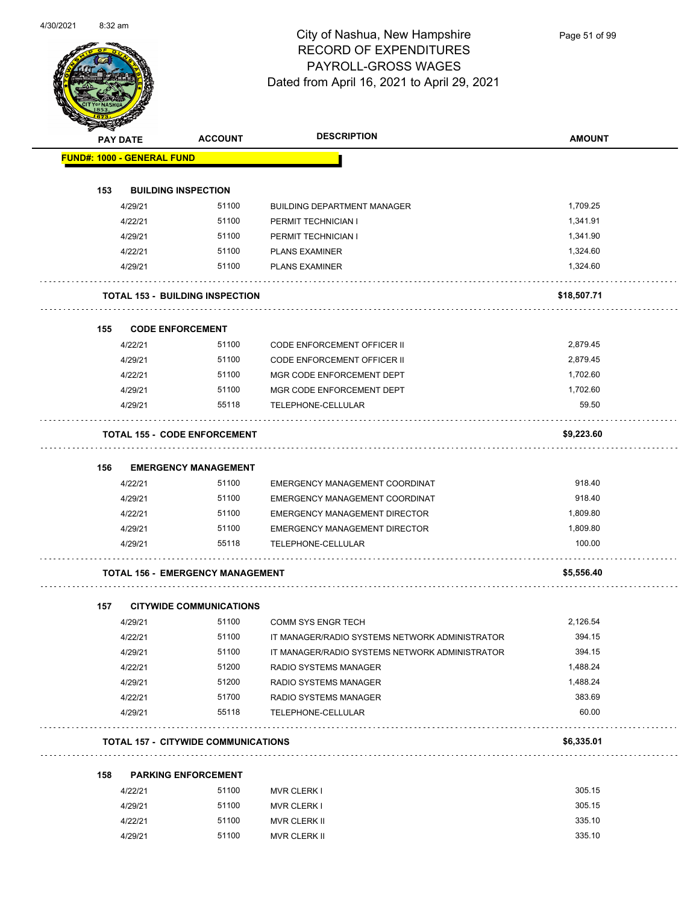# City of Nashua, New Hampshire
## RECORD OF EXPENDITURES
## PAYROLL-GROSS WAGES
### Dated from April 16, 2021 to April 29, 2021

| PAY DATE | ACCOUNT | DESCRIPTION | AMOUNT |
|---|---|---|---|
| **FUND#: 1000 - GENERAL FUND** | | | |
| **153 BUILDING INSPECTION** | | | |
| 4/29/21 | 51100 | BUILDING DEPARTMENT MANAGER | 1,709.25 |
| 4/22/21 | 51100 | PERMIT TECHNICIAN I | 1,341.91 |
| 4/29/21 | 51100 | PERMIT TECHNICIAN I | 1,341.90 |
| 4/22/21 | 51100 | PLANS EXAMINER | 1,324.60 |
| 4/29/21 | 51100 | PLANS EXAMINER | 1,324.60 |
| **TOTAL 153 - BUILDING INSPECTION** | | | **$18,507.71** |
| **155 CODE ENFORCEMENT** | | | |
| 4/22/21 | 51100 | CODE ENFORCEMENT OFFICER II | 2,879.45 |
| 4/29/21 | 51100 | CODE ENFORCEMENT OFFICER II | 2,879.45 |
| 4/22/21 | 51100 | MGR CODE ENFORCEMENT DEPT | 1,702.60 |
| 4/29/21 | 51100 | MGR CODE ENFORCEMENT DEPT | 1,702.60 |
| 4/29/21 | 55118 | TELEPHONE-CELLULAR | 59.50 |
| **TOTAL 155 - CODE ENFORCEMENT** | | | **$9,223.60** |
| **156 EMERGENCY MANAGEMENT** | | | |
| 4/22/21 | 51100 | EMERGENCY MANAGEMENT COORDINAT | 918.40 |
| 4/29/21 | 51100 | EMERGENCY MANAGEMENT COORDINAT | 918.40 |
| 4/22/21 | 51100 | EMERGENCY MANAGEMENT DIRECTOR | 1,809.80 |
| 4/29/21 | 51100 | EMERGENCY MANAGEMENT DIRECTOR | 1,809.80 |
| 4/29/21 | 55118 | TELEPHONE-CELLULAR | 100.00 |
| **TOTAL 156 - EMERGENCY MANAGEMENT** | | | **$5,556.40** |
| **157 CITYWIDE COMMUNICATIONS** | | | |
| 4/29/21 | 51100 | COMM SYS ENGR TECH | 2,126.54 |
| 4/22/21 | 51100 | IT MANAGER/RADIO SYSTEMS NETWORK ADMINISTRATOR | 394.15 |
| 4/29/21 | 51100 | IT MANAGER/RADIO SYSTEMS NETWORK ADMINISTRATOR | 394.15 |
| 4/22/21 | 51200 | RADIO SYSTEMS MANAGER | 1,488.24 |
| 4/29/21 | 51200 | RADIO SYSTEMS MANAGER | 1,488.24 |
| 4/22/21 | 51700 | RADIO SYSTEMS MANAGER | 383.69 |
| 4/29/21 | 55118 | TELEPHONE-CELLULAR | 60.00 |
| **TOTAL 157 - CITYWIDE COMMUNICATIONS** | | | **$6,335.01** |
| **158 PARKING ENFORCEMENT** | | | |
| 4/22/21 | 51100 | MVR CLERK I | 305.15 |
| 4/29/21 | 51100 | MVR CLERK I | 305.15 |
| 4/22/21 | 51100 | MVR CLERK II | 335.10 |
| 4/29/21 | 51100 | MVR CLERK II | 335.10 |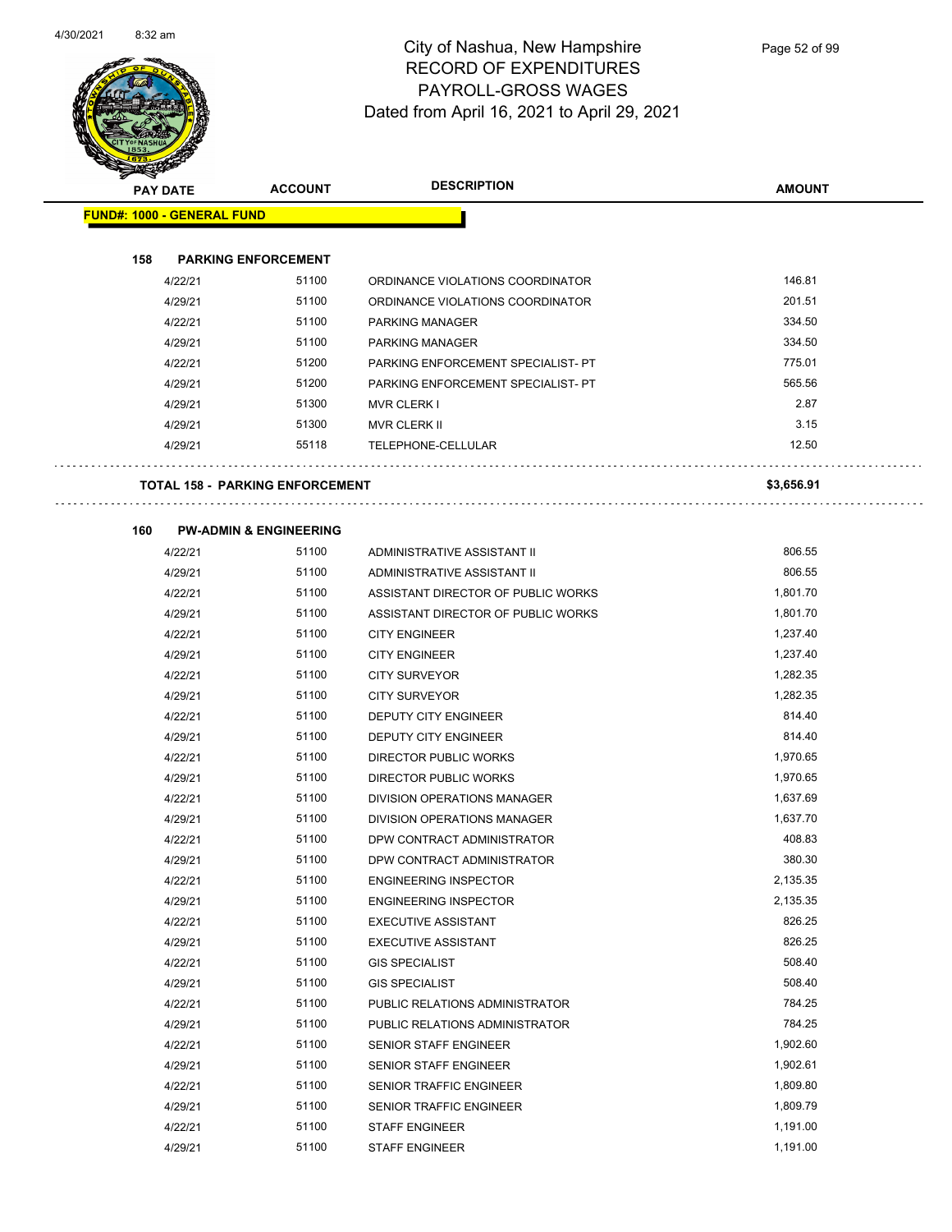# City of Nashua, New Hampshire
## RECORD OF EXPENDITURES
## PAYROLL-GROSS WAGES
## Dated from April 16, 2021 to April 29, 2021

| PAY DATE | ACCOUNT | DESCRIPTION | AMOUNT |
|---|---|---|---|
| **FUND#: 1000 - GENERAL FUND** | | | |
| **158 PARKING ENFORCEMENT** | | | |
| 4/22/21 | 51100 | ORDINANCE VIOLATIONS COORDINATOR | 146.81 |
| 4/29/21 | 51100 | ORDINANCE VIOLATIONS COORDINATOR | 201.51 |
| 4/22/21 | 51100 | PARKING MANAGER | 334.50 |
| 4/29/21 | 51100 | PARKING MANAGER | 334.50 |
| 4/22/21 | 51200 | PARKING ENFORCEMENT SPECIALIST- PT | 775.01 |
| 4/29/21 | 51200 | PARKING ENFORCEMENT SPECIALIST- PT | 565.56 |
| 4/29/21 | 51300 | MVR CLERK I | 2.87 |
| 4/29/21 | 51300 | MVR CLERK II | 3.15 |
| 4/29/21 | 55118 | TELEPHONE-CELLULAR | 12.50 |
| **TOTAL 158 - PARKING ENFORCEMENT** | | | **$3,656.91** |
| **160 PW-ADMIN & ENGINEERING** | | | |
| 4/22/21 | 51100 | ADMINISTRATIVE ASSISTANT II | 806.55 |
| 4/29/21 | 51100 | ADMINISTRATIVE ASSISTANT II | 806.55 |
| 4/22/21 | 51100 | ASSISTANT DIRECTOR OF PUBLIC WORKS | 1,801.70 |
| 4/29/21 | 51100 | ASSISTANT DIRECTOR OF PUBLIC WORKS | 1,801.70 |
| 4/22/21 | 51100 | CITY ENGINEER | 1,237.40 |
| 4/29/21 | 51100 | CITY ENGINEER | 1,237.40 |
| 4/22/21 | 51100 | CITY SURVEYOR | 1,282.35 |
| 4/29/21 | 51100 | CITY SURVEYOR | 1,282.35 |
| 4/22/21 | 51100 | DEPUTY CITY ENGINEER | 814.40 |
| 4/29/21 | 51100 | DEPUTY CITY ENGINEER | 814.40 |
| 4/22/21 | 51100 | DIRECTOR PUBLIC WORKS | 1,970.65 |
| 4/29/21 | 51100 | DIRECTOR PUBLIC WORKS | 1,970.65 |
| 4/22/21 | 51100 | DIVISION OPERATIONS MANAGER | 1,637.69 |
| 4/29/21 | 51100 | DIVISION OPERATIONS MANAGER | 1,637.70 |
| 4/22/21 | 51100 | DPW CONTRACT ADMINISTRATOR | 408.83 |
| 4/29/21 | 51100 | DPW CONTRACT ADMINISTRATOR | 380.30 |
| 4/22/21 | 51100 | ENGINEERING INSPECTOR | 2,135.35 |
| 4/29/21 | 51100 | ENGINEERING INSPECTOR | 2,135.35 |
| 4/22/21 | 51100 | EXECUTIVE ASSISTANT | 826.25 |
| 4/29/21 | 51100 | EXECUTIVE ASSISTANT | 826.25 |
| 4/22/21 | 51100 | GIS SPECIALIST | 508.40 |
| 4/29/21 | 51100 | GIS SPECIALIST | 508.40 |
| 4/22/21 | 51100 | PUBLIC RELATIONS ADMINISTRATOR | 784.25 |
| 4/29/21 | 51100 | PUBLIC RELATIONS ADMINISTRATOR | 784.25 |
| 4/22/21 | 51100 | SENIOR STAFF ENGINEER | 1,902.60 |
| 4/29/21 | 51100 | SENIOR STAFF ENGINEER | 1,902.61 |
| 4/22/21 | 51100 | SENIOR TRAFFIC ENGINEER | 1,809.80 |
| 4/29/21 | 51100 | SENIOR TRAFFIC ENGINEER | 1,809.79 |
| 4/22/21 | 51100 | STAFF ENGINEER | 1,191.00 |
| 4/29/21 | 51100 | STAFF ENGINEER | 1,191.00 |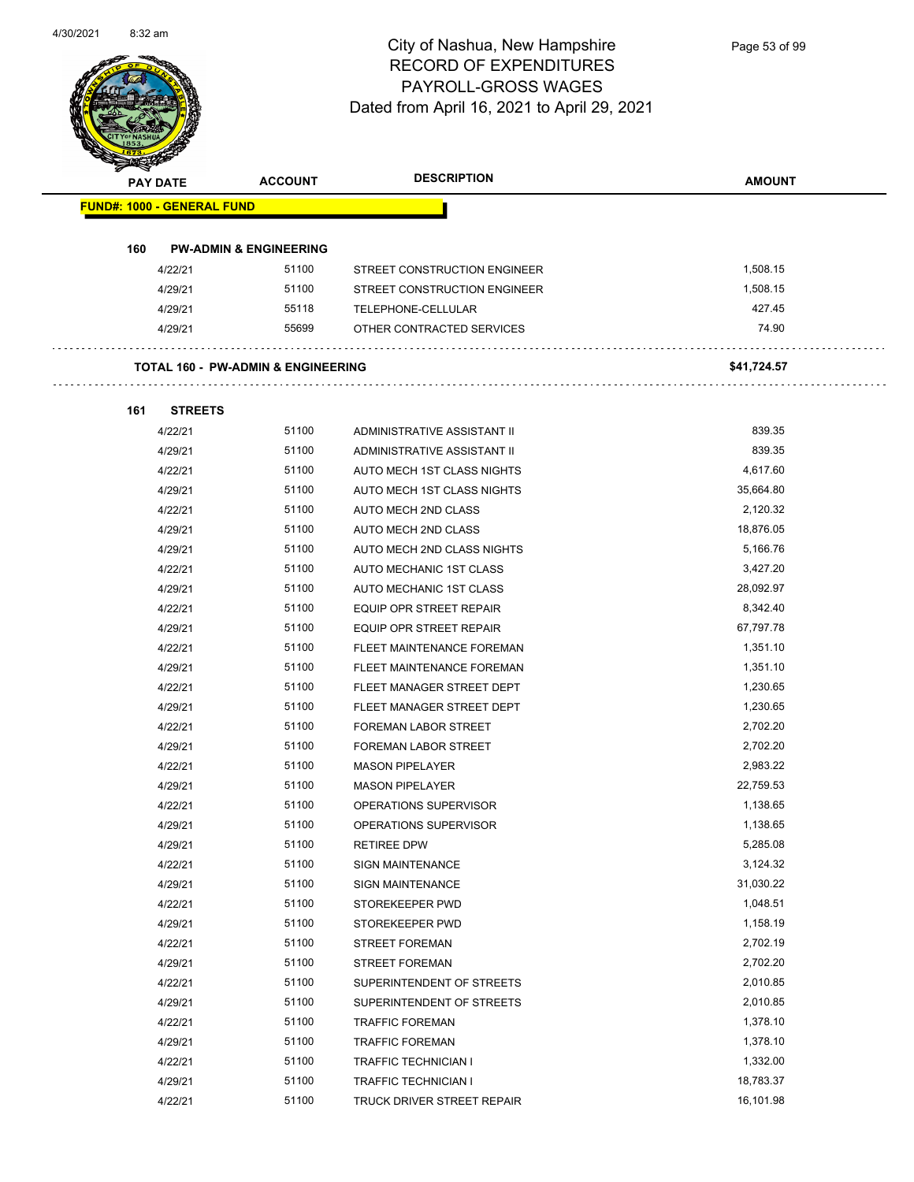# City of Nashua, New Hampshire
## RECORD OF EXPENDITURES
## PAYROLL-GROSS WAGES
### Dated from April 16, 2021 to April 29, 2021

| PAY DATE | ACCOUNT | DESCRIPTION | AMOUNT |
|---|---|---|---|
| **FUND#: 1000 - GENERAL FUND** | | | |
| **160 PW-ADMIN & ENGINEERING** | | | |
| 4/22/21 | 51100 | STREET CONSTRUCTION ENGINEER | 1,508.15 |
| 4/29/21 | 51100 | STREET CONSTRUCTION ENGINEER | 1,508.15 |
| 4/29/21 | 55118 | TELEPHONE-CELLULAR | 427.45 |
| 4/29/21 | 55699 | OTHER CONTRACTED SERVICES | 74.90 |
| **TOTAL 160 - PW-ADMIN & ENGINEERING** | | | **$41,724.57** |
| **161 STREETS** | | | |
| 4/22/21 | 51100 | ADMINISTRATIVE ASSISTANT II | 839.35 |
| 4/29/21 | 51100 | ADMINISTRATIVE ASSISTANT II | 839.35 |
| 4/22/21 | 51100 | AUTO MECH 1ST CLASS NIGHTS | 4,617.60 |
| 4/29/21 | 51100 | AUTO MECH 1ST CLASS NIGHTS | 35,664.80 |
| 4/22/21 | 51100 | AUTO MECH 2ND CLASS | 2,120.32 |
| 4/29/21 | 51100 | AUTO MECH 2ND CLASS | 18,876.05 |
| 4/29/21 | 51100 | AUTO MECH 2ND CLASS NIGHTS | 5,166.76 |
| 4/22/21 | 51100 | AUTO MECHANIC 1ST CLASS | 3,427.20 |
| 4/29/21 | 51100 | AUTO MECHANIC 1ST CLASS | 28,092.97 |
| 4/22/21 | 51100 | EQUIP OPR STREET REPAIR | 8,342.40 |
| 4/29/21 | 51100 | EQUIP OPR STREET REPAIR | 67,797.78 |
| 4/22/21 | 51100 | FLEET MAINTENANCE FOREMAN | 1,351.10 |
| 4/29/21 | 51100 | FLEET MAINTENANCE FOREMAN | 1,351.10 |
| 4/22/21 | 51100 | FLEET MANAGER STREET DEPT | 1,230.65 |
| 4/29/21 | 51100 | FLEET MANAGER STREET DEPT | 1,230.65 |
| 4/22/21 | 51100 | FOREMAN LABOR STREET | 2,702.20 |
| 4/29/21 | 51100 | FOREMAN LABOR STREET | 2,702.20 |
| 4/22/21 | 51100 | MASON PIPELAYER | 2,983.22 |
| 4/29/21 | 51100 | MASON PIPELAYER | 22,759.53 |
| 4/22/21 | 51100 | OPERATIONS SUPERVISOR | 1,138.65 |
| 4/29/21 | 51100 | OPERATIONS SUPERVISOR | 1,138.65 |
| 4/29/21 | 51100 | RETIREE DPW | 5,285.08 |
| 4/22/21 | 51100 | SIGN MAINTENANCE | 3,124.32 |
| 4/29/21 | 51100 | SIGN MAINTENANCE | 31,030.22 |
| 4/22/21 | 51100 | STOREKEEPER PWD | 1,048.51 |
| 4/29/21 | 51100 | STOREKEEPER PWD | 1,158.19 |
| 4/22/21 | 51100 | STREET FOREMAN | 2,702.19 |
| 4/29/21 | 51100 | STREET FOREMAN | 2,702.20 |
| 4/22/21 | 51100 | SUPERINTENDENT OF STREETS | 2,010.85 |
| 4/29/21 | 51100 | SUPERINTENDENT OF STREETS | 2,010.85 |
| 4/22/21 | 51100 | TRAFFIC FOREMAN | 1,378.10 |
| 4/29/21 | 51100 | TRAFFIC FOREMAN | 1,378.10 |
| 4/22/21 | 51100 | TRAFFIC TECHNICIAN I | 1,332.00 |
| 4/29/21 | 51100 | TRAFFIC TECHNICIAN I | 18,783.37 |
| 4/22/21 | 51100 | TRUCK DRIVER STREET REPAIR | 16,101.98 |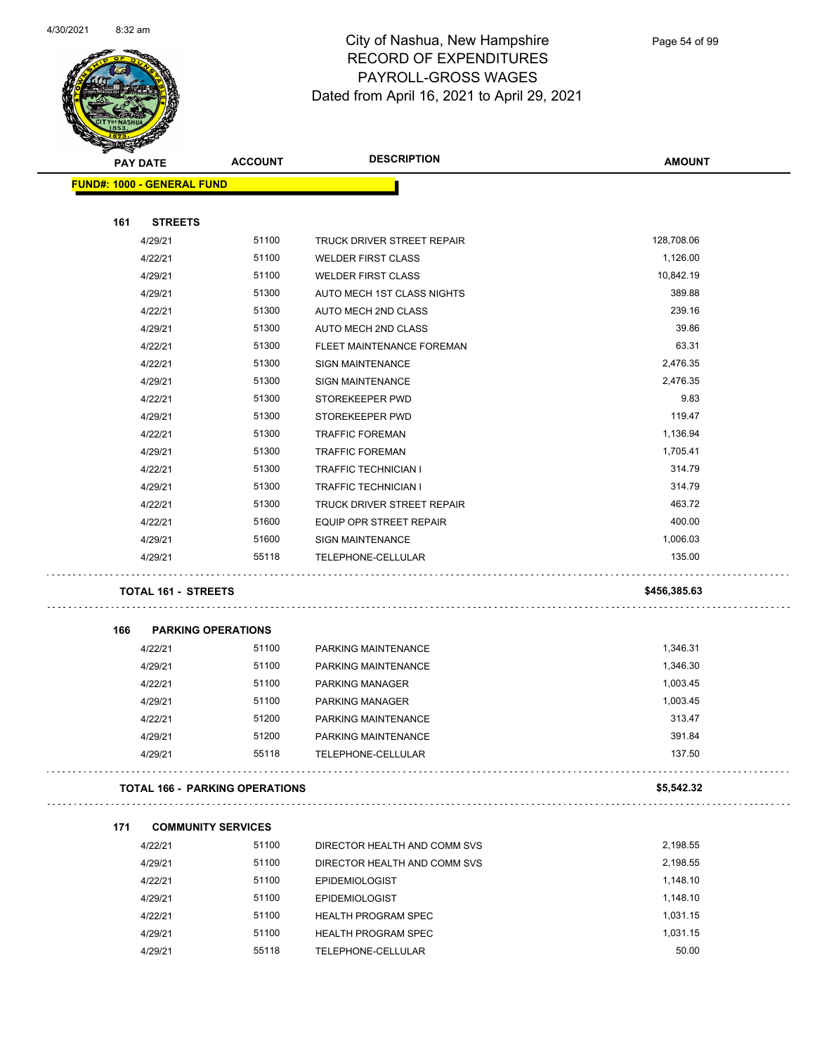# City of Nashua, New Hampshire
## RECORD OF EXPENDITURES
## PAYROLL-GROSS WAGES
## Dated from April 16, 2021 to April 29, 2021

**FUND#: 1000 - GENERAL FUND**

### 161 STREETS

| PAY DATE | ACCOUNT | DESCRIPTION | AMOUNT |
|---|---|---|---|
| 4/29/21 | 51100 | TRUCK DRIVER STREET REPAIR | 128,708.06 |
| 4/22/21 | 51100 | WELDER FIRST CLASS | 1,126.00 |
| 4/29/21 | 51100 | WELDER FIRST CLASS | 10,842.19 |
| 4/29/21 | 51300 | AUTO MECH 1ST CLASS NIGHTS | 389.88 |
| 4/22/21 | 51300 | AUTO MECH 2ND CLASS | 239.16 |
| 4/29/21 | 51300 | AUTO MECH 2ND CLASS | 39.86 |
| 4/22/21 | 51300 | FLEET MAINTENANCE FOREMAN | 63.31 |
| 4/22/21 | 51300 | SIGN MAINTENANCE | 2,476.35 |
| 4/29/21 | 51300 | SIGN MAINTENANCE | 2,476.35 |
| 4/22/21 | 51300 | STOREKEEPER PWD | 9.83 |
| 4/29/21 | 51300 | STOREKEEPER PWD | 119.47 |
| 4/22/21 | 51300 | TRAFFIC FOREMAN | 1,136.94 |
| 4/29/21 | 51300 | TRAFFIC FOREMAN | 1,705.41 |
| 4/22/21 | 51300 | TRAFFIC TECHNICIAN I | 314.79 |
| 4/29/21 | 51300 | TRAFFIC TECHNICIAN I | 314.79 |
| 4/22/21 | 51300 | TRUCK DRIVER STREET REPAIR | 463.72 |
| 4/22/21 | 51600 | EQUIP OPR STREET REPAIR | 400.00 |
| 4/29/21 | 51600 | SIGN MAINTENANCE | 1,006.03 |
| 4/29/21 | 55118 | TELEPHONE-CELLULAR | 135.00 |

**TOTAL 161 - STREETS** **$456,385.63**

### 166 PARKING OPERATIONS

| PAY DATE | ACCOUNT | DESCRIPTION | AMOUNT |
|---|---|---|---|
| 4/22/21 | 51100 | PARKING MAINTENANCE | 1,346.31 |
| 4/29/21 | 51100 | PARKING MAINTENANCE | 1,346.30 |
| 4/22/21 | 51100 | PARKING MANAGER | 1,003.45 |
| 4/29/21 | 51100 | PARKING MANAGER | 1,003.45 |
| 4/22/21 | 51200 | PARKING MAINTENANCE | 313.47 |
| 4/29/21 | 51200 | PARKING MAINTENANCE | 391.84 |
| 4/29/21 | 55118 | TELEPHONE-CELLULAR | 137.50 |

**TOTAL 166 - PARKING OPERATIONS** **$5,542.32**

### 171 COMMUNITY SERVICES

| PAY DATE | ACCOUNT | DESCRIPTION | AMOUNT |
|---|---|---|---|
| 4/22/21 | 51100 | DIRECTOR HEALTH AND COMM SVS | 2,198.55 |
| 4/29/21 | 51100 | DIRECTOR HEALTH AND COMM SVS | 2,198.55 |
| 4/22/21 | 51100 | EPIDEMIOLOGIST | 1,148.10 |
| 4/29/21 | 51100 | EPIDEMIOLOGIST | 1,148.10 |
| 4/22/21 | 51100 | HEALTH PROGRAM SPEC | 1,031.15 |
| 4/29/21 | 51100 | HEALTH PROGRAM SPEC | 1,031.15 |
| 4/29/21 | 55118 | TELEPHONE-CELLULAR | 50.00 |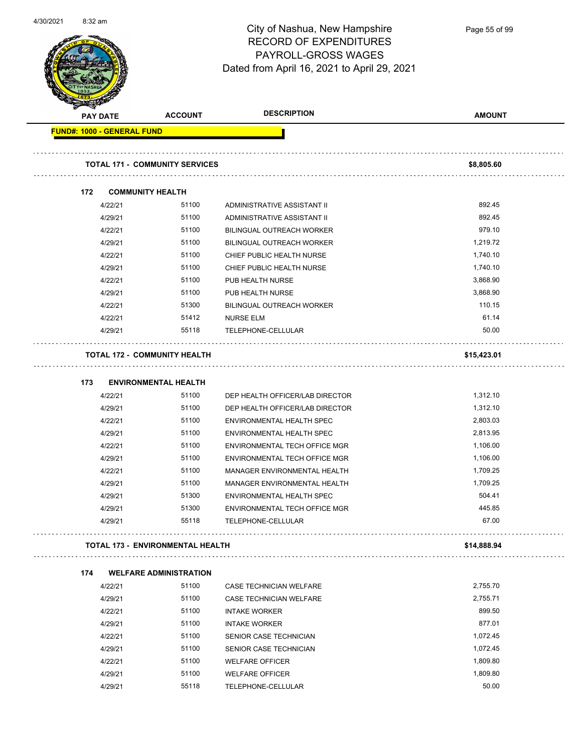# City of Nashua, New Hampshire
## RECORD OF EXPENDITURES
## PAYROLL-GROSS WAGES
Dated from April 16, 2021 to April 29, 2021

| PAY DATE | ACCOUNT | DESCRIPTION | AMOUNT |
|---|---|---|---|
| **FUND#: 1000 - GENERAL FUND** | | | |
| **TOTAL 171 - COMMUNITY SERVICES** | | | **$8,805.60** |
| **172 COMMUNITY HEALTH** | | | |
| 4/22/21 | 51100 | ADMINISTRATIVE ASSISTANT II | 892.45 |
| 4/29/21 | 51100 | ADMINISTRATIVE ASSISTANT II | 892.45 |
| 4/22/21 | 51100 | BILINGUAL OUTREACH WORKER | 979.10 |
| 4/29/21 | 51100 | BILINGUAL OUTREACH WORKER | 1,219.72 |
| 4/22/21 | 51100 | CHIEF PUBLIC HEALTH NURSE | 1,740.10 |
| 4/29/21 | 51100 | CHIEF PUBLIC HEALTH NURSE | 1,740.10 |
| 4/22/21 | 51100 | PUB HEALTH NURSE | 3,868.90 |
| 4/29/21 | 51100 | PUB HEALTH NURSE | 3,868.90 |
| 4/22/21 | 51300 | BILINGUAL OUTREACH WORKER | 110.15 |
| 4/22/21 | 51412 | NURSE ELM | 61.14 |
| 4/29/21 | 55118 | TELEPHONE-CELLULAR | 50.00 |
| **TOTAL 172 - COMMUNITY HEALTH** | | | **$15,423.01** |
| **173 ENVIRONMENTAL HEALTH** | | | |
| 4/22/21 | 51100 | DEP HEALTH OFFICER/LAB DIRECTOR | 1,312.10 |
| 4/29/21 | 51100 | DEP HEALTH OFFICER/LAB DIRECTOR | 1,312.10 |
| 4/22/21 | 51100 | ENVIRONMENTAL HEALTH SPEC | 2,803.03 |
| 4/29/21 | 51100 | ENVIRONMENTAL HEALTH SPEC | 2,813.95 |
| 4/22/21 | 51100 | ENVIRONMENTAL TECH OFFICE MGR | 1,106.00 |
| 4/29/21 | 51100 | ENVIRONMENTAL TECH OFFICE MGR | 1,106.00 |
| 4/22/21 | 51100 | MANAGER ENVIRONMENTAL HEALTH | 1,709.25 |
| 4/29/21 | 51100 | MANAGER ENVIRONMENTAL HEALTH | 1,709.25 |
| 4/29/21 | 51300 | ENVIRONMENTAL HEALTH SPEC | 504.41 |
| 4/29/21 | 51300 | ENVIRONMENTAL TECH OFFICE MGR | 445.85 |
| 4/29/21 | 55118 | TELEPHONE-CELLULAR | 67.00 |
| **TOTAL 173 - ENVIRONMENTAL HEALTH** | | | **$14,888.94** |
| **174 WELFARE ADMINISTRATION** | | | |
| 4/22/21 | 51100 | CASE TECHNICIAN WELFARE | 2,755.70 |
| 4/29/21 | 51100 | CASE TECHNICIAN WELFARE | 2,755.71 |
| 4/22/21 | 51100 | INTAKE WORKER | 899.50 |
| 4/29/21 | 51100 | INTAKE WORKER | 877.01 |
| 4/22/21 | 51100 | SENIOR CASE TECHNICIAN | 1,072.45 |
| 4/29/21 | 51100 | SENIOR CASE TECHNICIAN | 1,072.45 |
| 4/22/21 | 51100 | WELFARE OFFICER | 1,809.80 |
| 4/29/21 | 51100 | WELFARE OFFICER | 1,809.80 |
| 4/29/21 | 55118 | TELEPHONE-CELLULAR | 50.00 |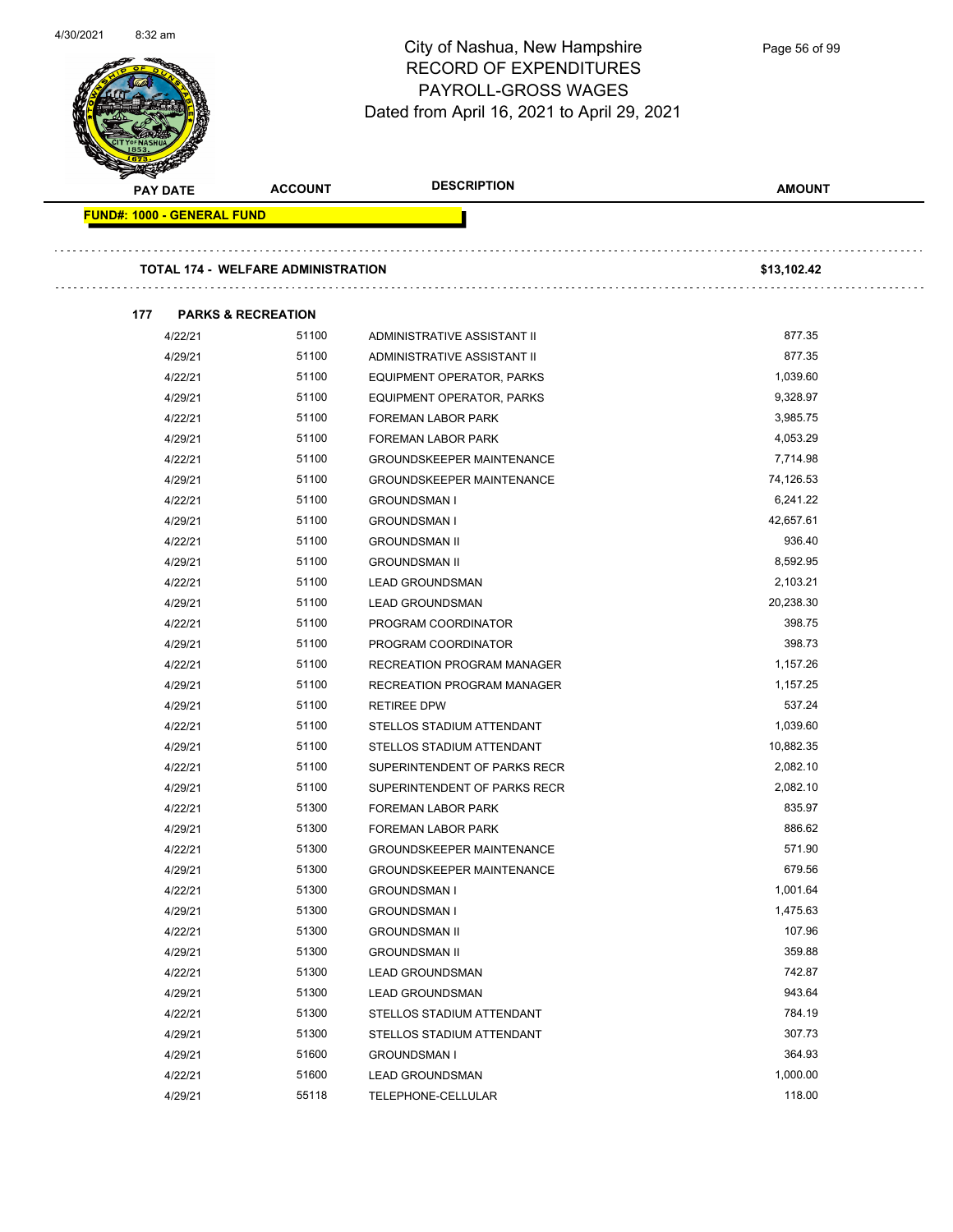# City of Nashua, New Hampshire
## RECORD OF EXPENDITURES
## PAYROLL-GROSS WAGES
## Dated from April 16, 2021 to April 29, 2021

| PAY DATE | ACCOUNT | DESCRIPTION | AMOUNT |
|---|---|---|---|

**FUND#: 1000 - GENERAL FUND**

**TOTAL 174 - WELFARE ADMINISTRATION** **$13,102.42**

**177 PARKS & RECREATION**

| PAY DATE | ACCOUNT | DESCRIPTION | AMOUNT |
|---|---|---|---|
| 4/22/21 | 51100 | ADMINISTRATIVE ASSISTANT II | 877.35 |
| 4/29/21 | 51100 | ADMINISTRATIVE ASSISTANT II | 877.35 |
| 4/22/21 | 51100 | EQUIPMENT OPERATOR, PARKS | 1,039.60 |
| 4/29/21 | 51100 | EQUIPMENT OPERATOR, PARKS | 9,328.97 |
| 4/22/21 | 51100 | FOREMAN LABOR PARK | 3,985.75 |
| 4/29/21 | 51100 | FOREMAN LABOR PARK | 4,053.29 |
| 4/22/21 | 51100 | GROUNDSKEEPER MAINTENANCE | 7,714.98 |
| 4/29/21 | 51100 | GROUNDSKEEPER MAINTENANCE | 74,126.53 |
| 4/22/21 | 51100 | GROUNDSMAN I | 6,241.22 |
| 4/29/21 | 51100 | GROUNDSMAN I | 42,657.61 |
| 4/22/21 | 51100 | GROUNDSMAN II | 936.40 |
| 4/29/21 | 51100 | GROUNDSMAN II | 8,592.95 |
| 4/22/21 | 51100 | LEAD GROUNDSMAN | 2,103.21 |
| 4/29/21 | 51100 | LEAD GROUNDSMAN | 20,238.30 |
| 4/22/21 | 51100 | PROGRAM COORDINATOR | 398.75 |
| 4/29/21 | 51100 | PROGRAM COORDINATOR | 398.73 |
| 4/22/21 | 51100 | RECREATION PROGRAM MANAGER | 1,157.26 |
| 4/29/21 | 51100 | RECREATION PROGRAM MANAGER | 1,157.25 |
| 4/29/21 | 51100 | RETIREE DPW | 537.24 |
| 4/22/21 | 51100 | STELLOS STADIUM ATTENDANT | 1,039.60 |
| 4/29/21 | 51100 | STELLOS STADIUM ATTENDANT | 10,882.35 |
| 4/22/21 | 51100 | SUPERINTENDENT OF PARKS RECR | 2,082.10 |
| 4/29/21 | 51100 | SUPERINTENDENT OF PARKS RECR | 2,082.10 |
| 4/22/21 | 51300 | FOREMAN LABOR PARK | 835.97 |
| 4/29/21 | 51300 | FOREMAN LABOR PARK | 886.62 |
| 4/22/21 | 51300 | GROUNDSKEEPER MAINTENANCE | 571.90 |
| 4/29/21 | 51300 | GROUNDSKEEPER MAINTENANCE | 679.56 |
| 4/22/21 | 51300 | GROUNDSMAN I | 1,001.64 |
| 4/29/21 | 51300 | GROUNDSMAN I | 1,475.63 |
| 4/22/21 | 51300 | GROUNDSMAN II | 107.96 |
| 4/29/21 | 51300 | GROUNDSMAN II | 359.88 |
| 4/22/21 | 51300 | LEAD GROUNDSMAN | 742.87 |
| 4/29/21 | 51300 | LEAD GROUNDSMAN | 943.64 |
| 4/22/21 | 51300 | STELLOS STADIUM ATTENDANT | 784.19 |
| 4/29/21 | 51300 | STELLOS STADIUM ATTENDANT | 307.73 |
| 4/29/21 | 51600 | GROUNDSMAN I | 364.93 |
| 4/22/21 | 51600 | LEAD GROUNDSMAN | 1,000.00 |
| 4/29/21 | 55118 | TELEPHONE-CELLULAR | 118.00 |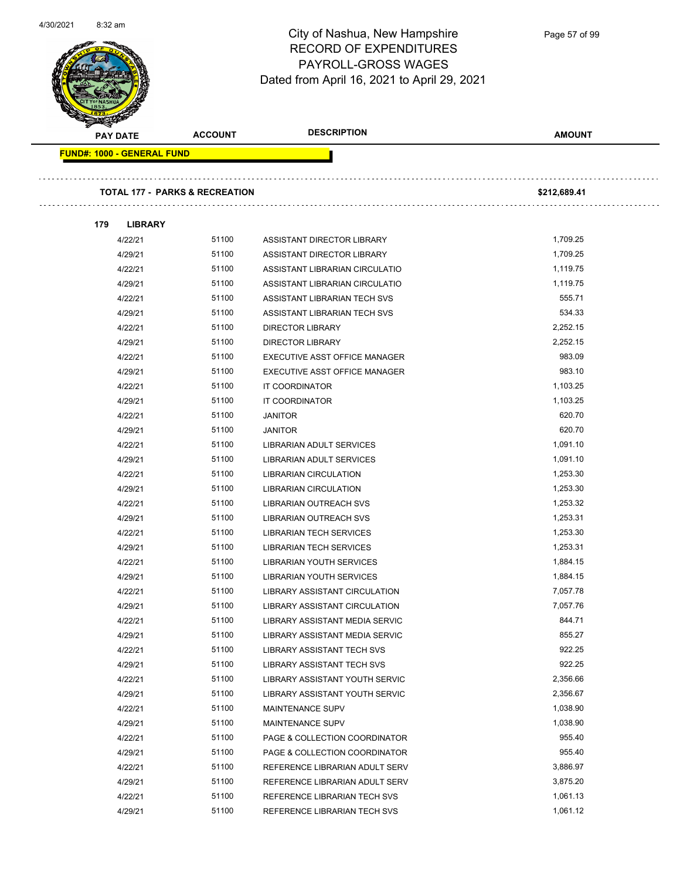# City of Nashua, New Hampshire
## RECORD OF EXPENDITURES
## PAYROLL-GROSS WAGES
## Dated from April 16, 2021 to April 29, 2021

| PAY DATE | ACCOUNT | DESCRIPTION | AMOUNT |
|---|---|---|---|
| **FUND#: 1000 - GENERAL FUND** | | | |
| **TOTAL 177 - PARKS & RECREATION** | | | **$212,689.41** |
| **179 LIBRARY** | | | |
| 4/22/21 | 51100 | ASSISTANT DIRECTOR LIBRARY | 1,709.25 |
| 4/29/21 | 51100 | ASSISTANT DIRECTOR LIBRARY | 1,709.25 |
| 4/22/21 | 51100 | ASSISTANT LIBRARIAN CIRCULATIO | 1,119.75 |
| 4/29/21 | 51100 | ASSISTANT LIBRARIAN CIRCULATIO | 1,119.75 |
| 4/22/21 | 51100 | ASSISTANT LIBRARIAN TECH SVS | 555.71 |
| 4/29/21 | 51100 | ASSISTANT LIBRARIAN TECH SVS | 534.33 |
| 4/22/21 | 51100 | DIRECTOR LIBRARY | 2,252.15 |
| 4/29/21 | 51100 | DIRECTOR LIBRARY | 2,252.15 |
| 4/22/21 | 51100 | EXECUTIVE ASST OFFICE MANAGER | 983.09 |
| 4/29/21 | 51100 | EXECUTIVE ASST OFFICE MANAGER | 983.10 |
| 4/22/21 | 51100 | IT COORDINATOR | 1,103.25 |
| 4/29/21 | 51100 | IT COORDINATOR | 1,103.25 |
| 4/22/21 | 51100 | JANITOR | 620.70 |
| 4/29/21 | 51100 | JANITOR | 620.70 |
| 4/22/21 | 51100 | LIBRARIAN ADULT SERVICES | 1,091.10 |
| 4/29/21 | 51100 | LIBRARIAN ADULT SERVICES | 1,091.10 |
| 4/22/21 | 51100 | LIBRARIAN CIRCULATION | 1,253.30 |
| 4/29/21 | 51100 | LIBRARIAN CIRCULATION | 1,253.30 |
| 4/22/21 | 51100 | LIBRARIAN OUTREACH SVS | 1,253.32 |
| 4/29/21 | 51100 | LIBRARIAN OUTREACH SVS | 1,253.31 |
| 4/22/21 | 51100 | LIBRARIAN TECH SERVICES | 1,253.30 |
| 4/29/21 | 51100 | LIBRARIAN TECH SERVICES | 1,253.31 |
| 4/22/21 | 51100 | LIBRARIAN YOUTH SERVICES | 1,884.15 |
| 4/29/21 | 51100 | LIBRARIAN YOUTH SERVICES | 1,884.15 |
| 4/22/21 | 51100 | LIBRARY ASSISTANT CIRCULATION | 7,057.78 |
| 4/29/21 | 51100 | LIBRARY ASSISTANT CIRCULATION | 7,057.76 |
| 4/22/21 | 51100 | LIBRARY ASSISTANT MEDIA SERVIC | 844.71 |
| 4/29/21 | 51100 | LIBRARY ASSISTANT MEDIA SERVIC | 855.27 |
| 4/22/21 | 51100 | LIBRARY ASSISTANT TECH SVS | 922.25 |
| 4/29/21 | 51100 | LIBRARY ASSISTANT TECH SVS | 922.25 |
| 4/22/21 | 51100 | LIBRARY ASSISTANT YOUTH SERVIC | 2,356.66 |
| 4/29/21 | 51100 | LIBRARY ASSISTANT YOUTH SERVIC | 2,356.67 |
| 4/22/21 | 51100 | MAINTENANCE SUPV | 1,038.90 |
| 4/29/21 | 51100 | MAINTENANCE SUPV | 1,038.90 |
| 4/22/21 | 51100 | PAGE & COLLECTION COORDINATOR | 955.40 |
| 4/29/21 | 51100 | PAGE & COLLECTION COORDINATOR | 955.40 |
| 4/22/21 | 51100 | REFERENCE LIBRARIAN ADULT SERV | 3,886.97 |
| 4/29/21 | 51100 | REFERENCE LIBRARIAN ADULT SERV | 3,875.20 |
| 4/22/21 | 51100 | REFERENCE LIBRARIAN TECH SVS | 1,061.13 |
| 4/29/21 | 51100 | REFERENCE LIBRARIAN TECH SVS | 1,061.12 |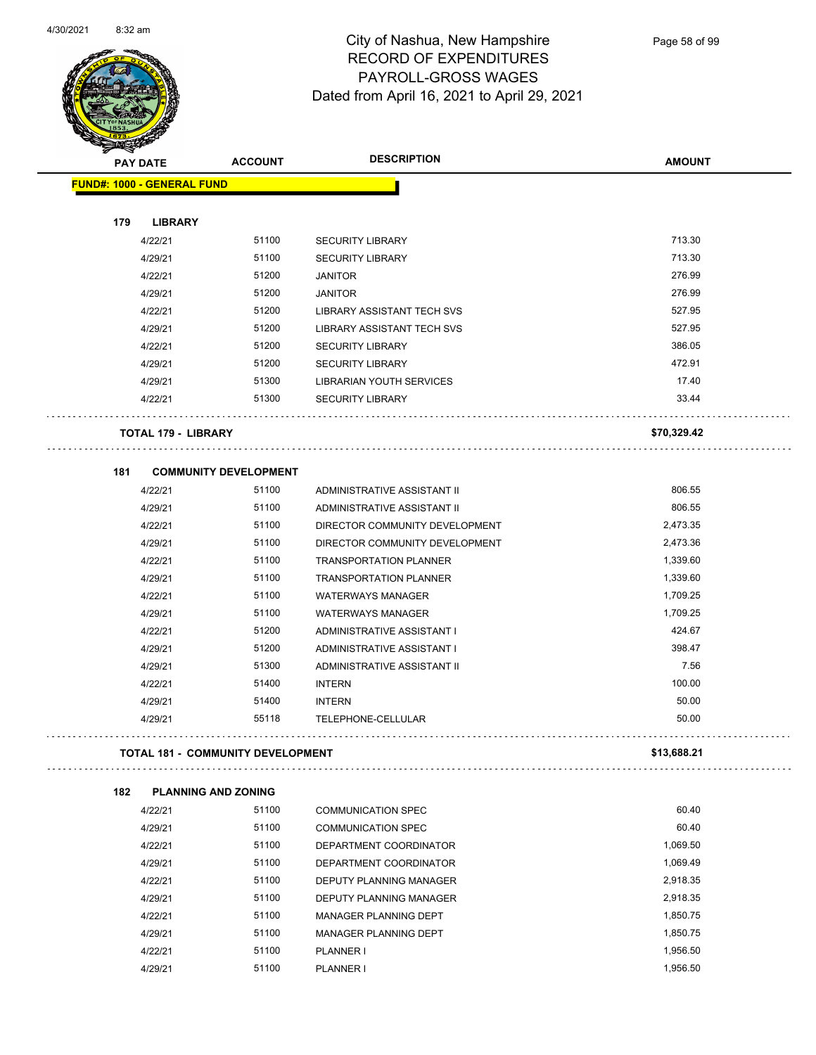# City of Nashua, New Hampshire
## RECORD OF EXPENDITURES
## PAYROLL-GROSS WAGES
## Dated from April 16, 2021 to April 29, 2021

| PAY DATE | ACCOUNT | DESCRIPTION | AMOUNT |
|---|---|---|---|
| **FUND#: 1000 - GENERAL FUND** | | | |
| **179 LIBRARY** | | | |
| 4/22/21 | 51100 | SECURITY LIBRARY | 713.30 |
| 4/29/21 | 51100 | SECURITY LIBRARY | 713.30 |
| 4/22/21 | 51200 | JANITOR | 276.99 |
| 4/29/21 | 51200 | JANITOR | 276.99 |
| 4/22/21 | 51200 | LIBRARY ASSISTANT TECH SVS | 527.95 |
| 4/29/21 | 51200 | LIBRARY ASSISTANT TECH SVS | 527.95 |
| 4/22/21 | 51200 | SECURITY LIBRARY | 386.05 |
| 4/29/21 | 51200 | SECURITY LIBRARY | 472.91 |
| 4/29/21 | 51300 | LIBRARIAN YOUTH SERVICES | 17.40 |
| 4/22/21 | 51300 | SECURITY LIBRARY | 33.44 |
| **TOTAL 179 - LIBRARY** | | | **$70,329.42** |
| **181 COMMUNITY DEVELOPMENT** | | | |
| 4/22/21 | 51100 | ADMINISTRATIVE ASSISTANT II | 806.55 |
| 4/29/21 | 51100 | ADMINISTRATIVE ASSISTANT II | 806.55 |
| 4/22/21 | 51100 | DIRECTOR COMMUNITY DEVELOPMENT | 2,473.35 |
| 4/29/21 | 51100 | DIRECTOR COMMUNITY DEVELOPMENT | 2,473.36 |
| 4/22/21 | 51100 | TRANSPORTATION PLANNER | 1,339.60 |
| 4/29/21 | 51100 | TRANSPORTATION PLANNER | 1,339.60 |
| 4/22/21 | 51100 | WATERWAYS MANAGER | 1,709.25 |
| 4/29/21 | 51100 | WATERWAYS MANAGER | 1,709.25 |
| 4/22/21 | 51200 | ADMINISTRATIVE ASSISTANT I | 424.67 |
| 4/29/21 | 51200 | ADMINISTRATIVE ASSISTANT I | 398.47 |
| 4/29/21 | 51300 | ADMINISTRATIVE ASSISTANT II | 7.56 |
| 4/22/21 | 51400 | INTERN | 100.00 |
| 4/29/21 | 51400 | INTERN | 50.00 |
| 4/29/21 | 55118 | TELEPHONE-CELLULAR | 50.00 |
| **TOTAL 181 - COMMUNITY DEVELOPMENT** | | | **$13,688.21** |
| **182 PLANNING AND ZONING** | | | |
| 4/22/21 | 51100 | COMMUNICATION SPEC | 60.40 |
| 4/29/21 | 51100 | COMMUNICATION SPEC | 60.40 |
| 4/22/21 | 51100 | DEPARTMENT COORDINATOR | 1,069.50 |
| 4/29/21 | 51100 | DEPARTMENT COORDINATOR | 1,069.49 |
| 4/22/21 | 51100 | DEPUTY PLANNING MANAGER | 2,918.35 |
| 4/29/21 | 51100 | DEPUTY PLANNING MANAGER | 2,918.35 |
| 4/22/21 | 51100 | MANAGER PLANNING DEPT | 1,850.75 |
| 4/29/21 | 51100 | MANAGER PLANNING DEPT | 1,850.75 |
| 4/22/21 | 51100 | PLANNER I | 1,956.50 |
| 4/29/21 | 51100 | PLANNER I | 1,956.50 |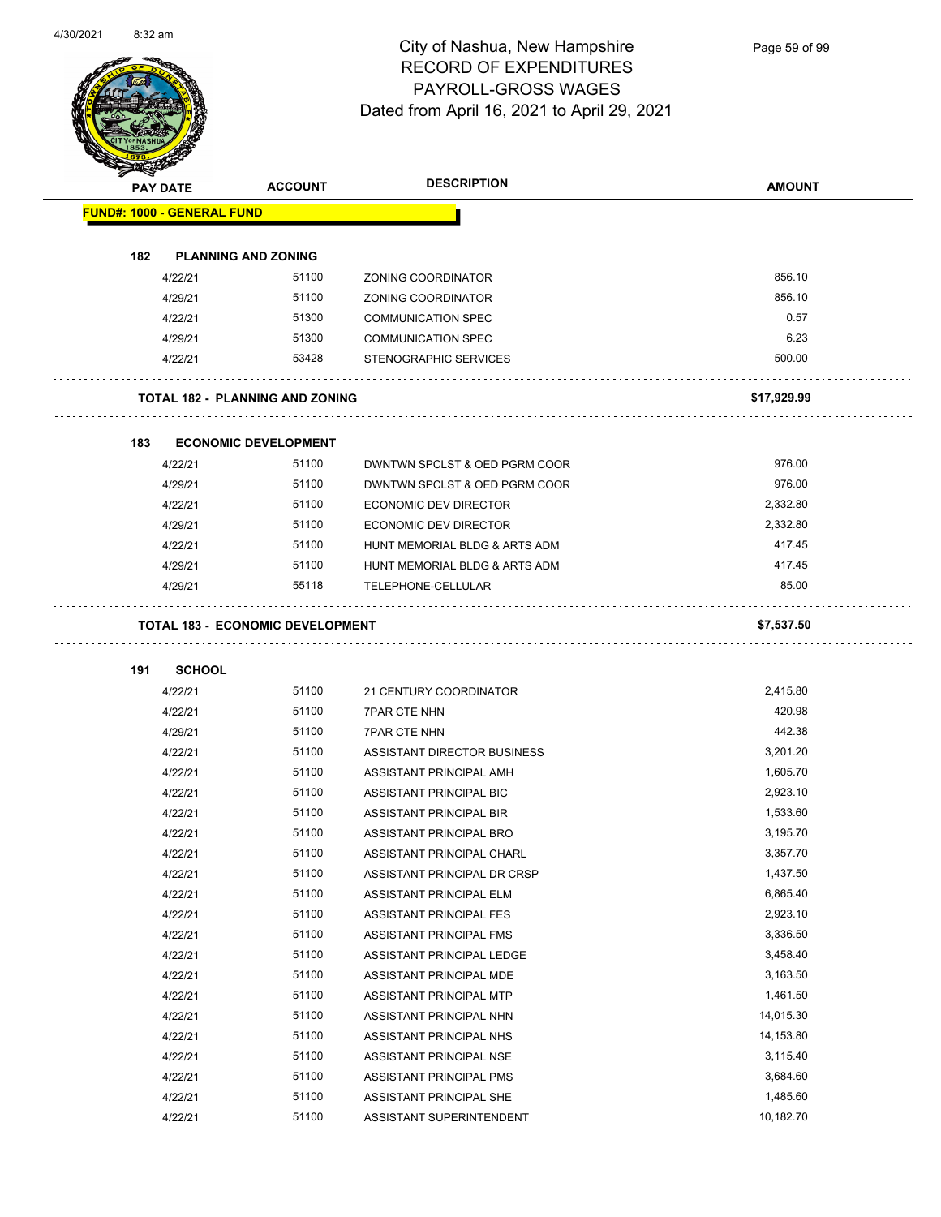# City of Nashua, New Hampshire
## RECORD OF EXPENDITURES
## PAYROLL-GROSS WAGES
Dated from April 16, 2021 to April 29, 2021

| PAY DATE | ACCOUNT | DESCRIPTION | AMOUNT |
|---|---|---|---|
| **FUND#: 1000 - GENERAL FUND** | | | |
| **182 PLANNING AND ZONING** | | | |
| 4/22/21 | 51100 | ZONING COORDINATOR | 856.10 |
| 4/29/21 | 51100 | ZONING COORDINATOR | 856.10 |
| 4/22/21 | 51300 | COMMUNICATION SPEC | 0.57 |
| 4/29/21 | 51300 | COMMUNICATION SPEC | 6.23 |
| 4/22/21 | 53428 | STENOGRAPHIC SERVICES | 500.00 |
| **TOTAL 182 - PLANNING AND ZONING** | | | **$17,929.99** |
| **183 ECONOMIC DEVELOPMENT** | | | |
| 4/22/21 | 51100 | DWNTWN SPCLST & OED PGRM COOR | 976.00 |
| 4/29/21 | 51100 | DWNTWN SPCLST & OED PGRM COOR | 976.00 |
| 4/22/21 | 51100 | ECONOMIC DEV DIRECTOR | 2,332.80 |
| 4/29/21 | 51100 | ECONOMIC DEV DIRECTOR | 2,332.80 |
| 4/22/21 | 51100 | HUNT MEMORIAL BLDG & ARTS ADM | 417.45 |
| 4/29/21 | 51100 | HUNT MEMORIAL BLDG & ARTS ADM | 417.45 |
| 4/29/21 | 55118 | TELEPHONE-CELLULAR | 85.00 |
| **TOTAL 183 - ECONOMIC DEVELOPMENT** | | | **$7,537.50** |
| **191 SCHOOL** | | | |
| 4/22/21 | 51100 | 21 CENTURY COORDINATOR | 2,415.80 |
| 4/22/21 | 51100 | 7PAR CTE NHN | 420.98 |
| 4/29/21 | 51100 | 7PAR CTE NHN | 442.38 |
| 4/22/21 | 51100 | ASSISTANT DIRECTOR BUSINESS | 3,201.20 |
| 4/22/21 | 51100 | ASSISTANT PRINCIPAL AMH | 1,605.70 |
| 4/22/21 | 51100 | ASSISTANT PRINCIPAL BIC | 2,923.10 |
| 4/22/21 | 51100 | ASSISTANT PRINCIPAL BIR | 1,533.60 |
| 4/22/21 | 51100 | ASSISTANT PRINCIPAL BRO | 3,195.70 |
| 4/22/21 | 51100 | ASSISTANT PRINCIPAL CHARL | 3,357.70 |
| 4/22/21 | 51100 | ASSISTANT PRINCIPAL DR CRSP | 1,437.50 |
| 4/22/21 | 51100 | ASSISTANT PRINCIPAL ELM | 6,865.40 |
| 4/22/21 | 51100 | ASSISTANT PRINCIPAL FES | 2,923.10 |
| 4/22/21 | 51100 | ASSISTANT PRINCIPAL FMS | 3,336.50 |
| 4/22/21 | 51100 | ASSISTANT PRINCIPAL LEDGE | 3,458.40 |
| 4/22/21 | 51100 | ASSISTANT PRINCIPAL MDE | 3,163.50 |
| 4/22/21 | 51100 | ASSISTANT PRINCIPAL MTP | 1,461.50 |
| 4/22/21 | 51100 | ASSISTANT PRINCIPAL NHN | 14,015.30 |
| 4/22/21 | 51100 | ASSISTANT PRINCIPAL NHS | 14,153.80 |
| 4/22/21 | 51100 | ASSISTANT PRINCIPAL NSE | 3,115.40 |
| 4/22/21 | 51100 | ASSISTANT PRINCIPAL PMS | 3,684.60 |
| 4/22/21 | 51100 | ASSISTANT PRINCIPAL SHE | 1,485.60 |
| 4/22/21 | 51100 | ASSISTANT SUPERINTENDENT | 10,182.70 |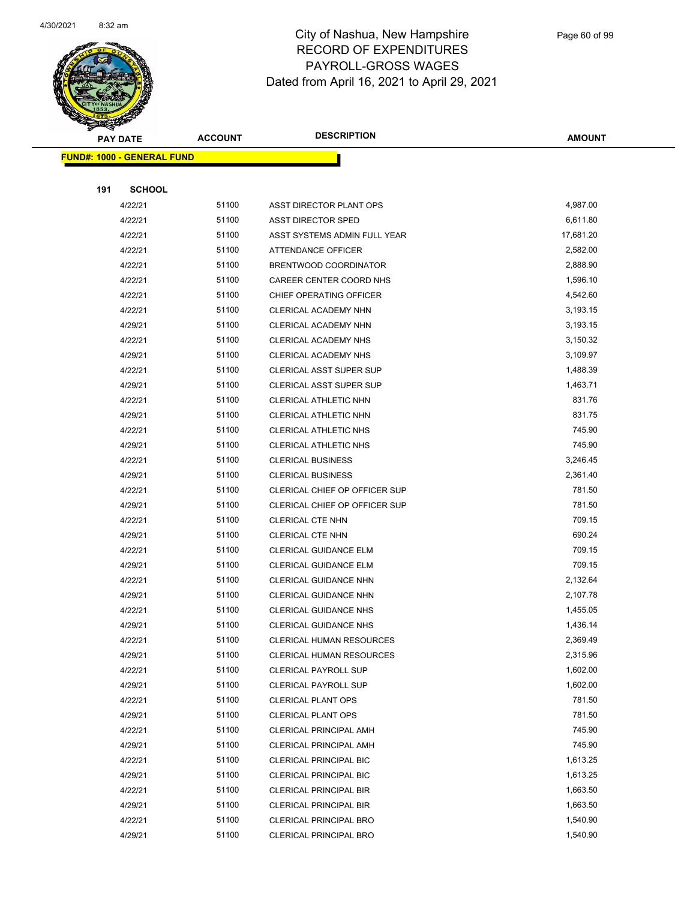# City of Nashua, New Hampshire
# RECORD OF EXPENDITURES
# PAYROLL-GROSS WAGES
# Dated from April 16, 2021 to April 29, 2021

| PAY DATE | ACCOUNT | DESCRIPTION | AMOUNT |
|---|---|---|---|

**FUND#: 1000 - GENERAL FUND**

**191 SCHOOL**

| PAY DATE | ACCOUNT | DESCRIPTION | AMOUNT |
|---|---|---|---|
| 4/22/21 | 51100 | ASST DIRECTOR PLANT OPS | 4,987.00 |
| 4/22/21 | 51100 | ASST DIRECTOR SPED | 6,611.80 |
| 4/22/21 | 51100 | ASST SYSTEMS ADMIN FULL YEAR | 17,681.20 |
| 4/22/21 | 51100 | ATTENDANCE OFFICER | 2,582.00 |
| 4/22/21 | 51100 | BRENTWOOD COORDINATOR | 2,888.90 |
| 4/22/21 | 51100 | CAREER CENTER COORD NHS | 1,596.10 |
| 4/22/21 | 51100 | CHIEF OPERATING OFFICER | 4,542.60 |
| 4/22/21 | 51100 | CLERICAL ACADEMY NHN | 3,193.15 |
| 4/29/21 | 51100 | CLERICAL ACADEMY NHN | 3,193.15 |
| 4/22/21 | 51100 | CLERICAL ACADEMY NHS | 3,150.32 |
| 4/29/21 | 51100 | CLERICAL ACADEMY NHS | 3,109.97 |
| 4/22/21 | 51100 | CLERICAL ASST SUPER SUP | 1,488.39 |
| 4/29/21 | 51100 | CLERICAL ASST SUPER SUP | 1,463.71 |
| 4/22/21 | 51100 | CLERICAL ATHLETIC NHN | 831.76 |
| 4/29/21 | 51100 | CLERICAL ATHLETIC NHN | 831.75 |
| 4/22/21 | 51100 | CLERICAL ATHLETIC NHS | 745.90 |
| 4/29/21 | 51100 | CLERICAL ATHLETIC NHS | 745.90 |
| 4/22/21 | 51100 | CLERICAL BUSINESS | 3,246.45 |
| 4/29/21 | 51100 | CLERICAL BUSINESS | 2,361.40 |
| 4/22/21 | 51100 | CLERICAL CHIEF OP OFFICER SUP | 781.50 |
| 4/29/21 | 51100 | CLERICAL CHIEF OP OFFICER SUP | 781.50 |
| 4/22/21 | 51100 | CLERICAL CTE NHN | 709.15 |
| 4/29/21 | 51100 | CLERICAL CTE NHN | 690.24 |
| 4/22/21 | 51100 | CLERICAL GUIDANCE ELM | 709.15 |
| 4/29/21 | 51100 | CLERICAL GUIDANCE ELM | 709.15 |
| 4/22/21 | 51100 | CLERICAL GUIDANCE NHN | 2,132.64 |
| 4/29/21 | 51100 | CLERICAL GUIDANCE NHN | 2,107.78 |
| 4/22/21 | 51100 | CLERICAL GUIDANCE NHS | 1,455.05 |
| 4/29/21 | 51100 | CLERICAL GUIDANCE NHS | 1,436.14 |
| 4/22/21 | 51100 | CLERICAL HUMAN RESOURCES | 2,369.49 |
| 4/29/21 | 51100 | CLERICAL HUMAN RESOURCES | 2,315.96 |
| 4/22/21 | 51100 | CLERICAL PAYROLL SUP | 1,602.00 |
| 4/29/21 | 51100 | CLERICAL PAYROLL SUP | 1,602.00 |
| 4/22/21 | 51100 | CLERICAL PLANT OPS | 781.50 |
| 4/29/21 | 51100 | CLERICAL PLANT OPS | 781.50 |
| 4/22/21 | 51100 | CLERICAL PRINCIPAL AMH | 745.90 |
| 4/29/21 | 51100 | CLERICAL PRINCIPAL AMH | 745.90 |
| 4/22/21 | 51100 | CLERICAL PRINCIPAL BIC | 1,613.25 |
| 4/29/21 | 51100 | CLERICAL PRINCIPAL BIC | 1,613.25 |
| 4/22/21 | 51100 | CLERICAL PRINCIPAL BIR | 1,663.50 |
| 4/29/21 | 51100 | CLERICAL PRINCIPAL BIR | 1,663.50 |
| 4/22/21 | 51100 | CLERICAL PRINCIPAL BRO | 1,540.90 |
| 4/29/21 | 51100 | CLERICAL PRINCIPAL BRO | 1,540.90 |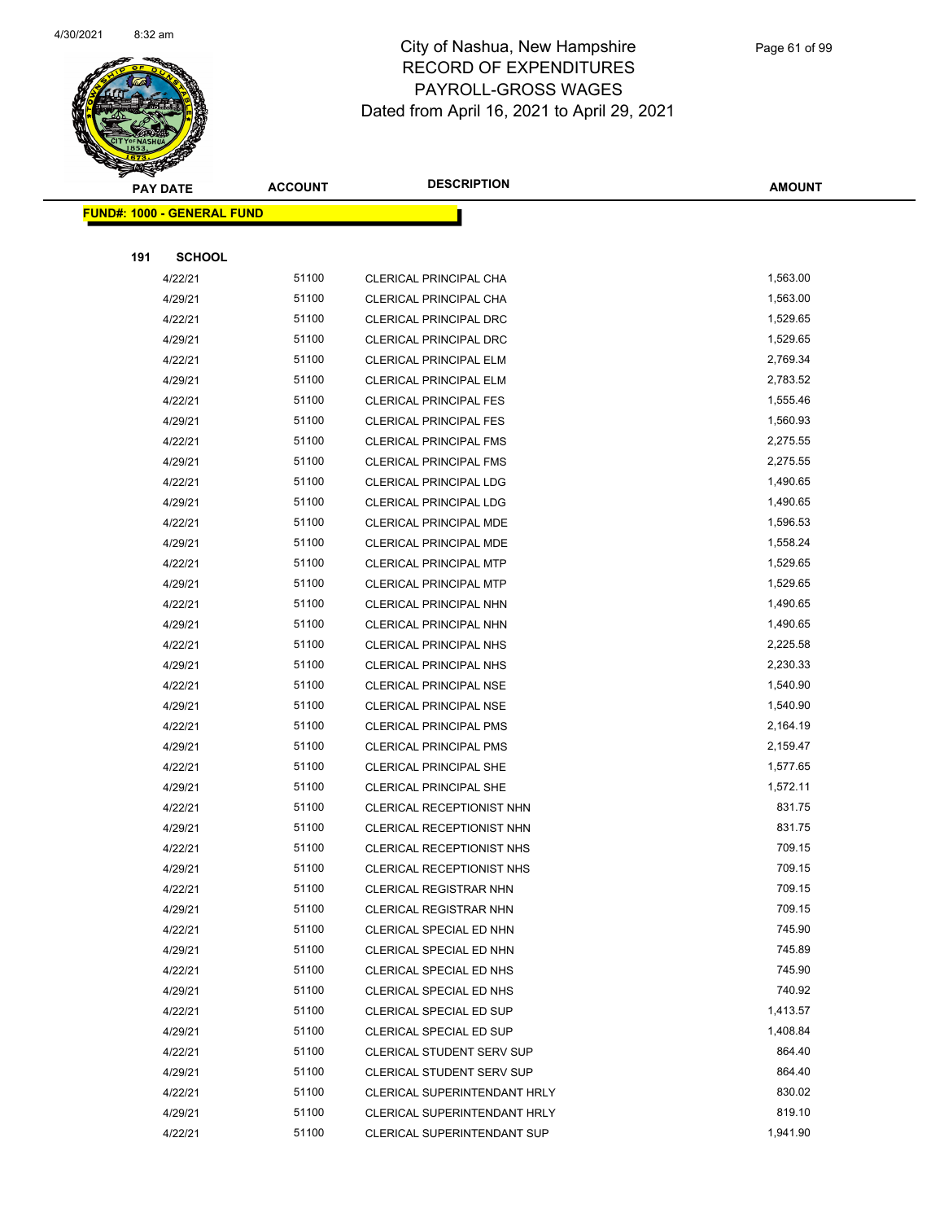# City of Nashua, New Hampshire
## RECORD OF EXPENDITURES
## PAYROLL-GROSS WAGES
### Dated from April 16, 2021 to April 29, 2021

| PAY DATE | ACCOUNT | DESCRIPTION | AMOUNT |
|---|---|---|---|
| **FUND#: 1000 - GENERAL FUND** | | | |
| **191 SCHOOL** | | | |
| 4/22/21 | 51100 | CLERICAL PRINCIPAL CHA | 1,563.00 |
| 4/29/21 | 51100 | CLERICAL PRINCIPAL CHA | 1,563.00 |
| 4/22/21 | 51100 | CLERICAL PRINCIPAL DRC | 1,529.65 |
| 4/29/21 | 51100 | CLERICAL PRINCIPAL DRC | 1,529.65 |
| 4/22/21 | 51100 | CLERICAL PRINCIPAL ELM | 2,769.34 |
| 4/29/21 | 51100 | CLERICAL PRINCIPAL ELM | 2,783.52 |
| 4/22/21 | 51100 | CLERICAL PRINCIPAL FES | 1,555.46 |
| 4/29/21 | 51100 | CLERICAL PRINCIPAL FES | 1,560.93 |
| 4/22/21 | 51100 | CLERICAL PRINCIPAL FMS | 2,275.55 |
| 4/29/21 | 51100 | CLERICAL PRINCIPAL FMS | 2,275.55 |
| 4/22/21 | 51100 | CLERICAL PRINCIPAL LDG | 1,490.65 |
| 4/29/21 | 51100 | CLERICAL PRINCIPAL LDG | 1,490.65 |
| 4/22/21 | 51100 | CLERICAL PRINCIPAL MDE | 1,596.53 |
| 4/29/21 | 51100 | CLERICAL PRINCIPAL MDE | 1,558.24 |
| 4/22/21 | 51100 | CLERICAL PRINCIPAL MTP | 1,529.65 |
| 4/29/21 | 51100 | CLERICAL PRINCIPAL MTP | 1,529.65 |
| 4/22/21 | 51100 | CLERICAL PRINCIPAL NHN | 1,490.65 |
| 4/29/21 | 51100 | CLERICAL PRINCIPAL NHN | 1,490.65 |
| 4/22/21 | 51100 | CLERICAL PRINCIPAL NHS | 2,225.58 |
| 4/29/21 | 51100 | CLERICAL PRINCIPAL NHS | 2,230.33 |
| 4/22/21 | 51100 | CLERICAL PRINCIPAL NSE | 1,540.90 |
| 4/29/21 | 51100 | CLERICAL PRINCIPAL NSE | 1,540.90 |
| 4/22/21 | 51100 | CLERICAL PRINCIPAL PMS | 2,164.19 |
| 4/29/21 | 51100 | CLERICAL PRINCIPAL PMS | 2,159.47 |
| 4/22/21 | 51100 | CLERICAL PRINCIPAL SHE | 1,577.65 |
| 4/29/21 | 51100 | CLERICAL PRINCIPAL SHE | 1,572.11 |
| 4/22/21 | 51100 | CLERICAL RECEPTIONIST NHN | 831.75 |
| 4/29/21 | 51100 | CLERICAL RECEPTIONIST NHN | 831.75 |
| 4/22/21 | 51100 | CLERICAL RECEPTIONIST NHS | 709.15 |
| 4/29/21 | 51100 | CLERICAL RECEPTIONIST NHS | 709.15 |
| 4/22/21 | 51100 | CLERICAL REGISTRAR NHN | 709.15 |
| 4/29/21 | 51100 | CLERICAL REGISTRAR NHN | 709.15 |
| 4/22/21 | 51100 | CLERICAL SPECIAL ED NHN | 745.90 |
| 4/29/21 | 51100 | CLERICAL SPECIAL ED NHN | 745.89 |
| 4/22/21 | 51100 | CLERICAL SPECIAL ED NHS | 745.90 |
| 4/29/21 | 51100 | CLERICAL SPECIAL ED NHS | 740.92 |
| 4/22/21 | 51100 | CLERICAL SPECIAL ED SUP | 1,413.57 |
| 4/29/21 | 51100 | CLERICAL SPECIAL ED SUP | 1,408.84 |
| 4/22/21 | 51100 | CLERICAL STUDENT SERV SUP | 864.40 |
| 4/29/21 | 51100 | CLERICAL STUDENT SERV SUP | 864.40 |
| 4/22/21 | 51100 | CLERICAL SUPERINTENDANT HRLY | 830.02 |
| 4/29/21 | 51100 | CLERICAL SUPERINTENDANT HRLY | 819.10 |
| 4/22/21 | 51100 | CLERICAL SUPERINTENDANT SUP | 1,941.90 |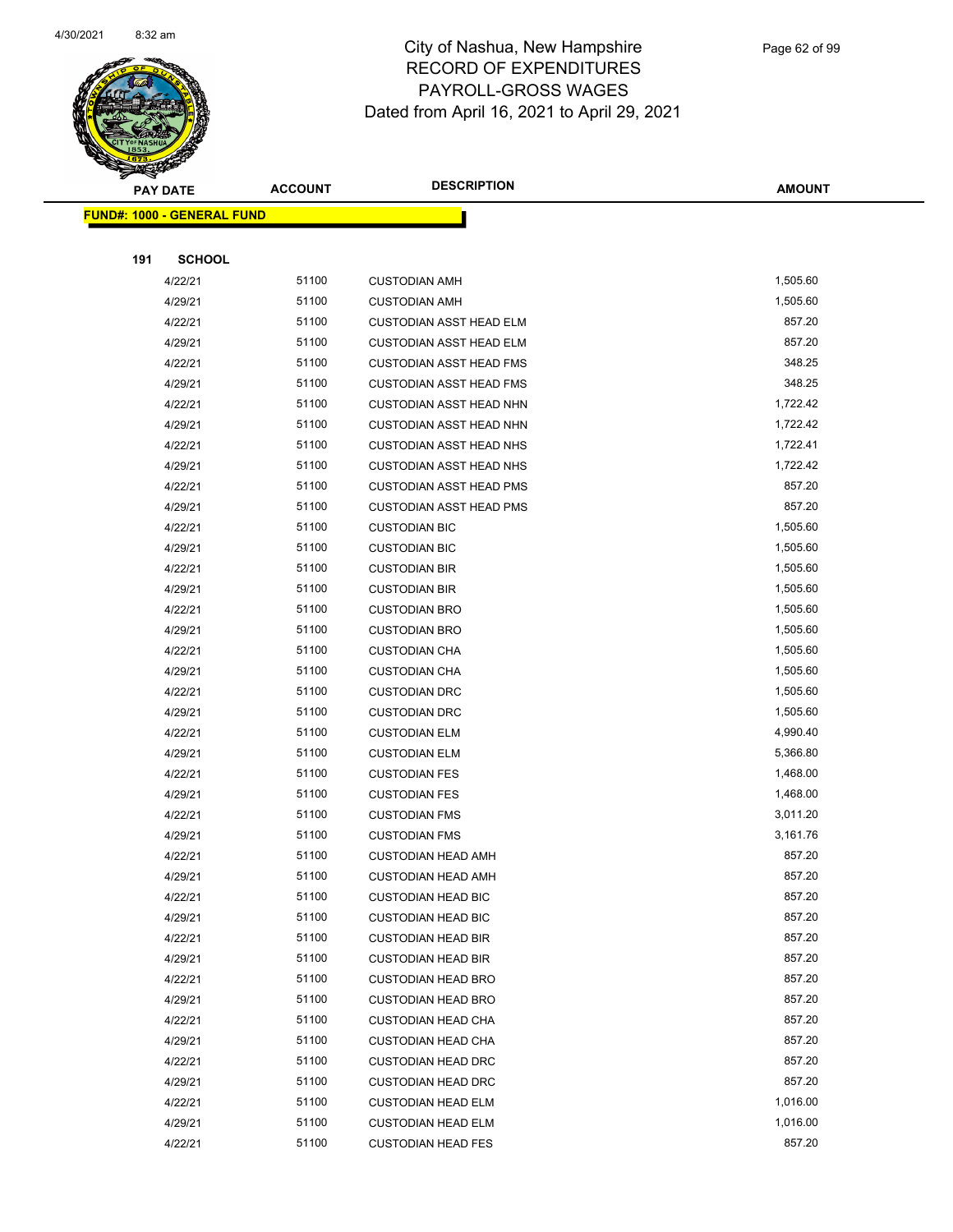City of Nashua, New Hampshire
RECORD OF EXPENDITURES
PAYROLL-GROSS WAGES
Dated from April 16, 2021 to April 29, 2021

| PAY DATE | ACCOUNT | DESCRIPTION | AMOUNT |
|---|---|---|---|

**FUND#: 1000 - GENERAL FUND**

**191 SCHOOL**

| PAY DATE | ACCOUNT | DESCRIPTION | AMOUNT |
|---|---|---|---|
| 4/22/21 | 51100 | CUSTODIAN AMH | 1,505.60 |
| 4/29/21 | 51100 | CUSTODIAN AMH | 1,505.60 |
| 4/22/21 | 51100 | CUSTODIAN ASST HEAD ELM | 857.20 |
| 4/29/21 | 51100 | CUSTODIAN ASST HEAD ELM | 857.20 |
| 4/22/21 | 51100 | CUSTODIAN ASST HEAD FMS | 348.25 |
| 4/29/21 | 51100 | CUSTODIAN ASST HEAD FMS | 348.25 |
| 4/22/21 | 51100 | CUSTODIAN ASST HEAD NHN | 1,722.42 |
| 4/29/21 | 51100 | CUSTODIAN ASST HEAD NHN | 1,722.42 |
| 4/22/21 | 51100 | CUSTODIAN ASST HEAD NHS | 1,722.41 |
| 4/29/21 | 51100 | CUSTODIAN ASST HEAD NHS | 1,722.42 |
| 4/22/21 | 51100 | CUSTODIAN ASST HEAD PMS | 857.20 |
| 4/29/21 | 51100 | CUSTODIAN ASST HEAD PMS | 857.20 |
| 4/22/21 | 51100 | CUSTODIAN BIC | 1,505.60 |
| 4/29/21 | 51100 | CUSTODIAN BIC | 1,505.60 |
| 4/22/21 | 51100 | CUSTODIAN BIR | 1,505.60 |
| 4/29/21 | 51100 | CUSTODIAN BIR | 1,505.60 |
| 4/22/21 | 51100 | CUSTODIAN BRO | 1,505.60 |
| 4/29/21 | 51100 | CUSTODIAN BRO | 1,505.60 |
| 4/22/21 | 51100 | CUSTODIAN CHA | 1,505.60 |
| 4/29/21 | 51100 | CUSTODIAN CHA | 1,505.60 |
| 4/22/21 | 51100 | CUSTODIAN DRC | 1,505.60 |
| 4/29/21 | 51100 | CUSTODIAN DRC | 1,505.60 |
| 4/22/21 | 51100 | CUSTODIAN ELM | 4,990.40 |
| 4/29/21 | 51100 | CUSTODIAN ELM | 5,366.80 |
| 4/22/21 | 51100 | CUSTODIAN FES | 1,468.00 |
| 4/29/21 | 51100 | CUSTODIAN FES | 1,468.00 |
| 4/22/21 | 51100 | CUSTODIAN FMS | 3,011.20 |
| 4/29/21 | 51100 | CUSTODIAN FMS | 3,161.76 |
| 4/22/21 | 51100 | CUSTODIAN HEAD AMH | 857.20 |
| 4/29/21 | 51100 | CUSTODIAN HEAD AMH | 857.20 |
| 4/22/21 | 51100 | CUSTODIAN HEAD BIC | 857.20 |
| 4/29/21 | 51100 | CUSTODIAN HEAD BIC | 857.20 |
| 4/22/21 | 51100 | CUSTODIAN HEAD BIR | 857.20 |
| 4/29/21 | 51100 | CUSTODIAN HEAD BIR | 857.20 |
| 4/22/21 | 51100 | CUSTODIAN HEAD BRO | 857.20 |
| 4/29/21 | 51100 | CUSTODIAN HEAD BRO | 857.20 |
| 4/22/21 | 51100 | CUSTODIAN HEAD CHA | 857.20 |
| 4/29/21 | 51100 | CUSTODIAN HEAD CHA | 857.20 |
| 4/22/21 | 51100 | CUSTODIAN HEAD DRC | 857.20 |
| 4/29/21 | 51100 | CUSTODIAN HEAD DRC | 857.20 |
| 4/22/21 | 51100 | CUSTODIAN HEAD ELM | 1,016.00 |
| 4/29/21 | 51100 | CUSTODIAN HEAD ELM | 1,016.00 |
| 4/22/21 | 51100 | CUSTODIAN HEAD FES | 857.20 |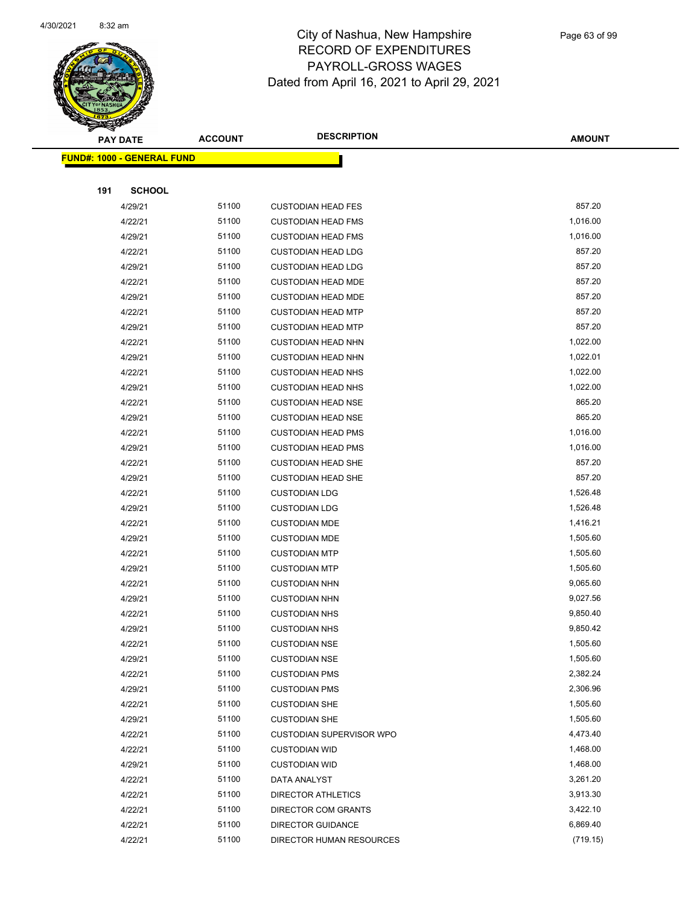City of Nashua, New Hampshire
RECORD OF EXPENDITURES
PAYROLL-GROSS WAGES
Dated from April 16, 2021 to April 29, 2021

| PAY DATE | ACCOUNT | DESCRIPTION | AMOUNT |
|---|---|---|---|

**FUND#: 1000 - GENERAL FUND**

**191 SCHOOL**

| PAY DATE | ACCOUNT | DESCRIPTION | AMOUNT |
|---|---|---|---|
| 4/29/21 | 51100 | CUSTODIAN HEAD FES | 857.20 |
| 4/22/21 | 51100 | CUSTODIAN HEAD FMS | 1,016.00 |
| 4/29/21 | 51100 | CUSTODIAN HEAD FMS | 1,016.00 |
| 4/22/21 | 51100 | CUSTODIAN HEAD LDG | 857.20 |
| 4/29/21 | 51100 | CUSTODIAN HEAD LDG | 857.20 |
| 4/22/21 | 51100 | CUSTODIAN HEAD MDE | 857.20 |
| 4/29/21 | 51100 | CUSTODIAN HEAD MDE | 857.20 |
| 4/22/21 | 51100 | CUSTODIAN HEAD MTP | 857.20 |
| 4/29/21 | 51100 | CUSTODIAN HEAD MTP | 857.20 |
| 4/22/21 | 51100 | CUSTODIAN HEAD NHN | 1,022.00 |
| 4/29/21 | 51100 | CUSTODIAN HEAD NHN | 1,022.01 |
| 4/22/21 | 51100 | CUSTODIAN HEAD NHS | 1,022.00 |
| 4/29/21 | 51100 | CUSTODIAN HEAD NHS | 1,022.00 |
| 4/22/21 | 51100 | CUSTODIAN HEAD NSE | 865.20 |
| 4/29/21 | 51100 | CUSTODIAN HEAD NSE | 865.20 |
| 4/22/21 | 51100 | CUSTODIAN HEAD PMS | 1,016.00 |
| 4/29/21 | 51100 | CUSTODIAN HEAD PMS | 1,016.00 |
| 4/22/21 | 51100 | CUSTODIAN HEAD SHE | 857.20 |
| 4/29/21 | 51100 | CUSTODIAN HEAD SHE | 857.20 |
| 4/22/21 | 51100 | CUSTODIAN LDG | 1,526.48 |
| 4/29/21 | 51100 | CUSTODIAN LDG | 1,526.48 |
| 4/22/21 | 51100 | CUSTODIAN MDE | 1,416.21 |
| 4/29/21 | 51100 | CUSTODIAN MDE | 1,505.60 |
| 4/22/21 | 51100 | CUSTODIAN MTP | 1,505.60 |
| 4/29/21 | 51100 | CUSTODIAN MTP | 1,505.60 |
| 4/22/21 | 51100 | CUSTODIAN NHN | 9,065.60 |
| 4/29/21 | 51100 | CUSTODIAN NHN | 9,027.56 |
| 4/22/21 | 51100 | CUSTODIAN NHS | 9,850.40 |
| 4/29/21 | 51100 | CUSTODIAN NHS | 9,850.42 |
| 4/22/21 | 51100 | CUSTODIAN NSE | 1,505.60 |
| 4/29/21 | 51100 | CUSTODIAN NSE | 1,505.60 |
| 4/22/21 | 51100 | CUSTODIAN PMS | 2,382.24 |
| 4/29/21 | 51100 | CUSTODIAN PMS | 2,306.96 |
| 4/22/21 | 51100 | CUSTODIAN SHE | 1,505.60 |
| 4/29/21 | 51100 | CUSTODIAN SHE | 1,505.60 |
| 4/22/21 | 51100 | CUSTODIAN SUPERVISOR WPO | 4,473.40 |
| 4/22/21 | 51100 | CUSTODIAN WID | 1,468.00 |
| 4/29/21 | 51100 | CUSTODIAN WID | 1,468.00 |
| 4/22/21 | 51100 | DATA ANALYST | 3,261.20 |
| 4/22/21 | 51100 | DIRECTOR ATHLETICS | 3,913.30 |
| 4/22/21 | 51100 | DIRECTOR COM GRANTS | 3,422.10 |
| 4/22/21 | 51100 | DIRECTOR GUIDANCE | 6,869.40 |
| 4/22/21 | 51100 | DIRECTOR HUMAN RESOURCES | (719.15) |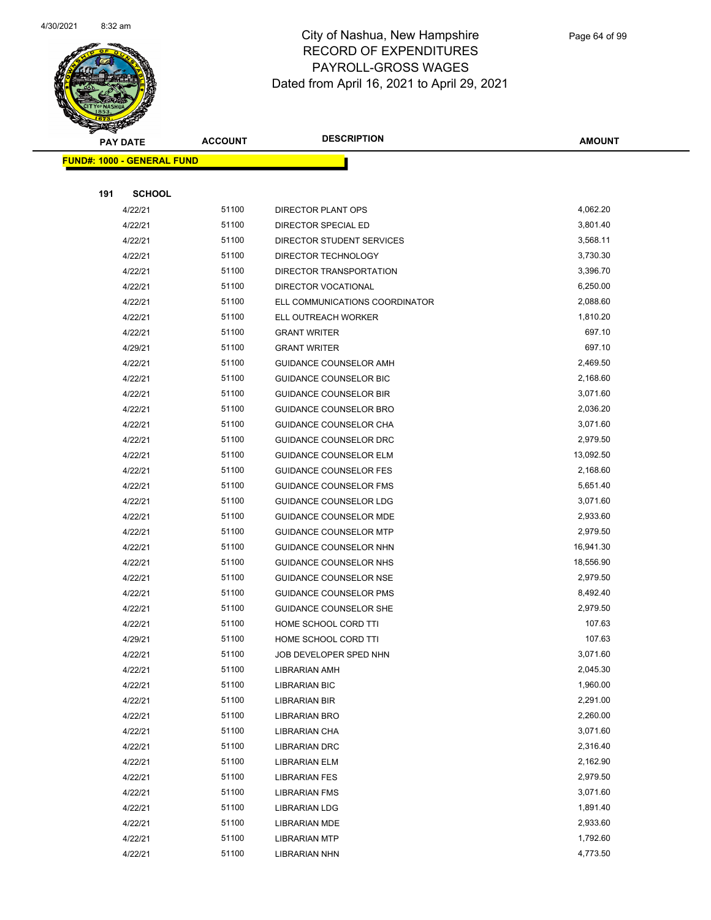City of Nashua, New Hampshire
RECORD OF EXPENDITURES
PAYROLL-GROSS WAGES
Dated from April 16, 2021 to April 29, 2021

| PAY DATE | ACCOUNT | DESCRIPTION | AMOUNT |
|---|---|---|---|

**FUND#: 1000 - GENERAL FUND**

**191 SCHOOL**

| PAY DATE | ACCOUNT | DESCRIPTION | AMOUNT |
|---|---|---|---|
| 4/22/21 | 51100 | DIRECTOR PLANT OPS | 4,062.20 |
| 4/22/21 | 51100 | DIRECTOR SPECIAL ED | 3,801.40 |
| 4/22/21 | 51100 | DIRECTOR STUDENT SERVICES | 3,568.11 |
| 4/22/21 | 51100 | DIRECTOR TECHNOLOGY | 3,730.30 |
| 4/22/21 | 51100 | DIRECTOR TRANSPORTATION | 3,396.70 |
| 4/22/21 | 51100 | DIRECTOR VOCATIONAL | 6,250.00 |
| 4/22/21 | 51100 | ELL COMMUNICATIONS COORDINATOR | 2,088.60 |
| 4/22/21 | 51100 | ELL OUTREACH WORKER | 1,810.20 |
| 4/22/21 | 51100 | GRANT WRITER | 697.10 |
| 4/29/21 | 51100 | GRANT WRITER | 697.10 |
| 4/22/21 | 51100 | GUIDANCE COUNSELOR AMH | 2,469.50 |
| 4/22/21 | 51100 | GUIDANCE COUNSELOR BIC | 2,168.60 |
| 4/22/21 | 51100 | GUIDANCE COUNSELOR BIR | 3,071.60 |
| 4/22/21 | 51100 | GUIDANCE COUNSELOR BRO | 2,036.20 |
| 4/22/21 | 51100 | GUIDANCE COUNSELOR CHA | 3,071.60 |
| 4/22/21 | 51100 | GUIDANCE COUNSELOR DRC | 2,979.50 |
| 4/22/21 | 51100 | GUIDANCE COUNSELOR ELM | 13,092.50 |
| 4/22/21 | 51100 | GUIDANCE COUNSELOR FES | 2,168.60 |
| 4/22/21 | 51100 | GUIDANCE COUNSELOR FMS | 5,651.40 |
| 4/22/21 | 51100 | GUIDANCE COUNSELOR LDG | 3,071.60 |
| 4/22/21 | 51100 | GUIDANCE COUNSELOR MDE | 2,933.60 |
| 4/22/21 | 51100 | GUIDANCE COUNSELOR MTP | 2,979.50 |
| 4/22/21 | 51100 | GUIDANCE COUNSELOR NHN | 16,941.30 |
| 4/22/21 | 51100 | GUIDANCE COUNSELOR NHS | 18,556.90 |
| 4/22/21 | 51100 | GUIDANCE COUNSELOR NSE | 2,979.50 |
| 4/22/21 | 51100 | GUIDANCE COUNSELOR PMS | 8,492.40 |
| 4/22/21 | 51100 | GUIDANCE COUNSELOR SHE | 2,979.50 |
| 4/22/21 | 51100 | HOME SCHOOL CORD TTI | 107.63 |
| 4/29/21 | 51100 | HOME SCHOOL CORD TTI | 107.63 |
| 4/22/21 | 51100 | JOB DEVELOPER SPED NHN | 3,071.60 |
| 4/22/21 | 51100 | LIBRARIAN AMH | 2,045.30 |
| 4/22/21 | 51100 | LIBRARIAN BIC | 1,960.00 |
| 4/22/21 | 51100 | LIBRARIAN BIR | 2,291.00 |
| 4/22/21 | 51100 | LIBRARIAN BRO | 2,260.00 |
| 4/22/21 | 51100 | LIBRARIAN CHA | 3,071.60 |
| 4/22/21 | 51100 | LIBRARIAN DRC | 2,316.40 |
| 4/22/21 | 51100 | LIBRARIAN ELM | 2,162.90 |
| 4/22/21 | 51100 | LIBRARIAN FES | 2,979.50 |
| 4/22/21 | 51100 | LIBRARIAN FMS | 3,071.60 |
| 4/22/21 | 51100 | LIBRARIAN LDG | 1,891.40 |
| 4/22/21 | 51100 | LIBRARIAN MDE | 2,933.60 |
| 4/22/21 | 51100 | LIBRARIAN MTP | 1,792.60 |
| 4/22/21 | 51100 | LIBRARIAN NHN | 4,773.50 |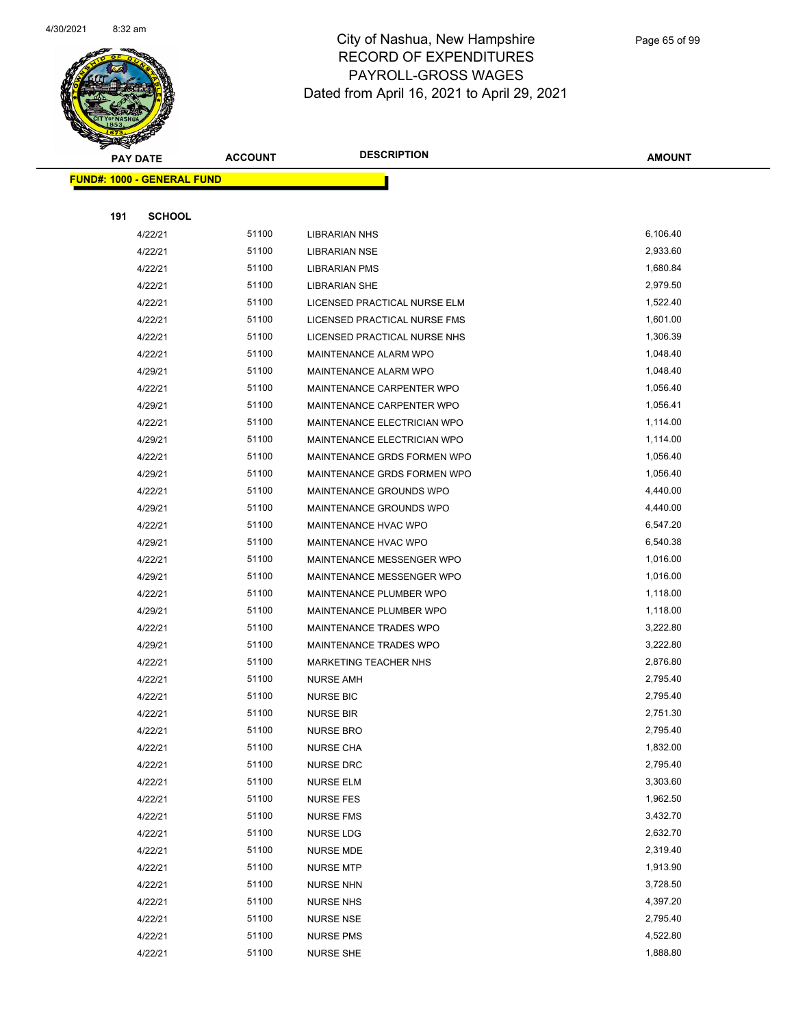# City of Nashua, New Hampshire
## RECORD OF EXPENDITURES
## PAYROLL-GROSS WAGES
## Dated from April 16, 2021 to April 29, 2021

| PAY DATE | ACCOUNT | DESCRIPTION | AMOUNT |
|---|---|---|---|

**FUND#: 1000 - GENERAL FUND**

**191 SCHOOL**

| PAY DATE | ACCOUNT | DESCRIPTION | AMOUNT |
|---|---|---|---|
| 4/22/21 | 51100 | LIBRARIAN NHS | 6,106.40 |
| 4/22/21 | 51100 | LIBRARIAN NSE | 2,933.60 |
| 4/22/21 | 51100 | LIBRARIAN PMS | 1,680.84 |
| 4/22/21 | 51100 | LIBRARIAN SHE | 2,979.50 |
| 4/22/21 | 51100 | LICENSED PRACTICAL NURSE ELM | 1,522.40 |
| 4/22/21 | 51100 | LICENSED PRACTICAL NURSE FMS | 1,601.00 |
| 4/22/21 | 51100 | LICENSED PRACTICAL NURSE NHS | 1,306.39 |
| 4/22/21 | 51100 | MAINTENANCE ALARM WPO | 1,048.40 |
| 4/29/21 | 51100 | MAINTENANCE ALARM WPO | 1,048.40 |
| 4/22/21 | 51100 | MAINTENANCE CARPENTER WPO | 1,056.40 |
| 4/29/21 | 51100 | MAINTENANCE CARPENTER WPO | 1,056.41 |
| 4/22/21 | 51100 | MAINTENANCE ELECTRICIAN WPO | 1,114.00 |
| 4/29/21 | 51100 | MAINTENANCE ELECTRICIAN WPO | 1,114.00 |
| 4/22/21 | 51100 | MAINTENANCE GRDS FORMEN WPO | 1,056.40 |
| 4/29/21 | 51100 | MAINTENANCE GRDS FORMEN WPO | 1,056.40 |
| 4/22/21 | 51100 | MAINTENANCE GROUNDS WPO | 4,440.00 |
| 4/29/21 | 51100 | MAINTENANCE GROUNDS WPO | 4,440.00 |
| 4/22/21 | 51100 | MAINTENANCE HVAC WPO | 6,547.20 |
| 4/29/21 | 51100 | MAINTENANCE HVAC WPO | 6,540.38 |
| 4/22/21 | 51100 | MAINTENANCE MESSENGER WPO | 1,016.00 |
| 4/29/21 | 51100 | MAINTENANCE MESSENGER WPO | 1,016.00 |
| 4/22/21 | 51100 | MAINTENANCE PLUMBER WPO | 1,118.00 |
| 4/29/21 | 51100 | MAINTENANCE PLUMBER WPO | 1,118.00 |
| 4/22/21 | 51100 | MAINTENANCE TRADES WPO | 3,222.80 |
| 4/29/21 | 51100 | MAINTENANCE TRADES WPO | 3,222.80 |
| 4/22/21 | 51100 | MARKETING TEACHER NHS | 2,876.80 |
| 4/22/21 | 51100 | NURSE AMH | 2,795.40 |
| 4/22/21 | 51100 | NURSE BIC | 2,795.40 |
| 4/22/21 | 51100 | NURSE BIR | 2,751.30 |
| 4/22/21 | 51100 | NURSE BRO | 2,795.40 |
| 4/22/21 | 51100 | NURSE CHA | 1,832.00 |
| 4/22/21 | 51100 | NURSE DRC | 2,795.40 |
| 4/22/21 | 51100 | NURSE ELM | 3,303.60 |
| 4/22/21 | 51100 | NURSE FES | 1,962.50 |
| 4/22/21 | 51100 | NURSE FMS | 3,432.70 |
| 4/22/21 | 51100 | NURSE LDG | 2,632.70 |
| 4/22/21 | 51100 | NURSE MDE | 2,319.40 |
| 4/22/21 | 51100 | NURSE MTP | 1,913.90 |
| 4/22/21 | 51100 | NURSE NHN | 3,728.50 |
| 4/22/21 | 51100 | NURSE NHS | 4,397.20 |
| 4/22/21 | 51100 | NURSE NSE | 2,795.40 |
| 4/22/21 | 51100 | NURSE PMS | 4,522.80 |
| 4/22/21 | 51100 | NURSE SHE | 1,888.80 |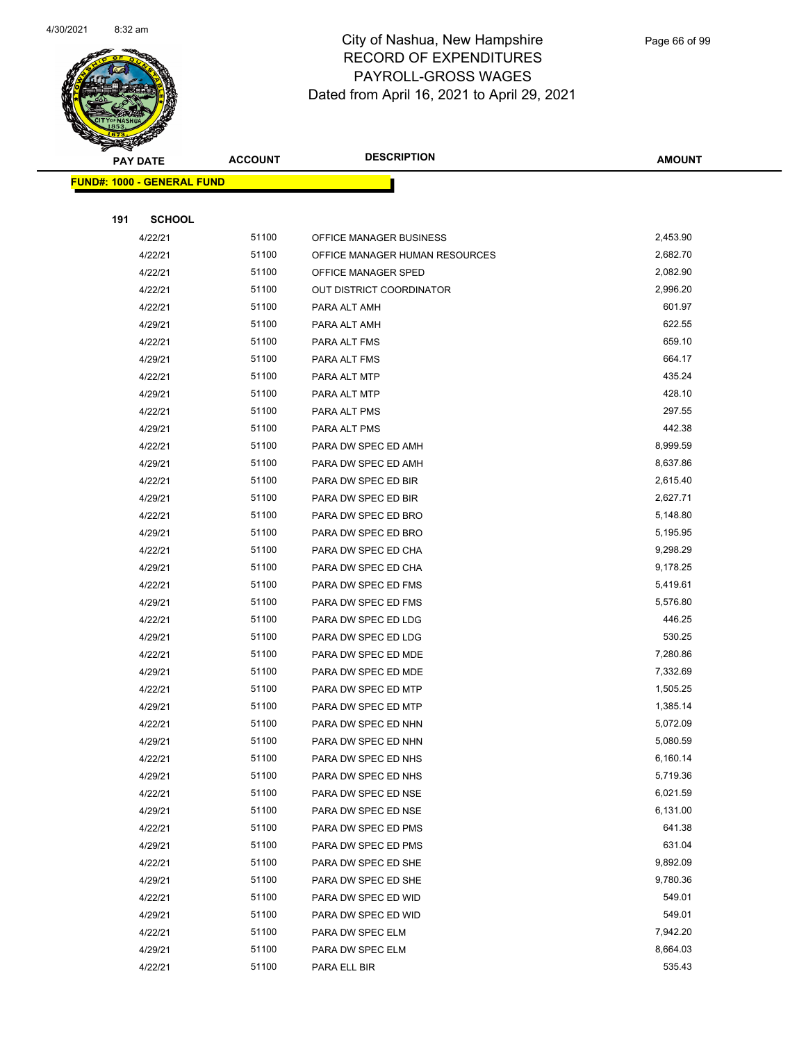# City of Nashua, New Hampshire
## RECORD OF EXPENDITURES
## PAYROLL-GROSS WAGES
## Dated from April 16, 2021 to April 29, 2021

| PAY DATE | ACCOUNT | DESCRIPTION | AMOUNT |
|---|---|---|---|

**FUND#: 1000 - GENERAL FUND**

**191 SCHOOL**

| PAY DATE | ACCOUNT | DESCRIPTION | AMOUNT |
|---|---|---|---|
| 4/22/21 | 51100 | OFFICE MANAGER BUSINESS | 2,453.90 |
| 4/22/21 | 51100 | OFFICE MANAGER HUMAN RESOURCES | 2,682.70 |
| 4/22/21 | 51100 | OFFICE MANAGER SPED | 2,082.90 |
| 4/22/21 | 51100 | OUT DISTRICT COORDINATOR | 2,996.20 |
| 4/22/21 | 51100 | PARA ALT AMH | 601.97 |
| 4/29/21 | 51100 | PARA ALT AMH | 622.55 |
| 4/22/21 | 51100 | PARA ALT FMS | 659.10 |
| 4/29/21 | 51100 | PARA ALT FMS | 664.17 |
| 4/22/21 | 51100 | PARA ALT MTP | 435.24 |
| 4/29/21 | 51100 | PARA ALT MTP | 428.10 |
| 4/22/21 | 51100 | PARA ALT PMS | 297.55 |
| 4/29/21 | 51100 | PARA ALT PMS | 442.38 |
| 4/22/21 | 51100 | PARA DW SPEC ED AMH | 8,999.59 |
| 4/29/21 | 51100 | PARA DW SPEC ED AMH | 8,637.86 |
| 4/22/21 | 51100 | PARA DW SPEC ED BIR | 2,615.40 |
| 4/29/21 | 51100 | PARA DW SPEC ED BIR | 2,627.71 |
| 4/22/21 | 51100 | PARA DW SPEC ED BRO | 5,148.80 |
| 4/29/21 | 51100 | PARA DW SPEC ED BRO | 5,195.95 |
| 4/22/21 | 51100 | PARA DW SPEC ED CHA | 9,298.29 |
| 4/29/21 | 51100 | PARA DW SPEC ED CHA | 9,178.25 |
| 4/22/21 | 51100 | PARA DW SPEC ED FMS | 5,419.61 |
| 4/29/21 | 51100 | PARA DW SPEC ED FMS | 5,576.80 |
| 4/22/21 | 51100 | PARA DW SPEC ED LDG | 446.25 |
| 4/29/21 | 51100 | PARA DW SPEC ED LDG | 530.25 |
| 4/22/21 | 51100 | PARA DW SPEC ED MDE | 7,280.86 |
| 4/29/21 | 51100 | PARA DW SPEC ED MDE | 7,332.69 |
| 4/22/21 | 51100 | PARA DW SPEC ED MTP | 1,505.25 |
| 4/29/21 | 51100 | PARA DW SPEC ED MTP | 1,385.14 |
| 4/22/21 | 51100 | PARA DW SPEC ED NHN | 5,072.09 |
| 4/29/21 | 51100 | PARA DW SPEC ED NHN | 5,080.59 |
| 4/22/21 | 51100 | PARA DW SPEC ED NHS | 6,160.14 |
| 4/29/21 | 51100 | PARA DW SPEC ED NHS | 5,719.36 |
| 4/22/21 | 51100 | PARA DW SPEC ED NSE | 6,021.59 |
| 4/29/21 | 51100 | PARA DW SPEC ED NSE | 6,131.00 |
| 4/22/21 | 51100 | PARA DW SPEC ED PMS | 641.38 |
| 4/29/21 | 51100 | PARA DW SPEC ED PMS | 631.04 |
| 4/22/21 | 51100 | PARA DW SPEC ED SHE | 9,892.09 |
| 4/29/21 | 51100 | PARA DW SPEC ED SHE | 9,780.36 |
| 4/22/21 | 51100 | PARA DW SPEC ED WID | 549.01 |
| 4/29/21 | 51100 | PARA DW SPEC ED WID | 549.01 |
| 4/22/21 | 51100 | PARA DW SPEC ELM | 7,942.20 |
| 4/29/21 | 51100 | PARA DW SPEC ELM | 8,664.03 |
| 4/22/21 | 51100 | PARA ELL BIR | 535.43 |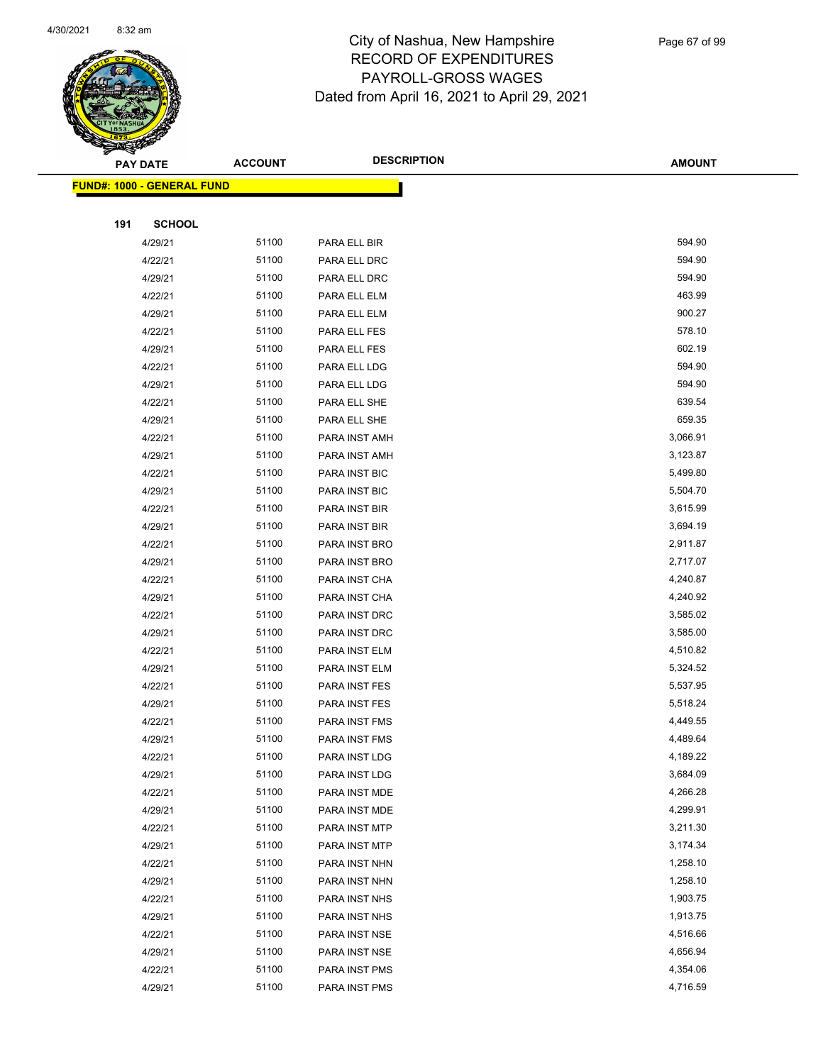# City of Nashua, New Hampshire
## RECORD OF EXPENDITURES
## PAYROLL-GROSS WAGES
## Dated from April 16, 2021 to April 29, 2021

| PAY DATE | ACCOUNT | DESCRIPTION | AMOUNT |
|---|---|---|---|

**FUND#: 1000 - GENERAL FUND**

**191 SCHOOL**

| PAY DATE | ACCOUNT | DESCRIPTION | AMOUNT |
|---|---|---|---|
| 4/29/21 | 51100 | PARA ELL BIR | 594.90 |
| 4/22/21 | 51100 | PARA ELL DRC | 594.90 |
| 4/29/21 | 51100 | PARA ELL DRC | 594.90 |
| 4/22/21 | 51100 | PARA ELL ELM | 463.99 |
| 4/29/21 | 51100 | PARA ELL ELM | 900.27 |
| 4/22/21 | 51100 | PARA ELL FES | 578.10 |
| 4/29/21 | 51100 | PARA ELL FES | 602.19 |
| 4/22/21 | 51100 | PARA ELL LDG | 594.90 |
| 4/29/21 | 51100 | PARA ELL LDG | 594.90 |
| 4/22/21 | 51100 | PARA ELL SHE | 639.54 |
| 4/29/21 | 51100 | PARA ELL SHE | 659.35 |
| 4/22/21 | 51100 | PARA INST AMH | 3,066.91 |
| 4/29/21 | 51100 | PARA INST AMH | 3,123.87 |
| 4/22/21 | 51100 | PARA INST BIC | 5,499.80 |
| 4/29/21 | 51100 | PARA INST BIC | 5,504.70 |
| 4/22/21 | 51100 | PARA INST BIR | 3,615.99 |
| 4/29/21 | 51100 | PARA INST BIR | 3,694.19 |
| 4/22/21 | 51100 | PARA INST BRO | 2,911.87 |
| 4/29/21 | 51100 | PARA INST BRO | 2,717.07 |
| 4/22/21 | 51100 | PARA INST CHA | 4,240.87 |
| 4/29/21 | 51100 | PARA INST CHA | 4,240.92 |
| 4/22/21 | 51100 | PARA INST DRC | 3,585.02 |
| 4/29/21 | 51100 | PARA INST DRC | 3,585.00 |
| 4/22/21 | 51100 | PARA INST ELM | 4,510.82 |
| 4/29/21 | 51100 | PARA INST ELM | 5,324.52 |
| 4/22/21 | 51100 | PARA INST FES | 5,537.95 |
| 4/29/21 | 51100 | PARA INST FES | 5,518.24 |
| 4/22/21 | 51100 | PARA INST FMS | 4,449.55 |
| 4/29/21 | 51100 | PARA INST FMS | 4,489.64 |
| 4/22/21 | 51100 | PARA INST LDG | 4,189.22 |
| 4/29/21 | 51100 | PARA INST LDG | 3,684.09 |
| 4/22/21 | 51100 | PARA INST MDE | 4,266.28 |
| 4/29/21 | 51100 | PARA INST MDE | 4,299.91 |
| 4/22/21 | 51100 | PARA INST MTP | 3,211.30 |
| 4/29/21 | 51100 | PARA INST MTP | 3,174.34 |
| 4/22/21 | 51100 | PARA INST NHN | 1,258.10 |
| 4/29/21 | 51100 | PARA INST NHN | 1,258.10 |
| 4/22/21 | 51100 | PARA INST NHS | 1,903.75 |
| 4/29/21 | 51100 | PARA INST NHS | 1,913.75 |
| 4/22/21 | 51100 | PARA INST NSE | 4,516.66 |
| 4/29/21 | 51100 | PARA INST NSE | 4,656.94 |
| 4/22/21 | 51100 | PARA INST PMS | 4,354.06 |
| 4/29/21 | 51100 | PARA INST PMS | 4,716.59 |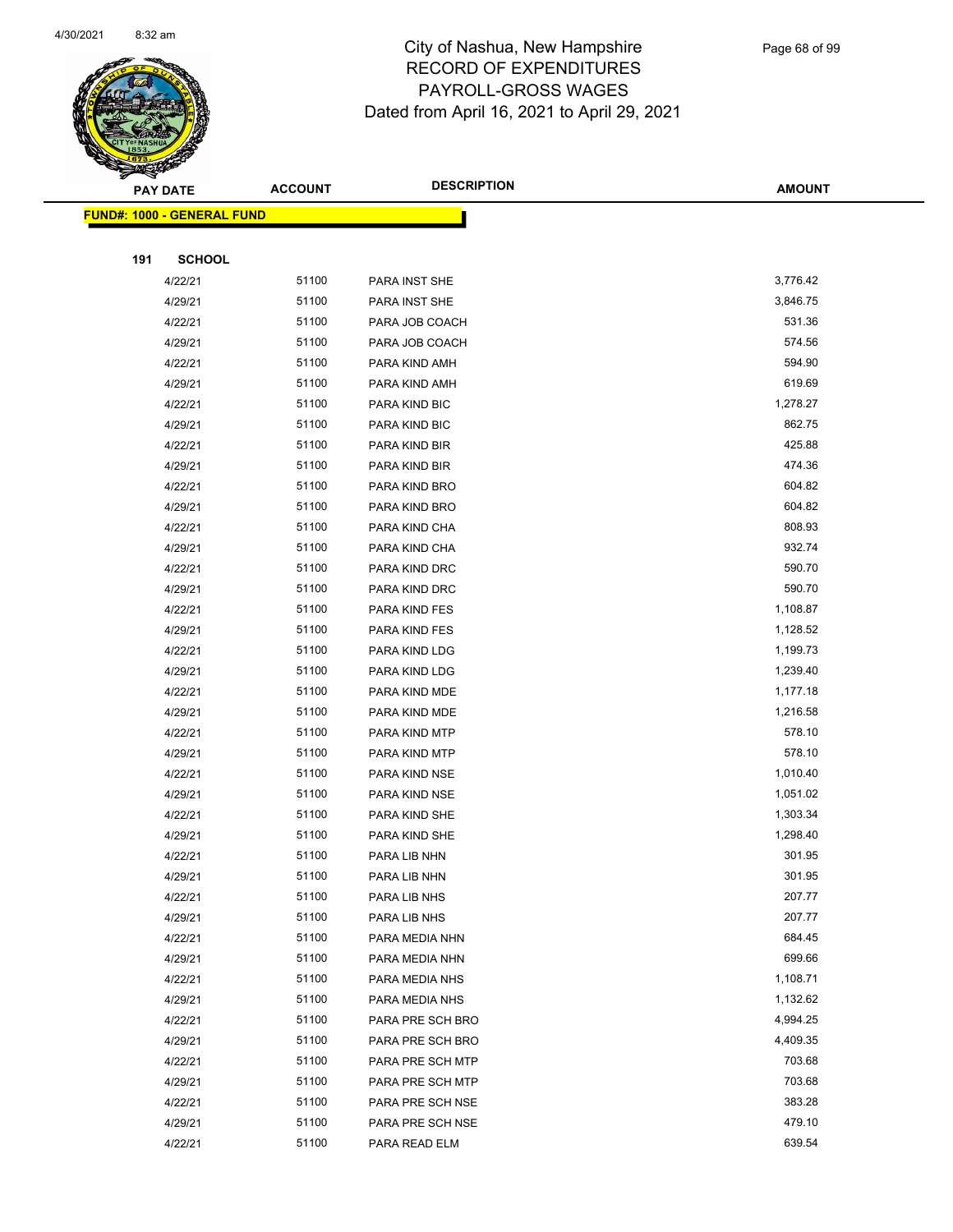# City of Nashua, New Hampshire
## RECORD OF EXPENDITURES
## PAYROLL-GROSS WAGES
## Dated from April 16, 2021 to April 29, 2021

| PAY DATE | ACCOUNT | DESCRIPTION | AMOUNT |
|---|---|---|---|

**FUND#: 1000 - GENERAL FUND**

**191 SCHOOL**

| PAY DATE | ACCOUNT | DESCRIPTION | AMOUNT |
|---|---|---|---|
| 4/22/21 | 51100 | PARA INST SHE | 3,776.42 |
| 4/29/21 | 51100 | PARA INST SHE | 3,846.75 |
| 4/22/21 | 51100 | PARA JOB COACH | 531.36 |
| 4/29/21 | 51100 | PARA JOB COACH | 574.56 |
| 4/22/21 | 51100 | PARA KIND AMH | 594.90 |
| 4/29/21 | 51100 | PARA KIND AMH | 619.69 |
| 4/22/21 | 51100 | PARA KIND BIC | 1,278.27 |
| 4/29/21 | 51100 | PARA KIND BIC | 862.75 |
| 4/22/21 | 51100 | PARA KIND BIR | 425.88 |
| 4/29/21 | 51100 | PARA KIND BIR | 474.36 |
| 4/22/21 | 51100 | PARA KIND BRO | 604.82 |
| 4/29/21 | 51100 | PARA KIND BRO | 604.82 |
| 4/22/21 | 51100 | PARA KIND CHA | 808.93 |
| 4/29/21 | 51100 | PARA KIND CHA | 932.74 |
| 4/22/21 | 51100 | PARA KIND DRC | 590.70 |
| 4/29/21 | 51100 | PARA KIND DRC | 590.70 |
| 4/22/21 | 51100 | PARA KIND FES | 1,108.87 |
| 4/29/21 | 51100 | PARA KIND FES | 1,128.52 |
| 4/22/21 | 51100 | PARA KIND LDG | 1,199.73 |
| 4/29/21 | 51100 | PARA KIND LDG | 1,239.40 |
| 4/22/21 | 51100 | PARA KIND MDE | 1,177.18 |
| 4/29/21 | 51100 | PARA KIND MDE | 1,216.58 |
| 4/22/21 | 51100 | PARA KIND MTP | 578.10 |
| 4/29/21 | 51100 | PARA KIND MTP | 578.10 |
| 4/22/21 | 51100 | PARA KIND NSE | 1,010.40 |
| 4/29/21 | 51100 | PARA KIND NSE | 1,051.02 |
| 4/22/21 | 51100 | PARA KIND SHE | 1,303.34 |
| 4/29/21 | 51100 | PARA KIND SHE | 1,298.40 |
| 4/22/21 | 51100 | PARA LIB NHN | 301.95 |
| 4/29/21 | 51100 | PARA LIB NHN | 301.95 |
| 4/22/21 | 51100 | PARA LIB NHS | 207.77 |
| 4/29/21 | 51100 | PARA LIB NHS | 207.77 |
| 4/22/21 | 51100 | PARA MEDIA NHN | 684.45 |
| 4/29/21 | 51100 | PARA MEDIA NHN | 699.66 |
| 4/22/21 | 51100 | PARA MEDIA NHS | 1,108.71 |
| 4/29/21 | 51100 | PARA MEDIA NHS | 1,132.62 |
| 4/22/21 | 51100 | PARA PRE SCH BRO | 4,994.25 |
| 4/29/21 | 51100 | PARA PRE SCH BRO | 4,409.35 |
| 4/22/21 | 51100 | PARA PRE SCH MTP | 703.68 |
| 4/29/21 | 51100 | PARA PRE SCH MTP | 703.68 |
| 4/22/21 | 51100 | PARA PRE SCH NSE | 383.28 |
| 4/29/21 | 51100 | PARA PRE SCH NSE | 479.10 |
| 4/22/21 | 51100 | PARA READ ELM | 639.54 |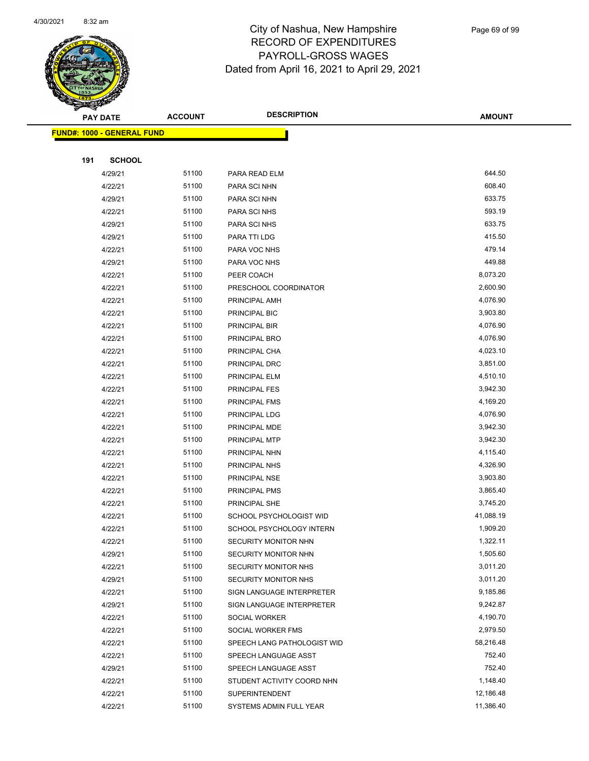# City of Nashua, New Hampshire
## RECORD OF EXPENDITURES
## PAYROLL-GROSS WAGES
## Dated from April 16, 2021 to April 29, 2021

| PAY DATE | ACCOUNT | DESCRIPTION | AMOUNT |
|---|---|---|---|
| **FUND#: 1000 - GENERAL FUND** | | | |
| **191 SCHOOL** | | | |
| 4/29/21 | 51100 | PARA READ ELM | 644.50 |
| 4/22/21 | 51100 | PARA SCI NHN | 608.40 |
| 4/29/21 | 51100 | PARA SCI NHN | 633.75 |
| 4/22/21 | 51100 | PARA SCI NHS | 593.19 |
| 4/29/21 | 51100 | PARA SCI NHS | 633.75 |
| 4/29/21 | 51100 | PARA TTI LDG | 415.50 |
| 4/22/21 | 51100 | PARA VOC NHS | 479.14 |
| 4/29/21 | 51100 | PARA VOC NHS | 449.88 |
| 4/22/21 | 51100 | PEER COACH | 8,073.20 |
| 4/22/21 | 51100 | PRESCHOOL COORDINATOR | 2,600.90 |
| 4/22/21 | 51100 | PRINCIPAL AMH | 4,076.90 |
| 4/22/21 | 51100 | PRINCIPAL BIC | 3,903.80 |
| 4/22/21 | 51100 | PRINCIPAL BIR | 4,076.90 |
| 4/22/21 | 51100 | PRINCIPAL BRO | 4,076.90 |
| 4/22/21 | 51100 | PRINCIPAL CHA | 4,023.10 |
| 4/22/21 | 51100 | PRINCIPAL DRC | 3,851.00 |
| 4/22/21 | 51100 | PRINCIPAL ELM | 4,510.10 |
| 4/22/21 | 51100 | PRINCIPAL FES | 3,942.30 |
| 4/22/21 | 51100 | PRINCIPAL FMS | 4,169.20 |
| 4/22/21 | 51100 | PRINCIPAL LDG | 4,076.90 |
| 4/22/21 | 51100 | PRINCIPAL MDE | 3,942.30 |
| 4/22/21 | 51100 | PRINCIPAL MTP | 3,942.30 |
| 4/22/21 | 51100 | PRINCIPAL NHN | 4,115.40 |
| 4/22/21 | 51100 | PRINCIPAL NHS | 4,326.90 |
| 4/22/21 | 51100 | PRINCIPAL NSE | 3,903.80 |
| 4/22/21 | 51100 | PRINCIPAL PMS | 3,865.40 |
| 4/22/21 | 51100 | PRINCIPAL SHE | 3,745.20 |
| 4/22/21 | 51100 | SCHOOL PSYCHOLOGIST WID | 41,088.19 |
| 4/22/21 | 51100 | SCHOOL PSYCHOLOGY INTERN | 1,909.20 |
| 4/22/21 | 51100 | SECURITY MONITOR NHN | 1,322.11 |
| 4/29/21 | 51100 | SECURITY MONITOR NHN | 1,505.60 |
| 4/22/21 | 51100 | SECURITY MONITOR NHS | 3,011.20 |
| 4/29/21 | 51100 | SECURITY MONITOR NHS | 3,011.20 |
| 4/22/21 | 51100 | SIGN LANGUAGE INTERPRETER | 9,185.86 |
| 4/29/21 | 51100 | SIGN LANGUAGE INTERPRETER | 9,242.87 |
| 4/22/21 | 51100 | SOCIAL WORKER | 4,190.70 |
| 4/22/21 | 51100 | SOCIAL WORKER FMS | 2,979.50 |
| 4/22/21 | 51100 | SPEECH LANG PATHOLOGIST WID | 58,216.48 |
| 4/22/21 | 51100 | SPEECH LANGUAGE ASST | 752.40 |
| 4/29/21 | 51100 | SPEECH LANGUAGE ASST | 752.40 |
| 4/22/21 | 51100 | STUDENT ACTIVITY COORD NHN | 1,148.40 |
| 4/22/21 | 51100 | SUPERINTENDENT | 12,186.48 |
| 4/22/21 | 51100 | SYSTEMS ADMIN FULL YEAR | 11,386.40 |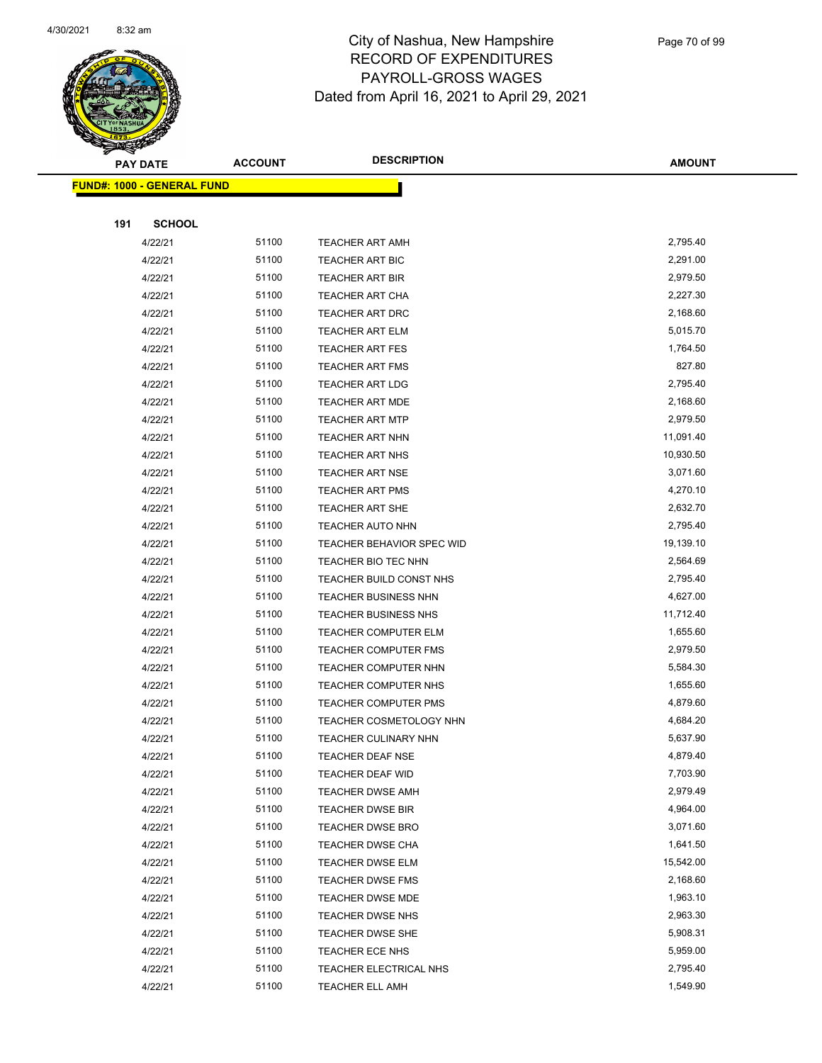# City of Nashua, New Hampshire
## RECORD OF EXPENDITURES
## PAYROLL-GROSS WAGES
## Dated from April 16, 2021 to April 29, 2021

**FUND#: 1000 - GENERAL FUND**

**191 SCHOOL**

| PAY DATE | ACCOUNT | DESCRIPTION | AMOUNT |
|---|---|---|---|
| 4/22/21 | 51100 | TEACHER ART AMH | 2,795.40 |
| 4/22/21 | 51100 | TEACHER ART BIC | 2,291.00 |
| 4/22/21 | 51100 | TEACHER ART BIR | 2,979.50 |
| 4/22/21 | 51100 | TEACHER ART CHA | 2,227.30 |
| 4/22/21 | 51100 | TEACHER ART DRC | 2,168.60 |
| 4/22/21 | 51100 | TEACHER ART ELM | 5,015.70 |
| 4/22/21 | 51100 | TEACHER ART FES | 1,764.50 |
| 4/22/21 | 51100 | TEACHER ART FMS | 827.80 |
| 4/22/21 | 51100 | TEACHER ART LDG | 2,795.40 |
| 4/22/21 | 51100 | TEACHER ART MDE | 2,168.60 |
| 4/22/21 | 51100 | TEACHER ART MTP | 2,979.50 |
| 4/22/21 | 51100 | TEACHER ART NHN | 11,091.40 |
| 4/22/21 | 51100 | TEACHER ART NHS | 10,930.50 |
| 4/22/21 | 51100 | TEACHER ART NSE | 3,071.60 |
| 4/22/21 | 51100 | TEACHER ART PMS | 4,270.10 |
| 4/22/21 | 51100 | TEACHER ART SHE | 2,632.70 |
| 4/22/21 | 51100 | TEACHER AUTO NHN | 2,795.40 |
| 4/22/21 | 51100 | TEACHER BEHAVIOR SPEC WID | 19,139.10 |
| 4/22/21 | 51100 | TEACHER BIO TEC NHN | 2,564.69 |
| 4/22/21 | 51100 | TEACHER BUILD CONST NHS | 2,795.40 |
| 4/22/21 | 51100 | TEACHER BUSINESS NHN | 4,627.00 |
| 4/22/21 | 51100 | TEACHER BUSINESS NHS | 11,712.40 |
| 4/22/21 | 51100 | TEACHER COMPUTER ELM | 1,655.60 |
| 4/22/21 | 51100 | TEACHER COMPUTER FMS | 2,979.50 |
| 4/22/21 | 51100 | TEACHER COMPUTER NHN | 5,584.30 |
| 4/22/21 | 51100 | TEACHER COMPUTER NHS | 1,655.60 |
| 4/22/21 | 51100 | TEACHER COMPUTER PMS | 4,879.60 |
| 4/22/21 | 51100 | TEACHER COSMETOLOGY NHN | 4,684.20 |
| 4/22/21 | 51100 | TEACHER CULINARY NHN | 5,637.90 |
| 4/22/21 | 51100 | TEACHER DEAF NSE | 4,879.40 |
| 4/22/21 | 51100 | TEACHER DEAF WID | 7,703.90 |
| 4/22/21 | 51100 | TEACHER DWSE AMH | 2,979.49 |
| 4/22/21 | 51100 | TEACHER DWSE BIR | 4,964.00 |
| 4/22/21 | 51100 | TEACHER DWSE BRO | 3,071.60 |
| 4/22/21 | 51100 | TEACHER DWSE CHA | 1,641.50 |
| 4/22/21 | 51100 | TEACHER DWSE ELM | 15,542.00 |
| 4/22/21 | 51100 | TEACHER DWSE FMS | 2,168.60 |
| 4/22/21 | 51100 | TEACHER DWSE MDE | 1,963.10 |
| 4/22/21 | 51100 | TEACHER DWSE NHS | 2,963.30 |
| 4/22/21 | 51100 | TEACHER DWSE SHE | 5,908.31 |
| 4/22/21 | 51100 | TEACHER ECE NHS | 5,959.00 |
| 4/22/21 | 51100 | TEACHER ELECTRICAL NHS | 2,795.40 |
| 4/22/21 | 51100 | TEACHER ELL AMH | 1,549.90 |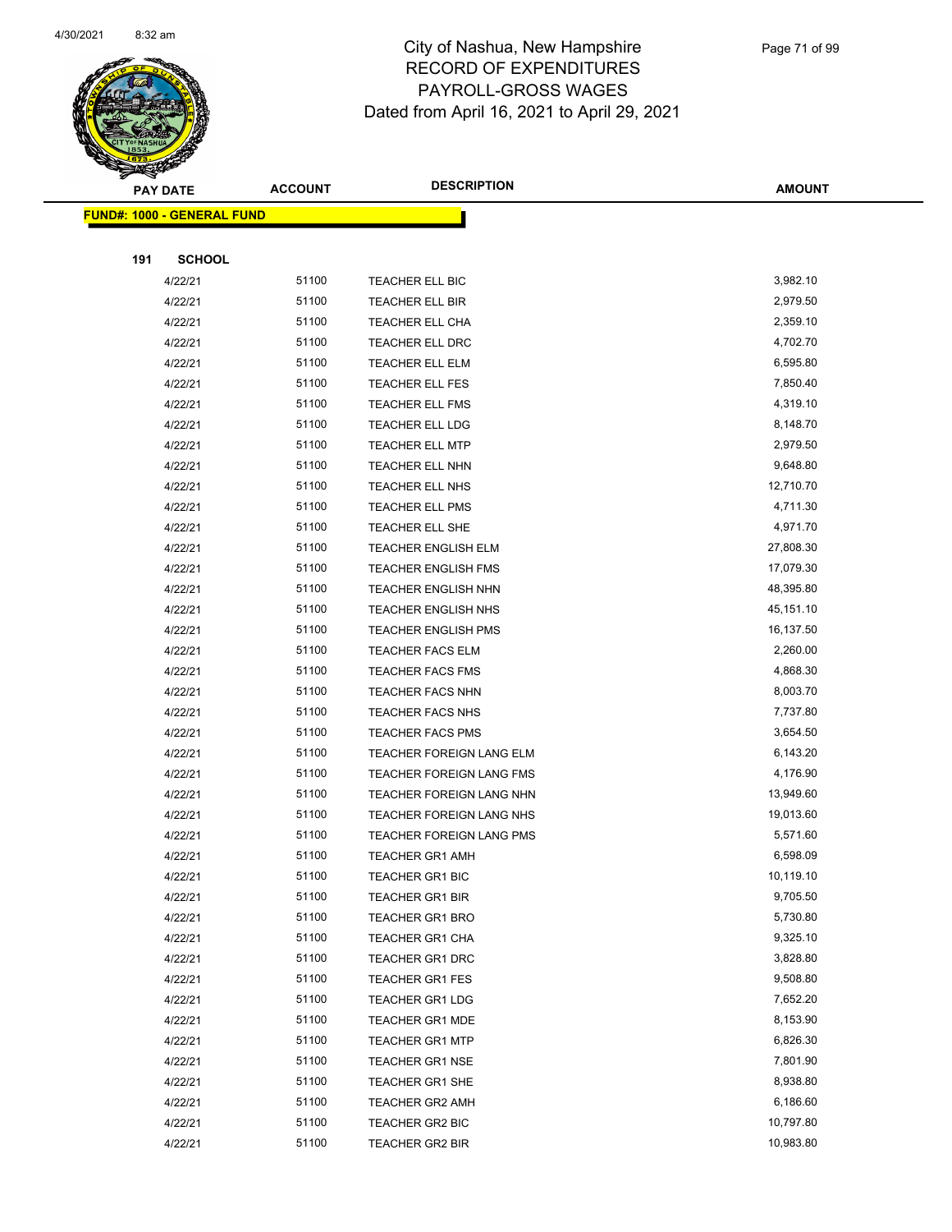# City of Nashua, New Hampshire
## RECORD OF EXPENDITURES
## PAYROLL-GROSS WAGES
### Dated from April 16, 2021 to April 29, 2021

| PAY DATE | ACCOUNT | DESCRIPTION | AMOUNT |
|---|---|---|---|
| **FUND#: 1000 - GENERAL FUND** | | | |
| **191 SCHOOL** | | | |
| 4/22/21 | 51100 | TEACHER ELL BIC | 3,982.10 |
| 4/22/21 | 51100 | TEACHER ELL BIR | 2,979.50 |
| 4/22/21 | 51100 | TEACHER ELL CHA | 2,359.10 |
| 4/22/21 | 51100 | TEACHER ELL DRC | 4,702.70 |
| 4/22/21 | 51100 | TEACHER ELL ELM | 6,595.80 |
| 4/22/21 | 51100 | TEACHER ELL FES | 7,850.40 |
| 4/22/21 | 51100 | TEACHER ELL FMS | 4,319.10 |
| 4/22/21 | 51100 | TEACHER ELL LDG | 8,148.70 |
| 4/22/21 | 51100 | TEACHER ELL MTP | 2,979.50 |
| 4/22/21 | 51100 | TEACHER ELL NHN | 9,648.80 |
| 4/22/21 | 51100 | TEACHER ELL NHS | 12,710.70 |
| 4/22/21 | 51100 | TEACHER ELL PMS | 4,711.30 |
| 4/22/21 | 51100 | TEACHER ELL SHE | 4,971.70 |
| 4/22/21 | 51100 | TEACHER ENGLISH ELM | 27,808.30 |
| 4/22/21 | 51100 | TEACHER ENGLISH FMS | 17,079.30 |
| 4/22/21 | 51100 | TEACHER ENGLISH NHN | 48,395.80 |
| 4/22/21 | 51100 | TEACHER ENGLISH NHS | 45,151.10 |
| 4/22/21 | 51100 | TEACHER ENGLISH PMS | 16,137.50 |
| 4/22/21 | 51100 | TEACHER FACS ELM | 2,260.00 |
| 4/22/21 | 51100 | TEACHER FACS FMS | 4,868.30 |
| 4/22/21 | 51100 | TEACHER FACS NHN | 8,003.70 |
| 4/22/21 | 51100 | TEACHER FACS NHS | 7,737.80 |
| 4/22/21 | 51100 | TEACHER FACS PMS | 3,654.50 |
| 4/22/21 | 51100 | TEACHER FOREIGN LANG ELM | 6,143.20 |
| 4/22/21 | 51100 | TEACHER FOREIGN LANG FMS | 4,176.90 |
| 4/22/21 | 51100 | TEACHER FOREIGN LANG NHN | 13,949.60 |
| 4/22/21 | 51100 | TEACHER FOREIGN LANG NHS | 19,013.60 |
| 4/22/21 | 51100 | TEACHER FOREIGN LANG PMS | 5,571.60 |
| 4/22/21 | 51100 | TEACHER GR1 AMH | 6,598.09 |
| 4/22/21 | 51100 | TEACHER GR1 BIC | 10,119.10 |
| 4/22/21 | 51100 | TEACHER GR1 BIR | 9,705.50 |
| 4/22/21 | 51100 | TEACHER GR1 BRO | 5,730.80 |
| 4/22/21 | 51100 | TEACHER GR1 CHA | 9,325.10 |
| 4/22/21 | 51100 | TEACHER GR1 DRC | 3,828.80 |
| 4/22/21 | 51100 | TEACHER GR1 FES | 9,508.80 |
| 4/22/21 | 51100 | TEACHER GR1 LDG | 7,652.20 |
| 4/22/21 | 51100 | TEACHER GR1 MDE | 8,153.90 |
| 4/22/21 | 51100 | TEACHER GR1 MTP | 6,826.30 |
| 4/22/21 | 51100 | TEACHER GR1 NSE | 7,801.90 |
| 4/22/21 | 51100 | TEACHER GR1 SHE | 8,938.80 |
| 4/22/21 | 51100 | TEACHER GR2 AMH | 6,186.60 |
| 4/22/21 | 51100 | TEACHER GR2 BIC | 10,797.80 |
| 4/22/21 | 51100 | TEACHER GR2 BIR | 10,983.80 |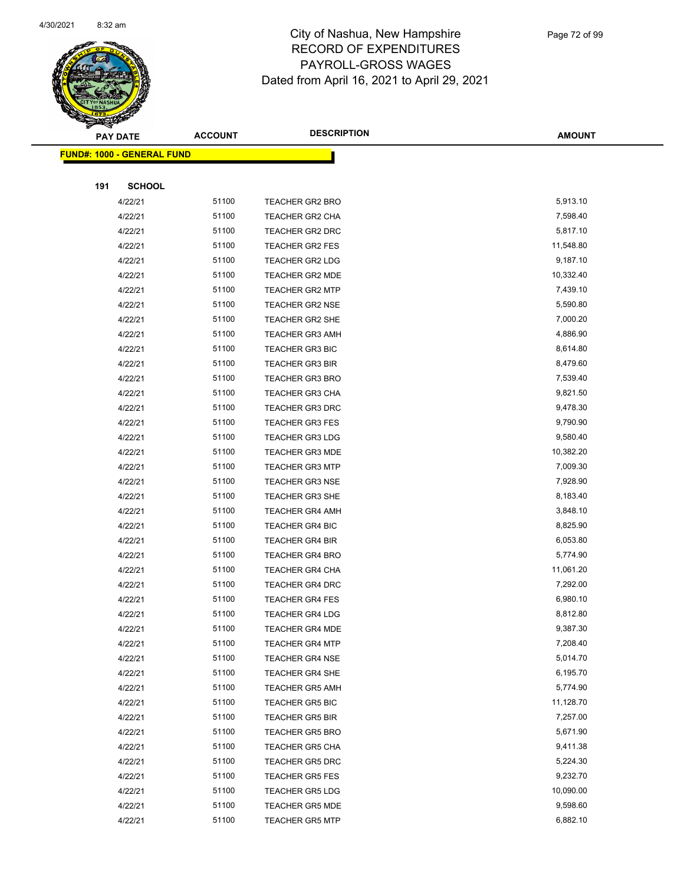# City of Nashua, New Hampshire
# RECORD OF EXPENDITURES
# PAYROLL-GROSS WAGES
# Dated from April 16, 2021 to April 29, 2021

| PAY DATE | ACCOUNT | DESCRIPTION | AMOUNT |
|---|---|---|---|
| **FUND#: 1000 - GENERAL FUND** | | | |
| **191 SCHOOL** | | | |
| 4/22/21 | 51100 | TEACHER GR2 BRO | 5,913.10 |
| 4/22/21 | 51100 | TEACHER GR2 CHA | 7,598.40 |
| 4/22/21 | 51100 | TEACHER GR2 DRC | 5,817.10 |
| 4/22/21 | 51100 | TEACHER GR2 FES | 11,548.80 |
| 4/22/21 | 51100 | TEACHER GR2 LDG | 9,187.10 |
| 4/22/21 | 51100 | TEACHER GR2 MDE | 10,332.40 |
| 4/22/21 | 51100 | TEACHER GR2 MTP | 7,439.10 |
| 4/22/21 | 51100 | TEACHER GR2 NSE | 5,590.80 |
| 4/22/21 | 51100 | TEACHER GR2 SHE | 7,000.20 |
| 4/22/21 | 51100 | TEACHER GR3 AMH | 4,886.90 |
| 4/22/21 | 51100 | TEACHER GR3 BIC | 8,614.80 |
| 4/22/21 | 51100 | TEACHER GR3 BIR | 8,479.60 |
| 4/22/21 | 51100 | TEACHER GR3 BRO | 7,539.40 |
| 4/22/21 | 51100 | TEACHER GR3 CHA | 9,821.50 |
| 4/22/21 | 51100 | TEACHER GR3 DRC | 9,478.30 |
| 4/22/21 | 51100 | TEACHER GR3 FES | 9,790.90 |
| 4/22/21 | 51100 | TEACHER GR3 LDG | 9,580.40 |
| 4/22/21 | 51100 | TEACHER GR3 MDE | 10,382.20 |
| 4/22/21 | 51100 | TEACHER GR3 MTP | 7,009.30 |
| 4/22/21 | 51100 | TEACHER GR3 NSE | 7,928.90 |
| 4/22/21 | 51100 | TEACHER GR3 SHE | 8,183.40 |
| 4/22/21 | 51100 | TEACHER GR4 AMH | 3,848.10 |
| 4/22/21 | 51100 | TEACHER GR4 BIC | 8,825.90 |
| 4/22/21 | 51100 | TEACHER GR4 BIR | 6,053.80 |
| 4/22/21 | 51100 | TEACHER GR4 BRO | 5,774.90 |
| 4/22/21 | 51100 | TEACHER GR4 CHA | 11,061.20 |
| 4/22/21 | 51100 | TEACHER GR4 DRC | 7,292.00 |
| 4/22/21 | 51100 | TEACHER GR4 FES | 6,980.10 |
| 4/22/21 | 51100 | TEACHER GR4 LDG | 8,812.80 |
| 4/22/21 | 51100 | TEACHER GR4 MDE | 9,387.30 |
| 4/22/21 | 51100 | TEACHER GR4 MTP | 7,208.40 |
| 4/22/21 | 51100 | TEACHER GR4 NSE | 5,014.70 |
| 4/22/21 | 51100 | TEACHER GR4 SHE | 6,195.70 |
| 4/22/21 | 51100 | TEACHER GR5 AMH | 5,774.90 |
| 4/22/21 | 51100 | TEACHER GR5 BIC | 11,128.70 |
| 4/22/21 | 51100 | TEACHER GR5 BIR | 7,257.00 |
| 4/22/21 | 51100 | TEACHER GR5 BRO | 5,671.90 |
| 4/22/21 | 51100 | TEACHER GR5 CHA | 9,411.38 |
| 4/22/21 | 51100 | TEACHER GR5 DRC | 5,224.30 |
| 4/22/21 | 51100 | TEACHER GR5 FES | 9,232.70 |
| 4/22/21 | 51100 | TEACHER GR5 LDG | 10,090.00 |
| 4/22/21 | 51100 | TEACHER GR5 MDE | 9,598.60 |
| 4/22/21 | 51100 | TEACHER GR5 MTP | 6,882.10 |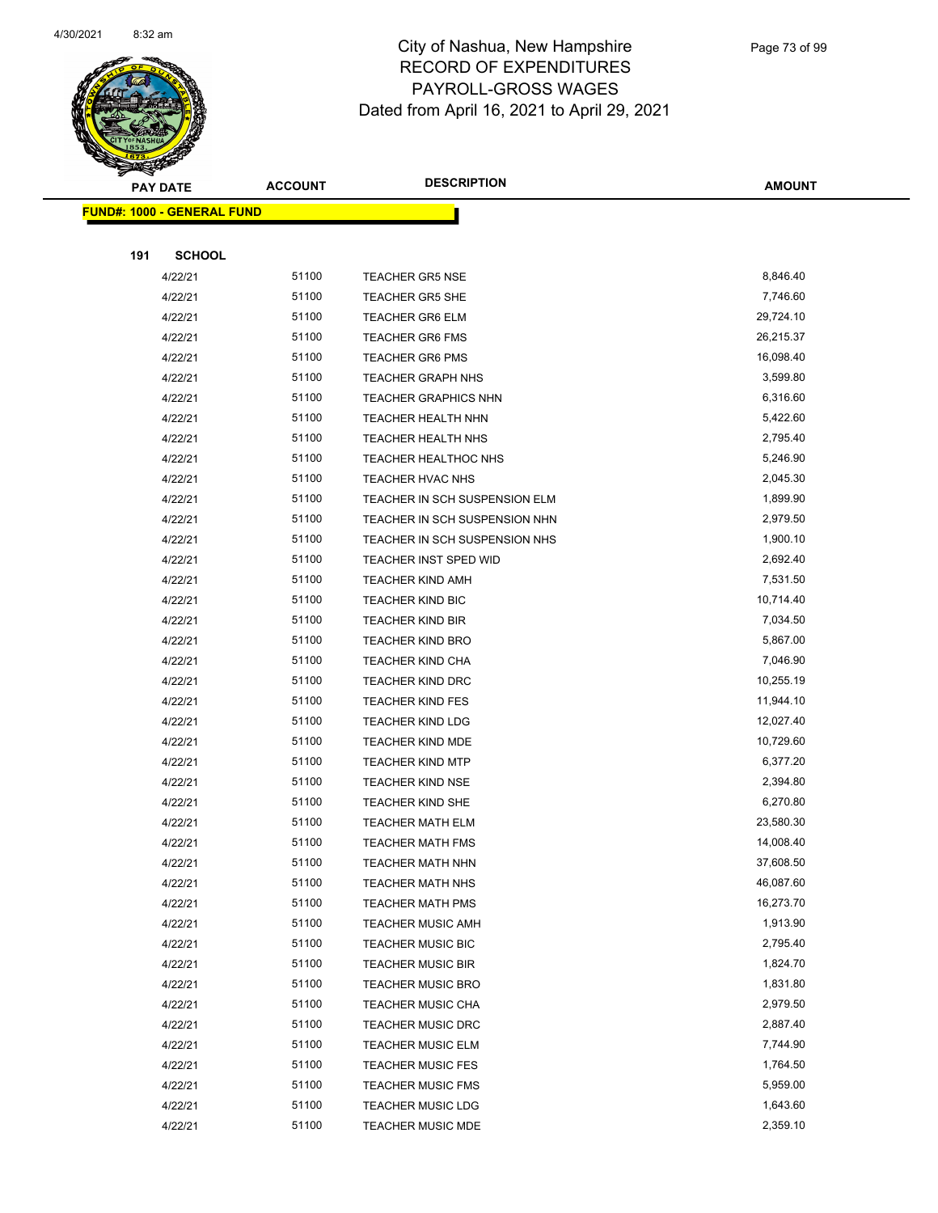# City of Nashua, New Hampshire
# RECORD OF EXPENDITURES
# PAYROLL-GROSS WAGES
# Dated from April 16, 2021 to April 29, 2021

**FUND#: 1000 - GENERAL FUND**

**191 SCHOOL**

| PAY DATE | ACCOUNT | DESCRIPTION | AMOUNT |
|---|---|---|---|
| 4/22/21 | 51100 | TEACHER GR5 NSE | 8,846.40 |
| 4/22/21 | 51100 | TEACHER GR5 SHE | 7,746.60 |
| 4/22/21 | 51100 | TEACHER GR6 ELM | 29,724.10 |
| 4/22/21 | 51100 | TEACHER GR6 FMS | 26,215.37 |
| 4/22/21 | 51100 | TEACHER GR6 PMS | 16,098.40 |
| 4/22/21 | 51100 | TEACHER GRAPH NHS | 3,599.80 |
| 4/22/21 | 51100 | TEACHER GRAPHICS NHN | 6,316.60 |
| 4/22/21 | 51100 | TEACHER HEALTH NHN | 5,422.60 |
| 4/22/21 | 51100 | TEACHER HEALTH NHS | 2,795.40 |
| 4/22/21 | 51100 | TEACHER HEALTHOC NHS | 5,246.90 |
| 4/22/21 | 51100 | TEACHER HVAC NHS | 2,045.30 |
| 4/22/21 | 51100 | TEACHER IN SCH SUSPENSION ELM | 1,899.90 |
| 4/22/21 | 51100 | TEACHER IN SCH SUSPENSION NHN | 2,979.50 |
| 4/22/21 | 51100 | TEACHER IN SCH SUSPENSION NHS | 1,900.10 |
| 4/22/21 | 51100 | TEACHER INST SPED WID | 2,692.40 |
| 4/22/21 | 51100 | TEACHER KIND AMH | 7,531.50 |
| 4/22/21 | 51100 | TEACHER KIND BIC | 10,714.40 |
| 4/22/21 | 51100 | TEACHER KIND BIR | 7,034.50 |
| 4/22/21 | 51100 | TEACHER KIND BRO | 5,867.00 |
| 4/22/21 | 51100 | TEACHER KIND CHA | 7,046.90 |
| 4/22/21 | 51100 | TEACHER KIND DRC | 10,255.19 |
| 4/22/21 | 51100 | TEACHER KIND FES | 11,944.10 |
| 4/22/21 | 51100 | TEACHER KIND LDG | 12,027.40 |
| 4/22/21 | 51100 | TEACHER KIND MDE | 10,729.60 |
| 4/22/21 | 51100 | TEACHER KIND MTP | 6,377.20 |
| 4/22/21 | 51100 | TEACHER KIND NSE | 2,394.80 |
| 4/22/21 | 51100 | TEACHER KIND SHE | 6,270.80 |
| 4/22/21 | 51100 | TEACHER MATH ELM | 23,580.30 |
| 4/22/21 | 51100 | TEACHER MATH FMS | 14,008.40 |
| 4/22/21 | 51100 | TEACHER MATH NHN | 37,608.50 |
| 4/22/21 | 51100 | TEACHER MATH NHS | 46,087.60 |
| 4/22/21 | 51100 | TEACHER MATH PMS | 16,273.70 |
| 4/22/21 | 51100 | TEACHER MUSIC AMH | 1,913.90 |
| 4/22/21 | 51100 | TEACHER MUSIC BIC | 2,795.40 |
| 4/22/21 | 51100 | TEACHER MUSIC BIR | 1,824.70 |
| 4/22/21 | 51100 | TEACHER MUSIC BRO | 1,831.80 |
| 4/22/21 | 51100 | TEACHER MUSIC CHA | 2,979.50 |
| 4/22/21 | 51100 | TEACHER MUSIC DRC | 2,887.40 |
| 4/22/21 | 51100 | TEACHER MUSIC ELM | 7,744.90 |
| 4/22/21 | 51100 | TEACHER MUSIC FES | 1,764.50 |
| 4/22/21 | 51100 | TEACHER MUSIC FMS | 5,959.00 |
| 4/22/21 | 51100 | TEACHER MUSIC LDG | 1,643.60 |
| 4/22/21 | 51100 | TEACHER MUSIC MDE | 2,359.10 |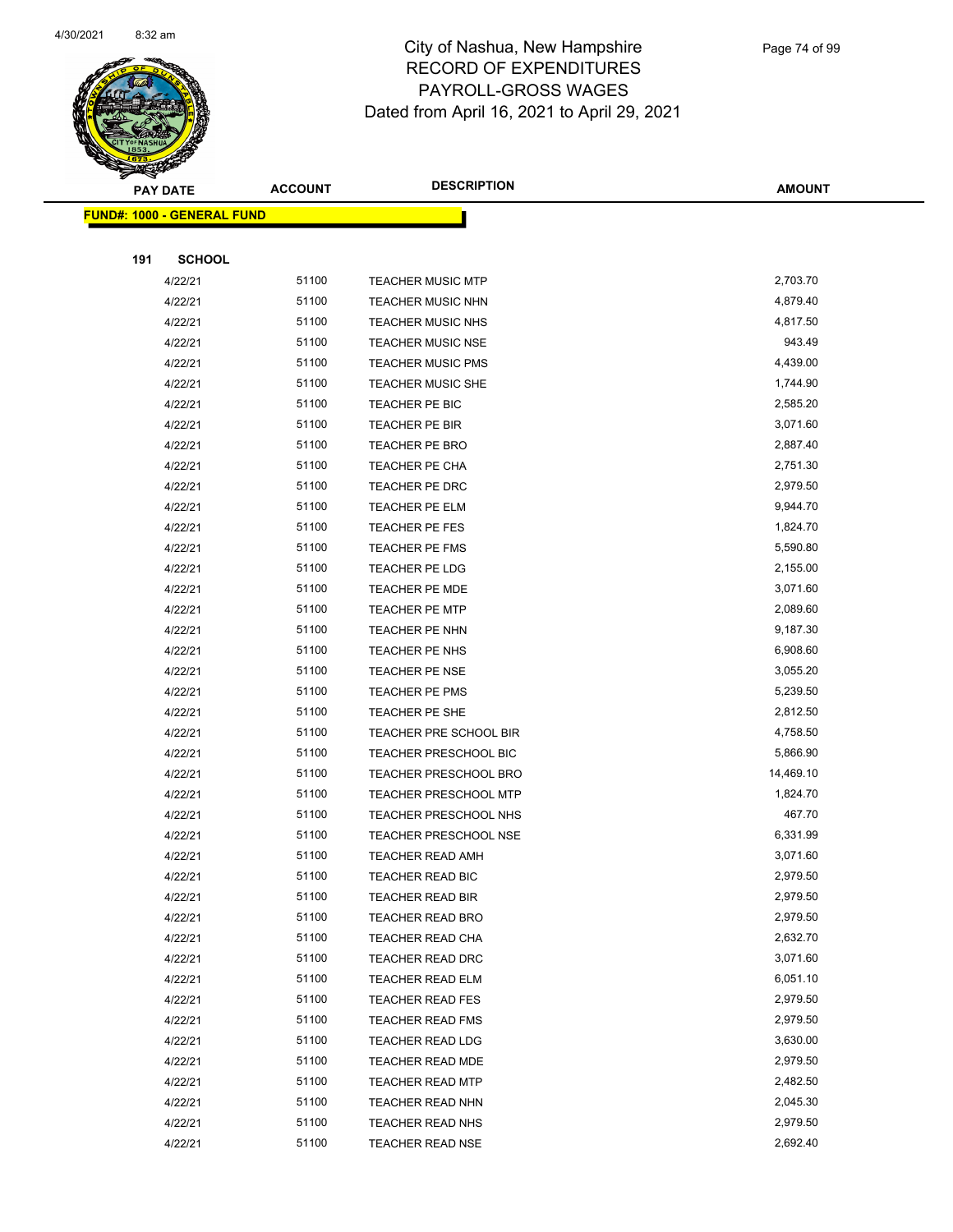# City of Nashua, New Hampshire
# RECORD OF EXPENDITURES
# PAYROLL-GROSS WAGES
# Dated from April 16, 2021 to April 29, 2021

| PAY DATE | ACCOUNT | DESCRIPTION | AMOUNT |
|---|---|---|---|
| **FUND#: 1000 - GENERAL FUND** | | | |
| **191 SCHOOL** | | | |
| 4/22/21 | 51100 | TEACHER MUSIC MTP | 2,703.70 |
| 4/22/21 | 51100 | TEACHER MUSIC NHN | 4,879.40 |
| 4/22/21 | 51100 | TEACHER MUSIC NHS | 4,817.50 |
| 4/22/21 | 51100 | TEACHER MUSIC NSE | 943.49 |
| 4/22/21 | 51100 | TEACHER MUSIC PMS | 4,439.00 |
| 4/22/21 | 51100 | TEACHER MUSIC SHE | 1,744.90 |
| 4/22/21 | 51100 | TEACHER PE BIC | 2,585.20 |
| 4/22/21 | 51100 | TEACHER PE BIR | 3,071.60 |
| 4/22/21 | 51100 | TEACHER PE BRO | 2,887.40 |
| 4/22/21 | 51100 | TEACHER PE CHA | 2,751.30 |
| 4/22/21 | 51100 | TEACHER PE DRC | 2,979.50 |
| 4/22/21 | 51100 | TEACHER PE ELM | 9,944.70 |
| 4/22/21 | 51100 | TEACHER PE FES | 1,824.70 |
| 4/22/21 | 51100 | TEACHER PE FMS | 5,590.80 |
| 4/22/21 | 51100 | TEACHER PE LDG | 2,155.00 |
| 4/22/21 | 51100 | TEACHER PE MDE | 3,071.60 |
| 4/22/21 | 51100 | TEACHER PE MTP | 2,089.60 |
| 4/22/21 | 51100 | TEACHER PE NHN | 9,187.30 |
| 4/22/21 | 51100 | TEACHER PE NHS | 6,908.60 |
| 4/22/21 | 51100 | TEACHER PE NSE | 3,055.20 |
| 4/22/21 | 51100 | TEACHER PE PMS | 5,239.50 |
| 4/22/21 | 51100 | TEACHER PE SHE | 2,812.50 |
| 4/22/21 | 51100 | TEACHER PRE SCHOOL BIR | 4,758.50 |
| 4/22/21 | 51100 | TEACHER PRESCHOOL BIC | 5,866.90 |
| 4/22/21 | 51100 | TEACHER PRESCHOOL BRO | 14,469.10 |
| 4/22/21 | 51100 | TEACHER PRESCHOOL MTP | 1,824.70 |
| 4/22/21 | 51100 | TEACHER PRESCHOOL NHS | 467.70 |
| 4/22/21 | 51100 | TEACHER PRESCHOOL NSE | 6,331.99 |
| 4/22/21 | 51100 | TEACHER READ AMH | 3,071.60 |
| 4/22/21 | 51100 | TEACHER READ BIC | 2,979.50 |
| 4/22/21 | 51100 | TEACHER READ BIR | 2,979.50 |
| 4/22/21 | 51100 | TEACHER READ BRO | 2,979.50 |
| 4/22/21 | 51100 | TEACHER READ CHA | 2,632.70 |
| 4/22/21 | 51100 | TEACHER READ DRC | 3,071.60 |
| 4/22/21 | 51100 | TEACHER READ ELM | 6,051.10 |
| 4/22/21 | 51100 | TEACHER READ FES | 2,979.50 |
| 4/22/21 | 51100 | TEACHER READ FMS | 2,979.50 |
| 4/22/21 | 51100 | TEACHER READ LDG | 3,630.00 |
| 4/22/21 | 51100 | TEACHER READ MDE | 2,979.50 |
| 4/22/21 | 51100 | TEACHER READ MTP | 2,482.50 |
| 4/22/21 | 51100 | TEACHER READ NHN | 2,045.30 |
| 4/22/21 | 51100 | TEACHER READ NHS | 2,979.50 |
| 4/22/21 | 51100 | TEACHER READ NSE | 2,692.40 |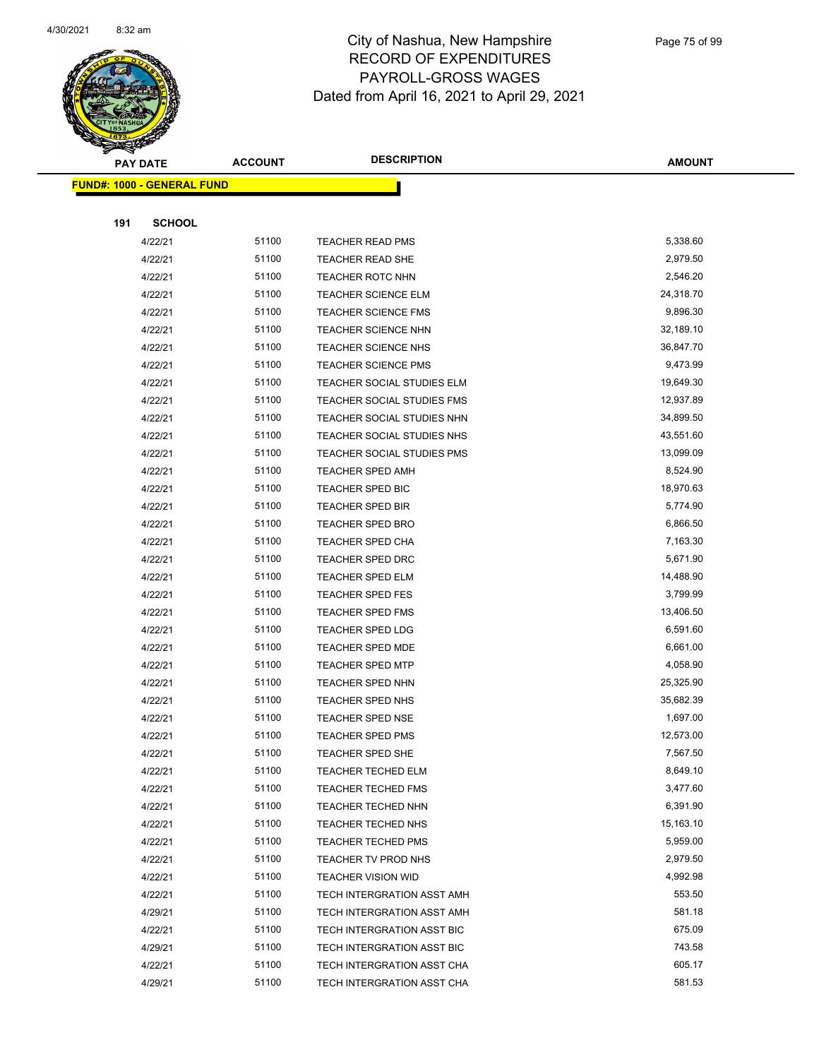# City of Nashua, New Hampshire
## RECORD OF EXPENDITURES
## PAYROLL-GROSS WAGES
Dated from April 16, 2021 to April 29, 2021

**FUND#: 1000 - GENERAL FUND**

**191 SCHOOL**

| PAY DATE | ACCOUNT | DESCRIPTION | AMOUNT |
|---|---|---|---|
| 4/22/21 | 51100 | TEACHER READ PMS | 5,338.60 |
| 4/22/21 | 51100 | TEACHER READ SHE | 2,979.50 |
| 4/22/21 | 51100 | TEACHER ROTC NHN | 2,546.20 |
| 4/22/21 | 51100 | TEACHER SCIENCE ELM | 24,318.70 |
| 4/22/21 | 51100 | TEACHER SCIENCE FMS | 9,896.30 |
| 4/22/21 | 51100 | TEACHER SCIENCE NHN | 32,189.10 |
| 4/22/21 | 51100 | TEACHER SCIENCE NHS | 36,847.70 |
| 4/22/21 | 51100 | TEACHER SCIENCE PMS | 9,473.99 |
| 4/22/21 | 51100 | TEACHER SOCIAL STUDIES ELM | 19,649.30 |
| 4/22/21 | 51100 | TEACHER SOCIAL STUDIES FMS | 12,937.89 |
| 4/22/21 | 51100 | TEACHER SOCIAL STUDIES NHN | 34,899.50 |
| 4/22/21 | 51100 | TEACHER SOCIAL STUDIES NHS | 43,551.60 |
| 4/22/21 | 51100 | TEACHER SOCIAL STUDIES PMS | 13,099.09 |
| 4/22/21 | 51100 | TEACHER SPED AMH | 8,524.90 |
| 4/22/21 | 51100 | TEACHER SPED BIC | 18,970.63 |
| 4/22/21 | 51100 | TEACHER SPED BIR | 5,774.90 |
| 4/22/21 | 51100 | TEACHER SPED BRO | 6,866.50 |
| 4/22/21 | 51100 | TEACHER SPED CHA | 7,163.30 |
| 4/22/21 | 51100 | TEACHER SPED DRC | 5,671.90 |
| 4/22/21 | 51100 | TEACHER SPED ELM | 14,488.90 |
| 4/22/21 | 51100 | TEACHER SPED FES | 3,799.99 |
| 4/22/21 | 51100 | TEACHER SPED FMS | 13,406.50 |
| 4/22/21 | 51100 | TEACHER SPED LDG | 6,591.60 |
| 4/22/21 | 51100 | TEACHER SPED MDE | 6,661.00 |
| 4/22/21 | 51100 | TEACHER SPED MTP | 4,058.90 |
| 4/22/21 | 51100 | TEACHER SPED NHN | 25,325.90 |
| 4/22/21 | 51100 | TEACHER SPED NHS | 35,682.39 |
| 4/22/21 | 51100 | TEACHER SPED NSE | 1,697.00 |
| 4/22/21 | 51100 | TEACHER SPED PMS | 12,573.00 |
| 4/22/21 | 51100 | TEACHER SPED SHE | 7,567.50 |
| 4/22/21 | 51100 | TEACHER TECHED ELM | 8,649.10 |
| 4/22/21 | 51100 | TEACHER TECHED FMS | 3,477.60 |
| 4/22/21 | 51100 | TEACHER TECHED NHN | 6,391.90 |
| 4/22/21 | 51100 | TEACHER TECHED NHS | 15,163.10 |
| 4/22/21 | 51100 | TEACHER TECHED PMS | 5,959.00 |
| 4/22/21 | 51100 | TEACHER TV PROD NHS | 2,979.50 |
| 4/22/21 | 51100 | TEACHER VISION WID | 4,992.98 |
| 4/22/21 | 51100 | TECH INTERGRATION ASST AMH | 553.50 |
| 4/29/21 | 51100 | TECH INTERGRATION ASST AMH | 581.18 |
| 4/22/21 | 51100 | TECH INTERGRATION ASST BIC | 675.09 |
| 4/29/21 | 51100 | TECH INTERGRATION ASST BIC | 743.58 |
| 4/22/21 | 51100 | TECH INTERGRATION ASST CHA | 605.17 |
| 4/29/21 | 51100 | TECH INTERGRATION ASST CHA | 581.53 |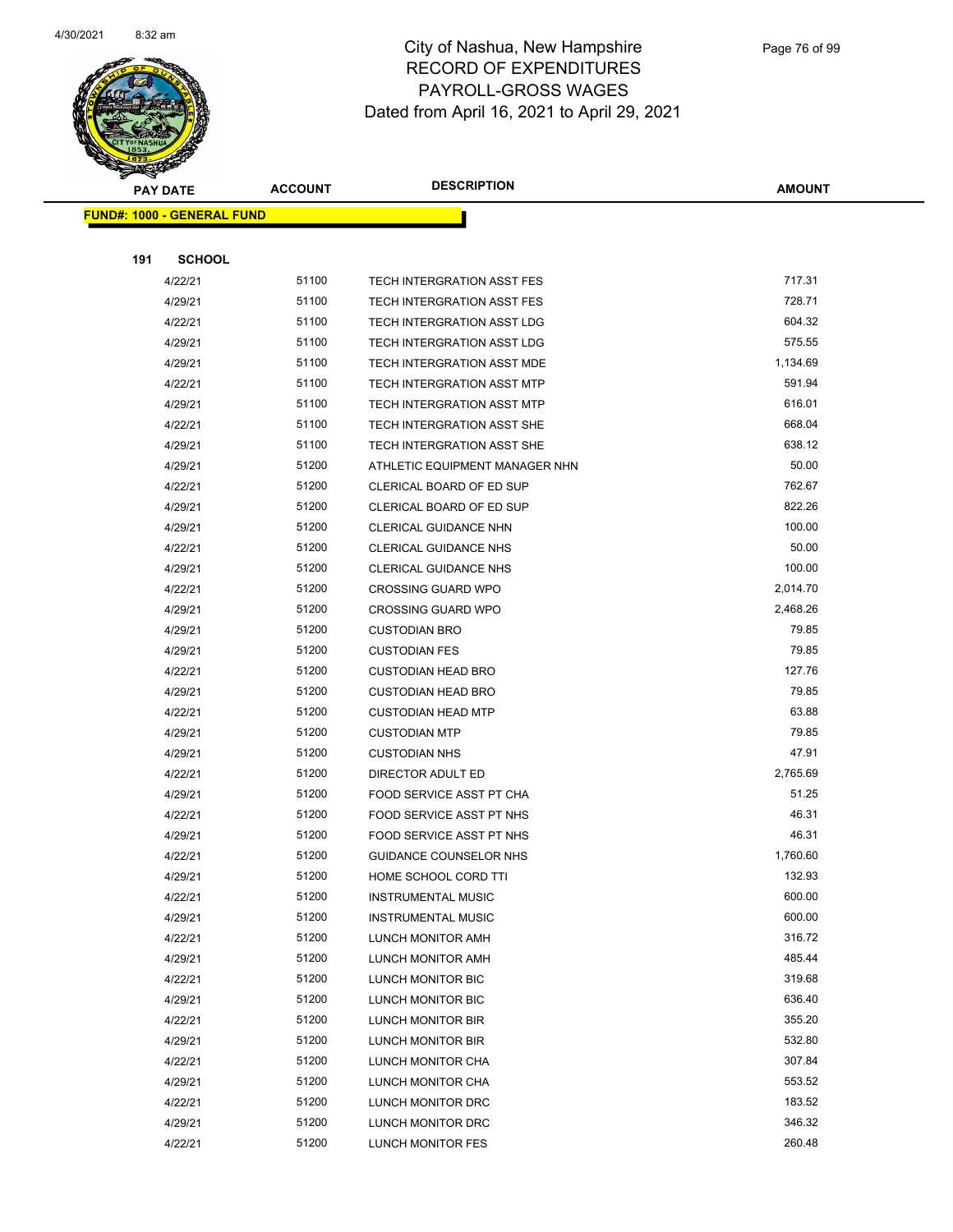# City of Nashua, New Hampshire
## RECORD OF EXPENDITURES
## PAYROLL-GROSS WAGES
## Dated from April 16, 2021 to April 29, 2021

| PAY DATE | ACCOUNT | DESCRIPTION | AMOUNT |
|---|---|---|---|

**FUND#: 1000 - GENERAL FUND**

**191 SCHOOL**

| PAY DATE | ACCOUNT | DESCRIPTION | AMOUNT |
|---|---|---|---|
| 4/22/21 | 51100 | TECH INTERGRATION ASST FES | 717.31 |
| 4/29/21 | 51100 | TECH INTERGRATION ASST FES | 728.71 |
| 4/22/21 | 51100 | TECH INTERGRATION ASST LDG | 604.32 |
| 4/29/21 | 51100 | TECH INTERGRATION ASST LDG | 575.55 |
| 4/29/21 | 51100 | TECH INTERGRATION ASST MDE | 1,134.69 |
| 4/22/21 | 51100 | TECH INTERGRATION ASST MTP | 591.94 |
| 4/29/21 | 51100 | TECH INTERGRATION ASST MTP | 616.01 |
| 4/22/21 | 51100 | TECH INTERGRATION ASST SHE | 668.04 |
| 4/29/21 | 51100 | TECH INTERGRATION ASST SHE | 638.12 |
| 4/29/21 | 51200 | ATHLETIC EQUIPMENT MANAGER NHN | 50.00 |
| 4/22/21 | 51200 | CLERICAL BOARD OF ED SUP | 762.67 |
| 4/29/21 | 51200 | CLERICAL BOARD OF ED SUP | 822.26 |
| 4/29/21 | 51200 | CLERICAL GUIDANCE NHN | 100.00 |
| 4/22/21 | 51200 | CLERICAL GUIDANCE NHS | 50.00 |
| 4/29/21 | 51200 | CLERICAL GUIDANCE NHS | 100.00 |
| 4/22/21 | 51200 | CROSSING GUARD WPO | 2,014.70 |
| 4/29/21 | 51200 | CROSSING GUARD WPO | 2,468.26 |
| 4/29/21 | 51200 | CUSTODIAN BRO | 79.85 |
| 4/29/21 | 51200 | CUSTODIAN FES | 79.85 |
| 4/22/21 | 51200 | CUSTODIAN HEAD BRO | 127.76 |
| 4/29/21 | 51200 | CUSTODIAN HEAD BRO | 79.85 |
| 4/22/21 | 51200 | CUSTODIAN HEAD MTP | 63.88 |
| 4/29/21 | 51200 | CUSTODIAN MTP | 79.85 |
| 4/29/21 | 51200 | CUSTODIAN NHS | 47.91 |
| 4/22/21 | 51200 | DIRECTOR ADULT ED | 2,765.69 |
| 4/29/21 | 51200 | FOOD SERVICE ASST PT CHA | 51.25 |
| 4/22/21 | 51200 | FOOD SERVICE ASST PT NHS | 46.31 |
| 4/29/21 | 51200 | FOOD SERVICE ASST PT NHS | 46.31 |
| 4/22/21 | 51200 | GUIDANCE COUNSELOR NHS | 1,760.60 |
| 4/29/21 | 51200 | HOME SCHOOL CORD TTI | 132.93 |
| 4/22/21 | 51200 | INSTRUMENTAL MUSIC | 600.00 |
| 4/29/21 | 51200 | INSTRUMENTAL MUSIC | 600.00 |
| 4/22/21 | 51200 | LUNCH MONITOR AMH | 316.72 |
| 4/29/21 | 51200 | LUNCH MONITOR AMH | 485.44 |
| 4/22/21 | 51200 | LUNCH MONITOR BIC | 319.68 |
| 4/29/21 | 51200 | LUNCH MONITOR BIC | 636.40 |
| 4/22/21 | 51200 | LUNCH MONITOR BIR | 355.20 |
| 4/29/21 | 51200 | LUNCH MONITOR BIR | 532.80 |
| 4/22/21 | 51200 | LUNCH MONITOR CHA | 307.84 |
| 4/29/21 | 51200 | LUNCH MONITOR CHA | 553.52 |
| 4/22/21 | 51200 | LUNCH MONITOR DRC | 183.52 |
| 4/29/21 | 51200 | LUNCH MONITOR DRC | 346.32 |
| 4/22/21 | 51200 | LUNCH MONITOR FES | 260.48 |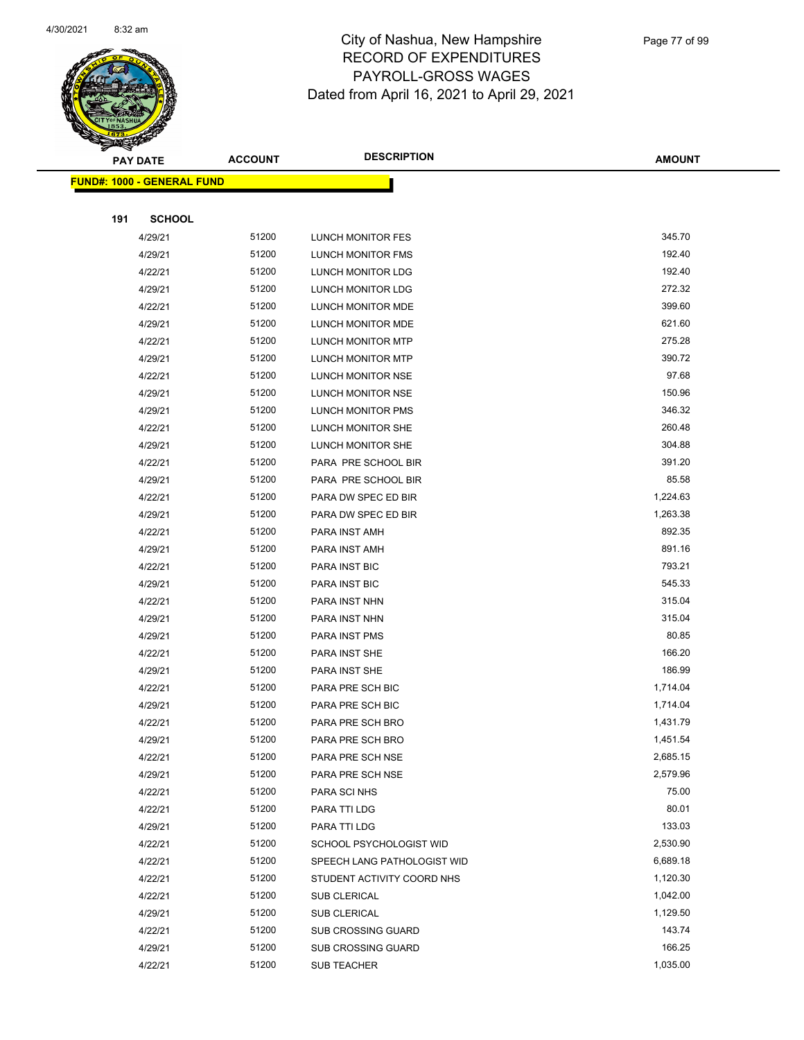# City of Nashua, New Hampshire
## RECORD OF EXPENDITURES
## PAYROLL-GROSS WAGES
## Dated from April 16, 2021 to April 29, 2021

| PAY DATE | ACCOUNT | DESCRIPTION | AMOUNT |
|---|---|---|---|

**FUND#: 1000 - GENERAL FUND**

**191 SCHOOL**

| PAY DATE | ACCOUNT | DESCRIPTION | AMOUNT |
|---|---|---|---|
| 4/29/21 | 51200 | LUNCH MONITOR FES | 345.70 |
| 4/29/21 | 51200 | LUNCH MONITOR FMS | 192.40 |
| 4/22/21 | 51200 | LUNCH MONITOR LDG | 192.40 |
| 4/29/21 | 51200 | LUNCH MONITOR LDG | 272.32 |
| 4/22/21 | 51200 | LUNCH MONITOR MDE | 399.60 |
| 4/29/21 | 51200 | LUNCH MONITOR MDE | 621.60 |
| 4/22/21 | 51200 | LUNCH MONITOR MTP | 275.28 |
| 4/29/21 | 51200 | LUNCH MONITOR MTP | 390.72 |
| 4/22/21 | 51200 | LUNCH MONITOR NSE | 97.68 |
| 4/29/21 | 51200 | LUNCH MONITOR NSE | 150.96 |
| 4/29/21 | 51200 | LUNCH MONITOR PMS | 346.32 |
| 4/22/21 | 51200 | LUNCH MONITOR SHE | 260.48 |
| 4/29/21 | 51200 | LUNCH MONITOR SHE | 304.88 |
| 4/22/21 | 51200 | PARA PRE SCHOOL BIR | 391.20 |
| 4/29/21 | 51200 | PARA PRE SCHOOL BIR | 85.58 |
| 4/22/21 | 51200 | PARA DW SPEC ED BIR | 1,224.63 |
| 4/29/21 | 51200 | PARA DW SPEC ED BIR | 1,263.38 |
| 4/22/21 | 51200 | PARA INST AMH | 892.35 |
| 4/29/21 | 51200 | PARA INST AMH | 891.16 |
| 4/22/21 | 51200 | PARA INST BIC | 793.21 |
| 4/29/21 | 51200 | PARA INST BIC | 545.33 |
| 4/22/21 | 51200 | PARA INST NHN | 315.04 |
| 4/29/21 | 51200 | PARA INST NHN | 315.04 |
| 4/29/21 | 51200 | PARA INST PMS | 80.85 |
| 4/22/21 | 51200 | PARA INST SHE | 166.20 |
| 4/29/21 | 51200 | PARA INST SHE | 186.99 |
| 4/22/21 | 51200 | PARA PRE SCH BIC | 1,714.04 |
| 4/29/21 | 51200 | PARA PRE SCH BIC | 1,714.04 |
| 4/22/21 | 51200 | PARA PRE SCH BRO | 1,431.79 |
| 4/29/21 | 51200 | PARA PRE SCH BRO | 1,451.54 |
| 4/22/21 | 51200 | PARA PRE SCH NSE | 2,685.15 |
| 4/29/21 | 51200 | PARA PRE SCH NSE | 2,579.96 |
| 4/22/21 | 51200 | PARA SCI NHS | 75.00 |
| 4/22/21 | 51200 | PARA TTI LDG | 80.01 |
| 4/29/21 | 51200 | PARA TTI LDG | 133.03 |
| 4/22/21 | 51200 | SCHOOL PSYCHOLOGIST WID | 2,530.90 |
| 4/22/21 | 51200 | SPEECH LANG PATHOLOGIST WID | 6,689.18 |
| 4/22/21 | 51200 | STUDENT ACTIVITY COORD NHS | 1,120.30 |
| 4/22/21 | 51200 | SUB CLERICAL | 1,042.00 |
| 4/29/21 | 51200 | SUB CLERICAL | 1,129.50 |
| 4/22/21 | 51200 | SUB CROSSING GUARD | 143.74 |
| 4/29/21 | 51200 | SUB CROSSING GUARD | 166.25 |
| 4/22/21 | 51200 | SUB TEACHER | 1,035.00 |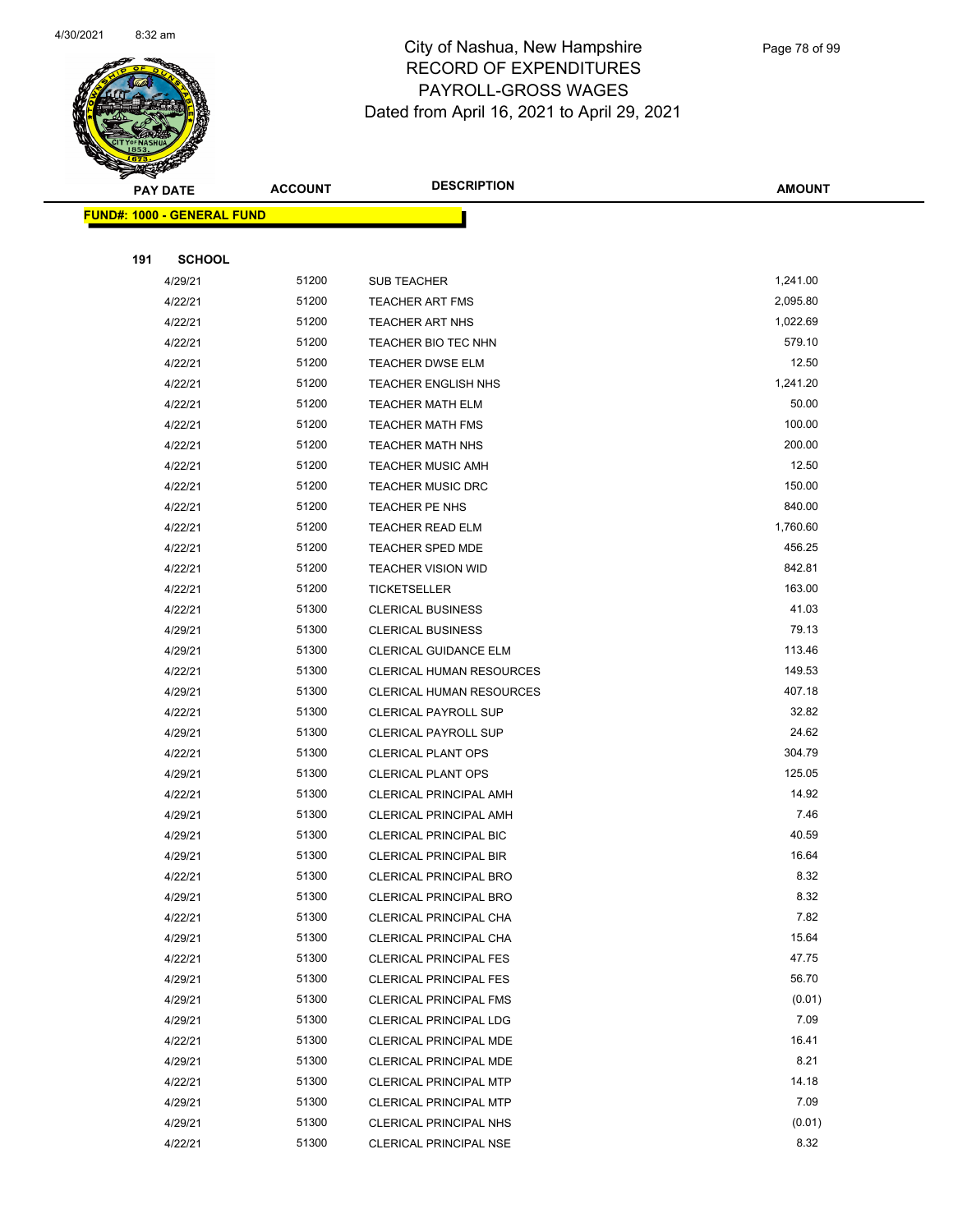# City of Nashua, New Hampshire
## RECORD OF EXPENDITURES
## PAYROLL-GROSS WAGES
## Dated from April 16, 2021 to April 29, 2021

| PAY DATE | ACCOUNT | DESCRIPTION | AMOUNT |
|---|---|---|---|
| **FUND#: 1000 - GENERAL FUND** | | | |
| **191 SCHOOL** | | | |
| 4/29/21 | 51200 | SUB TEACHER | 1,241.00 |
| 4/22/21 | 51200 | TEACHER ART FMS | 2,095.80 |
| 4/22/21 | 51200 | TEACHER ART NHS | 1,022.69 |
| 4/22/21 | 51200 | TEACHER BIO TEC NHN | 579.10 |
| 4/22/21 | 51200 | TEACHER DWSE ELM | 12.50 |
| 4/22/21 | 51200 | TEACHER ENGLISH NHS | 1,241.20 |
| 4/22/21 | 51200 | TEACHER MATH ELM | 50.00 |
| 4/22/21 | 51200 | TEACHER MATH FMS | 100.00 |
| 4/22/21 | 51200 | TEACHER MATH NHS | 200.00 |
| 4/22/21 | 51200 | TEACHER MUSIC AMH | 12.50 |
| 4/22/21 | 51200 | TEACHER MUSIC DRC | 150.00 |
| 4/22/21 | 51200 | TEACHER PE NHS | 840.00 |
| 4/22/21 | 51200 | TEACHER READ ELM | 1,760.60 |
| 4/22/21 | 51200 | TEACHER SPED MDE | 456.25 |
| 4/22/21 | 51200 | TEACHER VISION WID | 842.81 |
| 4/22/21 | 51200 | TICKETSELLER | 163.00 |
| 4/22/21 | 51300 | CLERICAL BUSINESS | 41.03 |
| 4/29/21 | 51300 | CLERICAL BUSINESS | 79.13 |
| 4/29/21 | 51300 | CLERICAL GUIDANCE ELM | 113.46 |
| 4/22/21 | 51300 | CLERICAL HUMAN RESOURCES | 149.53 |
| 4/29/21 | 51300 | CLERICAL HUMAN RESOURCES | 407.18 |
| 4/22/21 | 51300 | CLERICAL PAYROLL SUP | 32.82 |
| 4/29/21 | 51300 | CLERICAL PAYROLL SUP | 24.62 |
| 4/22/21 | 51300 | CLERICAL PLANT OPS | 304.79 |
| 4/29/21 | 51300 | CLERICAL PLANT OPS | 125.05 |
| 4/22/21 | 51300 | CLERICAL PRINCIPAL AMH | 14.92 |
| 4/29/21 | 51300 | CLERICAL PRINCIPAL AMH | 7.46 |
| 4/29/21 | 51300 | CLERICAL PRINCIPAL BIC | 40.59 |
| 4/29/21 | 51300 | CLERICAL PRINCIPAL BIR | 16.64 |
| 4/22/21 | 51300 | CLERICAL PRINCIPAL BRO | 8.32 |
| 4/29/21 | 51300 | CLERICAL PRINCIPAL BRO | 8.32 |
| 4/22/21 | 51300 | CLERICAL PRINCIPAL CHA | 7.82 |
| 4/29/21 | 51300 | CLERICAL PRINCIPAL CHA | 15.64 |
| 4/22/21 | 51300 | CLERICAL PRINCIPAL FES | 47.75 |
| 4/29/21 | 51300 | CLERICAL PRINCIPAL FES | 56.70 |
| 4/29/21 | 51300 | CLERICAL PRINCIPAL FMS | (0.01) |
| 4/29/21 | 51300 | CLERICAL PRINCIPAL LDG | 7.09 |
| 4/22/21 | 51300 | CLERICAL PRINCIPAL MDE | 16.41 |
| 4/29/21 | 51300 | CLERICAL PRINCIPAL MDE | 8.21 |
| 4/22/21 | 51300 | CLERICAL PRINCIPAL MTP | 14.18 |
| 4/29/21 | 51300 | CLERICAL PRINCIPAL MTP | 7.09 |
| 4/29/21 | 51300 | CLERICAL PRINCIPAL NHS | (0.01) |
| 4/22/21 | 51300 | CLERICAL PRINCIPAL NSE | 8.32 |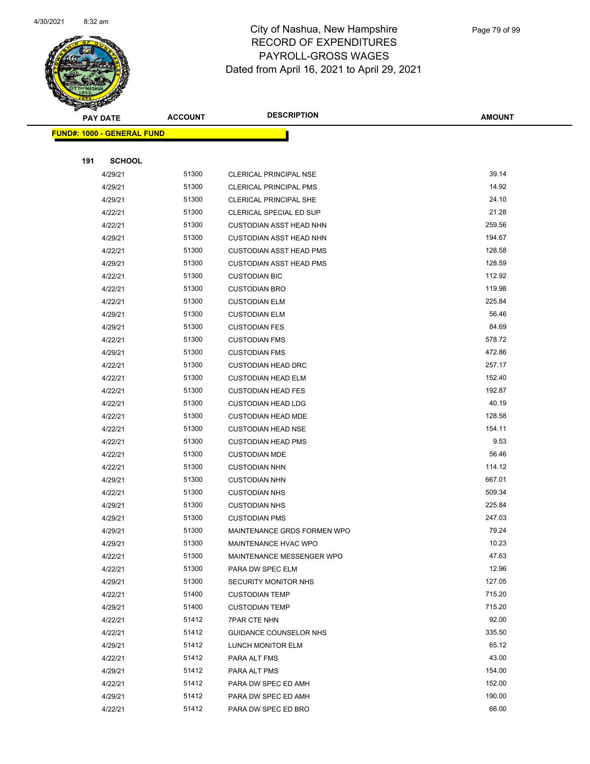# City of Nashua, New Hampshire
## RECORD OF EXPENDITURES
## PAYROLL-GROSS WAGES
## Dated from April 16, 2021 to April 29, 2021

| PAY DATE | ACCOUNT | DESCRIPTION | AMOUNT |
|---|---|---|---|

**FUND#: 1000 - GENERAL FUND**

**191 SCHOOL**

| PAY DATE | ACCOUNT | DESCRIPTION | AMOUNT |
|---|---|---|---|
| 4/29/21 | 51300 | CLERICAL PRINCIPAL NSE | 39.14 |
| 4/29/21 | 51300 | CLERICAL PRINCIPAL PMS | 14.92 |
| 4/29/21 | 51300 | CLERICAL PRINCIPAL SHE | 24.10 |
| 4/22/21 | 51300 | CLERICAL SPECIAL ED SUP | 21.28 |
| 4/22/21 | 51300 | CUSTODIAN ASST HEAD NHN | 259.56 |
| 4/29/21 | 51300 | CUSTODIAN ASST HEAD NHN | 194.67 |
| 4/22/21 | 51300 | CUSTODIAN ASST HEAD PMS | 128.58 |
| 4/29/21 | 51300 | CUSTODIAN ASST HEAD PMS | 128.59 |
| 4/22/21 | 51300 | CUSTODIAN BIC | 112.92 |
| 4/22/21 | 51300 | CUSTODIAN BRO | 119.98 |
| 4/22/21 | 51300 | CUSTODIAN ELM | 225.84 |
| 4/29/21 | 51300 | CUSTODIAN ELM | 56.46 |
| 4/29/21 | 51300 | CUSTODIAN FES | 84.69 |
| 4/22/21 | 51300 | CUSTODIAN FMS | 578.72 |
| 4/29/21 | 51300 | CUSTODIAN FMS | 472.86 |
| 4/22/21 | 51300 | CUSTODIAN HEAD DRC | 257.17 |
| 4/22/21 | 51300 | CUSTODIAN HEAD ELM | 152.40 |
| 4/22/21 | 51300 | CUSTODIAN HEAD FES | 192.87 |
| 4/22/21 | 51300 | CUSTODIAN HEAD LDG | 40.19 |
| 4/22/21 | 51300 | CUSTODIAN HEAD MDE | 128.58 |
| 4/22/21 | 51300 | CUSTODIAN HEAD NSE | 154.11 |
| 4/22/21 | 51300 | CUSTODIAN HEAD PMS | 9.53 |
| 4/22/21 | 51300 | CUSTODIAN MDE | 56.46 |
| 4/22/21 | 51300 | CUSTODIAN NHN | 114.12 |
| 4/29/21 | 51300 | CUSTODIAN NHN | 667.01 |
| 4/22/21 | 51300 | CUSTODIAN NHS | 509.34 |
| 4/29/21 | 51300 | CUSTODIAN NHS | 225.84 |
| 4/29/21 | 51300 | CUSTODIAN PMS | 247.03 |
| 4/29/21 | 51300 | MAINTENANCE GRDS FORMEN WPO | 79.24 |
| 4/29/21 | 51300 | MAINTENANCE HVAC WPO | 10.23 |
| 4/22/21 | 51300 | MAINTENANCE MESSENGER WPO | 47.63 |
| 4/22/21 | 51300 | PARA DW SPEC ELM | 12.96 |
| 4/29/21 | 51300 | SECURITY MONITOR NHS | 127.05 |
| 4/22/21 | 51400 | CUSTODIAN TEMP | 715.20 |
| 4/29/21 | 51400 | CUSTODIAN TEMP | 715.20 |
| 4/22/21 | 51412 | 7PAR CTE NHN | 92.00 |
| 4/22/21 | 51412 | GUIDANCE COUNSELOR NHS | 335.50 |
| 4/29/21 | 51412 | LUNCH MONITOR ELM | 65.12 |
| 4/22/21 | 51412 | PARA ALT FMS | 43.00 |
| 4/29/21 | 51412 | PARA ALT PMS | 154.00 |
| 4/22/21 | 51412 | PARA DW SPEC ED AMH | 152.00 |
| 4/29/21 | 51412 | PARA DW SPEC ED AMH | 190.00 |
| 4/22/21 | 51412 | PARA DW SPEC ED BRO | 66.00 |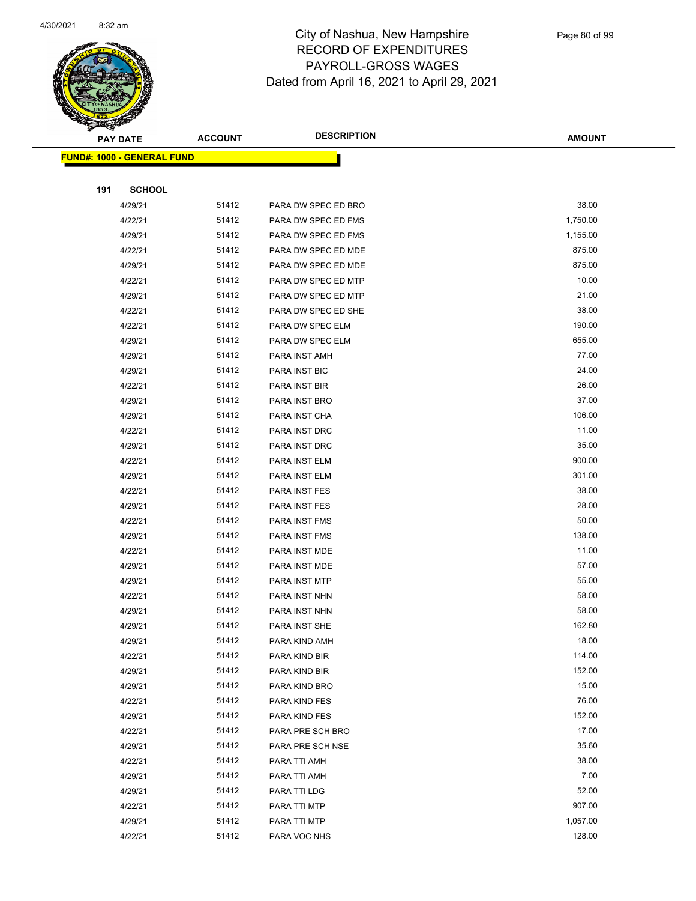# City of Nashua, New Hampshire
## RECORD OF EXPENDITURES
## PAYROLL-GROSS WAGES
## Dated from April 16, 2021 to April 29, 2021

| PAY DATE | ACCOUNT | DESCRIPTION | AMOUNT |
|---|---|---|---|

**FUND#: 1000 - GENERAL FUND**

**191 SCHOOL**

| PAY DATE | ACCOUNT | DESCRIPTION | AMOUNT |
|---|---|---|---|
| 4/29/21 | 51412 | PARA DW SPEC ED BRO | 38.00 |
| 4/22/21 | 51412 | PARA DW SPEC ED FMS | 1,750.00 |
| 4/29/21 | 51412 | PARA DW SPEC ED FMS | 1,155.00 |
| 4/22/21 | 51412 | PARA DW SPEC ED MDE | 875.00 |
| 4/29/21 | 51412 | PARA DW SPEC ED MDE | 875.00 |
| 4/22/21 | 51412 | PARA DW SPEC ED MTP | 10.00 |
| 4/29/21 | 51412 | PARA DW SPEC ED MTP | 21.00 |
| 4/22/21 | 51412 | PARA DW SPEC ED SHE | 38.00 |
| 4/22/21 | 51412 | PARA DW SPEC ELM | 190.00 |
| 4/29/21 | 51412 | PARA DW SPEC ELM | 655.00 |
| 4/29/21 | 51412 | PARA INST AMH | 77.00 |
| 4/29/21 | 51412 | PARA INST BIC | 24.00 |
| 4/22/21 | 51412 | PARA INST BIR | 26.00 |
| 4/29/21 | 51412 | PARA INST BRO | 37.00 |
| 4/29/21 | 51412 | PARA INST CHA | 106.00 |
| 4/22/21 | 51412 | PARA INST DRC | 11.00 |
| 4/29/21 | 51412 | PARA INST DRC | 35.00 |
| 4/22/21 | 51412 | PARA INST ELM | 900.00 |
| 4/29/21 | 51412 | PARA INST ELM | 301.00 |
| 4/22/21 | 51412 | PARA INST FES | 38.00 |
| 4/29/21 | 51412 | PARA INST FES | 28.00 |
| 4/22/21 | 51412 | PARA INST FMS | 50.00 |
| 4/29/21 | 51412 | PARA INST FMS | 138.00 |
| 4/22/21 | 51412 | PARA INST MDE | 11.00 |
| 4/29/21 | 51412 | PARA INST MDE | 57.00 |
| 4/29/21 | 51412 | PARA INST MTP | 55.00 |
| 4/22/21 | 51412 | PARA INST NHN | 58.00 |
| 4/29/21 | 51412 | PARA INST NHN | 58.00 |
| 4/29/21 | 51412 | PARA INST SHE | 162.80 |
| 4/29/21 | 51412 | PARA KIND AMH | 18.00 |
| 4/22/21 | 51412 | PARA KIND BIR | 114.00 |
| 4/29/21 | 51412 | PARA KIND BIR | 152.00 |
| 4/29/21 | 51412 | PARA KIND BRO | 15.00 |
| 4/22/21 | 51412 | PARA KIND FES | 76.00 |
| 4/29/21 | 51412 | PARA KIND FES | 152.00 |
| 4/22/21 | 51412 | PARA PRE SCH BRO | 17.00 |
| 4/29/21 | 51412 | PARA PRE SCH NSE | 35.60 |
| 4/22/21 | 51412 | PARA TTI AMH | 38.00 |
| 4/29/21 | 51412 | PARA TTI AMH | 7.00 |
| 4/29/21 | 51412 | PARA TTI LDG | 52.00 |
| 4/22/21 | 51412 | PARA TTI MTP | 907.00 |
| 4/29/21 | 51412 | PARA TTI MTP | 1,057.00 |
| 4/22/21 | 51412 | PARA VOC NHS | 128.00 |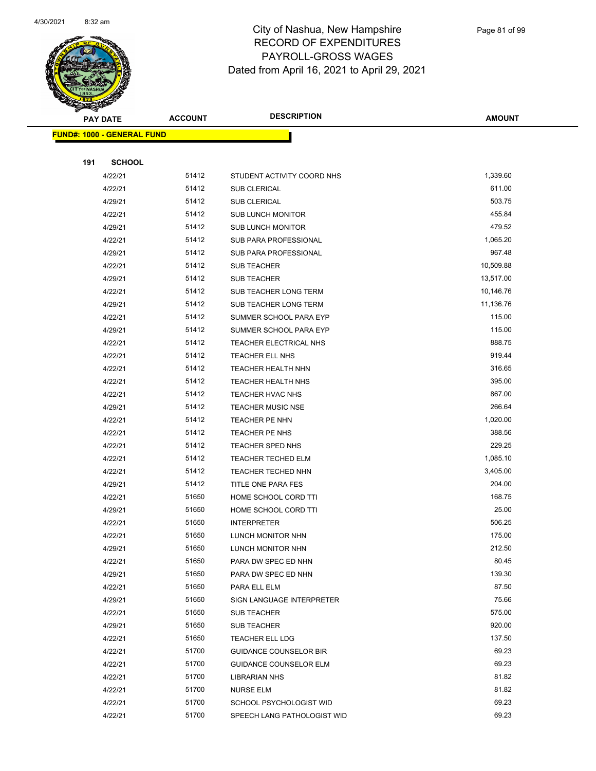# City of Nashua, New Hampshire
# RECORD OF EXPENDITURES
# PAYROLL-GROSS WAGES
# Dated from April 16, 2021 to April 29, 2021

| PAY DATE | ACCOUNT | DESCRIPTION | AMOUNT |
|---|---|---|---|

**FUND#: 1000 - GENERAL FUND**

**191 SCHOOL**

| PAY DATE | ACCOUNT | DESCRIPTION | AMOUNT |
|---|---|---|---|
| 4/22/21 | 51412 | STUDENT ACTIVITY COORD NHS | 1,339.60 |
| 4/22/21 | 51412 | SUB CLERICAL | 611.00 |
| 4/29/21 | 51412 | SUB CLERICAL | 503.75 |
| 4/22/21 | 51412 | SUB LUNCH MONITOR | 455.84 |
| 4/29/21 | 51412 | SUB LUNCH MONITOR | 479.52 |
| 4/22/21 | 51412 | SUB PARA PROFESSIONAL | 1,065.20 |
| 4/29/21 | 51412 | SUB PARA PROFESSIONAL | 967.48 |
| 4/22/21 | 51412 | SUB TEACHER | 10,509.88 |
| 4/29/21 | 51412 | SUB TEACHER | 13,517.00 |
| 4/22/21 | 51412 | SUB TEACHER LONG TERM | 10,146.76 |
| 4/29/21 | 51412 | SUB TEACHER LONG TERM | 11,136.76 |
| 4/22/21 | 51412 | SUMMER SCHOOL PARA EYP | 115.00 |
| 4/29/21 | 51412 | SUMMER SCHOOL PARA EYP | 115.00 |
| 4/22/21 | 51412 | TEACHER ELECTRICAL NHS | 888.75 |
| 4/22/21 | 51412 | TEACHER ELL NHS | 919.44 |
| 4/22/21 | 51412 | TEACHER HEALTH NHN | 316.65 |
| 4/22/21 | 51412 | TEACHER HEALTH NHS | 395.00 |
| 4/22/21 | 51412 | TEACHER HVAC NHS | 867.00 |
| 4/29/21 | 51412 | TEACHER MUSIC NSE | 266.64 |
| 4/22/21 | 51412 | TEACHER PE NHN | 1,020.00 |
| 4/22/21 | 51412 | TEACHER PE NHS | 388.56 |
| 4/22/21 | 51412 | TEACHER SPED NHS | 229.25 |
| 4/22/21 | 51412 | TEACHER TECHED ELM | 1,085.10 |
| 4/22/21 | 51412 | TEACHER TECHED NHN | 3,405.00 |
| 4/29/21 | 51412 | TITLE ONE PARA FES | 204.00 |
| 4/22/21 | 51650 | HOME SCHOOL CORD TTI | 168.75 |
| 4/29/21 | 51650 | HOME SCHOOL CORD TTI | 25.00 |
| 4/22/21 | 51650 | INTERPRETER | 506.25 |
| 4/22/21 | 51650 | LUNCH MONITOR NHN | 175.00 |
| 4/29/21 | 51650 | LUNCH MONITOR NHN | 212.50 |
| 4/22/21 | 51650 | PARA DW SPEC ED NHN | 80.45 |
| 4/29/21 | 51650 | PARA DW SPEC ED NHN | 139.30 |
| 4/22/21 | 51650 | PARA ELL ELM | 87.50 |
| 4/29/21 | 51650 | SIGN LANGUAGE INTERPRETER | 75.66 |
| 4/22/21 | 51650 | SUB TEACHER | 575.00 |
| 4/29/21 | 51650 | SUB TEACHER | 920.00 |
| 4/22/21 | 51650 | TEACHER ELL LDG | 137.50 |
| 4/22/21 | 51700 | GUIDANCE COUNSELOR BIR | 69.23 |
| 4/22/21 | 51700 | GUIDANCE COUNSELOR ELM | 69.23 |
| 4/22/21 | 51700 | LIBRARIAN NHS | 81.82 |
| 4/22/21 | 51700 | NURSE ELM | 81.82 |
| 4/22/21 | 51700 | SCHOOL PSYCHOLOGIST WID | 69.23 |
| 4/22/21 | 51700 | SPEECH LANG PATHOLOGIST WID | 69.23 |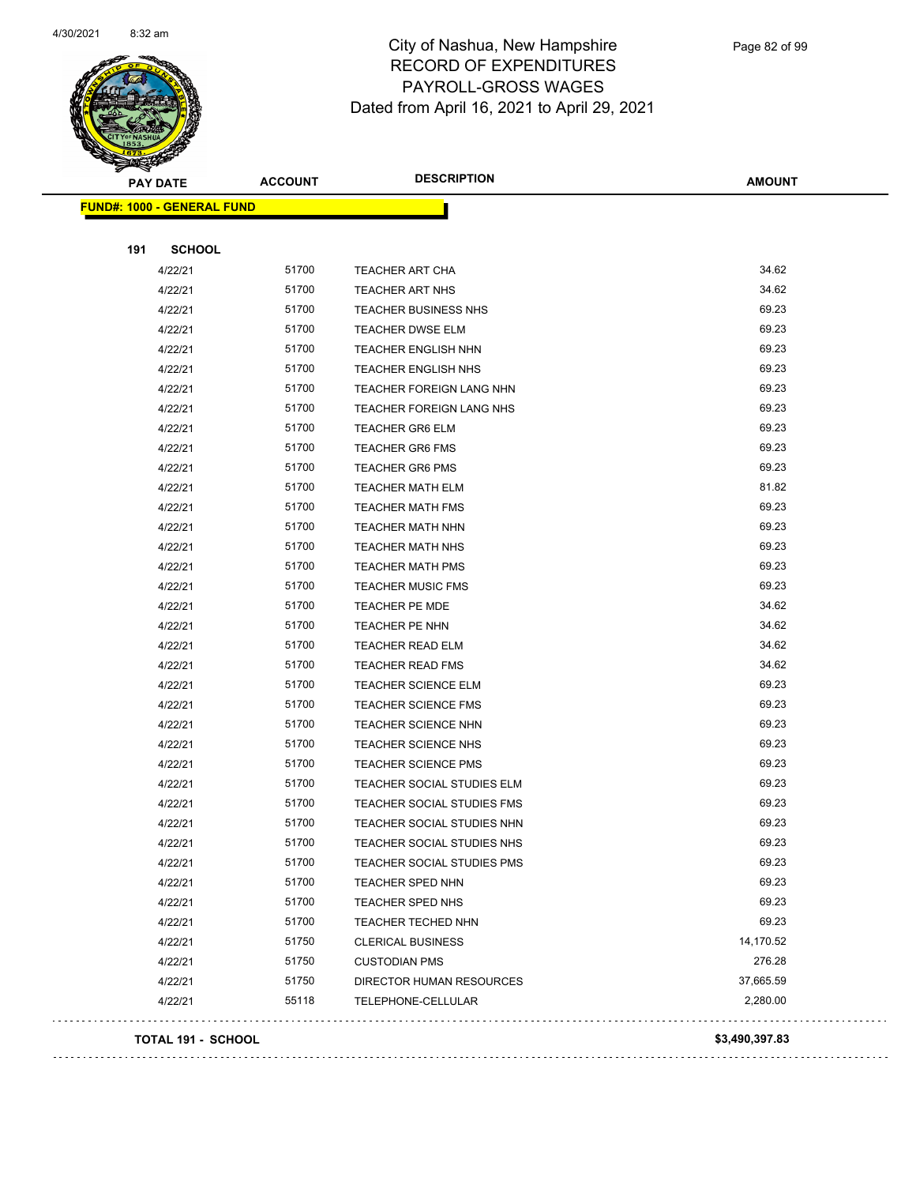# City of Nashua, New Hampshire
## RECORD OF EXPENDITURES
## PAYROLL-GROSS WAGES
## Dated from April 16, 2021 to April 29, 2021

| PAY DATE | ACCOUNT | DESCRIPTION | AMOUNT |
|---|---|---|---|

**FUND#: 1000 - GENERAL FUND**

**191 SCHOOL**

| PAY DATE | ACCOUNT | DESCRIPTION | AMOUNT |
|---|---|---|---|
| 4/22/21 | 51700 | TEACHER ART CHA | 34.62 |
| 4/22/21 | 51700 | TEACHER ART NHS | 34.62 |
| 4/22/21 | 51700 | TEACHER BUSINESS NHS | 69.23 |
| 4/22/21 | 51700 | TEACHER DWSE ELM | 69.23 |
| 4/22/21 | 51700 | TEACHER ENGLISH NHN | 69.23 |
| 4/22/21 | 51700 | TEACHER ENGLISH NHS | 69.23 |
| 4/22/21 | 51700 | TEACHER FOREIGN LANG NHN | 69.23 |
| 4/22/21 | 51700 | TEACHER FOREIGN LANG NHS | 69.23 |
| 4/22/21 | 51700 | TEACHER GR6 ELM | 69.23 |
| 4/22/21 | 51700 | TEACHER GR6 FMS | 69.23 |
| 4/22/21 | 51700 | TEACHER GR6 PMS | 69.23 |
| 4/22/21 | 51700 | TEACHER MATH ELM | 81.82 |
| 4/22/21 | 51700 | TEACHER MATH FMS | 69.23 |
| 4/22/21 | 51700 | TEACHER MATH NHN | 69.23 |
| 4/22/21 | 51700 | TEACHER MATH NHS | 69.23 |
| 4/22/21 | 51700 | TEACHER MATH PMS | 69.23 |
| 4/22/21 | 51700 | TEACHER MUSIC FMS | 69.23 |
| 4/22/21 | 51700 | TEACHER PE MDE | 34.62 |
| 4/22/21 | 51700 | TEACHER PE NHN | 34.62 |
| 4/22/21 | 51700 | TEACHER READ ELM | 34.62 |
| 4/22/21 | 51700 | TEACHER READ FMS | 34.62 |
| 4/22/21 | 51700 | TEACHER SCIENCE ELM | 69.23 |
| 4/22/21 | 51700 | TEACHER SCIENCE FMS | 69.23 |
| 4/22/21 | 51700 | TEACHER SCIENCE NHN | 69.23 |
| 4/22/21 | 51700 | TEACHER SCIENCE NHS | 69.23 |
| 4/22/21 | 51700 | TEACHER SCIENCE PMS | 69.23 |
| 4/22/21 | 51700 | TEACHER SOCIAL STUDIES ELM | 69.23 |
| 4/22/21 | 51700 | TEACHER SOCIAL STUDIES FMS | 69.23 |
| 4/22/21 | 51700 | TEACHER SOCIAL STUDIES NHN | 69.23 |
| 4/22/21 | 51700 | TEACHER SOCIAL STUDIES NHS | 69.23 |
| 4/22/21 | 51700 | TEACHER SOCIAL STUDIES PMS | 69.23 |
| 4/22/21 | 51700 | TEACHER SPED NHN | 69.23 |
| 4/22/21 | 51700 | TEACHER SPED NHS | 69.23 |
| 4/22/21 | 51700 | TEACHER TECHED NHN | 69.23 |
| 4/22/21 | 51750 | CLERICAL BUSINESS | 14,170.52 |
| 4/22/21 | 51750 | CUSTODIAN PMS | 276.28 |
| 4/22/21 | 51750 | DIRECTOR HUMAN RESOURCES | 37,665.59 |
| 4/22/21 | 55118 | TELEPHONE-CELLULAR | 2,280.00 |

**TOTAL 191 - SCHOOL** **$3,490,397.83**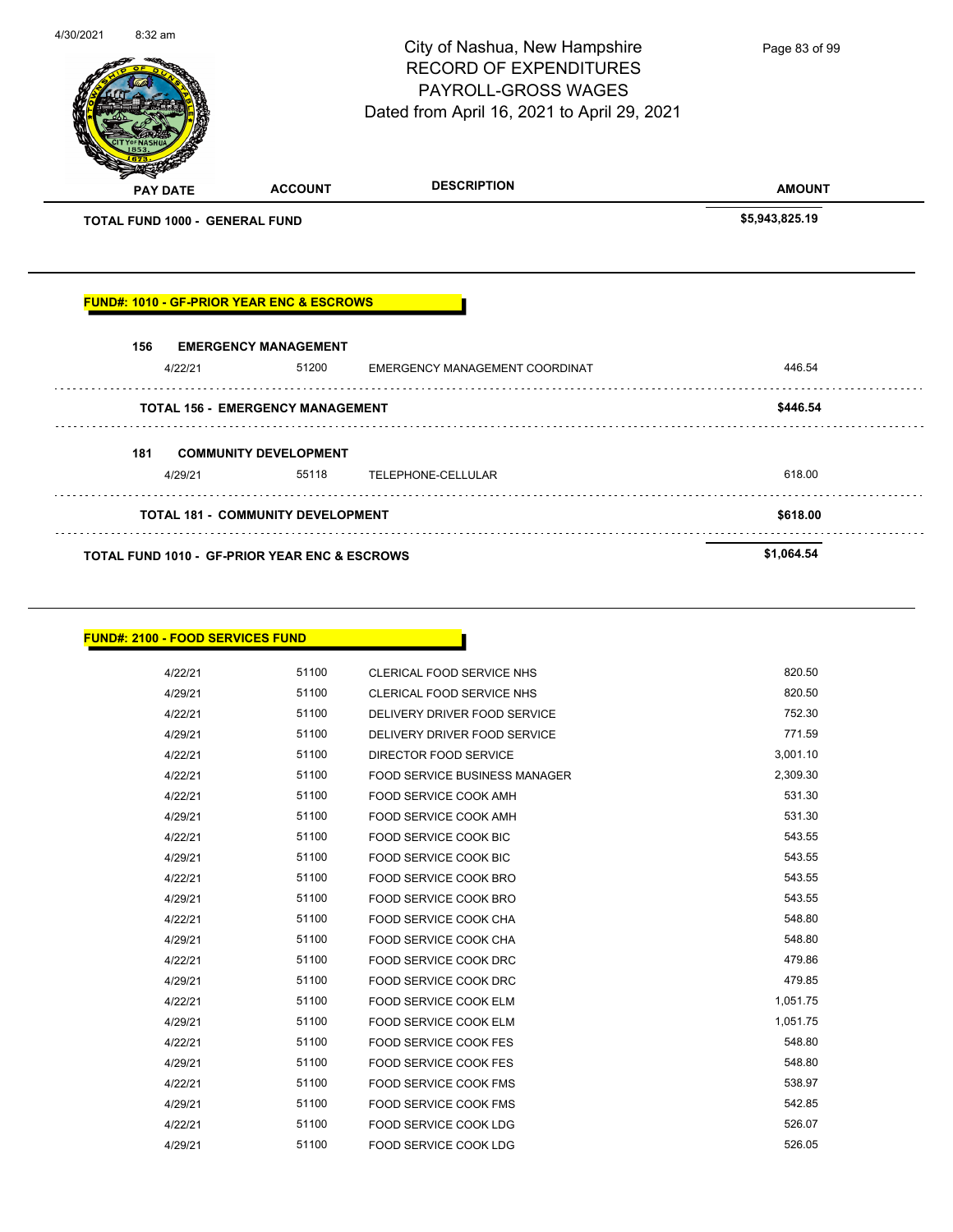# City of Nashua, New Hampshire
## RECORD OF EXPENDITURES
## PAYROLL-GROSS WAGES
## Dated from April 16, 2021 to April 29, 2021

| PAY DATE | ACCOUNT | DESCRIPTION | AMOUNT |
|---|---|---|---|
| **TOTAL FUND 1000 - GENERAL FUND** | | | **$5,943,825.19** |

**FUND#: 1010 - GF-PRIOR YEAR ENC & ESCROWS**

| PAY DATE | ACCOUNT | DESCRIPTION | AMOUNT |
|---|---|---|---|
| **156 EMERGENCY MANAGEMENT** | | | |
| 4/22/21 | 51200 | EMERGENCY MANAGEMENT COORDINAT | 446.54 |
| **TOTAL 156 - EMERGENCY MANAGEMENT** | | | **$446.54** |
| **181 COMMUNITY DEVELOPMENT** | | | |
| 4/29/21 | 55118 | TELEPHONE-CELLULAR | 618.00 |
| **TOTAL 181 - COMMUNITY DEVELOPMENT** | | | **$618.00** |
| **TOTAL FUND 1010 - GF-PRIOR YEAR ENC & ESCROWS** | | | **$1,064.54** |

**FUND#: 2100 - FOOD SERVICES FUND**

| PAY DATE | ACCOUNT | DESCRIPTION | AMOUNT |
|---|---|---|---|
| 4/22/21 | 51100 | CLERICAL FOOD SERVICE NHS | 820.50 |
| 4/29/21 | 51100 | CLERICAL FOOD SERVICE NHS | 820.50 |
| 4/22/21 | 51100 | DELIVERY DRIVER FOOD SERVICE | 752.30 |
| 4/29/21 | 51100 | DELIVERY DRIVER FOOD SERVICE | 771.59 |
| 4/22/21 | 51100 | DIRECTOR FOOD SERVICE | 3,001.10 |
| 4/22/21 | 51100 | FOOD SERVICE BUSINESS MANAGER | 2,309.30 |
| 4/22/21 | 51100 | FOOD SERVICE COOK AMH | 531.30 |
| 4/29/21 | 51100 | FOOD SERVICE COOK AMH | 531.30 |
| 4/22/21 | 51100 | FOOD SERVICE COOK BIC | 543.55 |
| 4/29/21 | 51100 | FOOD SERVICE COOK BIC | 543.55 |
| 4/22/21 | 51100 | FOOD SERVICE COOK BRO | 543.55 |
| 4/29/21 | 51100 | FOOD SERVICE COOK BRO | 543.55 |
| 4/22/21 | 51100 | FOOD SERVICE COOK CHA | 548.80 |
| 4/29/21 | 51100 | FOOD SERVICE COOK CHA | 548.80 |
| 4/22/21 | 51100 | FOOD SERVICE COOK DRC | 479.86 |
| 4/29/21 | 51100 | FOOD SERVICE COOK DRC | 479.85 |
| 4/22/21 | 51100 | FOOD SERVICE COOK ELM | 1,051.75 |
| 4/29/21 | 51100 | FOOD SERVICE COOK ELM | 1,051.75 |
| 4/22/21 | 51100 | FOOD SERVICE COOK FES | 548.80 |
| 4/29/21 | 51100 | FOOD SERVICE COOK FES | 548.80 |
| 4/22/21 | 51100 | FOOD SERVICE COOK FMS | 538.97 |
| 4/29/21 | 51100 | FOOD SERVICE COOK FMS | 542.85 |
| 4/22/21 | 51100 | FOOD SERVICE COOK LDG | 526.07 |
| 4/29/21 | 51100 | FOOD SERVICE COOK LDG | 526.05 |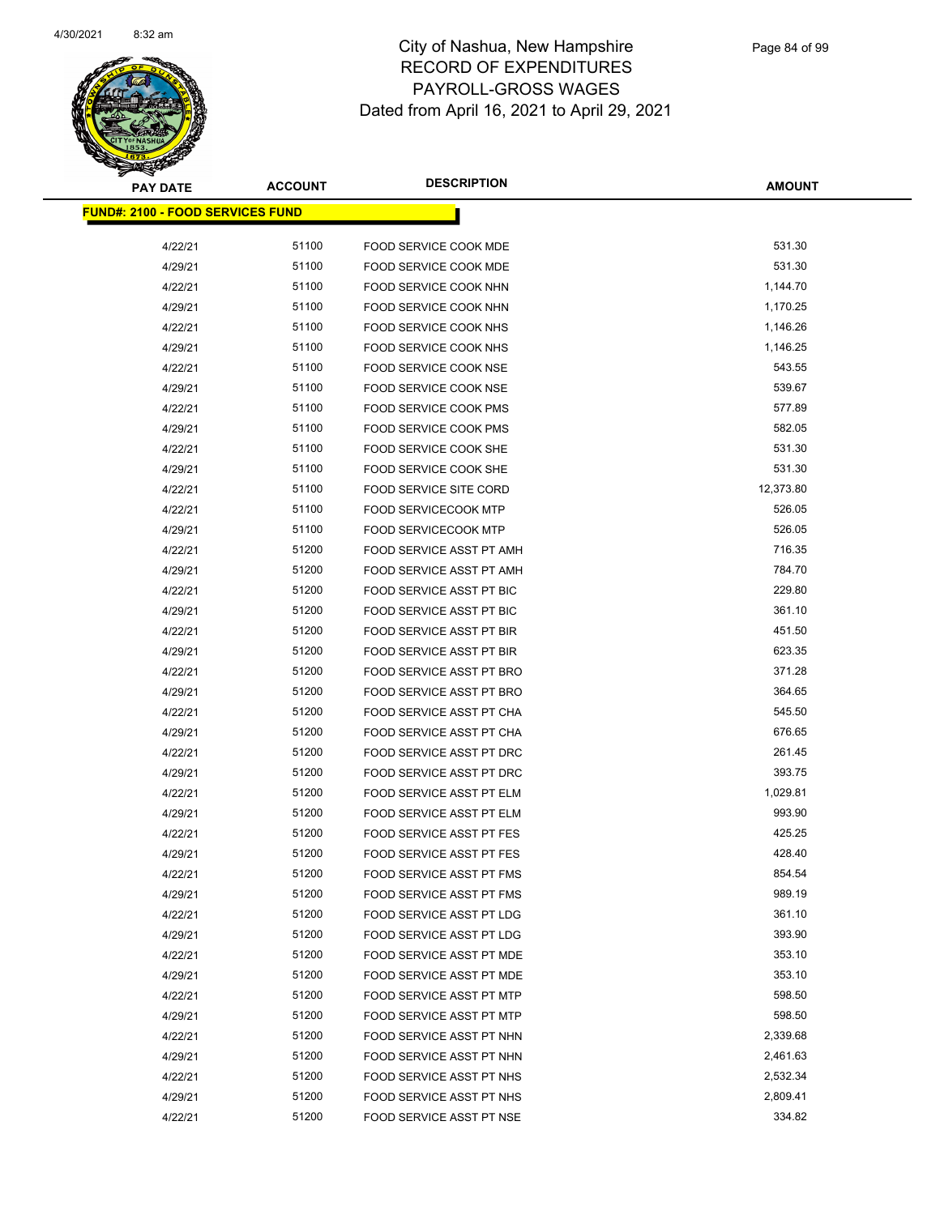# City of Nashua, New Hampshire
# RECORD OF EXPENDITURES
# PAYROLL-GROSS WAGES
# Dated from April 16, 2021 to April 29, 2021

| PAY DATE | ACCOUNT | DESCRIPTION | AMOUNT |
|---|---|---|---|
| **FUND#: 2100 - FOOD SERVICES FUND** | | | |
| 4/22/21 | 51100 | FOOD SERVICE COOK MDE | 531.30 |
| 4/29/21 | 51100 | FOOD SERVICE COOK MDE | 531.30 |
| 4/22/21 | 51100 | FOOD SERVICE COOK NHN | 1,144.70 |
| 4/29/21 | 51100 | FOOD SERVICE COOK NHN | 1,170.25 |
| 4/22/21 | 51100 | FOOD SERVICE COOK NHS | 1,146.26 |
| 4/29/21 | 51100 | FOOD SERVICE COOK NHS | 1,146.25 |
| 4/22/21 | 51100 | FOOD SERVICE COOK NSE | 543.55 |
| 4/29/21 | 51100 | FOOD SERVICE COOK NSE | 539.67 |
| 4/22/21 | 51100 | FOOD SERVICE COOK PMS | 577.89 |
| 4/29/21 | 51100 | FOOD SERVICE COOK PMS | 582.05 |
| 4/22/21 | 51100 | FOOD SERVICE COOK SHE | 531.30 |
| 4/29/21 | 51100 | FOOD SERVICE COOK SHE | 531.30 |
| 4/22/21 | 51100 | FOOD SERVICE SITE CORD | 12,373.80 |
| 4/22/21 | 51100 | FOOD SERVICECOOK MTP | 526.05 |
| 4/29/21 | 51100 | FOOD SERVICECOOK MTP | 526.05 |
| 4/22/21 | 51200 | FOOD SERVICE ASST PT AMH | 716.35 |
| 4/29/21 | 51200 | FOOD SERVICE ASST PT AMH | 784.70 |
| 4/22/21 | 51200 | FOOD SERVICE ASST PT BIC | 229.80 |
| 4/29/21 | 51200 | FOOD SERVICE ASST PT BIC | 361.10 |
| 4/22/21 | 51200 | FOOD SERVICE ASST PT BIR | 451.50 |
| 4/29/21 | 51200 | FOOD SERVICE ASST PT BIR | 623.35 |
| 4/22/21 | 51200 | FOOD SERVICE ASST PT BRO | 371.28 |
| 4/29/21 | 51200 | FOOD SERVICE ASST PT BRO | 364.65 |
| 4/22/21 | 51200 | FOOD SERVICE ASST PT CHA | 545.50 |
| 4/29/21 | 51200 | FOOD SERVICE ASST PT CHA | 676.65 |
| 4/22/21 | 51200 | FOOD SERVICE ASST PT DRC | 261.45 |
| 4/29/21 | 51200 | FOOD SERVICE ASST PT DRC | 393.75 |
| 4/22/21 | 51200 | FOOD SERVICE ASST PT ELM | 1,029.81 |
| 4/29/21 | 51200 | FOOD SERVICE ASST PT ELM | 993.90 |
| 4/22/21 | 51200 | FOOD SERVICE ASST PT FES | 425.25 |
| 4/29/21 | 51200 | FOOD SERVICE ASST PT FES | 428.40 |
| 4/22/21 | 51200 | FOOD SERVICE ASST PT FMS | 854.54 |
| 4/29/21 | 51200 | FOOD SERVICE ASST PT FMS | 989.19 |
| 4/22/21 | 51200 | FOOD SERVICE ASST PT LDG | 361.10 |
| 4/29/21 | 51200 | FOOD SERVICE ASST PT LDG | 393.90 |
| 4/22/21 | 51200 | FOOD SERVICE ASST PT MDE | 353.10 |
| 4/29/21 | 51200 | FOOD SERVICE ASST PT MDE | 353.10 |
| 4/22/21 | 51200 | FOOD SERVICE ASST PT MTP | 598.50 |
| 4/29/21 | 51200 | FOOD SERVICE ASST PT MTP | 598.50 |
| 4/22/21 | 51200 | FOOD SERVICE ASST PT NHN | 2,339.68 |
| 4/29/21 | 51200 | FOOD SERVICE ASST PT NHN | 2,461.63 |
| 4/22/21 | 51200 | FOOD SERVICE ASST PT NHS | 2,532.34 |
| 4/29/21 | 51200 | FOOD SERVICE ASST PT NHS | 2,809.41 |
| 4/22/21 | 51200 | FOOD SERVICE ASST PT NSE | 334.82 |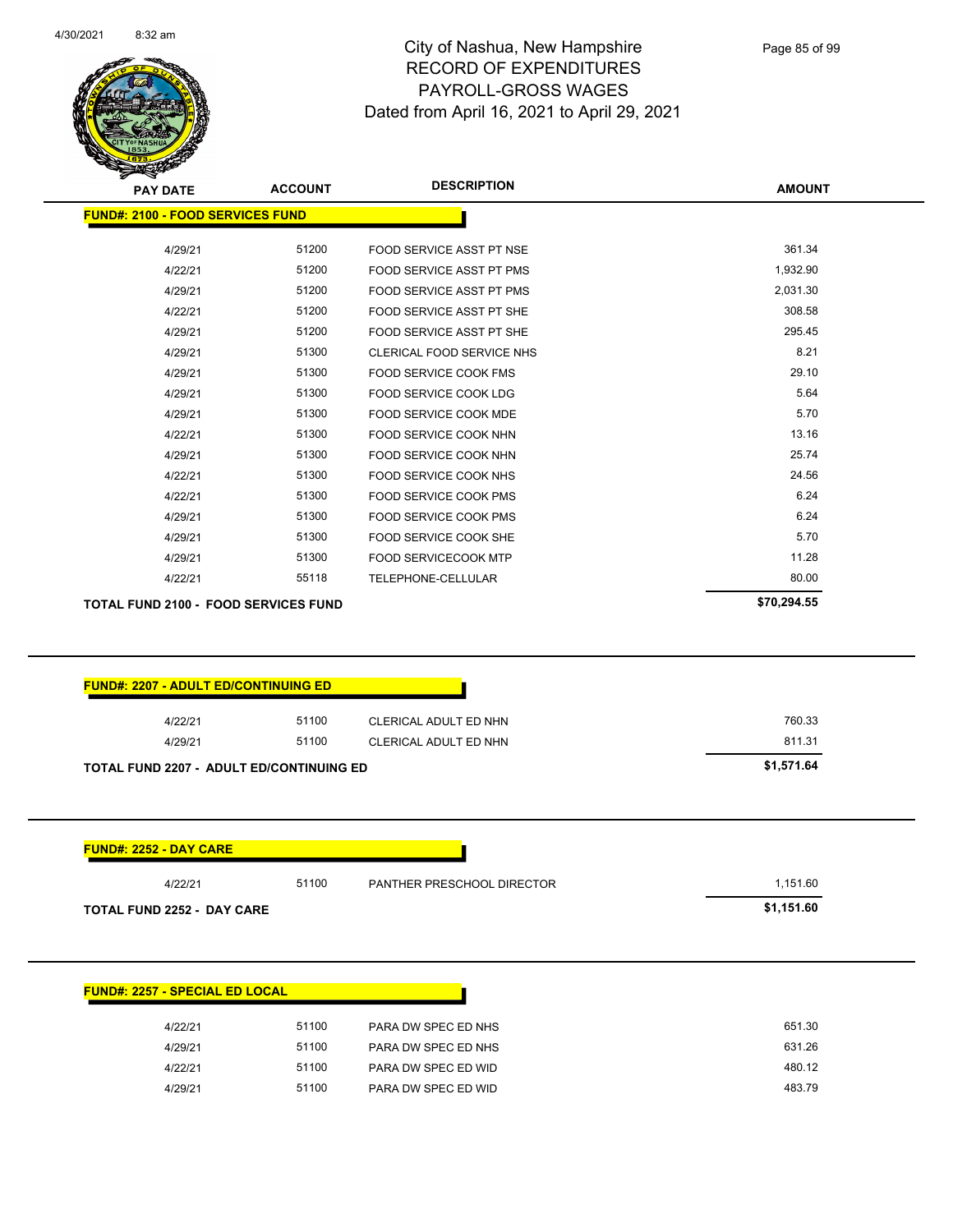# City of Nashua, New Hampshire
## RECORD OF EXPENDITURES
## PAYROLL-GROSS WAGES
## Dated from April 16, 2021 to April 29, 2021

| PAY DATE | ACCOUNT | DESCRIPTION | AMOUNT |
|---|---|---|---|
| **FUND#: 2100 - FOOD SERVICES FUND** | | | |
| 4/29/21 | 51200 | FOOD SERVICE ASST PT NSE | 361.34 |
| 4/22/21 | 51200 | FOOD SERVICE ASST PT PMS | 1,932.90 |
| 4/29/21 | 51200 | FOOD SERVICE ASST PT PMS | 2,031.30 |
| 4/22/21 | 51200 | FOOD SERVICE ASST PT SHE | 308.58 |
| 4/29/21 | 51200 | FOOD SERVICE ASST PT SHE | 295.45 |
| 4/29/21 | 51300 | CLERICAL FOOD SERVICE NHS | 8.21 |
| 4/29/21 | 51300 | FOOD SERVICE COOK FMS | 29.10 |
| 4/29/21 | 51300 | FOOD SERVICE COOK LDG | 5.64 |
| 4/29/21 | 51300 | FOOD SERVICE COOK MDE | 5.70 |
| 4/22/21 | 51300 | FOOD SERVICE COOK NHN | 13.16 |
| 4/29/21 | 51300 | FOOD SERVICE COOK NHN | 25.74 |
| 4/22/21 | 51300 | FOOD SERVICE COOK NHS | 24.56 |
| 4/22/21 | 51300 | FOOD SERVICE COOK PMS | 6.24 |
| 4/29/21 | 51300 | FOOD SERVICE COOK PMS | 6.24 |
| 4/29/21 | 51300 | FOOD SERVICE COOK SHE | 5.70 |
| 4/29/21 | 51300 | FOOD SERVICECOOK MTP | 11.28 |
| 4/22/21 | 55118 | TELEPHONE-CELLULAR | 80.00 |
| **TOTAL FUND 2100 - FOOD SERVICES FUND** | | | **$70,294.55** |

| PAY DATE | ACCOUNT | DESCRIPTION | AMOUNT |
|---|---|---|---|
| **FUND#: 2207 - ADULT ED/CONTINUING ED** | | | |
| 4/22/21 | 51100 | CLERICAL ADULT ED NHN | 760.33 |
| 4/29/21 | 51100 | CLERICAL ADULT ED NHN | 811.31 |
| **TOTAL FUND 2207 - ADULT ED/CONTINUING ED** | | | **$1,571.64** |

| PAY DATE | ACCOUNT | DESCRIPTION | AMOUNT |
|---|---|---|---|
| **FUND#: 2252 - DAY CARE** | | | |
| 4/22/21 | 51100 | PANTHER PRESCHOOL DIRECTOR | 1,151.60 |
| **TOTAL FUND 2252 - DAY CARE** | | | **$1,151.60** |

| PAY DATE | ACCOUNT | DESCRIPTION | AMOUNT |
|---|---|---|---|
| **FUND#: 2257 - SPECIAL ED LOCAL** | | | |
| 4/22/21 | 51100 | PARA DW SPEC ED NHS | 651.30 |
| 4/29/21 | 51100 | PARA DW SPEC ED NHS | 631.26 |
| 4/22/21 | 51100 | PARA DW SPEC ED WID | 480.12 |
| 4/29/21 | 51100 | PARA DW SPEC ED WID | 483.79 |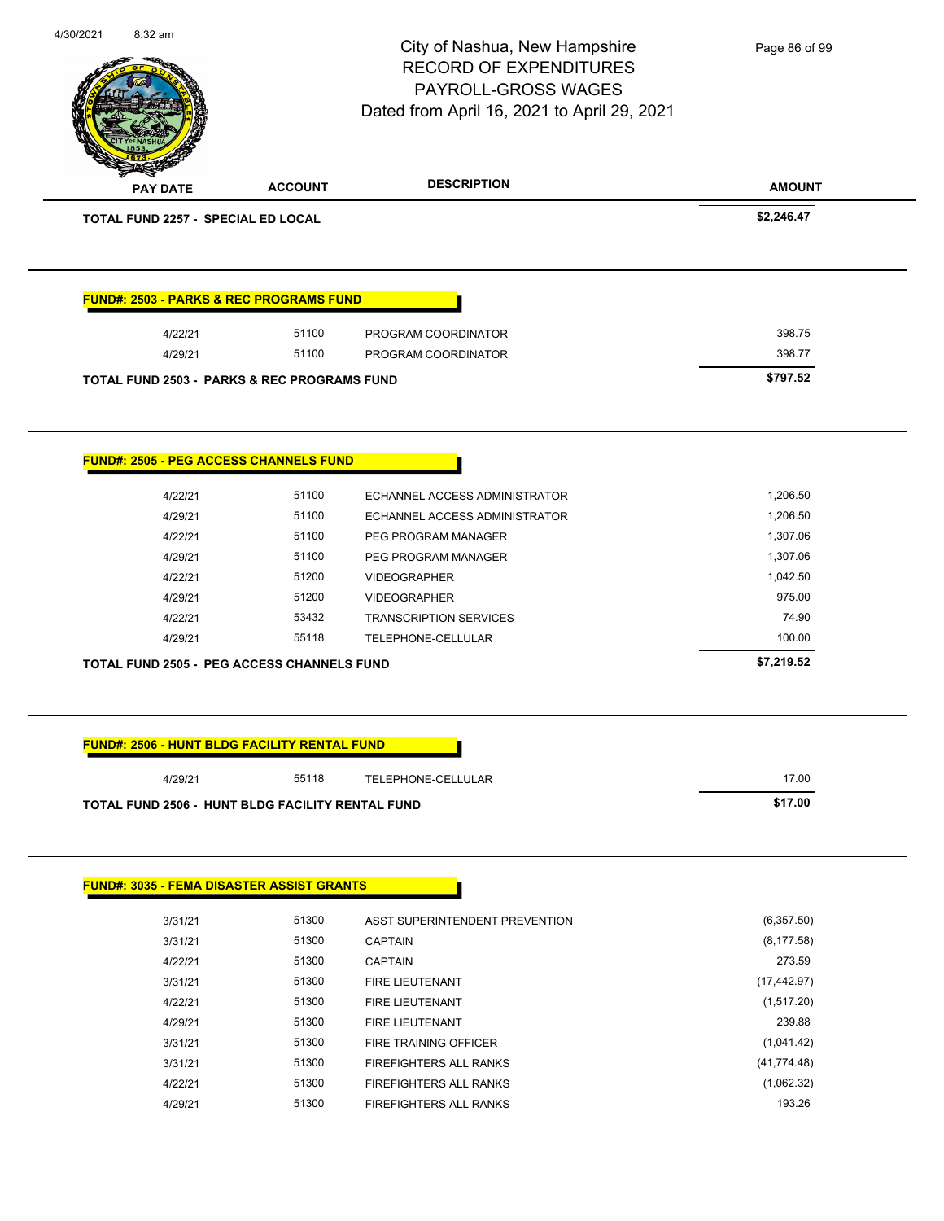# City of Nashua, New Hampshire
## RECORD OF EXPENDITURES
## PAYROLL-GROSS WAGES
## Dated from April 16, 2021 to April 29, 2021

| PAY DATE | ACCOUNT | DESCRIPTION | AMOUNT |
|---|---|---|---|
| **TOTAL FUND 2257 - SPECIAL ED LOCAL** | | | **$2,246.47** |

**FUND#: 2503 - PARKS & REC PROGRAMS FUND**

| PAY DATE | ACCOUNT | DESCRIPTION | AMOUNT |
|---|---|---|---|
| 4/22/21 | 51100 | PROGRAM COORDINATOR | 398.75 |
| 4/29/21 | 51100 | PROGRAM COORDINATOR | 398.77 |
| **TOTAL FUND 2503 - PARKS & REC PROGRAMS FUND** | | | **$797.52** |

**FUND#: 2505 - PEG ACCESS CHANNELS FUND**

| PAY DATE | ACCOUNT | DESCRIPTION | AMOUNT |
|---|---|---|---|
| 4/22/21 | 51100 | ECHANNEL ACCESS ADMINISTRATOR | 1,206.50 |
| 4/29/21 | 51100 | ECHANNEL ACCESS ADMINISTRATOR | 1,206.50 |
| 4/22/21 | 51100 | PEG PROGRAM MANAGER | 1,307.06 |
| 4/29/21 | 51100 | PEG PROGRAM MANAGER | 1,307.06 |
| 4/22/21 | 51200 | VIDEOGRAPHER | 1,042.50 |
| 4/29/21 | 51200 | VIDEOGRAPHER | 975.00 |
| 4/22/21 | 53432 | TRANSCRIPTION SERVICES | 74.90 |
| 4/29/21 | 55118 | TELEPHONE-CELLULAR | 100.00 |
| **TOTAL FUND 2505 - PEG ACCESS CHANNELS FUND** | | | **$7,219.52** |

**FUND#: 2506 - HUNT BLDG FACILITY RENTAL FUND**

| PAY DATE | ACCOUNT | DESCRIPTION | AMOUNT |
|---|---|---|---|
| 4/29/21 | 55118 | TELEPHONE-CELLULAR | 17.00 |
| **TOTAL FUND 2506 - HUNT BLDG FACILITY RENTAL FUND** | | | **$17.00** |

**FUND#: 3035 - FEMA DISASTER ASSIST GRANTS**

| PAY DATE | ACCOUNT | DESCRIPTION | AMOUNT |
|---|---|---|---|
| 3/31/21 | 51300 | ASST SUPERINTENDENT PREVENTION | (6,357.50) |
| 3/31/21 | 51300 | CAPTAIN | (8,177.58) |
| 4/22/21 | 51300 | CAPTAIN | 273.59 |
| 3/31/21 | 51300 | FIRE LIEUTENANT | (17,442.97) |
| 4/22/21 | 51300 | FIRE LIEUTENANT | (1,517.20) |
| 4/29/21 | 51300 | FIRE LIEUTENANT | 239.88 |
| 3/31/21 | 51300 | FIRE TRAINING OFFICER | (1,041.42) |
| 3/31/21 | 51300 | FIREFIGHTERS ALL RANKS | (41,774.48) |
| 4/22/21 | 51300 | FIREFIGHTERS ALL RANKS | (1,062.32) |
| 4/29/21 | 51300 | FIREFIGHTERS ALL RANKS | 193.26 |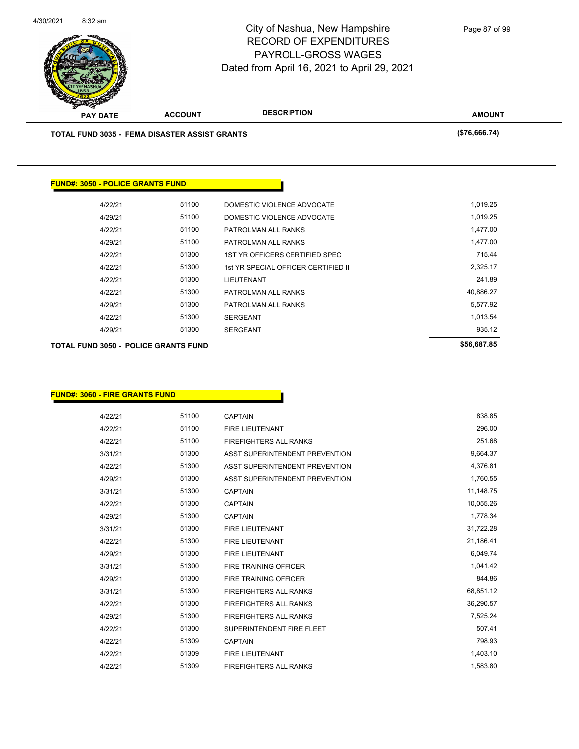# City of Nashua, New Hampshire
## RECORD OF EXPENDITURES
## PAYROLL-GROSS WAGES
### Dated from April 16, 2021 to April 29, 2021

| PAY DATE | ACCOUNT | DESCRIPTION | AMOUNT |
|---|---|---|---|
| **TOTAL FUND 3035 - FEMA DISASTER ASSIST GRANTS** | | | **($76,666.74)** |

**FUND#: 3050 - POLICE GRANTS FUND**

| PAY DATE | ACCOUNT | DESCRIPTION | AMOUNT |
|---|---|---|---|
| 4/22/21 | 51100 | DOMESTIC VIOLENCE ADVOCATE | 1,019.25 |
| 4/29/21 | 51100 | DOMESTIC VIOLENCE ADVOCATE | 1,019.25 |
| 4/22/21 | 51100 | PATROLMAN ALL RANKS | 1,477.00 |
| 4/29/21 | 51100 | PATROLMAN ALL RANKS | 1,477.00 |
| 4/22/21 | 51300 | 1ST YR OFFICERS CERTIFIED SPEC | 715.44 |
| 4/22/21 | 51300 | 1st YR SPECIAL OFFICER CERTIFIED II | 2,325.17 |
| 4/22/21 | 51300 | LIEUTENANT | 241.89 |
| 4/22/21 | 51300 | PATROLMAN ALL RANKS | 40,886.27 |
| 4/29/21 | 51300 | PATROLMAN ALL RANKS | 5,577.92 |
| 4/22/21 | 51300 | SERGEANT | 1,013.54 |
| 4/29/21 | 51300 | SERGEANT | 935.12 |
| **TOTAL FUND 3050 - POLICE GRANTS FUND** | | | **$56,687.85** |

**FUND#: 3060 - FIRE GRANTS FUND**

| PAY DATE | ACCOUNT | DESCRIPTION | AMOUNT |
|---|---|---|---|
| 4/22/21 | 51100 | CAPTAIN | 838.85 |
| 4/22/21 | 51100 | FIRE LIEUTENANT | 296.00 |
| 4/22/21 | 51100 | FIREFIGHTERS ALL RANKS | 251.68 |
| 3/31/21 | 51300 | ASST SUPERINTENDENT PREVENTION | 9,664.37 |
| 4/22/21 | 51300 | ASST SUPERINTENDENT PREVENTION | 4,376.81 |
| 4/29/21 | 51300 | ASST SUPERINTENDENT PREVENTION | 1,760.55 |
| 3/31/21 | 51300 | CAPTAIN | 11,148.75 |
| 4/22/21 | 51300 | CAPTAIN | 10,055.26 |
| 4/29/21 | 51300 | CAPTAIN | 1,778.34 |
| 3/31/21 | 51300 | FIRE LIEUTENANT | 31,722.28 |
| 4/22/21 | 51300 | FIRE LIEUTENANT | 21,186.41 |
| 4/29/21 | 51300 | FIRE LIEUTENANT | 6,049.74 |
| 3/31/21 | 51300 | FIRE TRAINING OFFICER | 1,041.42 |
| 4/29/21 | 51300 | FIRE TRAINING OFFICER | 844.86 |
| 3/31/21 | 51300 | FIREFIGHTERS ALL RANKS | 68,851.12 |
| 4/22/21 | 51300 | FIREFIGHTERS ALL RANKS | 36,290.57 |
| 4/29/21 | 51300 | FIREFIGHTERS ALL RANKS | 7,525.24 |
| 4/22/21 | 51300 | SUPERINTENDENT FIRE FLEET | 507.41 |
| 4/22/21 | 51309 | CAPTAIN | 798.93 |
| 4/22/21 | 51309 | FIRE LIEUTENANT | 1,403.10 |
| 4/22/21 | 51309 | FIREFIGHTERS ALL RANKS | 1,583.80 |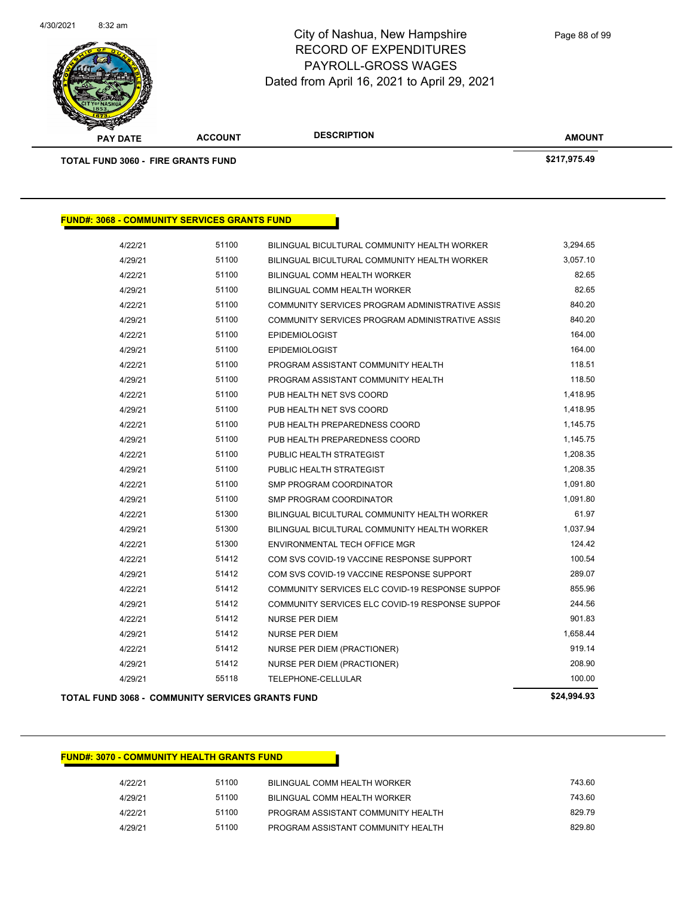# City of Nashua, New Hampshire
## RECORD OF EXPENDITURES
## PAYROLL-GROSS WAGES
## Dated from April 16, 2021 to April 29, 2021

| PAY DATE | ACCOUNT | DESCRIPTION | AMOUNT |
|---|---|---|---|
| **TOTAL FUND 3060 - FIRE GRANTS FUND** | | | **$217,975.49** |

**FUND#: 3068 - COMMUNITY SERVICES GRANTS FUND**

| PAY DATE | ACCOUNT | DESCRIPTION | AMOUNT |
|---|---|---|---|
| 4/22/21 | 51100 | BILINGUAL BICULTURAL COMMUNITY HEALTH WORKER | 3,294.65 |
| 4/29/21 | 51100 | BILINGUAL BICULTURAL COMMUNITY HEALTH WORKER | 3,057.10 |
| 4/22/21 | 51100 | BILINGUAL COMM HEALTH WORKER | 82.65 |
| 4/29/21 | 51100 | BILINGUAL COMM HEALTH WORKER | 82.65 |
| 4/22/21 | 51100 | COMMUNITY SERVICES PROGRAM ADMINISTRATIVE ASSIS | 840.20 |
| 4/29/21 | 51100 | COMMUNITY SERVICES PROGRAM ADMINISTRATIVE ASSIS | 840.20 |
| 4/22/21 | 51100 | EPIDEMIOLOGIST | 164.00 |
| 4/29/21 | 51100 | EPIDEMIOLOGIST | 164.00 |
| 4/22/21 | 51100 | PROGRAM ASSISTANT COMMUNITY HEALTH | 118.51 |
| 4/29/21 | 51100 | PROGRAM ASSISTANT COMMUNITY HEALTH | 118.50 |
| 4/22/21 | 51100 | PUB HEALTH NET SVS COORD | 1,418.95 |
| 4/29/21 | 51100 | PUB HEALTH NET SVS COORD | 1,418.95 |
| 4/22/21 | 51100 | PUB HEALTH PREPAREDNESS COORD | 1,145.75 |
| 4/29/21 | 51100 | PUB HEALTH PREPAREDNESS COORD | 1,145.75 |
| 4/22/21 | 51100 | PUBLIC HEALTH STRATEGIST | 1,208.35 |
| 4/29/21 | 51100 | PUBLIC HEALTH STRATEGIST | 1,208.35 |
| 4/22/21 | 51100 | SMP PROGRAM COORDINATOR | 1,091.80 |
| 4/29/21 | 51100 | SMP PROGRAM COORDINATOR | 1,091.80 |
| 4/22/21 | 51300 | BILINGUAL BICULTURAL COMMUNITY HEALTH WORKER | 61.97 |
| 4/29/21 | 51300 | BILINGUAL BICULTURAL COMMUNITY HEALTH WORKER | 1,037.94 |
| 4/22/21 | 51300 | ENVIRONMENTAL TECH OFFICE MGR | 124.42 |
| 4/22/21 | 51412 | COM SVS COVID-19 VACCINE RESPONSE SUPPORT | 100.54 |
| 4/29/21 | 51412 | COM SVS COVID-19 VACCINE RESPONSE SUPPORT | 289.07 |
| 4/22/21 | 51412 | COMMUNITY SERVICES ELC COVID-19 RESPONSE SUPPOF | 855.96 |
| 4/29/21 | 51412 | COMMUNITY SERVICES ELC COVID-19 RESPONSE SUPPOF | 244.56 |
| 4/22/21 | 51412 | NURSE PER DIEM | 901.83 |
| 4/29/21 | 51412 | NURSE PER DIEM | 1,658.44 |
| 4/22/21 | 51412 | NURSE PER DIEM (PRACTIONER) | 919.14 |
| 4/29/21 | 51412 | NURSE PER DIEM (PRACTIONER) | 208.90 |
| 4/29/21 | 55118 | TELEPHONE-CELLULAR | 100.00 |
| **TOTAL FUND 3068 - COMMUNITY SERVICES GRANTS FUND** | | | **$24,994.93** |

**FUND#: 3070 - COMMUNITY HEALTH GRANTS FUND**

| PAY DATE | ACCOUNT | DESCRIPTION | AMOUNT |
|---|---|---|---|
| 4/22/21 | 51100 | BILINGUAL COMM HEALTH WORKER | 743.60 |
| 4/29/21 | 51100 | BILINGUAL COMM HEALTH WORKER | 743.60 |
| 4/22/21 | 51100 | PROGRAM ASSISTANT COMMUNITY HEALTH | 829.79 |
| 4/29/21 | 51100 | PROGRAM ASSISTANT COMMUNITY HEALTH | 829.80 |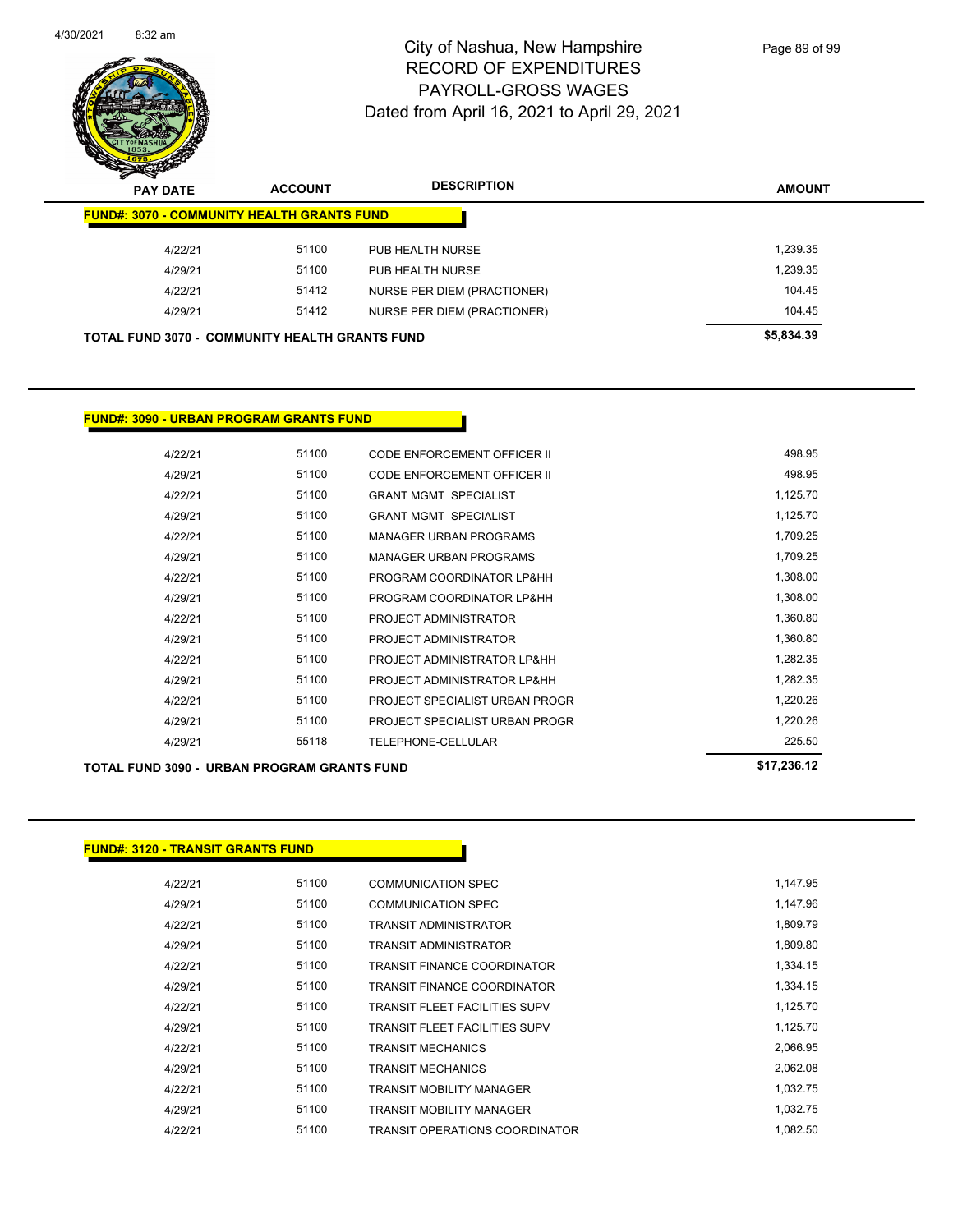# City of Nashua, New Hampshire
## RECORD OF EXPENDITURES
## PAYROLL-GROSS WAGES
## Dated from April 16, 2021 to April 29, 2021

**FUND#: 3070 - COMMUNITY HEALTH GRANTS FUND**

| PAY DATE | ACCOUNT | DESCRIPTION | AMOUNT |
|---|---|---|---|
| 4/22/21 | 51100 | PUB HEALTH NURSE | 1,239.35 |
| 4/29/21 | 51100 | PUB HEALTH NURSE | 1,239.35 |
| 4/22/21 | 51412 | NURSE PER DIEM (PRACTIONER) | 104.45 |
| 4/29/21 | 51412 | NURSE PER DIEM (PRACTIONER) | 104.45 |
| **TOTAL FUND 3070 - COMMUNITY HEALTH GRANTS FUND** | | | **$5,834.39** |

**FUND#: 3090 - URBAN PROGRAM GRANTS FUND**

| PAY DATE | ACCOUNT | DESCRIPTION | AMOUNT |
|---|---|---|---|
| 4/22/21 | 51100 | CODE ENFORCEMENT OFFICER II | 498.95 |
| 4/29/21 | 51100 | CODE ENFORCEMENT OFFICER II | 498.95 |
| 4/22/21 | 51100 | GRANT MGMT SPECIALIST | 1,125.70 |
| 4/29/21 | 51100 | GRANT MGMT SPECIALIST | 1,125.70 |
| 4/22/21 | 51100 | MANAGER URBAN PROGRAMS | 1,709.25 |
| 4/29/21 | 51100 | MANAGER URBAN PROGRAMS | 1,709.25 |
| 4/22/21 | 51100 | PROGRAM COORDINATOR LP&HH | 1,308.00 |
| 4/29/21 | 51100 | PROGRAM COORDINATOR LP&HH | 1,308.00 |
| 4/22/21 | 51100 | PROJECT ADMINISTRATOR | 1,360.80 |
| 4/29/21 | 51100 | PROJECT ADMINISTRATOR | 1,360.80 |
| 4/22/21 | 51100 | PROJECT ADMINISTRATOR LP&HH | 1,282.35 |
| 4/29/21 | 51100 | PROJECT ADMINISTRATOR LP&HH | 1,282.35 |
| 4/22/21 | 51100 | PROJECT SPECIALIST URBAN PROGR | 1,220.26 |
| 4/29/21 | 51100 | PROJECT SPECIALIST URBAN PROGR | 1,220.26 |
| 4/29/21 | 55118 | TELEPHONE-CELLULAR | 225.50 |
| **TOTAL FUND 3090 - URBAN PROGRAM GRANTS FUND** | | | **$17,236.12** |

**FUND#: 3120 - TRANSIT GRANTS FUND**

| PAY DATE | ACCOUNT | DESCRIPTION | AMOUNT |
|---|---|---|---|
| 4/22/21 | 51100 | COMMUNICATION SPEC | 1,147.95 |
| 4/29/21 | 51100 | COMMUNICATION SPEC | 1,147.96 |
| 4/22/21 | 51100 | TRANSIT ADMINISTRATOR | 1,809.79 |
| 4/29/21 | 51100 | TRANSIT ADMINISTRATOR | 1,809.80 |
| 4/22/21 | 51100 | TRANSIT FINANCE COORDINATOR | 1,334.15 |
| 4/29/21 | 51100 | TRANSIT FINANCE COORDINATOR | 1,334.15 |
| 4/22/21 | 51100 | TRANSIT FLEET FACILITIES SUPV | 1,125.70 |
| 4/29/21 | 51100 | TRANSIT FLEET FACILITIES SUPV | 1,125.70 |
| 4/22/21 | 51100 | TRANSIT MECHANICS | 2,066.95 |
| 4/29/21 | 51100 | TRANSIT MECHANICS | 2,062.08 |
| 4/22/21 | 51100 | TRANSIT MOBILITY MANAGER | 1,032.75 |
| 4/29/21 | 51100 | TRANSIT MOBILITY MANAGER | 1,032.75 |
| 4/22/21 | 51100 | TRANSIT OPERATIONS COORDINATOR | 1,082.50 |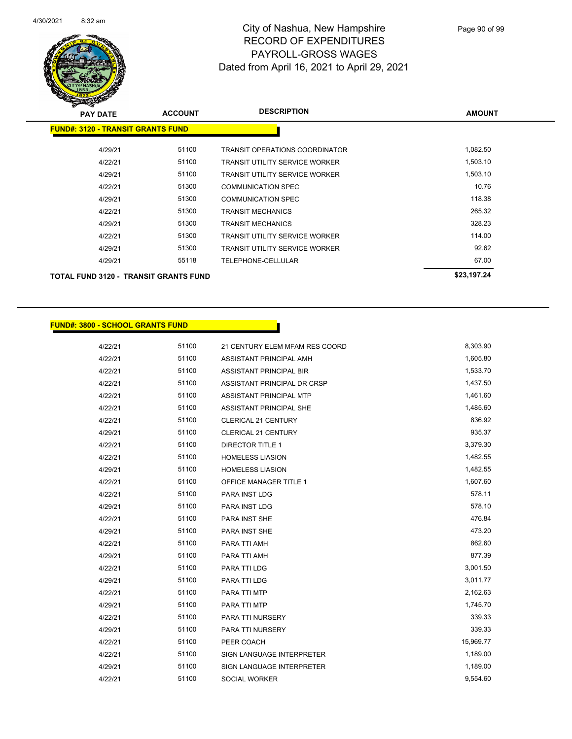# City of Nashua, New Hampshire
## RECORD OF EXPENDITURES
## PAYROLL-GROSS WAGES
## Dated from April 16, 2021 to April 29, 2021

| PAY DATE | ACCOUNT | DESCRIPTION | AMOUNT |
|---|---|---|---|
| **FUND#: 3120 - TRANSIT GRANTS FUND** | | | |
| 4/29/21 | 51100 | TRANSIT OPERATIONS COORDINATOR | 1,082.50 |
| 4/22/21 | 51100 | TRANSIT UTILITY SERVICE WORKER | 1,503.10 |
| 4/29/21 | 51100 | TRANSIT UTILITY SERVICE WORKER | 1,503.10 |
| 4/22/21 | 51300 | COMMUNICATION SPEC | 10.76 |
| 4/29/21 | 51300 | COMMUNICATION SPEC | 118.38 |
| 4/22/21 | 51300 | TRANSIT MECHANICS | 265.32 |
| 4/29/21 | 51300 | TRANSIT MECHANICS | 328.23 |
| 4/22/21 | 51300 | TRANSIT UTILITY SERVICE WORKER | 114.00 |
| 4/29/21 | 51300 | TRANSIT UTILITY SERVICE WORKER | 92.62 |
| 4/29/21 | 55118 | TELEPHONE-CELLULAR | 67.00 |
| **TOTAL FUND 3120 - TRANSIT GRANTS FUND** | | | **$23,197.24** |

| PAY DATE | ACCOUNT | DESCRIPTION | AMOUNT |
|---|---|---|---|
| **FUND#: 3800 - SCHOOL GRANTS FUND** | | | |
| 4/22/21 | 51100 | 21 CENTURY ELEM MFAM RES COORD | 8,303.90 |
| 4/22/21 | 51100 | ASSISTANT PRINCIPAL AMH | 1,605.80 |
| 4/22/21 | 51100 | ASSISTANT PRINCIPAL BIR | 1,533.70 |
| 4/22/21 | 51100 | ASSISTANT PRINCIPAL DR CRSP | 1,437.50 |
| 4/22/21 | 51100 | ASSISTANT PRINCIPAL MTP | 1,461.60 |
| 4/22/21 | 51100 | ASSISTANT PRINCIPAL SHE | 1,485.60 |
| 4/22/21 | 51100 | CLERICAL 21 CENTURY | 836.92 |
| 4/29/21 | 51100 | CLERICAL 21 CENTURY | 935.37 |
| 4/22/21 | 51100 | DIRECTOR TITLE 1 | 3,379.30 |
| 4/22/21 | 51100 | HOMELESS LIASION | 1,482.55 |
| 4/29/21 | 51100 | HOMELESS LIASION | 1,482.55 |
| 4/22/21 | 51100 | OFFICE MANAGER TITLE 1 | 1,607.60 |
| 4/22/21 | 51100 | PARA INST LDG | 578.11 |
| 4/29/21 | 51100 | PARA INST LDG | 578.10 |
| 4/22/21 | 51100 | PARA INST SHE | 476.84 |
| 4/29/21 | 51100 | PARA INST SHE | 473.20 |
| 4/22/21 | 51100 | PARA TTI AMH | 862.60 |
| 4/29/21 | 51100 | PARA TTI AMH | 877.39 |
| 4/22/21 | 51100 | PARA TTI LDG | 3,001.50 |
| 4/29/21 | 51100 | PARA TTI LDG | 3,011.77 |
| 4/22/21 | 51100 | PARA TTI MTP | 2,162.63 |
| 4/29/21 | 51100 | PARA TTI MTP | 1,745.70 |
| 4/22/21 | 51100 | PARA TTI NURSERY | 339.33 |
| 4/29/21 | 51100 | PARA TTI NURSERY | 339.33 |
| 4/22/21 | 51100 | PEER COACH | 15,969.77 |
| 4/22/21 | 51100 | SIGN LANGUAGE INTERPRETER | 1,189.00 |
| 4/29/21 | 51100 | SIGN LANGUAGE INTERPRETER | 1,189.00 |
| 4/22/21 | 51100 | SOCIAL WORKER | 9,554.60 |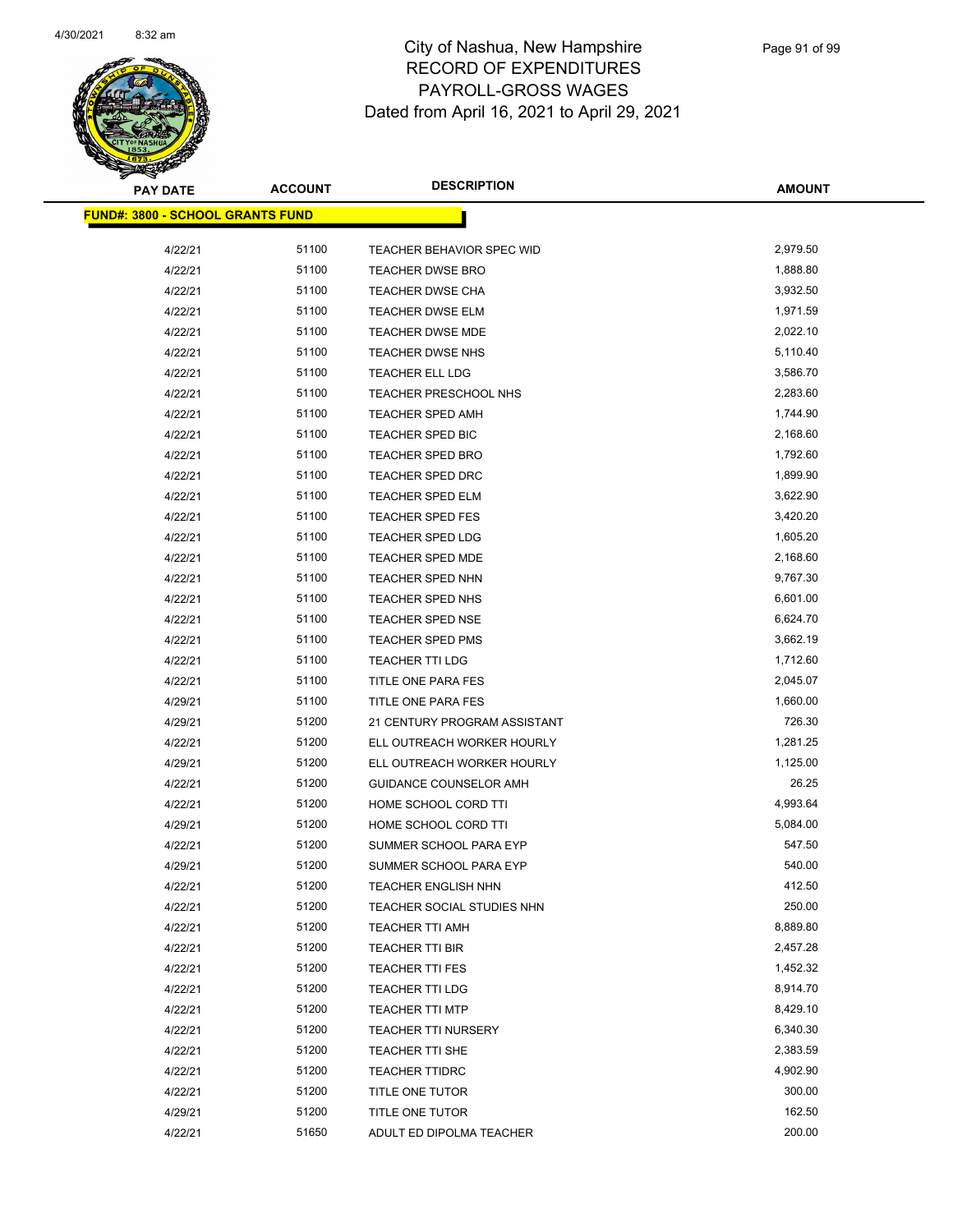# City of Nashua, New Hampshire
## RECORD OF EXPENDITURES
## PAYROLL-GROSS WAGES
## Dated from April 16, 2021 to April 29, 2021

**FUND#: 3800 - SCHOOL GRANTS FUND**

| PAY DATE | ACCOUNT | DESCRIPTION | AMOUNT |
|---|---|---|---|
| 4/22/21 | 51100 | TEACHER BEHAVIOR SPEC WID | 2,979.50 |
| 4/22/21 | 51100 | TEACHER DWSE BRO | 1,888.80 |
| 4/22/21 | 51100 | TEACHER DWSE CHA | 3,932.50 |
| 4/22/21 | 51100 | TEACHER DWSE ELM | 1,971.59 |
| 4/22/21 | 51100 | TEACHER DWSE MDE | 2,022.10 |
| 4/22/21 | 51100 | TEACHER DWSE NHS | 5,110.40 |
| 4/22/21 | 51100 | TEACHER ELL LDG | 3,586.70 |
| 4/22/21 | 51100 | TEACHER PRESCHOOL NHS | 2,283.60 |
| 4/22/21 | 51100 | TEACHER SPED AMH | 1,744.90 |
| 4/22/21 | 51100 | TEACHER SPED BIC | 2,168.60 |
| 4/22/21 | 51100 | TEACHER SPED BRO | 1,792.60 |
| 4/22/21 | 51100 | TEACHER SPED DRC | 1,899.90 |
| 4/22/21 | 51100 | TEACHER SPED ELM | 3,622.90 |
| 4/22/21 | 51100 | TEACHER SPED FES | 3,420.20 |
| 4/22/21 | 51100 | TEACHER SPED LDG | 1,605.20 |
| 4/22/21 | 51100 | TEACHER SPED MDE | 2,168.60 |
| 4/22/21 | 51100 | TEACHER SPED NHN | 9,767.30 |
| 4/22/21 | 51100 | TEACHER SPED NHS | 6,601.00 |
| 4/22/21 | 51100 | TEACHER SPED NSE | 6,624.70 |
| 4/22/21 | 51100 | TEACHER SPED PMS | 3,662.19 |
| 4/22/21 | 51100 | TEACHER TTI LDG | 1,712.60 |
| 4/22/21 | 51100 | TITLE ONE PARA FES | 2,045.07 |
| 4/29/21 | 51100 | TITLE ONE PARA FES | 1,660.00 |
| 4/29/21 | 51200 | 21 CENTURY PROGRAM ASSISTANT | 726.30 |
| 4/22/21 | 51200 | ELL OUTREACH WORKER HOURLY | 1,281.25 |
| 4/29/21 | 51200 | ELL OUTREACH WORKER HOURLY | 1,125.00 |
| 4/22/21 | 51200 | GUIDANCE COUNSELOR AMH | 26.25 |
| 4/22/21 | 51200 | HOME SCHOOL CORD TTI | 4,993.64 |
| 4/29/21 | 51200 | HOME SCHOOL CORD TTI | 5,084.00 |
| 4/22/21 | 51200 | SUMMER SCHOOL PARA EYP | 547.50 |
| 4/29/21 | 51200 | SUMMER SCHOOL PARA EYP | 540.00 |
| 4/22/21 | 51200 | TEACHER ENGLISH NHN | 412.50 |
| 4/22/21 | 51200 | TEACHER SOCIAL STUDIES NHN | 250.00 |
| 4/22/21 | 51200 | TEACHER TTI AMH | 8,889.80 |
| 4/22/21 | 51200 | TEACHER TTI BIR | 2,457.28 |
| 4/22/21 | 51200 | TEACHER TTI FES | 1,452.32 |
| 4/22/21 | 51200 | TEACHER TTI LDG | 8,914.70 |
| 4/22/21 | 51200 | TEACHER TTI MTP | 8,429.10 |
| 4/22/21 | 51200 | TEACHER TTI NURSERY | 6,340.30 |
| 4/22/21 | 51200 | TEACHER TTI SHE | 2,383.59 |
| 4/22/21 | 51200 | TEACHER TTIDRC | 4,902.90 |
| 4/22/21 | 51200 | TITLE ONE TUTOR | 300.00 |
| 4/29/21 | 51200 | TITLE ONE TUTOR | 162.50 |
| 4/22/21 | 51650 | ADULT ED DIPOLMA TEACHER | 200.00 |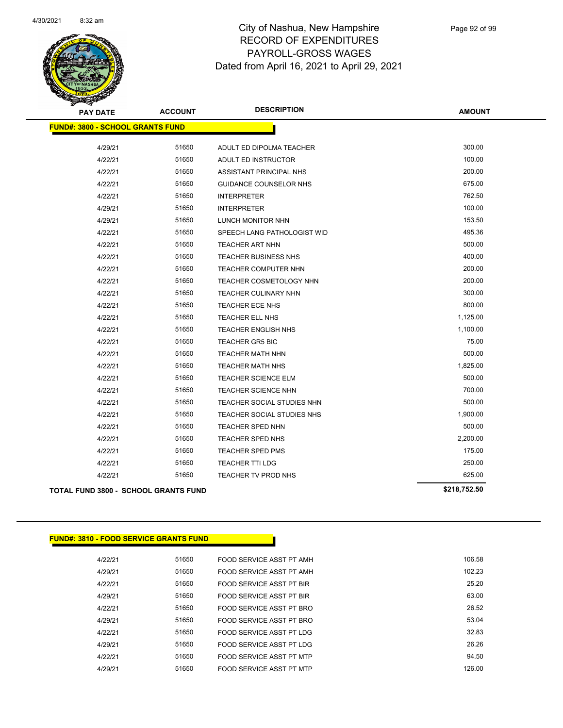# City of Nashua, New Hampshire
## RECORD OF EXPENDITURES
## PAYROLL-GROSS WAGES
## Dated from April 16, 2021 to April 29, 2021

| PAY DATE | ACCOUNT | DESCRIPTION | AMOUNT |
|---|---|---|---|
| **FUND#: 3800 - SCHOOL GRANTS FUND** | | | |
| 4/29/21 | 51650 | ADULT ED DIPOLMA TEACHER | 300.00 |
| 4/22/21 | 51650 | ADULT ED INSTRUCTOR | 100.00 |
| 4/22/21 | 51650 | ASSISTANT PRINCIPAL NHS | 200.00 |
| 4/22/21 | 51650 | GUIDANCE COUNSELOR NHS | 675.00 |
| 4/22/21 | 51650 | INTERPRETER | 762.50 |
| 4/29/21 | 51650 | INTERPRETER | 100.00 |
| 4/29/21 | 51650 | LUNCH MONITOR NHN | 153.50 |
| 4/22/21 | 51650 | SPEECH LANG PATHOLOGIST WID | 495.36 |
| 4/22/21 | 51650 | TEACHER ART NHN | 500.00 |
| 4/22/21 | 51650 | TEACHER BUSINESS NHS | 400.00 |
| 4/22/21 | 51650 | TEACHER COMPUTER NHN | 200.00 |
| 4/22/21 | 51650 | TEACHER COSMETOLOGY NHN | 200.00 |
| 4/22/21 | 51650 | TEACHER CULINARY NHN | 300.00 |
| 4/22/21 | 51650 | TEACHER ECE NHS | 800.00 |
| 4/22/21 | 51650 | TEACHER ELL NHS | 1,125.00 |
| 4/22/21 | 51650 | TEACHER ENGLISH NHS | 1,100.00 |
| 4/22/21 | 51650 | TEACHER GR5 BIC | 75.00 |
| 4/22/21 | 51650 | TEACHER MATH NHN | 500.00 |
| 4/22/21 | 51650 | TEACHER MATH NHS | 1,825.00 |
| 4/22/21 | 51650 | TEACHER SCIENCE ELM | 500.00 |
| 4/22/21 | 51650 | TEACHER SCIENCE NHN | 700.00 |
| 4/22/21 | 51650 | TEACHER SOCIAL STUDIES NHN | 500.00 |
| 4/22/21 | 51650 | TEACHER SOCIAL STUDIES NHS | 1,900.00 |
| 4/22/21 | 51650 | TEACHER SPED NHN | 500.00 |
| 4/22/21 | 51650 | TEACHER SPED NHS | 2,200.00 |
| 4/22/21 | 51650 | TEACHER SPED PMS | 175.00 |
| 4/22/21 | 51650 | TEACHER TTI LDG | 250.00 |
| 4/22/21 | 51650 | TEACHER TV PROD NHS | 625.00 |
| **TOTAL FUND 3800 - SCHOOL GRANTS FUND** | | | **$218,752.50** |

| PAY DATE | ACCOUNT | DESCRIPTION | AMOUNT |
|---|---|---|---|
| **FUND#: 3810 - FOOD SERVICE GRANTS FUND** | | | |
| 4/22/21 | 51650 | FOOD SERVICE ASST PT AMH | 106.58 |
| 4/29/21 | 51650 | FOOD SERVICE ASST PT AMH | 102.23 |
| 4/22/21 | 51650 | FOOD SERVICE ASST PT BIR | 25.20 |
| 4/29/21 | 51650 | FOOD SERVICE ASST PT BIR | 63.00 |
| 4/22/21 | 51650 | FOOD SERVICE ASST PT BRO | 26.52 |
| 4/29/21 | 51650 | FOOD SERVICE ASST PT BRO | 53.04 |
| 4/22/21 | 51650 | FOOD SERVICE ASST PT LDG | 32.83 |
| 4/29/21 | 51650 | FOOD SERVICE ASST PT LDG | 26.26 |
| 4/22/21 | 51650 | FOOD SERVICE ASST PT MTP | 94.50 |
| 4/29/21 | 51650 | FOOD SERVICE ASST PT MTP | 126.00 |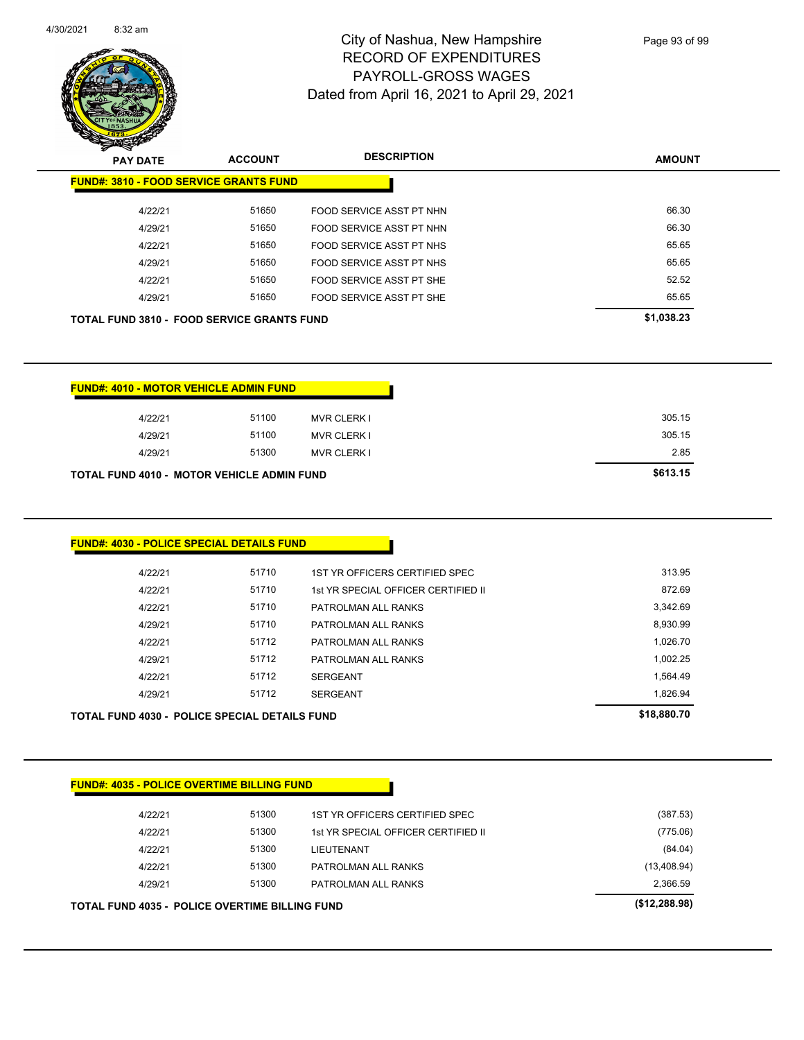# City of Nashua, New Hampshire
## RECORD OF EXPENDITURES
## PAYROLL-GROSS WAGES
## Dated from April 16, 2021 to April 29, 2021

### FUND#: 3810 - FOOD SERVICE GRANTS FUND

| PAY DATE | ACCOUNT | DESCRIPTION | AMOUNT |
|---|---|---|---|
| 4/22/21 | 51650 | FOOD SERVICE ASST PT NHN | 66.30 |
| 4/29/21 | 51650 | FOOD SERVICE ASST PT NHN | 66.30 |
| 4/22/21 | 51650 | FOOD SERVICE ASST PT NHS | 65.65 |
| 4/29/21 | 51650 | FOOD SERVICE ASST PT NHS | 65.65 |
| 4/22/21 | 51650 | FOOD SERVICE ASST PT SHE | 52.52 |
| 4/29/21 | 51650 | FOOD SERVICE ASST PT SHE | 65.65 |
| **TOTAL FUND 3810 - FOOD SERVICE GRANTS FUND** | | | **$1,038.23** |

### FUND#: 4010 - MOTOR VEHICLE ADMIN FUND

| PAY DATE | ACCOUNT | DESCRIPTION | AMOUNT |
|---|---|---|---|
| 4/22/21 | 51100 | MVR CLERK I | 305.15 |
| 4/29/21 | 51100 | MVR CLERK I | 305.15 |
| 4/29/21 | 51300 | MVR CLERK I | 2.85 |
| **TOTAL FUND 4010 - MOTOR VEHICLE ADMIN FUND** | | | **$613.15** |

### FUND#: 4030 - POLICE SPECIAL DETAILS FUND

| PAY DATE | ACCOUNT | DESCRIPTION | AMOUNT |
|---|---|---|---|
| 4/22/21 | 51710 | 1ST YR OFFICERS CERTIFIED SPEC | 313.95 |
| 4/22/21 | 51710 | 1st YR SPECIAL OFFICER CERTIFIED II | 872.69 |
| 4/22/21 | 51710 | PATROLMAN ALL RANKS | 3,342.69 |
| 4/29/21 | 51710 | PATROLMAN ALL RANKS | 8,930.99 |
| 4/22/21 | 51712 | PATROLMAN ALL RANKS | 1,026.70 |
| 4/29/21 | 51712 | PATROLMAN ALL RANKS | 1,002.25 |
| 4/22/21 | 51712 | SERGEANT | 1,564.49 |
| 4/29/21 | 51712 | SERGEANT | 1,826.94 |
| **TOTAL FUND 4030 - POLICE SPECIAL DETAILS FUND** | | | **$18,880.70** |

### FUND#: 4035 - POLICE OVERTIME BILLING FUND

| PAY DATE | ACCOUNT | DESCRIPTION | AMOUNT |
|---|---|---|---|
| 4/22/21 | 51300 | 1ST YR OFFICERS CERTIFIED SPEC | (387.53) |
| 4/22/21 | 51300 | 1st YR SPECIAL OFFICER CERTIFIED II | (775.06) |
| 4/22/21 | 51300 | LIEUTENANT | (84.04) |
| 4/22/21 | 51300 | PATROLMAN ALL RANKS | (13,408.94) |
| 4/29/21 | 51300 | PATROLMAN ALL RANKS | 2,366.59 |
| **TOTAL FUND 4035 - POLICE OVERTIME BILLING FUND** | | | **($12,288.98)** |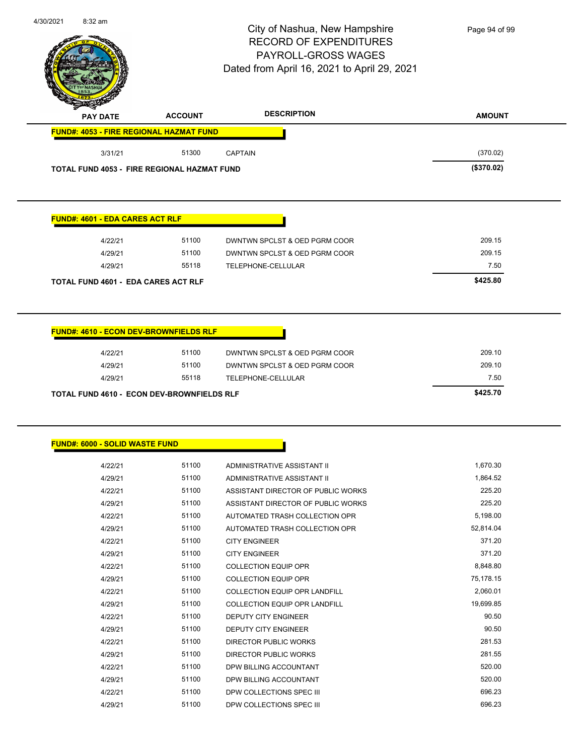# City of Nashua, New Hampshire
## RECORD OF EXPENDITURES
## PAYROLL-GROSS WAGES
## Dated from April 16, 2021 to April 29, 2021

| PAY DATE | ACCOUNT | DESCRIPTION | AMOUNT |
|---|---|---|---|
| **FUND#: 4053 - FIRE REGIONAL HAZMAT FUND** | | | |
| 3/31/21 | 51300 | CAPTAIN | (370.02) |
| **TOTAL FUND 4053 - FIRE REGIONAL HAZMAT FUND** | | | **($370.02)** |

| PAY DATE | ACCOUNT | DESCRIPTION | AMOUNT |
|---|---|---|---|
| **FUND#: 4601 - EDA CARES ACT RLF** | | | |
| 4/22/21 | 51100 | DWNTWN SPCLST & OED PGRM COOR | 209.15 |
| 4/29/21 | 51100 | DWNTWN SPCLST & OED PGRM COOR | 209.15 |
| 4/29/21 | 55118 | TELEPHONE-CELLULAR | 7.50 |
| **TOTAL FUND 4601 - EDA CARES ACT RLF** | | | **$425.80** |

| PAY DATE | ACCOUNT | DESCRIPTION | AMOUNT |
|---|---|---|---|
| **FUND#: 4610 - ECON DEV-BROWNFIELDS RLF** | | | |
| 4/22/21 | 51100 | DWNTWN SPCLST & OED PGRM COOR | 209.10 |
| 4/29/21 | 51100 | DWNTWN SPCLST & OED PGRM COOR | 209.10 |
| 4/29/21 | 55118 | TELEPHONE-CELLULAR | 7.50 |
| **TOTAL FUND 4610 - ECON DEV-BROWNFIELDS RLF** | | | **$425.70** |

| PAY DATE | ACCOUNT | DESCRIPTION | AMOUNT |
|---|---|---|---|
| **FUND#: 6000 - SOLID WASTE FUND** | | | |
| 4/22/21 | 51100 | ADMINISTRATIVE ASSISTANT II | 1,670.30 |
| 4/29/21 | 51100 | ADMINISTRATIVE ASSISTANT II | 1,864.52 |
| 4/22/21 | 51100 | ASSISTANT DIRECTOR OF PUBLIC WORKS | 225.20 |
| 4/29/21 | 51100 | ASSISTANT DIRECTOR OF PUBLIC WORKS | 225.20 |
| 4/22/21 | 51100 | AUTOMATED TRASH COLLECTION OPR | 5,198.00 |
| 4/29/21 | 51100 | AUTOMATED TRASH COLLECTION OPR | 52,814.04 |
| 4/22/21 | 51100 | CITY ENGINEER | 371.20 |
| 4/29/21 | 51100 | CITY ENGINEER | 371.20 |
| 4/22/21 | 51100 | COLLECTION EQUIP OPR | 8,848.80 |
| 4/29/21 | 51100 | COLLECTION EQUIP OPR | 75,178.15 |
| 4/22/21 | 51100 | COLLECTION EQUIP OPR LANDFILL | 2,060.01 |
| 4/29/21 | 51100 | COLLECTION EQUIP OPR LANDFILL | 19,699.85 |
| 4/22/21 | 51100 | DEPUTY CITY ENGINEER | 90.50 |
| 4/29/21 | 51100 | DEPUTY CITY ENGINEER | 90.50 |
| 4/22/21 | 51100 | DIRECTOR PUBLIC WORKS | 281.53 |
| 4/29/21 | 51100 | DIRECTOR PUBLIC WORKS | 281.55 |
| 4/22/21 | 51100 | DPW BILLING ACCOUNTANT | 520.00 |
| 4/29/21 | 51100 | DPW BILLING ACCOUNTANT | 520.00 |
| 4/22/21 | 51100 | DPW COLLECTIONS SPEC III | 696.23 |
| 4/29/21 | 51100 | DPW COLLECTIONS SPEC III | 696.23 |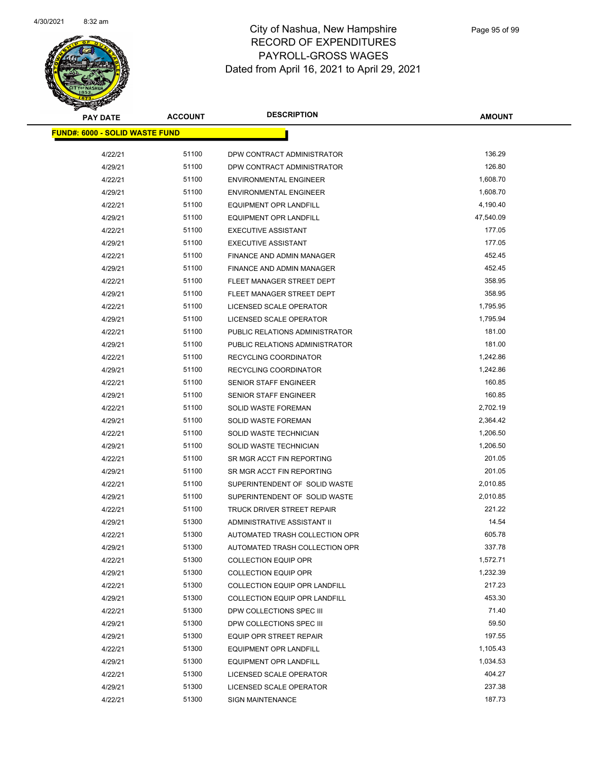# City of Nashua, New Hampshire
## RECORD OF EXPENDITURES
## PAYROLL-GROSS WAGES
## Dated from April 16, 2021 to April 29, 2021

| PAY DATE | ACCOUNT | DESCRIPTION | AMOUNT |
|---|---|---|---|
| **FUND#: 6000 - SOLID WASTE FUND** | | | |
| 4/22/21 | 51100 | DPW CONTRACT ADMINISTRATOR | 136.29 |
| 4/29/21 | 51100 | DPW CONTRACT ADMINISTRATOR | 126.80 |
| 4/22/21 | 51100 | ENVIRONMENTAL ENGINEER | 1,608.70 |
| 4/29/21 | 51100 | ENVIRONMENTAL ENGINEER | 1,608.70 |
| 4/22/21 | 51100 | EQUIPMENT OPR LANDFILL | 4,190.40 |
| 4/29/21 | 51100 | EQUIPMENT OPR LANDFILL | 47,540.09 |
| 4/22/21 | 51100 | EXECUTIVE ASSISTANT | 177.05 |
| 4/29/21 | 51100 | EXECUTIVE ASSISTANT | 177.05 |
| 4/22/21 | 51100 | FINANCE AND ADMIN MANAGER | 452.45 |
| 4/29/21 | 51100 | FINANCE AND ADMIN MANAGER | 452.45 |
| 4/22/21 | 51100 | FLEET MANAGER STREET DEPT | 358.95 |
| 4/29/21 | 51100 | FLEET MANAGER STREET DEPT | 358.95 |
| 4/22/21 | 51100 | LICENSED SCALE OPERATOR | 1,795.95 |
| 4/29/21 | 51100 | LICENSED SCALE OPERATOR | 1,795.94 |
| 4/22/21 | 51100 | PUBLIC RELATIONS ADMINISTRATOR | 181.00 |
| 4/29/21 | 51100 | PUBLIC RELATIONS ADMINISTRATOR | 181.00 |
| 4/22/21 | 51100 | RECYCLING COORDINATOR | 1,242.86 |
| 4/29/21 | 51100 | RECYCLING COORDINATOR | 1,242.86 |
| 4/22/21 | 51100 | SENIOR STAFF ENGINEER | 160.85 |
| 4/29/21 | 51100 | SENIOR STAFF ENGINEER | 160.85 |
| 4/22/21 | 51100 | SOLID WASTE FOREMAN | 2,702.19 |
| 4/29/21 | 51100 | SOLID WASTE FOREMAN | 2,364.42 |
| 4/22/21 | 51100 | SOLID WASTE TECHNICIAN | 1,206.50 |
| 4/29/21 | 51100 | SOLID WASTE TECHNICIAN | 1,206.50 |
| 4/22/21 | 51100 | SR MGR ACCT FIN REPORTING | 201.05 |
| 4/29/21 | 51100 | SR MGR ACCT FIN REPORTING | 201.05 |
| 4/22/21 | 51100 | SUPERINTENDENT OF SOLID WASTE | 2,010.85 |
| 4/29/21 | 51100 | SUPERINTENDENT OF SOLID WASTE | 2,010.85 |
| 4/22/21 | 51100 | TRUCK DRIVER STREET REPAIR | 221.22 |
| 4/29/21 | 51300 | ADMINISTRATIVE ASSISTANT II | 14.54 |
| 4/22/21 | 51300 | AUTOMATED TRASH COLLECTION OPR | 605.78 |
| 4/29/21 | 51300 | AUTOMATED TRASH COLLECTION OPR | 337.78 |
| 4/22/21 | 51300 | COLLECTION EQUIP OPR | 1,572.71 |
| 4/29/21 | 51300 | COLLECTION EQUIP OPR | 1,232.39 |
| 4/22/21 | 51300 | COLLECTION EQUIP OPR LANDFILL | 217.23 |
| 4/29/21 | 51300 | COLLECTION EQUIP OPR LANDFILL | 453.30 |
| 4/22/21 | 51300 | DPW COLLECTIONS SPEC III | 71.40 |
| 4/29/21 | 51300 | DPW COLLECTIONS SPEC III | 59.50 |
| 4/29/21 | 51300 | EQUIP OPR STREET REPAIR | 197.55 |
| 4/22/21 | 51300 | EQUIPMENT OPR LANDFILL | 1,105.43 |
| 4/29/21 | 51300 | EQUIPMENT OPR LANDFILL | 1,034.53 |
| 4/22/21 | 51300 | LICENSED SCALE OPERATOR | 404.27 |
| 4/29/21 | 51300 | LICENSED SCALE OPERATOR | 237.38 |
| 4/22/21 | 51300 | SIGN MAINTENANCE | 187.73 |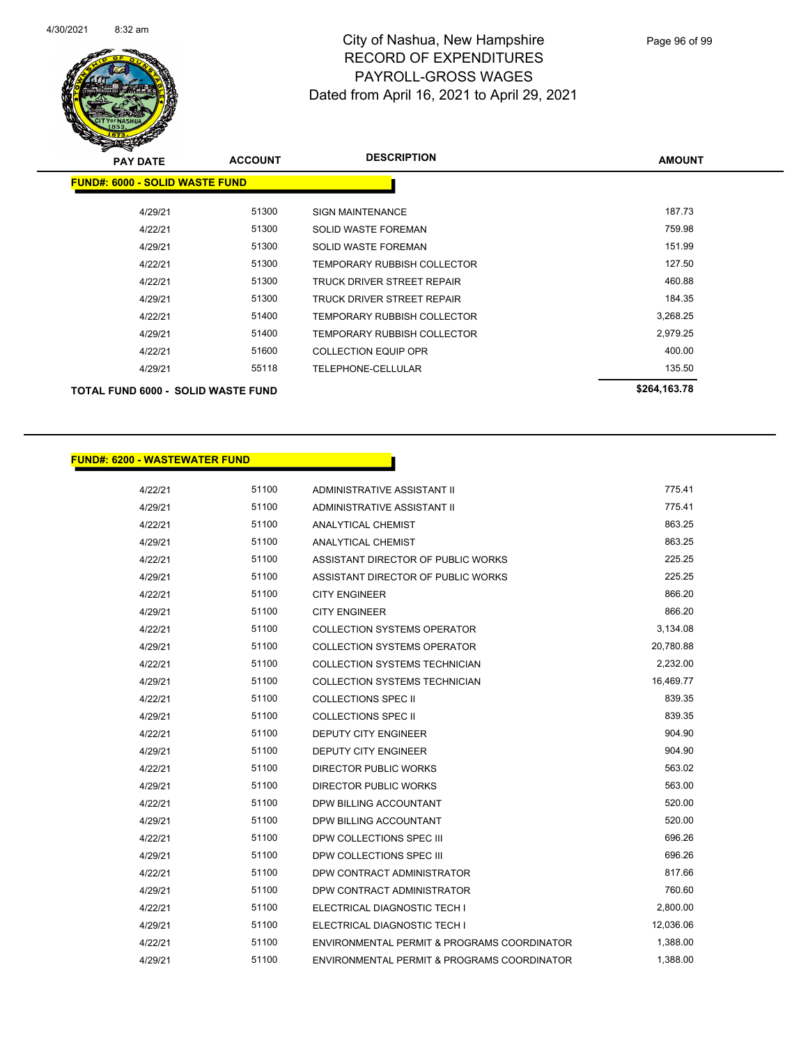# City of Nashua, New Hampshire
## RECORD OF EXPENDITURES
## PAYROLL-GROSS WAGES
## Dated from April 16, 2021 to April 29, 2021

| PAY DATE | ACCOUNT | DESCRIPTION | AMOUNT |
|---|---|---|---|
| **FUND#: 6000 - SOLID WASTE FUND** | | | |
| 4/29/21 | 51300 | SIGN MAINTENANCE | 187.73 |
| 4/22/21 | 51300 | SOLID WASTE FOREMAN | 759.98 |
| 4/29/21 | 51300 | SOLID WASTE FOREMAN | 151.99 |
| 4/22/21 | 51300 | TEMPORARY RUBBISH COLLECTOR | 127.50 |
| 4/22/21 | 51300 | TRUCK DRIVER STREET REPAIR | 460.88 |
| 4/29/21 | 51300 | TRUCK DRIVER STREET REPAIR | 184.35 |
| 4/22/21 | 51400 | TEMPORARY RUBBISH COLLECTOR | 3,268.25 |
| 4/29/21 | 51400 | TEMPORARY RUBBISH COLLECTOR | 2,979.25 |
| 4/22/21 | 51600 | COLLECTION EQUIP OPR | 400.00 |
| 4/29/21 | 55118 | TELEPHONE-CELLULAR | 135.50 |
| **TOTAL FUND 6000 - SOLID WASTE FUND** | | | **$264,163.78** |

| PAY DATE | ACCOUNT | DESCRIPTION | AMOUNT |
|---|---|---|---|
| **FUND#: 6200 - WASTEWATER FUND** | | | |
| 4/22/21 | 51100 | ADMINISTRATIVE ASSISTANT II | 775.41 |
| 4/29/21 | 51100 | ADMINISTRATIVE ASSISTANT II | 775.41 |
| 4/22/21 | 51100 | ANALYTICAL CHEMIST | 863.25 |
| 4/29/21 | 51100 | ANALYTICAL CHEMIST | 863.25 |
| 4/22/21 | 51100 | ASSISTANT DIRECTOR OF PUBLIC WORKS | 225.25 |
| 4/29/21 | 51100 | ASSISTANT DIRECTOR OF PUBLIC WORKS | 225.25 |
| 4/22/21 | 51100 | CITY ENGINEER | 866.20 |
| 4/29/21 | 51100 | CITY ENGINEER | 866.20 |
| 4/22/21 | 51100 | COLLECTION SYSTEMS OPERATOR | 3,134.08 |
| 4/29/21 | 51100 | COLLECTION SYSTEMS OPERATOR | 20,780.88 |
| 4/22/21 | 51100 | COLLECTION SYSTEMS TECHNICIAN | 2,232.00 |
| 4/29/21 | 51100 | COLLECTION SYSTEMS TECHNICIAN | 16,469.77 |
| 4/22/21 | 51100 | COLLECTIONS SPEC II | 839.35 |
| 4/29/21 | 51100 | COLLECTIONS SPEC II | 839.35 |
| 4/22/21 | 51100 | DEPUTY CITY ENGINEER | 904.90 |
| 4/29/21 | 51100 | DEPUTY CITY ENGINEER | 904.90 |
| 4/22/21 | 51100 | DIRECTOR PUBLIC WORKS | 563.02 |
| 4/29/21 | 51100 | DIRECTOR PUBLIC WORKS | 563.00 |
| 4/22/21 | 51100 | DPW BILLING ACCOUNTANT | 520.00 |
| 4/29/21 | 51100 | DPW BILLING ACCOUNTANT | 520.00 |
| 4/22/21 | 51100 | DPW COLLECTIONS SPEC III | 696.26 |
| 4/29/21 | 51100 | DPW COLLECTIONS SPEC III | 696.26 |
| 4/22/21 | 51100 | DPW CONTRACT ADMINISTRATOR | 817.66 |
| 4/29/21 | 51100 | DPW CONTRACT ADMINISTRATOR | 760.60 |
| 4/22/21 | 51100 | ELECTRICAL DIAGNOSTIC TECH I | 2,800.00 |
| 4/29/21 | 51100 | ELECTRICAL DIAGNOSTIC TECH I | 12,036.06 |
| 4/22/21 | 51100 | ENVIRONMENTAL PERMIT & PROGRAMS COORDINATOR | 1,388.00 |
| 4/29/21 | 51100 | ENVIRONMENTAL PERMIT & PROGRAMS COORDINATOR | 1,388.00 |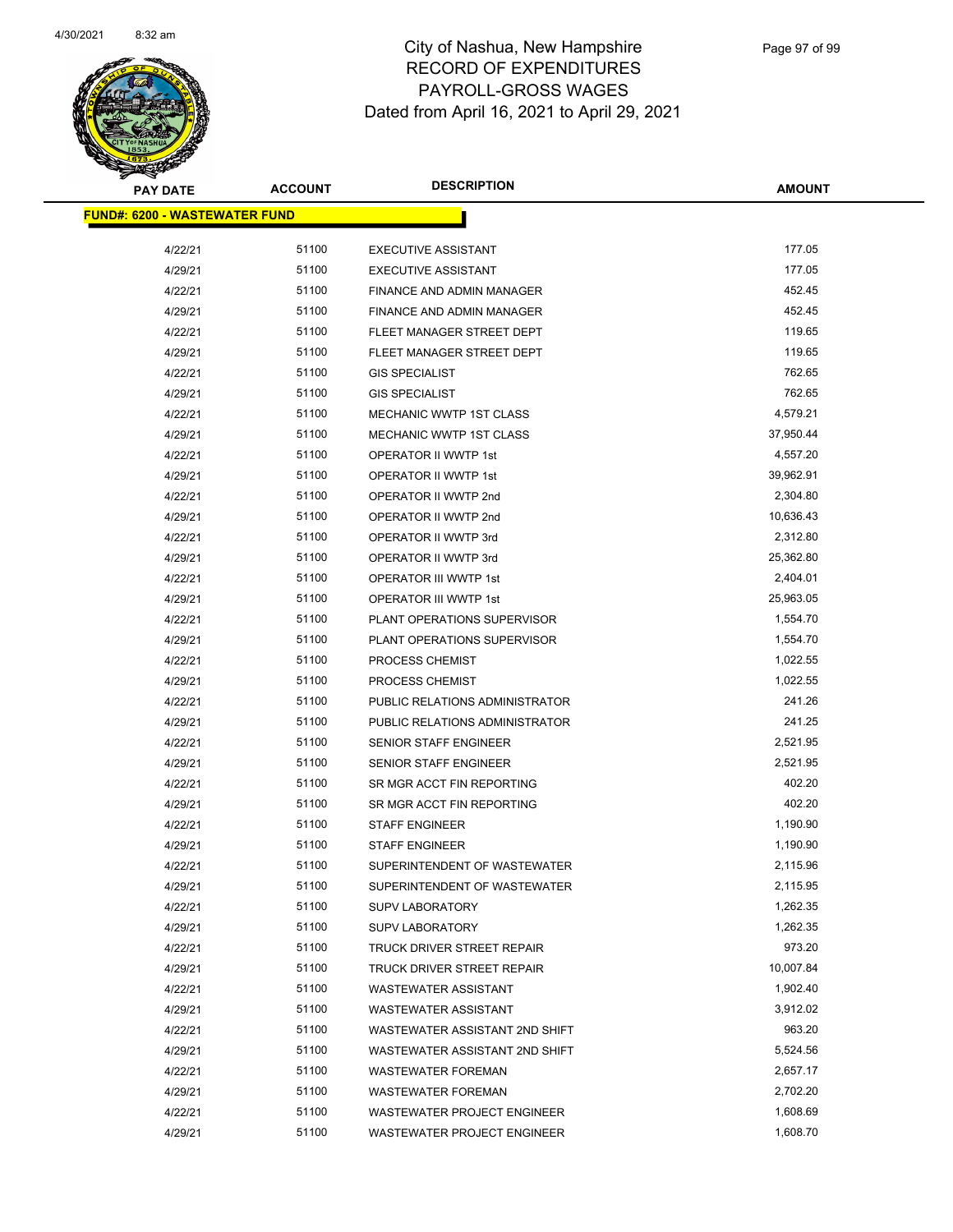# City of Nashua, New Hampshire
## RECORD OF EXPENDITURES
## PAYROLL-GROSS WAGES
## Dated from April 16, 2021 to April 29, 2021

4/30/2021 8:32 am

**FUND#: 6200 - WASTEWATER FUND**

| PAY DATE | ACCOUNT | DESCRIPTION | AMOUNT |
|---|---|---|---|
| 4/22/21 | 51100 | EXECUTIVE ASSISTANT | 177.05 |
| 4/29/21 | 51100 | EXECUTIVE ASSISTANT | 177.05 |
| 4/22/21 | 51100 | FINANCE AND ADMIN MANAGER | 452.45 |
| 4/29/21 | 51100 | FINANCE AND ADMIN MANAGER | 452.45 |
| 4/22/21 | 51100 | FLEET MANAGER STREET DEPT | 119.65 |
| 4/29/21 | 51100 | FLEET MANAGER STREET DEPT | 119.65 |
| 4/22/21 | 51100 | GIS SPECIALIST | 762.65 |
| 4/29/21 | 51100 | GIS SPECIALIST | 762.65 |
| 4/22/21 | 51100 | MECHANIC WWTP 1ST CLASS | 4,579.21 |
| 4/29/21 | 51100 | MECHANIC WWTP 1ST CLASS | 37,950.44 |
| 4/22/21 | 51100 | OPERATOR II WWTP 1st | 4,557.20 |
| 4/29/21 | 51100 | OPERATOR II WWTP 1st | 39,962.91 |
| 4/22/21 | 51100 | OPERATOR II WWTP 2nd | 2,304.80 |
| 4/29/21 | 51100 | OPERATOR II WWTP 2nd | 10,636.43 |
| 4/22/21 | 51100 | OPERATOR II WWTP 3rd | 2,312.80 |
| 4/29/21 | 51100 | OPERATOR II WWTP 3rd | 25,362.80 |
| 4/22/21 | 51100 | OPERATOR III WWTP 1st | 2,404.01 |
| 4/29/21 | 51100 | OPERATOR III WWTP 1st | 25,963.05 |
| 4/22/21 | 51100 | PLANT OPERATIONS SUPERVISOR | 1,554.70 |
| 4/29/21 | 51100 | PLANT OPERATIONS SUPERVISOR | 1,554.70 |
| 4/22/21 | 51100 | PROCESS CHEMIST | 1,022.55 |
| 4/29/21 | 51100 | PROCESS CHEMIST | 1,022.55 |
| 4/22/21 | 51100 | PUBLIC RELATIONS ADMINISTRATOR | 241.26 |
| 4/29/21 | 51100 | PUBLIC RELATIONS ADMINISTRATOR | 241.25 |
| 4/22/21 | 51100 | SENIOR STAFF ENGINEER | 2,521.95 |
| 4/29/21 | 51100 | SENIOR STAFF ENGINEER | 2,521.95 |
| 4/22/21 | 51100 | SR MGR ACCT FIN REPORTING | 402.20 |
| 4/29/21 | 51100 | SR MGR ACCT FIN REPORTING | 402.20 |
| 4/22/21 | 51100 | STAFF ENGINEER | 1,190.90 |
| 4/29/21 | 51100 | STAFF ENGINEER | 1,190.90 |
| 4/22/21 | 51100 | SUPERINTENDENT OF WASTEWATER | 2,115.96 |
| 4/29/21 | 51100 | SUPERINTENDENT OF WASTEWATER | 2,115.95 |
| 4/22/21 | 51100 | SUPV LABORATORY | 1,262.35 |
| 4/29/21 | 51100 | SUPV LABORATORY | 1,262.35 |
| 4/22/21 | 51100 | TRUCK DRIVER STREET REPAIR | 973.20 |
| 4/29/21 | 51100 | TRUCK DRIVER STREET REPAIR | 10,007.84 |
| 4/22/21 | 51100 | WASTEWATER ASSISTANT | 1,902.40 |
| 4/29/21 | 51100 | WASTEWATER ASSISTANT | 3,912.02 |
| 4/22/21 | 51100 | WASTEWATER ASSISTANT 2ND SHIFT | 963.20 |
| 4/29/21 | 51100 | WASTEWATER ASSISTANT 2ND SHIFT | 5,524.56 |
| 4/22/21 | 51100 | WASTEWATER FOREMAN | 2,657.17 |
| 4/29/21 | 51100 | WASTEWATER FOREMAN | 2,702.20 |
| 4/22/21 | 51100 | WASTEWATER PROJECT ENGINEER | 1,608.69 |
| 4/29/21 | 51100 | WASTEWATER PROJECT ENGINEER | 1,608.70 |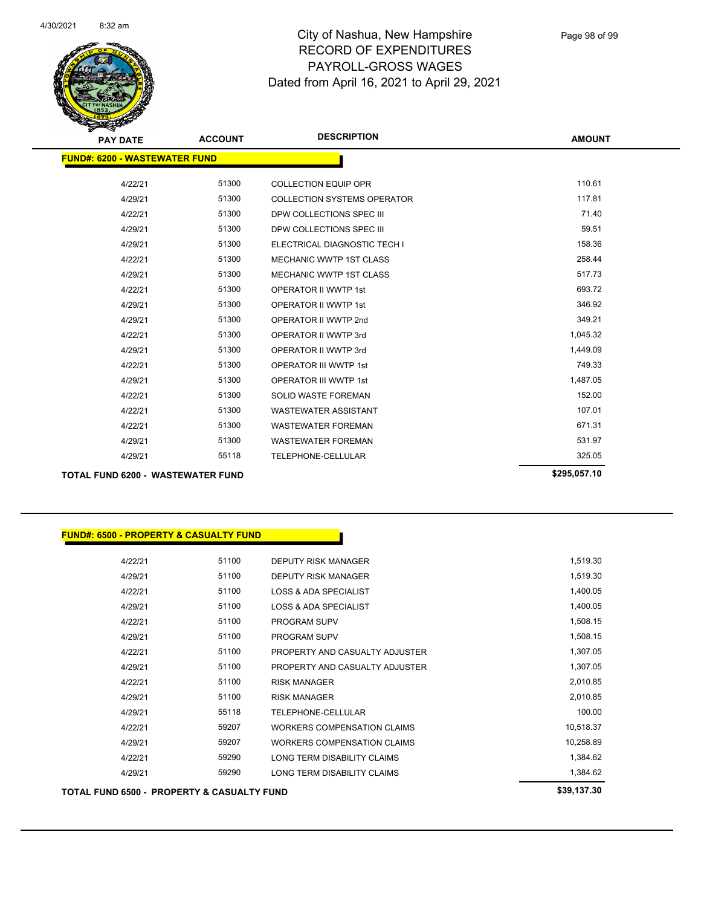# City of Nashua, New Hampshire
## RECORD OF EXPENDITURES
## PAYROLL-GROSS WAGES
## Dated from April 16, 2021 to April 29, 2021

| PAY DATE | ACCOUNT | DESCRIPTION | AMOUNT |
|---|---|---|---|
| **FUND#: 6200 - WASTEWATER FUND** | | | |
| 4/22/21 | 51300 | COLLECTION EQUIP OPR | 110.61 |
| 4/29/21 | 51300 | COLLECTION SYSTEMS OPERATOR | 117.81 |
| 4/22/21 | 51300 | DPW COLLECTIONS SPEC III | 71.40 |
| 4/29/21 | 51300 | DPW COLLECTIONS SPEC III | 59.51 |
| 4/29/21 | 51300 | ELECTRICAL DIAGNOSTIC TECH I | 158.36 |
| 4/22/21 | 51300 | MECHANIC WWTP 1ST CLASS | 258.44 |
| 4/29/21 | 51300 | MECHANIC WWTP 1ST CLASS | 517.73 |
| 4/22/21 | 51300 | OPERATOR II WWTP 1st | 693.72 |
| 4/29/21 | 51300 | OPERATOR II WWTP 1st | 346.92 |
| 4/29/21 | 51300 | OPERATOR II WWTP 2nd | 349.21 |
| 4/22/21 | 51300 | OPERATOR II WWTP 3rd | 1,045.32 |
| 4/29/21 | 51300 | OPERATOR II WWTP 3rd | 1,449.09 |
| 4/22/21 | 51300 | OPERATOR III WWTP 1st | 749.33 |
| 4/29/21 | 51300 | OPERATOR III WWTP 1st | 1,487.05 |
| 4/22/21 | 51300 | SOLID WASTE FOREMAN | 152.00 |
| 4/22/21 | 51300 | WASTEWATER ASSISTANT | 107.01 |
| 4/22/21 | 51300 | WASTEWATER FOREMAN | 671.31 |
| 4/29/21 | 51300 | WASTEWATER FOREMAN | 531.97 |
| 4/29/21 | 55118 | TELEPHONE-CELLULAR | 325.05 |
| **TOTAL FUND 6200 - WASTEWATER FUND** | | | **$295,057.10** |

| PAY DATE | ACCOUNT | DESCRIPTION | AMOUNT |
|---|---|---|---|
| **FUND#: 6500 - PROPERTY & CASUALTY FUND** | | | |
| 4/22/21 | 51100 | DEPUTY RISK MANAGER | 1,519.30 |
| 4/29/21 | 51100 | DEPUTY RISK MANAGER | 1,519.30 |
| 4/22/21 | 51100 | LOSS & ADA SPECIALIST | 1,400.05 |
| 4/29/21 | 51100 | LOSS & ADA SPECIALIST | 1,400.05 |
| 4/22/21 | 51100 | PROGRAM SUPV | 1,508.15 |
| 4/29/21 | 51100 | PROGRAM SUPV | 1,508.15 |
| 4/22/21 | 51100 | PROPERTY AND CASUALTY ADJUSTER | 1,307.05 |
| 4/29/21 | 51100 | PROPERTY AND CASUALTY ADJUSTER | 1,307.05 |
| 4/22/21 | 51100 | RISK MANAGER | 2,010.85 |
| 4/29/21 | 51100 | RISK MANAGER | 2,010.85 |
| 4/29/21 | 55118 | TELEPHONE-CELLULAR | 100.00 |
| 4/22/21 | 59207 | WORKERS COMPENSATION CLAIMS | 10,518.37 |
| 4/29/21 | 59207 | WORKERS COMPENSATION CLAIMS | 10,258.89 |
| 4/22/21 | 59290 | LONG TERM DISABILITY CLAIMS | 1,384.62 |
| 4/29/21 | 59290 | LONG TERM DISABILITY CLAIMS | 1,384.62 |
| **TOTAL FUND 6500 - PROPERTY & CASUALTY FUND** | | | **$39,137.30** |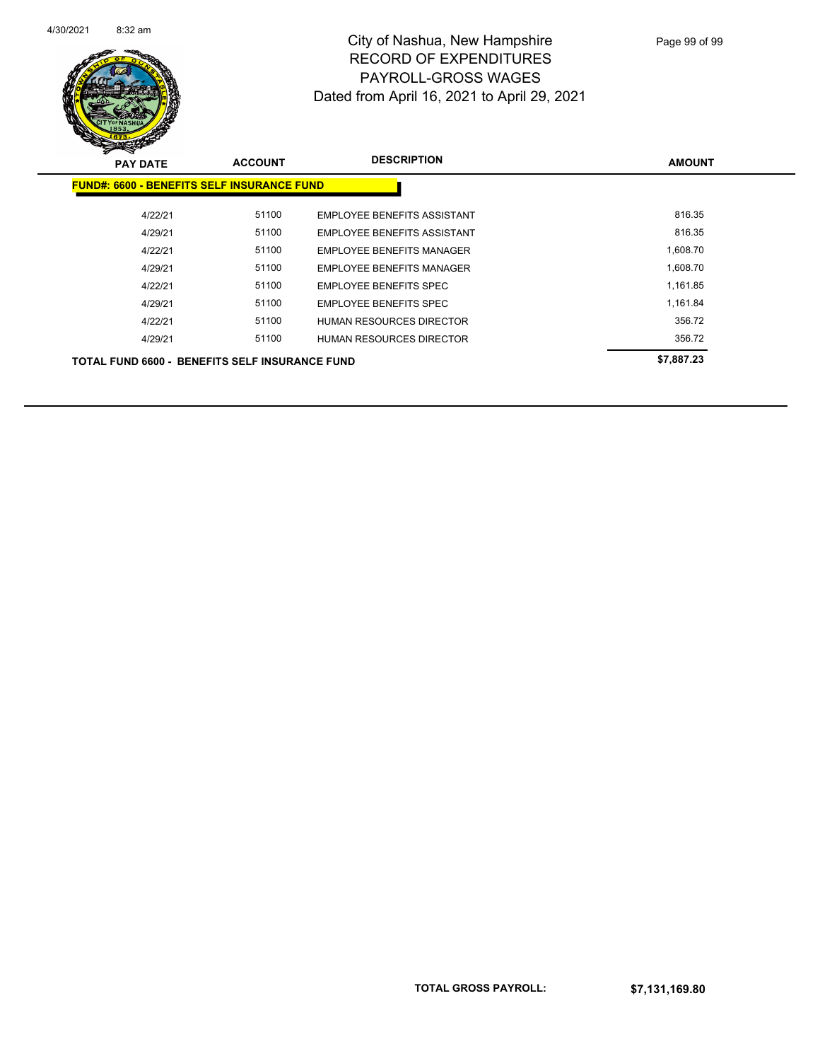# City of Nashua, New Hampshire
## RECORD OF EXPENDITURES
## PAYROLL-GROSS WAGES
## Dated from April 16, 2021 to April 29, 2021

| PAY DATE | ACCOUNT | DESCRIPTION | AMOUNT |
|---|---|---|---|
| **FUND#: 6600 - BENEFITS SELF INSURANCE FUND** | | | |
| 4/22/21 | 51100 | EMPLOYEE BENEFITS ASSISTANT | 816.35 |
| 4/29/21 | 51100 | EMPLOYEE BENEFITS ASSISTANT | 816.35 |
| 4/22/21 | 51100 | EMPLOYEE BENEFITS MANAGER | 1,608.70 |
| 4/29/21 | 51100 | EMPLOYEE BENEFITS MANAGER | 1,608.70 |
| 4/22/21 | 51100 | EMPLOYEE BENEFITS SPEC | 1,161.85 |
| 4/29/21 | 51100 | EMPLOYEE BENEFITS SPEC | 1,161.84 |
| 4/22/21 | 51100 | HUMAN RESOURCES DIRECTOR | 356.72 |
| 4/29/21 | 51100 | HUMAN RESOURCES DIRECTOR | 356.72 |
| **TOTAL FUND 6600 - BENEFITS SELF INSURANCE FUND** | | | **$7,887.23** |

**TOTAL GROSS PAYROLL: $7,131,169.80**